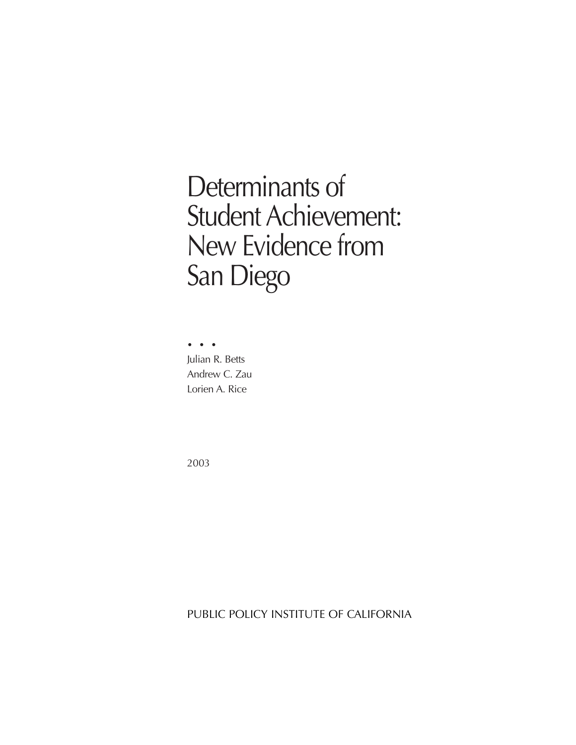# Determinants of Student Achievement: New Evidence from San Diego

• • •

Julian R. Betts

Andrew C. Zau

Lorien A. Rice

2003

PUBLIC POLICY INSTITUTE OF CALIFORNIA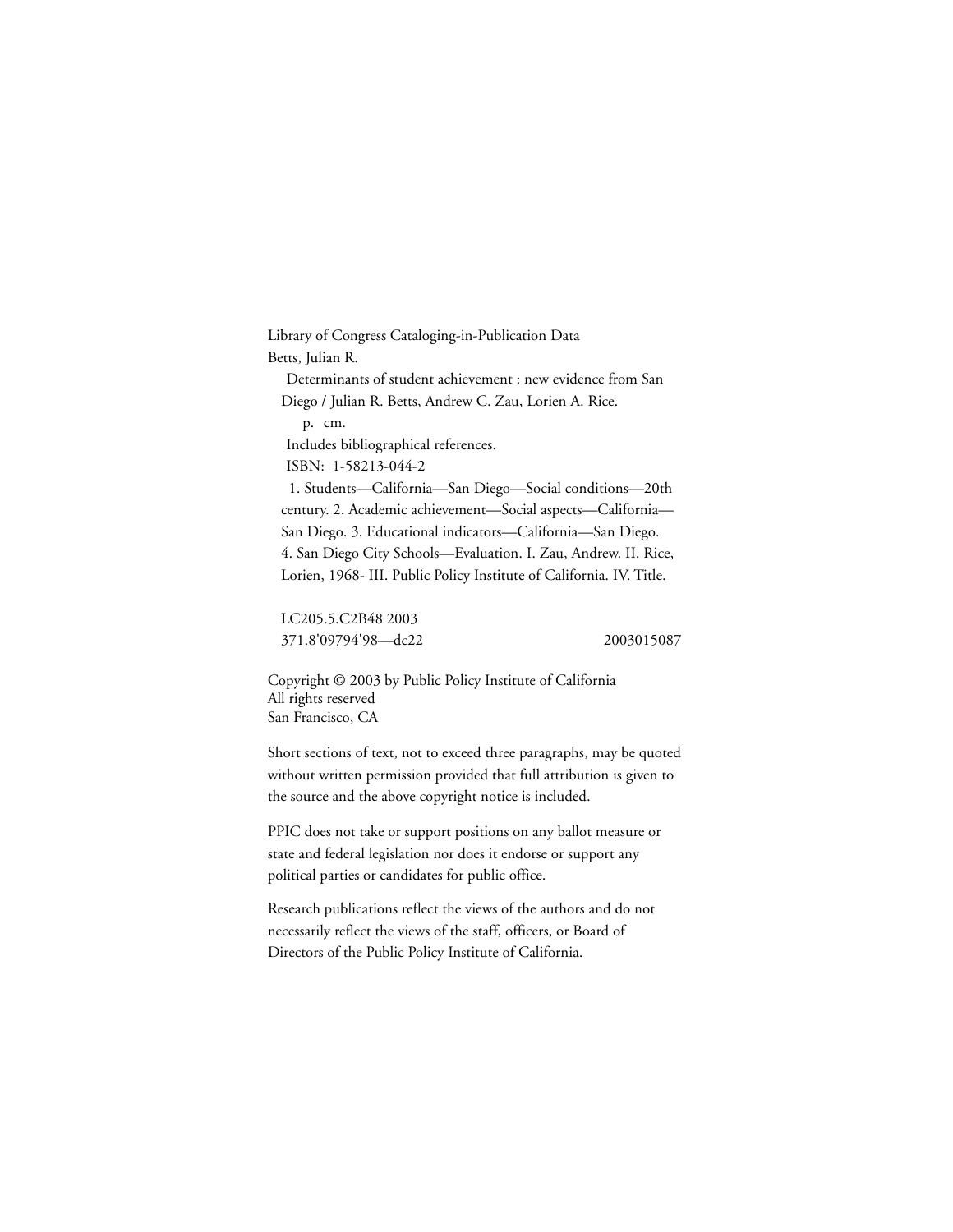Library of Congress Cataloging-in-Publication Data
Betts, Julian R.

Determinants of student achievement : new evidence from San Diego / Julian R. Betts, Andrew C. Zau, Lorien A. Rice.

p. cm.

Includes bibliographical references.

ISBN: 1-58213-044-2

1. Students—California—San Diego—Social conditions—20th century. 2. Academic achievement—Social aspects—California—San Diego. 3. Educational indicators—California—San Diego. 4. San Diego City Schools—Evaluation. I. Zau, Andrew. II. Rice, Lorien, 1968- III. Public Policy Institute of California. IV. Title.

LC205.5.C2B48 2003
371.8'09794'98—dc22 2003015087

Copyright © 2003 by Public Policy Institute of California
All rights reserved
San Francisco, CA

Short sections of text, not to exceed three paragraphs, may be quoted without written permission provided that full attribution is given to the source and the above copyright notice is included.

PPIC does not take or support positions on any ballot measure or state and federal legislation nor does it endorse or support any political parties or candidates for public office.

Research publications reflect the views of the authors and do not necessarily reflect the views of the staff, officers, or Board of Directors of the Public Policy Institute of California.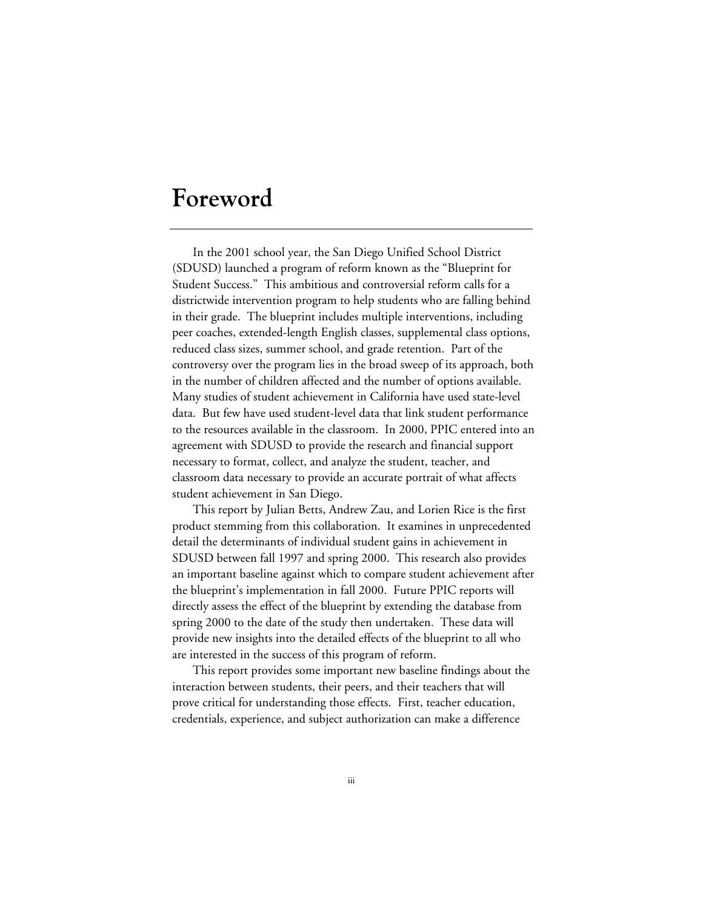# Foreword

In the 2001 school year, the San Diego Unified School District (SDUSD) launched a program of reform known as the "Blueprint for Student Success." This ambitious and controversial reform calls for a districtwide intervention program to help students who are falling behind in their grade. The blueprint includes multiple interventions, including peer coaches, extended-length English classes, supplemental class options, reduced class sizes, summer school, and grade retention. Part of the controversy over the program lies in the broad sweep of its approach, both in the number of children affected and the number of options available. Many studies of student achievement in California have used state-level data. But few have used student-level data that link student performance to the resources available in the classroom. In 2000, PPIC entered into an agreement with SDUSD to provide the research and financial support necessary to format, collect, and analyze the student, teacher, and classroom data necessary to provide an accurate portrait of what affects student achievement in San Diego.

This report by Julian Betts, Andrew Zau, and Lorien Rice is the first product stemming from this collaboration. It examines in unprecedented detail the determinants of individual student gains in achievement in SDUSD between fall 1997 and spring 2000. This research also provides an important baseline against which to compare student achievement after the blueprint's implementation in fall 2000. Future PPIC reports will directly assess the effect of the blueprint by extending the database from spring 2000 to the date of the study then undertaken. These data will provide new insights into the detailed effects of the blueprint to all who are interested in the success of this program of reform.

This report provides some important new baseline findings about the interaction between students, their peers, and their teachers that will prove critical for understanding those effects. First, teacher education, credentials, experience, and subject authorization can make a difference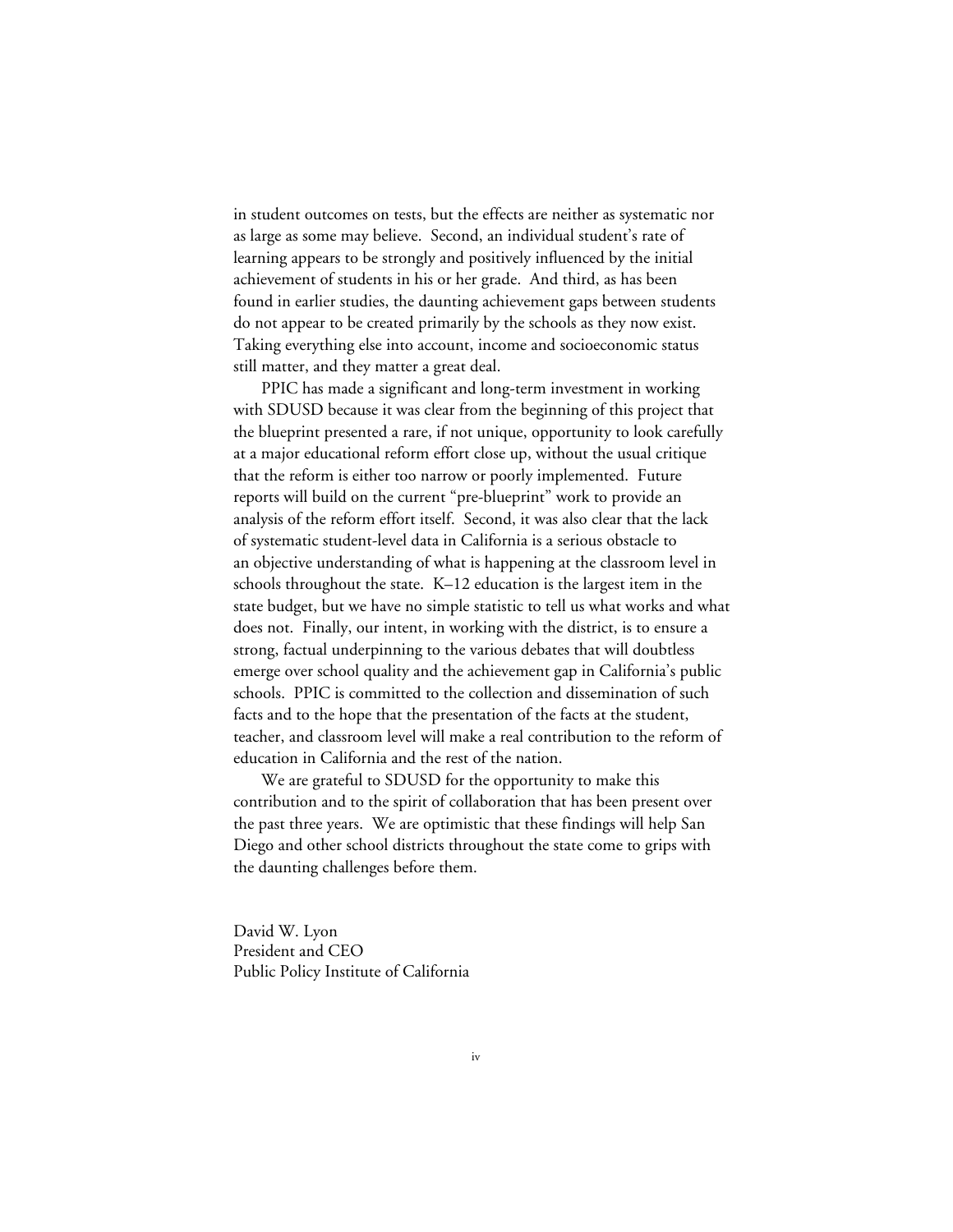in student outcomes on tests, but the effects are neither as systematic nor as large as some may believe. Second, an individual student's rate of learning appears to be strongly and positively influenced by the initial achievement of students in his or her grade. And third, as has been found in earlier studies, the daunting achievement gaps between students do not appear to be created primarily by the schools as they now exist. Taking everything else into account, income and socioeconomic status still matter, and they matter a great deal.

PPIC has made a significant and long-term investment in working with SDUSD because it was clear from the beginning of this project that the blueprint presented a rare, if not unique, opportunity to look carefully at a major educational reform effort close up, without the usual critique that the reform is either too narrow or poorly implemented. Future reports will build on the current "pre-blueprint" work to provide an analysis of the reform effort itself. Second, it was also clear that the lack of systematic student-level data in California is a serious obstacle to an objective understanding of what is happening at the classroom level in schools throughout the state. K–12 education is the largest item in the state budget, but we have no simple statistic to tell us what works and what does not. Finally, our intent, in working with the district, is to ensure a strong, factual underpinning to the various debates that will doubtless emerge over school quality and the achievement gap in California's public schools. PPIC is committed to the collection and dissemination of such facts and to the hope that the presentation of the facts at the student, teacher, and classroom level will make a real contribution to the reform of education in California and the rest of the nation.

We are grateful to SDUSD for the opportunity to make this contribution and to the spirit of collaboration that has been present over the past three years. We are optimistic that these findings will help San Diego and other school districts throughout the state come to grips with the daunting challenges before them.

David W. Lyon
President and CEO
Public Policy Institute of California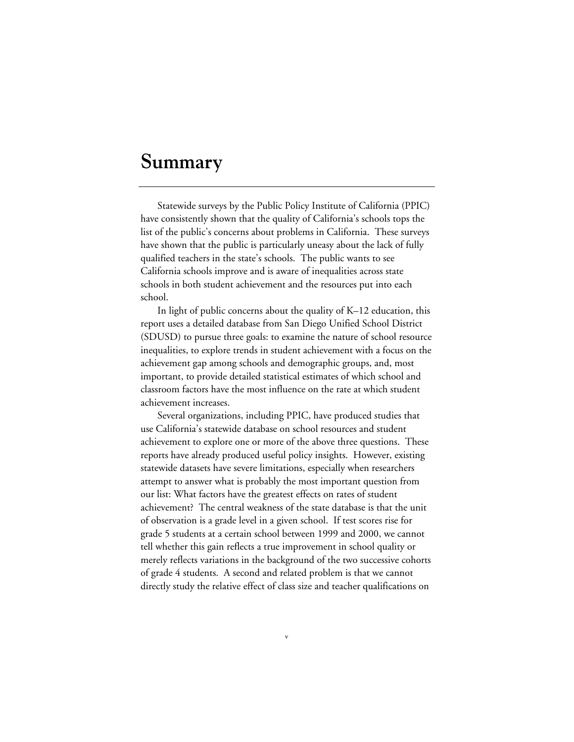# Summary

Statewide surveys by the Public Policy Institute of California (PPIC) have consistently shown that the quality of California's schools tops the list of the public's concerns about problems in California. These surveys have shown that the public is particularly uneasy about the lack of fully qualified teachers in the state's schools. The public wants to see California schools improve and is aware of inequalities across state schools in both student achievement and the resources put into each school.

In light of public concerns about the quality of K–12 education, this report uses a detailed database from San Diego Unified School District (SDUSD) to pursue three goals: to examine the nature of school resource inequalities, to explore trends in student achievement with a focus on the achievement gap among schools and demographic groups, and, most important, to provide detailed statistical estimates of which school and classroom factors have the most influence on the rate at which student achievement increases.

Several organizations, including PPIC, have produced studies that use California's statewide database on school resources and student achievement to explore one or more of the above three questions. These reports have already produced useful policy insights. However, existing statewide datasets have severe limitations, especially when researchers attempt to answer what is probably the most important question from our list: What factors have the greatest effects on rates of student achievement? The central weakness of the state database is that the unit of observation is a grade level in a given school. If test scores rise for grade 5 students at a certain school between 1999 and 2000, we cannot tell whether this gain reflects a true improvement in school quality or merely reflects variations in the background of the two successive cohorts of grade 4 students. A second and related problem is that we cannot directly study the relative effect of class size and teacher qualifications on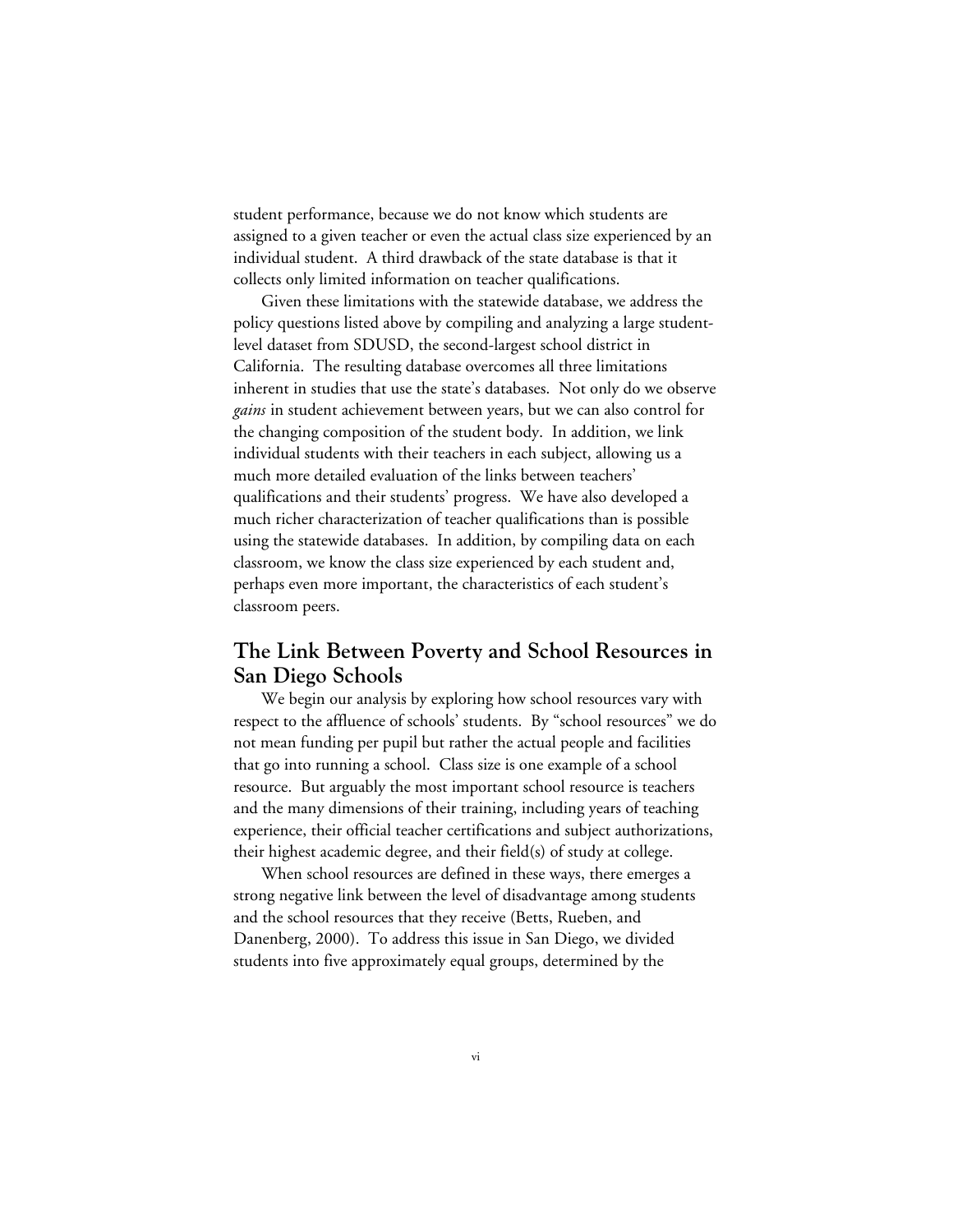student performance, because we do not know which students are assigned to a given teacher or even the actual class size experienced by an individual student. A third drawback of the state database is that it collects only limited information on teacher qualifications.

Given these limitations with the statewide database, we address the policy questions listed above by compiling and analyzing a large student-level dataset from SDUSD, the second-largest school district in California. The resulting database overcomes all three limitations inherent in studies that use the state's databases. Not only do we observe *gains* in student achievement between years, but we can also control for the changing composition of the student body. In addition, we link individual students with their teachers in each subject, allowing us a much more detailed evaluation of the links between teachers' qualifications and their students' progress. We have also developed a much richer characterization of teacher qualifications than is possible using the statewide databases. In addition, by compiling data on each classroom, we know the class size experienced by each student and, perhaps even more important, the characteristics of each student's classroom peers.

## The Link Between Poverty and School Resources in San Diego Schools

We begin our analysis by exploring how school resources vary with respect to the affluence of schools' students. By "school resources" we do not mean funding per pupil but rather the actual people and facilities that go into running a school. Class size is one example of a school resource. But arguably the most important school resource is teachers and the many dimensions of their training, including years of teaching experience, their official teacher certifications and subject authorizations, their highest academic degree, and their field(s) of study at college.

When school resources are defined in these ways, there emerges a strong negative link between the level of disadvantage among students and the school resources that they receive (Betts, Rueben, and Danenberg, 2000). To address this issue in San Diego, we divided students into five approximately equal groups, determined by the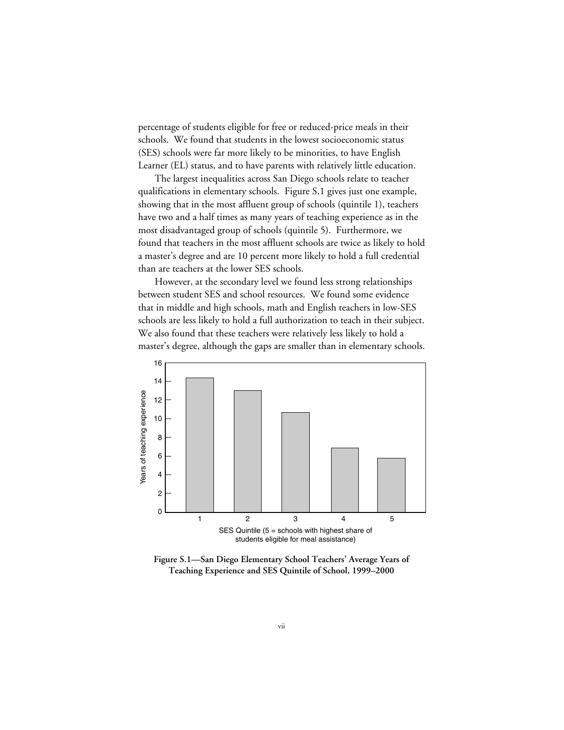percentage of students eligible for free or reduced-price meals in their schools. We found that students in the lowest socioeconomic status (SES) schools were far more likely to be minorities, to have English Learner (EL) status, and to have parents with relatively little education.

The largest inequalities across San Diego schools relate to teacher qualifications in elementary schools. Figure S.1 gives just one example, showing that in the most affluent group of schools (quintile 1), teachers have two and a half times as many years of teaching experience as in the most disadvantaged group of schools (quintile 5). Furthermore, we found that teachers in the most affluent schools are twice as likely to hold a master's degree and are 10 percent more likely to hold a full credential than are teachers at the lower SES schools.

However, at the secondary level we found less strong relationships between student SES and school resources. We found some evidence that in middle and high schools, math and English teachers in low-SES schools are less likely to hold a full authorization to teach in their subject. We also found that these teachers were relatively less likely to hold a master's degree, although the gaps are smaller than in elementary schools.

**Figure S.1—San Diego Elementary School Teachers' Average Years of Teaching Experience and SES Quintile of School, 1999–2000**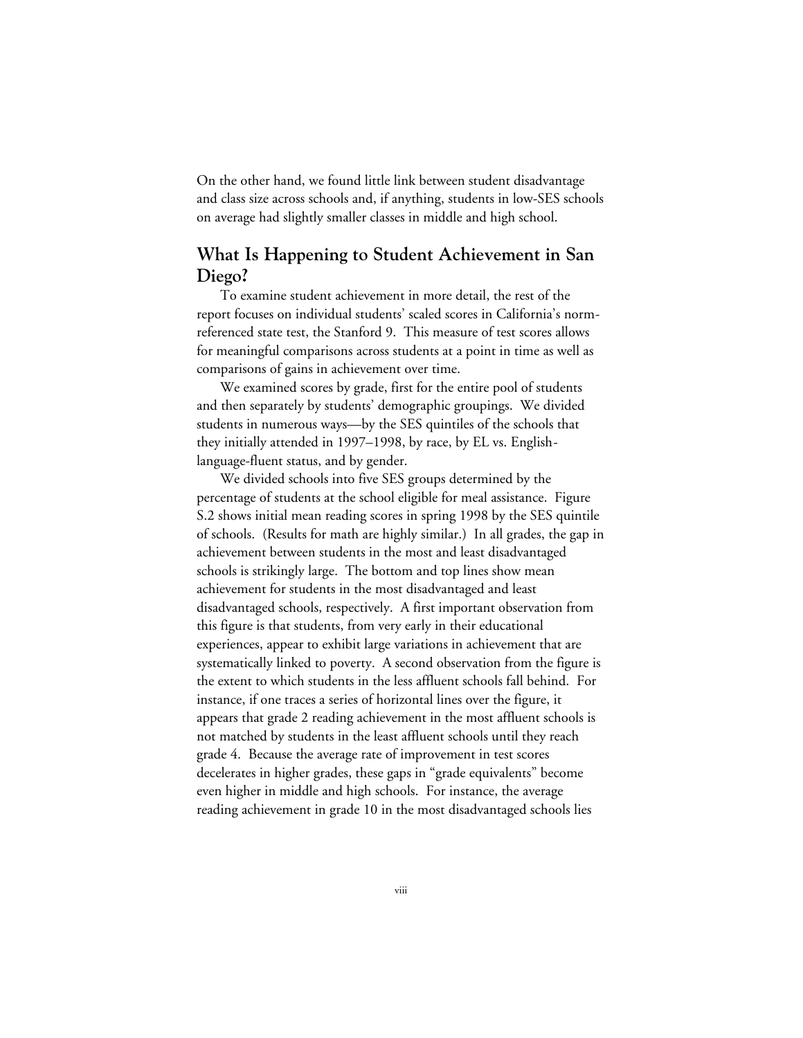On the other hand, we found little link between student disadvantage and class size across schools and, if anything, students in low-SES schools on average had slightly smaller classes in middle and high school.

## What Is Happening to Student Achievement in San Diego?

To examine student achievement in more detail, the rest of the report focuses on individual students' scaled scores in California's norm-referenced state test, the Stanford 9. This measure of test scores allows for meaningful comparisons across students at a point in time as well as comparisons of gains in achievement over time.

We examined scores by grade, first for the entire pool of students and then separately by students' demographic groupings. We divided students in numerous ways—by the SES quintiles of the schools that they initially attended in 1997–1998, by race, by EL vs. English-language-fluent status, and by gender.

We divided schools into five SES groups determined by the percentage of students at the school eligible for meal assistance. Figure S.2 shows initial mean reading scores in spring 1998 by the SES quintile of schools. (Results for math are highly similar.) In all grades, the gap in achievement between students in the most and least disadvantaged schools is strikingly large. The bottom and top lines show mean achievement for students in the most disadvantaged and least disadvantaged schools, respectively. A first important observation from this figure is that students, from very early in their educational experiences, appear to exhibit large variations in achievement that are systematically linked to poverty. A second observation from the figure is the extent to which students in the less affluent schools fall behind. For instance, if one traces a series of horizontal lines over the figure, it appears that grade 2 reading achievement in the most affluent schools is not matched by students in the least affluent schools until they reach grade 4. Because the average rate of improvement in test scores decelerates in higher grades, these gaps in "grade equivalents" become even higher in middle and high schools. For instance, the average reading achievement in grade 10 in the most disadvantaged schools lies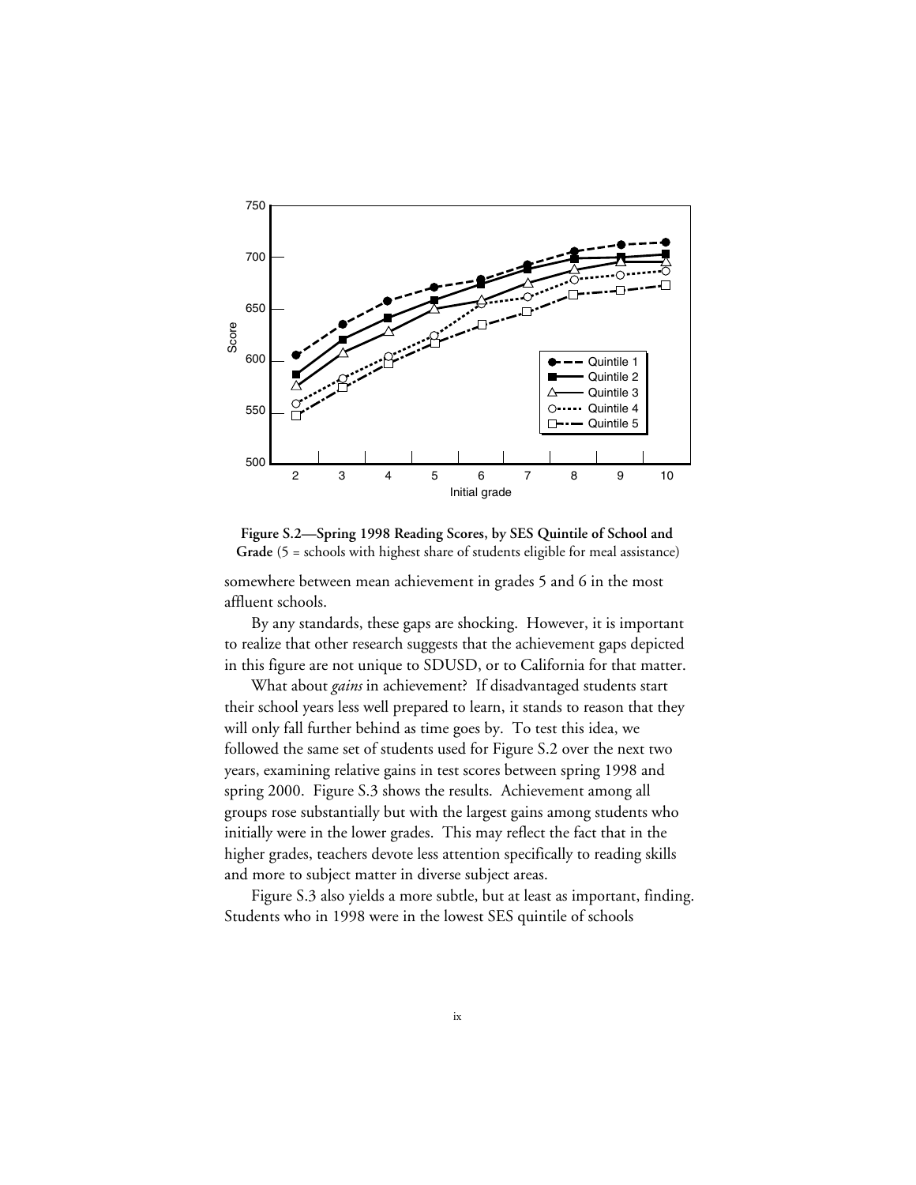**Figure S.2—Spring 1998 Reading Scores, by SES Quintile of School and Grade** (5 = schools with highest share of students eligible for meal assistance)

somewhere between mean achievement in grades 5 and 6 in the most affluent schools.

By any standards, these gaps are shocking. However, it is important to realize that other research suggests that the achievement gaps depicted in this figure are not unique to SDUSD, or to California for that matter.

What about *gains* in achievement? If disadvantaged students start their school years less well prepared to learn, it stands to reason that they will only fall further behind as time goes by. To test this idea, we followed the same set of students used for Figure S.2 over the next two years, examining relative gains in test scores between spring 1998 and spring 2000. Figure S.3 shows the results. Achievement among all groups rose substantially but with the largest gains among students who initially were in the lower grades. This may reflect the fact that in the higher grades, teachers devote less attention specifically to reading skills and more to subject matter in diverse subject areas.

Figure S.3 also yields a more subtle, but at least as important, finding. Students who in 1998 were in the lowest SES quintile of schools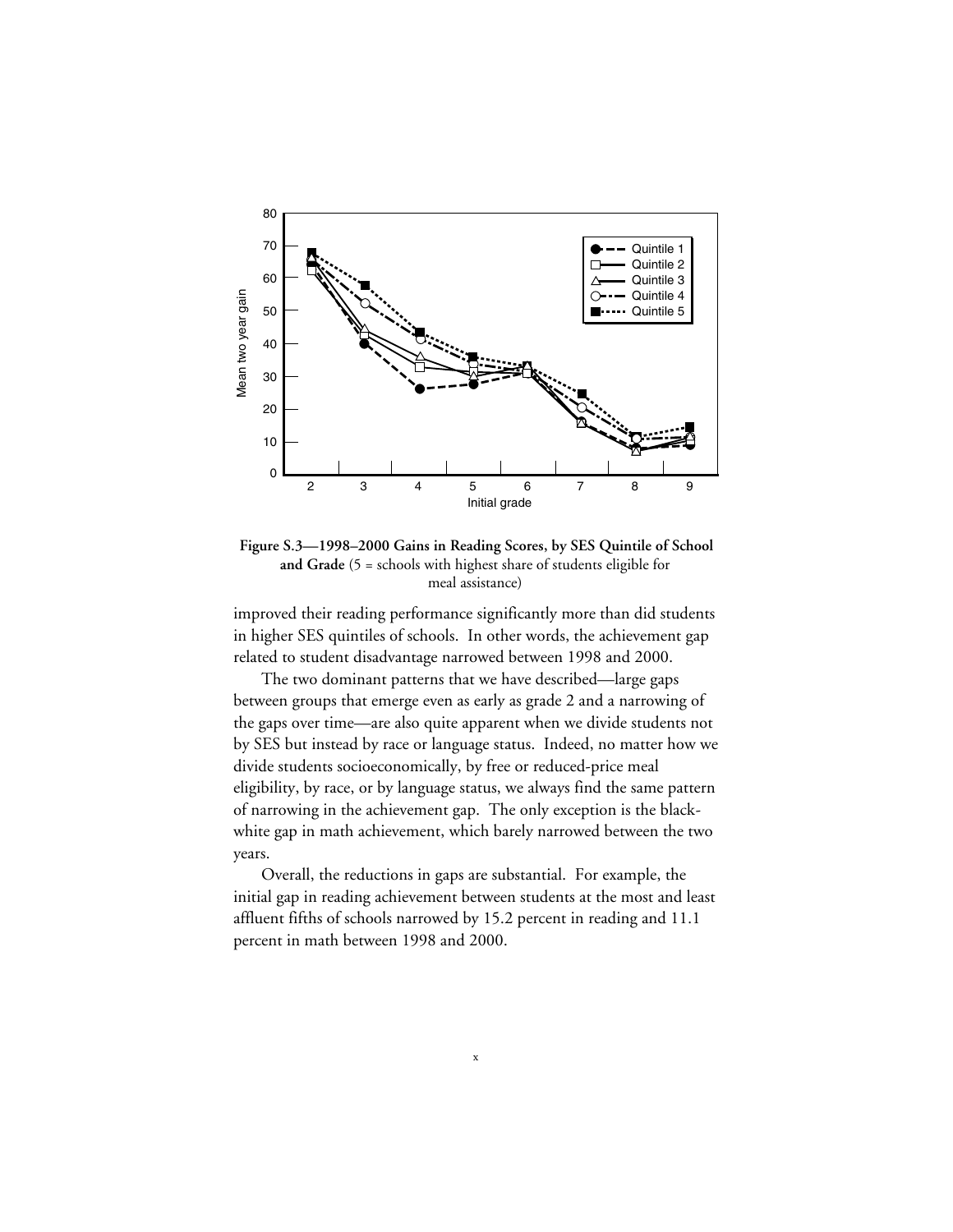**Figure S.3—1998–2000 Gains in Reading Scores, by SES Quintile of School and Grade** (5 = schools with highest share of students eligible for meal assistance)

improved their reading performance significantly more than did students in higher SES quintiles of schools. In other words, the achievement gap related to student disadvantage narrowed between 1998 and 2000.

The two dominant patterns that we have described—large gaps between groups that emerge even as early as grade 2 and a narrowing of the gaps over time—are also quite apparent when we divide students not by SES but instead by race or language status. Indeed, no matter how we divide students socioeconomically, by free or reduced-price meal eligibility, by race, or by language status, we always find the same pattern of narrowing in the achievement gap. The only exception is the black-white gap in math achievement, which barely narrowed between the two years.

Overall, the reductions in gaps are substantial. For example, the initial gap in reading achievement between students at the most and least affluent fifths of schools narrowed by 15.2 percent in reading and 11.1 percent in math between 1998 and 2000.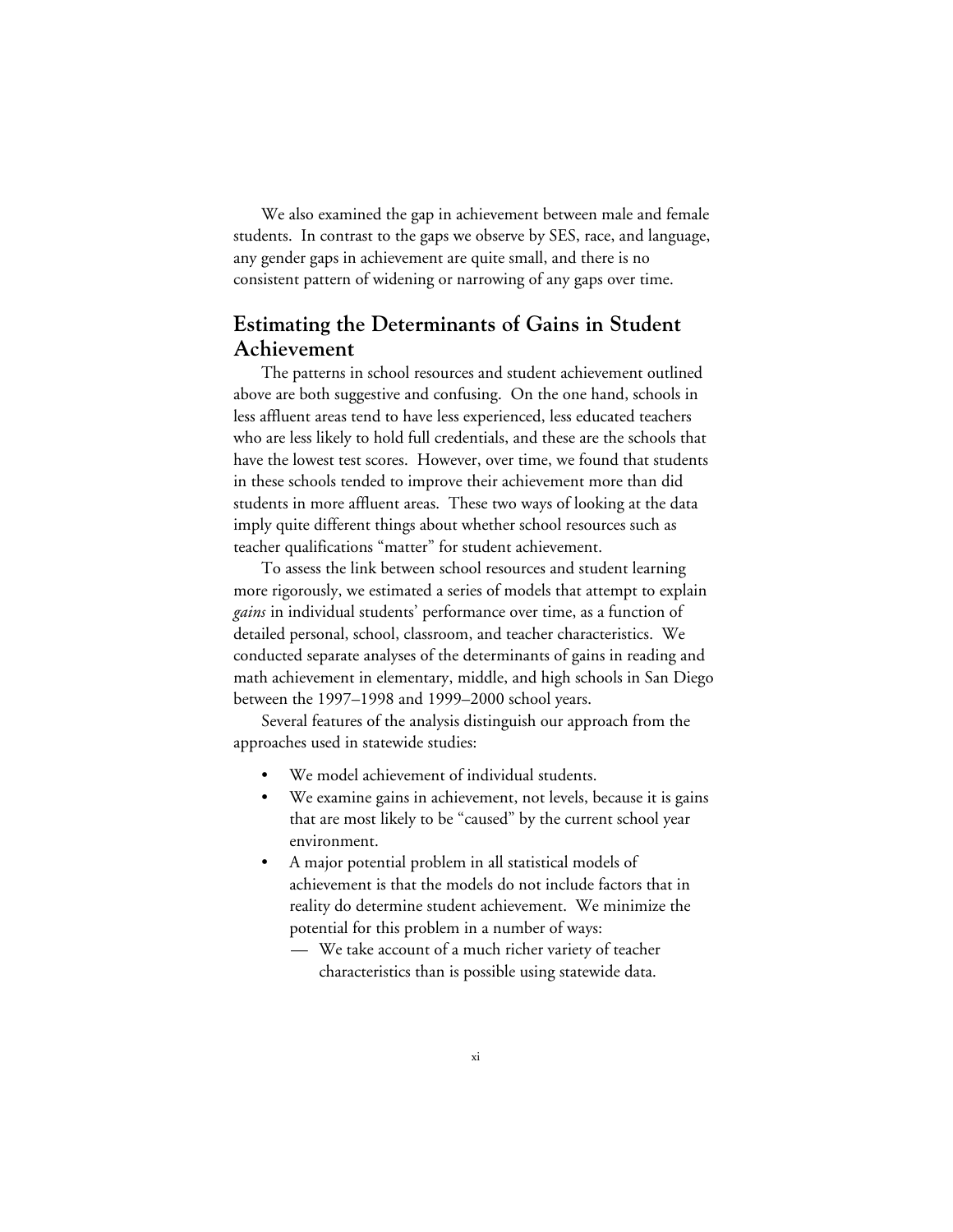We also examined the gap in achievement between male and female students. In contrast to the gaps we observe by SES, race, and language, any gender gaps in achievement are quite small, and there is no consistent pattern of widening or narrowing of any gaps over time.

## Estimating the Determinants of Gains in Student Achievement

The patterns in school resources and student achievement outlined above are both suggestive and confusing. On the one hand, schools in less affluent areas tend to have less experienced, less educated teachers who are less likely to hold full credentials, and these are the schools that have the lowest test scores. However, over time, we found that students in these schools tended to improve their achievement more than did students in more affluent areas. These two ways of looking at the data imply quite different things about whether school resources such as teacher qualifications "matter" for student achievement.

To assess the link between school resources and student learning more rigorously, we estimated a series of models that attempt to explain *gains* in individual students' performance over time, as a function of detailed personal, school, classroom, and teacher characteristics. We conducted separate analyses of the determinants of gains in reading and math achievement in elementary, middle, and high schools in San Diego between the 1997–1998 and 1999–2000 school years.

Several features of the analysis distinguish our approach from the approaches used in statewide studies:

- We model achievement of individual students.
- We examine gains in achievement, not levels, because it is gains that are most likely to be "caused" by the current school year environment.
- A major potential problem in all statistical models of achievement is that the models do not include factors that in reality do determine student achievement. We minimize the potential for this problem in a number of ways:
  - We take account of a much richer variety of teacher characteristics than is possible using statewide data.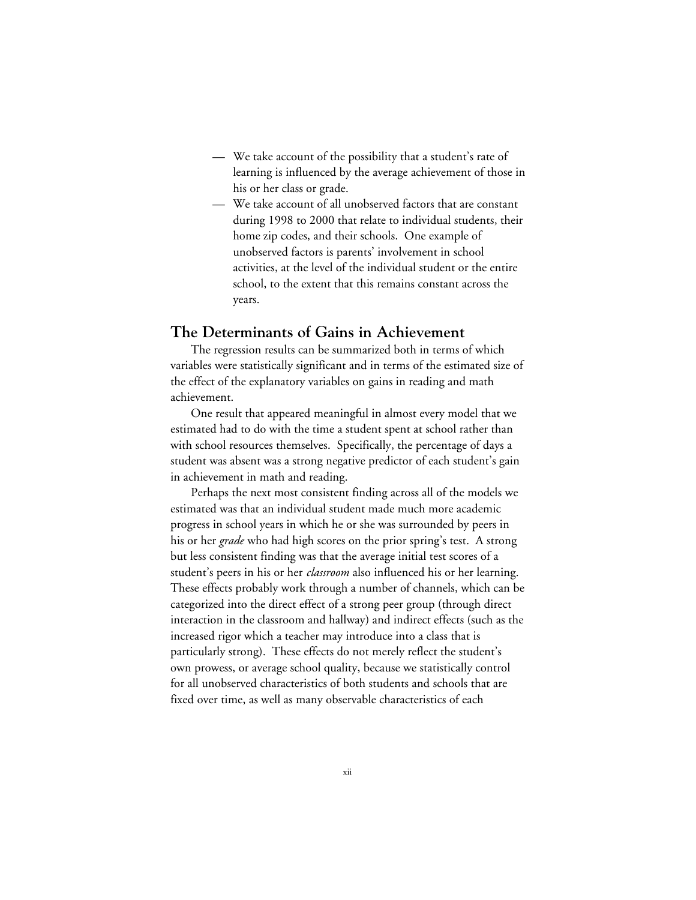- We take account of the possibility that a student's rate of learning is influenced by the average achievement of those in his or her class or grade.
- We take account of all unobserved factors that are constant during 1998 to 2000 that relate to individual students, their home zip codes, and their schools. One example of unobserved factors is parents' involvement in school activities, at the level of the individual student or the entire school, to the extent that this remains constant across the years.

## The Determinants of Gains in Achievement

The regression results can be summarized both in terms of which variables were statistically significant and in terms of the estimated size of the effect of the explanatory variables on gains in reading and math achievement.

One result that appeared meaningful in almost every model that we estimated had to do with the time a student spent at school rather than with school resources themselves. Specifically, the percentage of days a student was absent was a strong negative predictor of each student's gain in achievement in math and reading.

Perhaps the next most consistent finding across all of the models we estimated was that an individual student made much more academic progress in school years in which he or she was surrounded by peers in his or her *grade* who had high scores on the prior spring's test. A strong but less consistent finding was that the average initial test scores of a student's peers in his or her *classroom* also influenced his or her learning. These effects probably work through a number of channels, which can be categorized into the direct effect of a strong peer group (through direct interaction in the classroom and hallway) and indirect effects (such as the increased rigor which a teacher may introduce into a class that is particularly strong). These effects do not merely reflect the student's own prowess, or average school quality, because we statistically control for all unobserved characteristics of both students and schools that are fixed over time, as well as many observable characteristics of each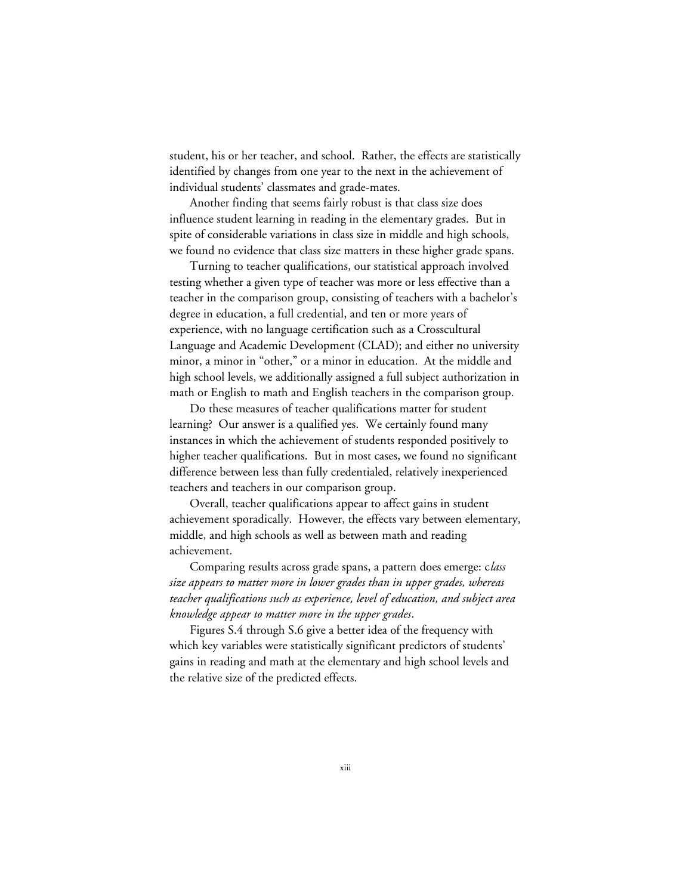student, his or her teacher, and school. Rather, the effects are statistically identified by changes from one year to the next in the achievement of individual students' classmates and grade-mates.

Another finding that seems fairly robust is that class size does influence student learning in reading in the elementary grades. But in spite of considerable variations in class size in middle and high schools, we found no evidence that class size matters in these higher grade spans.

Turning to teacher qualifications, our statistical approach involved testing whether a given type of teacher was more or less effective than a teacher in the comparison group, consisting of teachers with a bachelor's degree in education, a full credential, and ten or more years of experience, with no language certification such as a Crosscultural Language and Academic Development (CLAD); and either no university minor, a minor in "other," or a minor in education. At the middle and high school levels, we additionally assigned a full subject authorization in math or English to math and English teachers in the comparison group.

Do these measures of teacher qualifications matter for student learning? Our answer is a qualified yes. We certainly found many instances in which the achievement of students responded positively to higher teacher qualifications. But in most cases, we found no significant difference between less than fully credentialed, relatively inexperienced teachers and teachers in our comparison group.

Overall, teacher qualifications appear to affect gains in student achievement sporadically. However, the effects vary between elementary, middle, and high schools as well as between math and reading achievement.

Comparing results across grade spans, a pattern does emerge: c*lass size appears to matter more in lower grades than in upper grades, whereas teacher qualifications such as experience, level of education, and subject area knowledge appear to matter more in the upper grades*.

Figures S.4 through S.6 give a better idea of the frequency with which key variables were statistically significant predictors of students' gains in reading and math at the elementary and high school levels and the relative size of the predicted effects.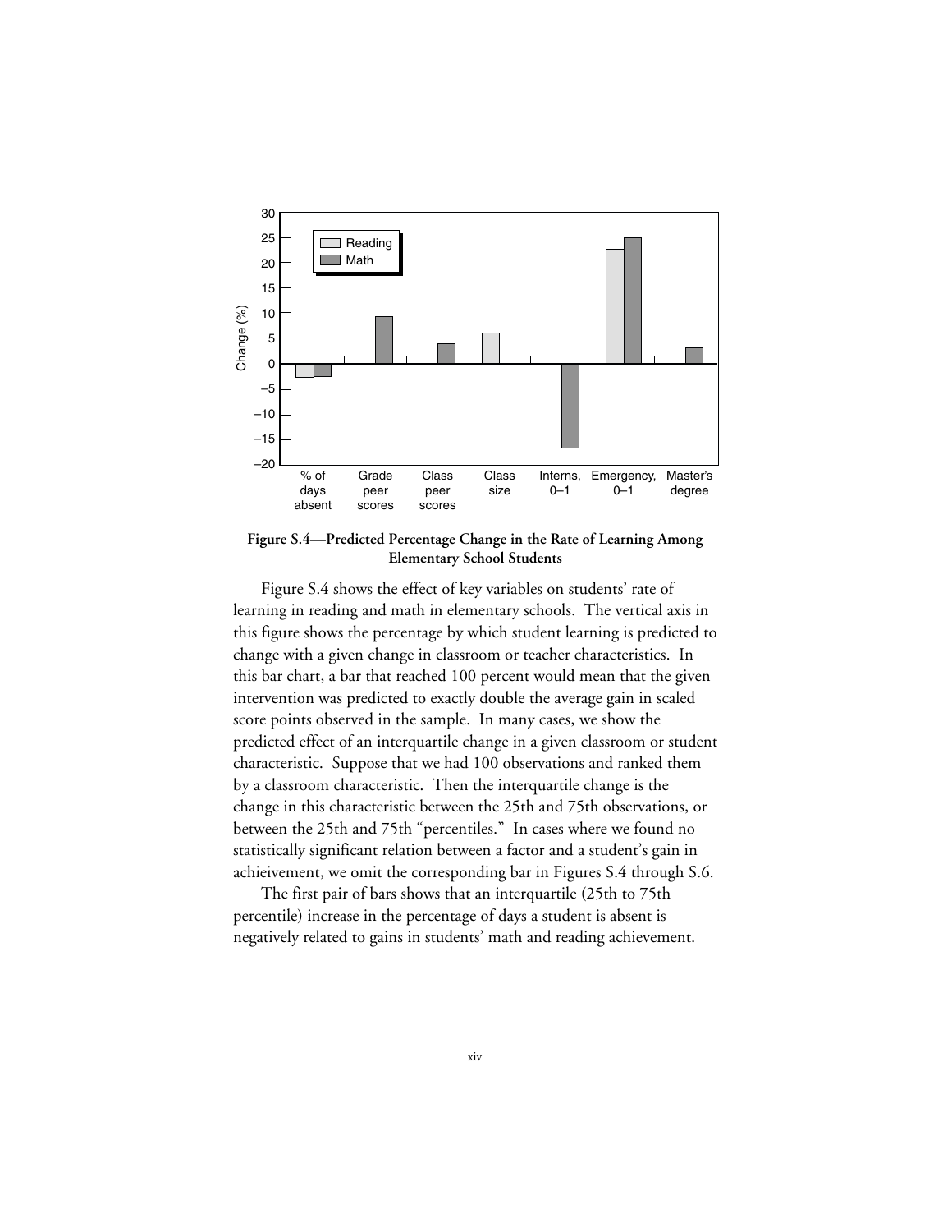**Figure S.4—Predicted Percentage Change in the Rate of Learning Among Elementary School Students**

Figure S.4 shows the effect of key variables on students' rate of learning in reading and math in elementary schools. The vertical axis in this figure shows the percentage by which student learning is predicted to change with a given change in classroom or teacher characteristics. In this bar chart, a bar that reached 100 percent would mean that the given intervention was predicted to exactly double the average gain in scaled score points observed in the sample. In many cases, we show the predicted effect of an interquartile change in a given classroom or student characteristic. Suppose that we had 100 observations and ranked them by a classroom characteristic. Then the interquartile change is the change in this characteristic between the 25th and 75th observations, or between the 25th and 75th "percentiles." In cases where we found no statistically significant relation between a factor and a student's gain in achieivement, we omit the corresponding bar in Figures S.4 through S.6.

The first pair of bars shows that an interquartile (25th to 75th percentile) increase in the percentage of days a student is absent is negatively related to gains in students' math and reading achievement.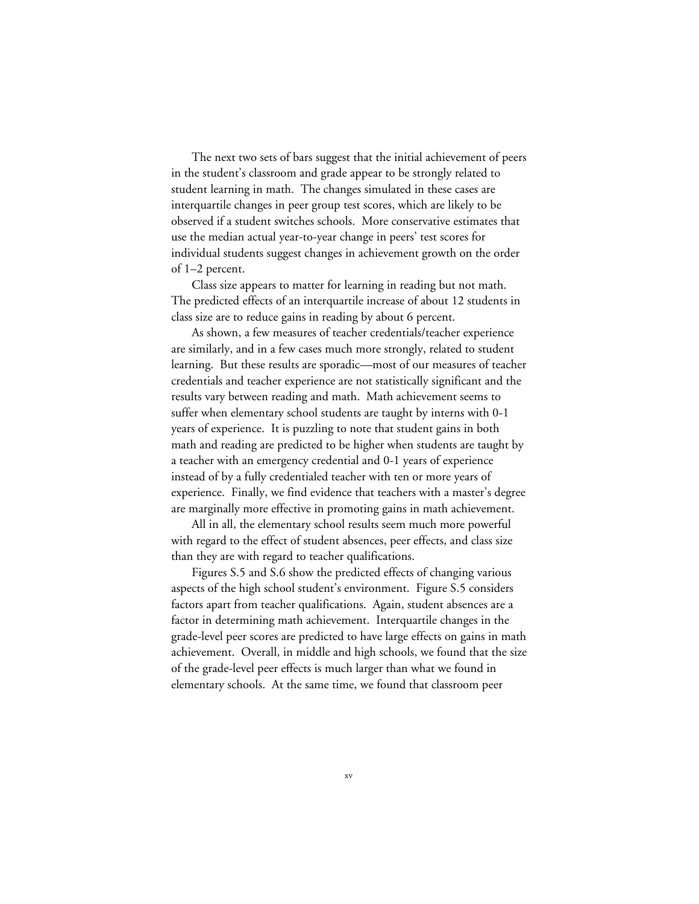The next two sets of bars suggest that the initial achievement of peers in the student's classroom and grade appear to be strongly related to student learning in math. The changes simulated in these cases are interquartile changes in peer group test scores, which are likely to be observed if a student switches schools. More conservative estimates that use the median actual year-to-year change in peers' test scores for individual students suggest changes in achievement growth on the order of 1–2 percent.

Class size appears to matter for learning in reading but not math. The predicted effects of an interquartile increase of about 12 students in class size are to reduce gains in reading by about 6 percent.

As shown, a few measures of teacher credentials/teacher experience are similarly, and in a few cases much more strongly, related to student learning. But these results are sporadic—most of our measures of teacher credentials and teacher experience are not statistically significant and the results vary between reading and math. Math achievement seems to suffer when elementary school students are taught by interns with 0-1 years of experience. It is puzzling to note that student gains in both math and reading are predicted to be higher when students are taught by a teacher with an emergency credential and 0-1 years of experience instead of by a fully credentialed teacher with ten or more years of experience. Finally, we find evidence that teachers with a master's degree are marginally more effective in promoting gains in math achievement.

All in all, the elementary school results seem much more powerful with regard to the effect of student absences, peer effects, and class size than they are with regard to teacher qualifications.

Figures S.5 and S.6 show the predicted effects of changing various aspects of the high school student's environment. Figure S.5 considers factors apart from teacher qualifications. Again, student absences are a factor in determining math achievement. Interquartile changes in the grade-level peer scores are predicted to have large effects on gains in math achievement. Overall, in middle and high schools, we found that the size of the grade-level peer effects is much larger than what we found in elementary schools. At the same time, we found that classroom peer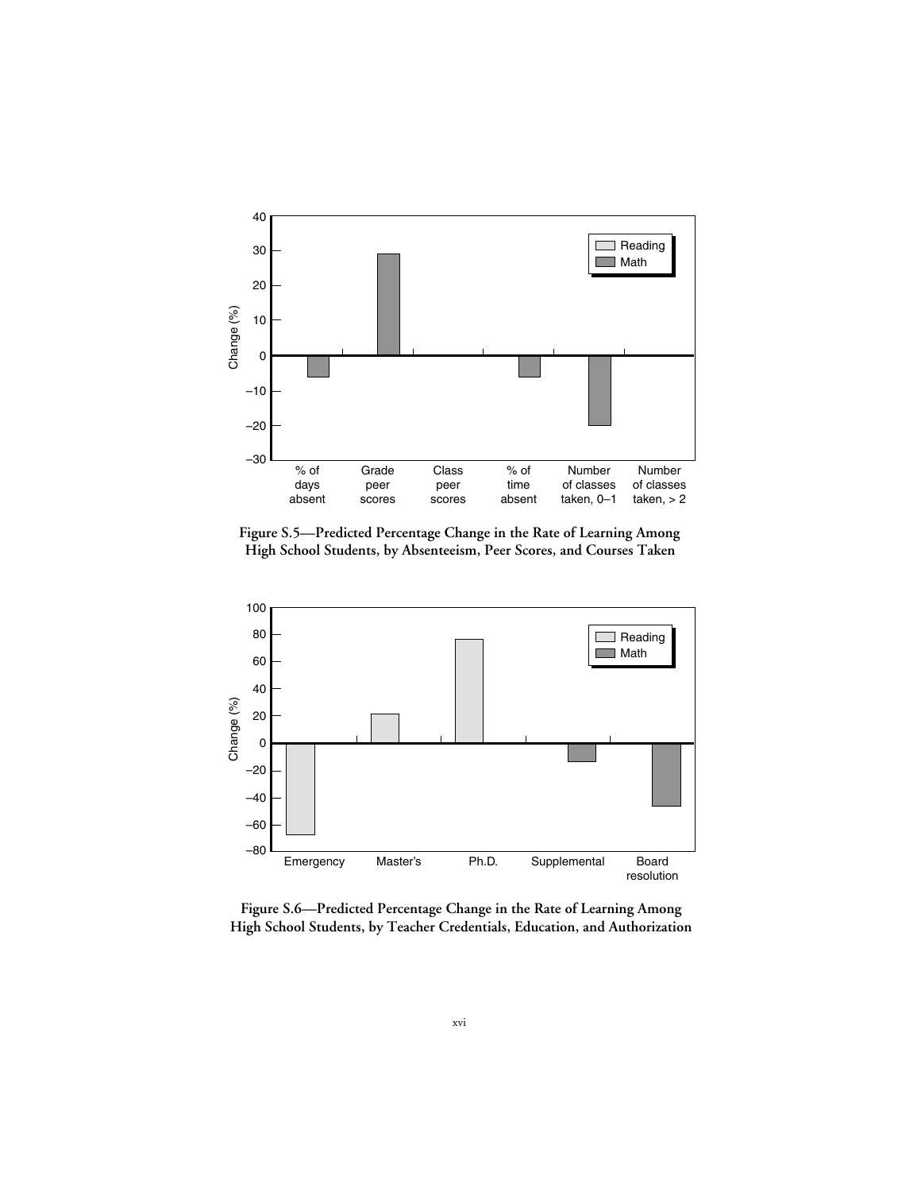Figure S.5—Predicted Percentage Change in the Rate of Learning Among High School Students, by Absenteeism, Peer Scores, and Courses Taken

Figure S.6—Predicted Percentage Change in the Rate of Learning Among High School Students, by Teacher Credentials, Education, and Authorization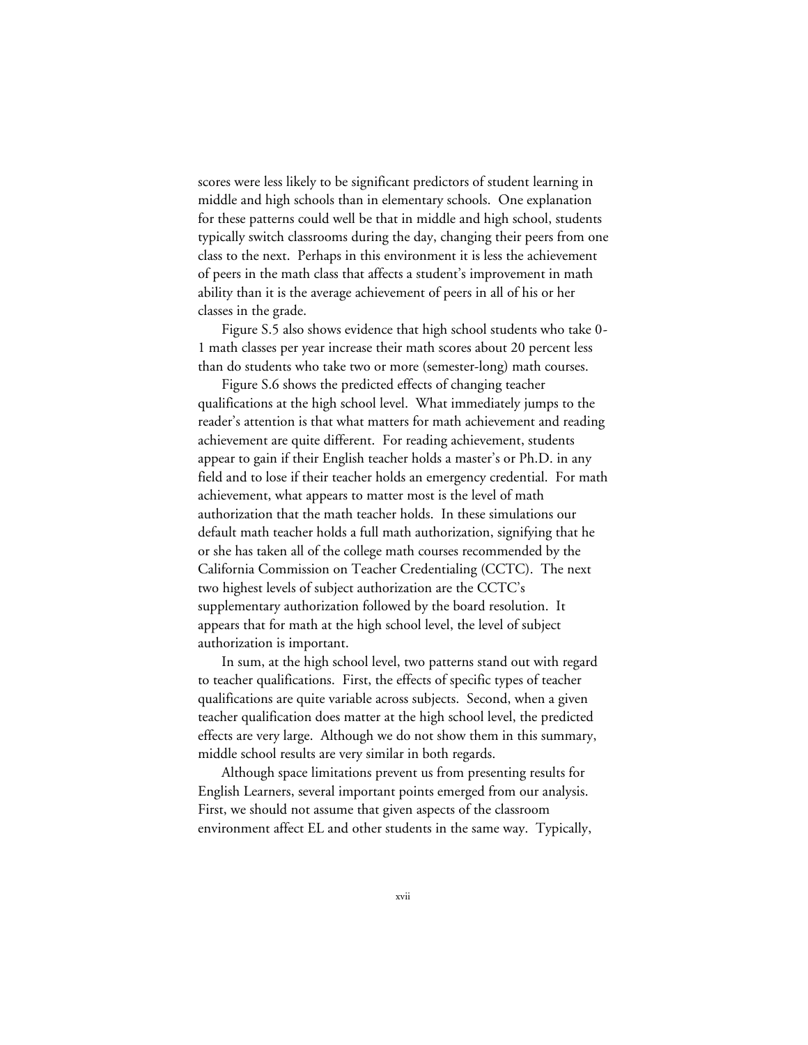scores were less likely to be significant predictors of student learning in middle and high schools than in elementary schools. One explanation for these patterns could well be that in middle and high school, students typically switch classrooms during the day, changing their peers from one class to the next. Perhaps in this environment it is less the achievement of peers in the math class that affects a student's improvement in math ability than it is the average achievement of peers in all of his or her classes in the grade.

Figure S.5 also shows evidence that high school students who take 0-1 math classes per year increase their math scores about 20 percent less than do students who take two or more (semester-long) math courses.

Figure S.6 shows the predicted effects of changing teacher qualifications at the high school level. What immediately jumps to the reader's attention is that what matters for math achievement and reading achievement are quite different. For reading achievement, students appear to gain if their English teacher holds a master's or Ph.D. in any field and to lose if their teacher holds an emergency credential. For math achievement, what appears to matter most is the level of math authorization that the math teacher holds. In these simulations our default math teacher holds a full math authorization, signifying that he or she has taken all of the college math courses recommended by the California Commission on Teacher Credentialing (CCTC). The next two highest levels of subject authorization are the CCTC's supplementary authorization followed by the board resolution. It appears that for math at the high school level, the level of subject authorization is important.

In sum, at the high school level, two patterns stand out with regard to teacher qualifications. First, the effects of specific types of teacher qualifications are quite variable across subjects. Second, when a given teacher qualification does matter at the high school level, the predicted effects are very large. Although we do not show them in this summary, middle school results are very similar in both regards.

Although space limitations prevent us from presenting results for English Learners, several important points emerged from our analysis. First, we should not assume that given aspects of the classroom environment affect EL and other students in the same way. Typically,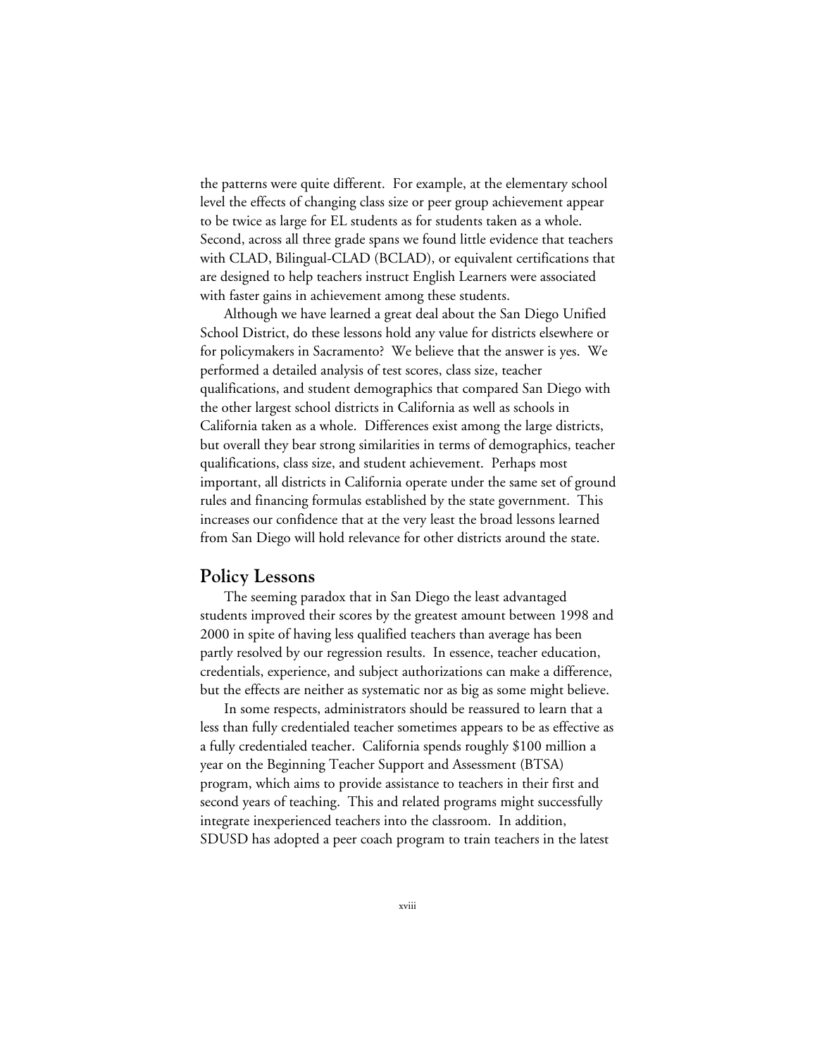the patterns were quite different. For example, at the elementary school level the effects of changing class size or peer group achievement appear to be twice as large for EL students as for students taken as a whole. Second, across all three grade spans we found little evidence that teachers with CLAD, Bilingual-CLAD (BCLAD), or equivalent certifications that are designed to help teachers instruct English Learners were associated with faster gains in achievement among these students.

Although we have learned a great deal about the San Diego Unified School District, do these lessons hold any value for districts elsewhere or for policymakers in Sacramento? We believe that the answer is yes. We performed a detailed analysis of test scores, class size, teacher qualifications, and student demographics that compared San Diego with the other largest school districts in California as well as schools in California taken as a whole. Differences exist among the large districts, but overall they bear strong similarities in terms of demographics, teacher qualifications, class size, and student achievement. Perhaps most important, all districts in California operate under the same set of ground rules and financing formulas established by the state government. This increases our confidence that at the very least the broad lessons learned from San Diego will hold relevance for other districts around the state.

## Policy Lessons

The seeming paradox that in San Diego the least advantaged students improved their scores by the greatest amount between 1998 and 2000 in spite of having less qualified teachers than average has been partly resolved by our regression results. In essence, teacher education, credentials, experience, and subject authorizations can make a difference, but the effects are neither as systematic nor as big as some might believe.

In some respects, administrators should be reassured to learn that a less than fully credentialed teacher sometimes appears to be as effective as a fully credentialed teacher. California spends roughly $100 million a year on the Beginning Teacher Support and Assessment (BTSA) program, which aims to provide assistance to teachers in their first and second years of teaching. This and related programs might successfully integrate inexperienced teachers into the classroom. In addition, SDUSD has adopted a peer coach program to train teachers in the latest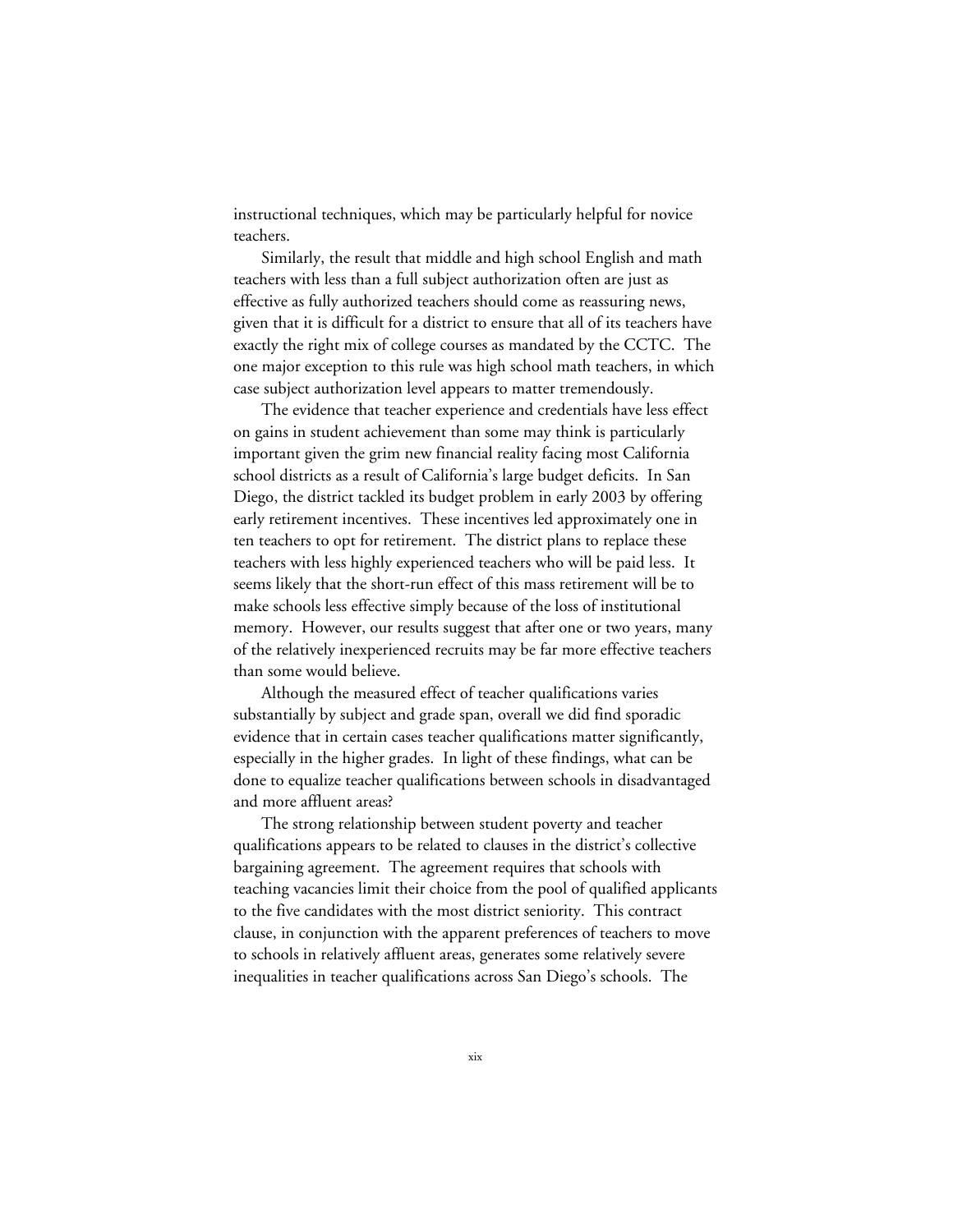instructional techniques, which may be particularly helpful for novice teachers.

Similarly, the result that middle and high school English and math teachers with less than a full subject authorization often are just as effective as fully authorized teachers should come as reassuring news, given that it is difficult for a district to ensure that all of its teachers have exactly the right mix of college courses as mandated by the CCTC. The one major exception to this rule was high school math teachers, in which case subject authorization level appears to matter tremendously.

The evidence that teacher experience and credentials have less effect on gains in student achievement than some may think is particularly important given the grim new financial reality facing most California school districts as a result of California's large budget deficits. In San Diego, the district tackled its budget problem in early 2003 by offering early retirement incentives. These incentives led approximately one in ten teachers to opt for retirement. The district plans to replace these teachers with less highly experienced teachers who will be paid less. It seems likely that the short-run effect of this mass retirement will be to make schools less effective simply because of the loss of institutional memory. However, our results suggest that after one or two years, many of the relatively inexperienced recruits may be far more effective teachers than some would believe.

Although the measured effect of teacher qualifications varies substantially by subject and grade span, overall we did find sporadic evidence that in certain cases teacher qualifications matter significantly, especially in the higher grades. In light of these findings, what can be done to equalize teacher qualifications between schools in disadvantaged and more affluent areas?

The strong relationship between student poverty and teacher qualifications appears to be related to clauses in the district's collective bargaining agreement. The agreement requires that schools with teaching vacancies limit their choice from the pool of qualified applicants to the five candidates with the most district seniority. This contract clause, in conjunction with the apparent preferences of teachers to move to schools in relatively affluent areas, generates some relatively severe inequalities in teacher qualifications across San Diego's schools. The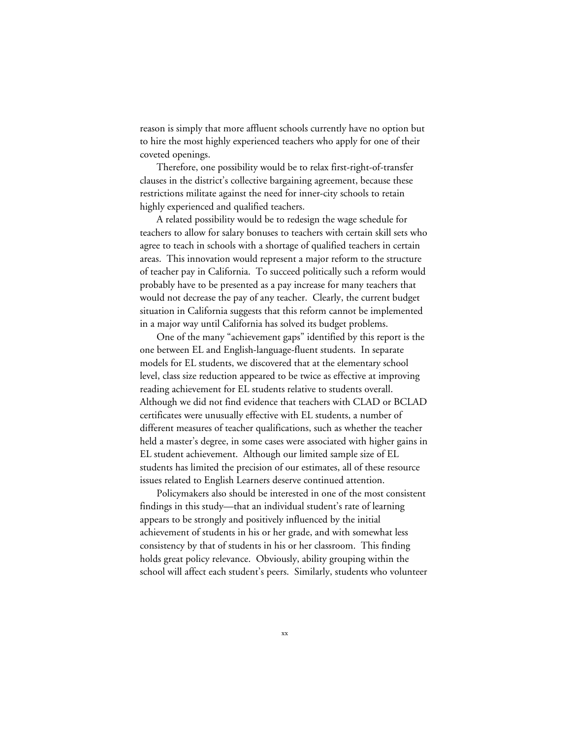reason is simply that more affluent schools currently have no option but to hire the most highly experienced teachers who apply for one of their coveted openings.

Therefore, one possibility would be to relax first-right-of-transfer clauses in the district's collective bargaining agreement, because these restrictions militate against the need for inner-city schools to retain highly experienced and qualified teachers.

A related possibility would be to redesign the wage schedule for teachers to allow for salary bonuses to teachers with certain skill sets who agree to teach in schools with a shortage of qualified teachers in certain areas. This innovation would represent a major reform to the structure of teacher pay in California. To succeed politically such a reform would probably have to be presented as a pay increase for many teachers that would not decrease the pay of any teacher. Clearly, the current budget situation in California suggests that this reform cannot be implemented in a major way until California has solved its budget problems.

One of the many "achievement gaps" identified by this report is the one between EL and English-language-fluent students. In separate models for EL students, we discovered that at the elementary school level, class size reduction appeared to be twice as effective at improving reading achievement for EL students relative to students overall. Although we did not find evidence that teachers with CLAD or BCLAD certificates were unusually effective with EL students, a number of different measures of teacher qualifications, such as whether the teacher held a master's degree, in some cases were associated with higher gains in EL student achievement. Although our limited sample size of EL students has limited the precision of our estimates, all of these resource issues related to English Learners deserve continued attention.

Policymakers also should be interested in one of the most consistent findings in this study—that an individual student's rate of learning appears to be strongly and positively influenced by the initial achievement of students in his or her grade, and with somewhat less consistency by that of students in his or her classroom. This finding holds great policy relevance. Obviously, ability grouping within the school will affect each student's peers. Similarly, students who volunteer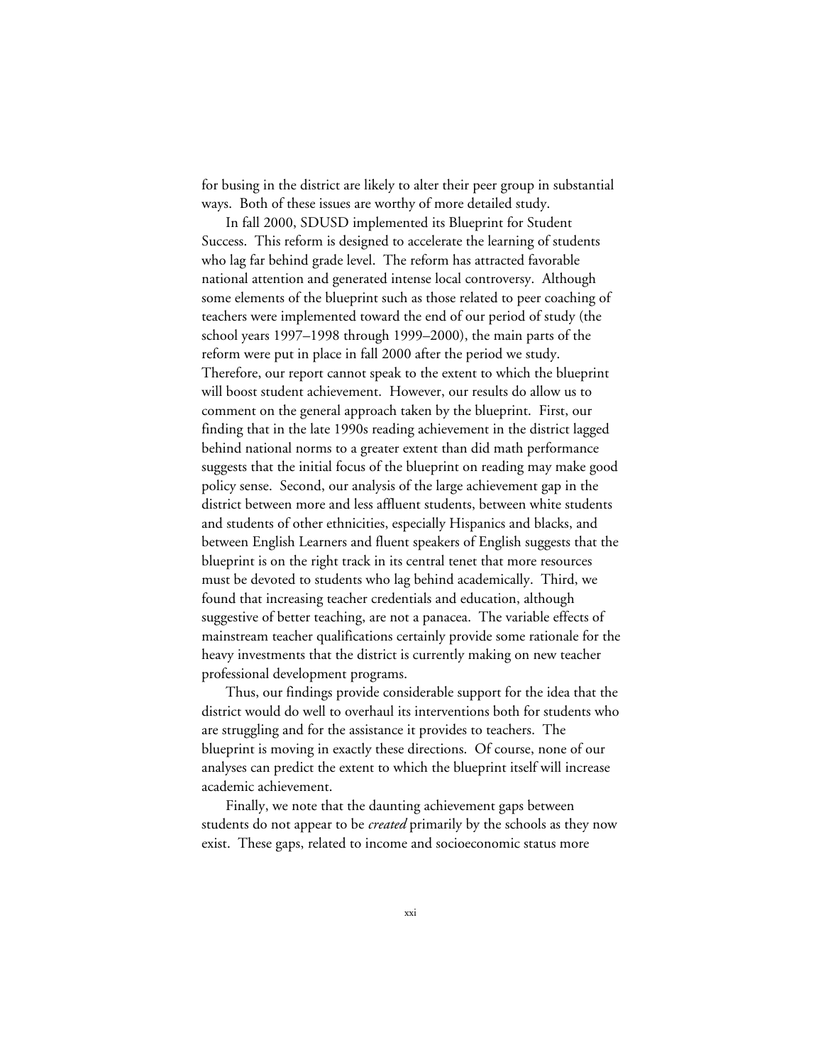for busing in the district are likely to alter their peer group in substantial ways. Both of these issues are worthy of more detailed study.

In fall 2000, SDUSD implemented its Blueprint for Student Success. This reform is designed to accelerate the learning of students who lag far behind grade level. The reform has attracted favorable national attention and generated intense local controversy. Although some elements of the blueprint such as those related to peer coaching of teachers were implemented toward the end of our period of study (the school years 1997–1998 through 1999–2000), the main parts of the reform were put in place in fall 2000 after the period we study. Therefore, our report cannot speak to the extent to which the blueprint will boost student achievement. However, our results do allow us to comment on the general approach taken by the blueprint. First, our finding that in the late 1990s reading achievement in the district lagged behind national norms to a greater extent than did math performance suggests that the initial focus of the blueprint on reading may make good policy sense. Second, our analysis of the large achievement gap in the district between more and less affluent students, between white students and students of other ethnicities, especially Hispanics and blacks, and between English Learners and fluent speakers of English suggests that the blueprint is on the right track in its central tenet that more resources must be devoted to students who lag behind academically. Third, we found that increasing teacher credentials and education, although suggestive of better teaching, are not a panacea. The variable effects of mainstream teacher qualifications certainly provide some rationale for the heavy investments that the district is currently making on new teacher professional development programs.

Thus, our findings provide considerable support for the idea that the district would do well to overhaul its interventions both for students who are struggling and for the assistance it provides to teachers. The blueprint is moving in exactly these directions. Of course, none of our analyses can predict the extent to which the blueprint itself will increase academic achievement.

Finally, we note that the daunting achievement gaps between students do not appear to be *created* primarily by the schools as they now exist. These gaps, related to income and socioeconomic status more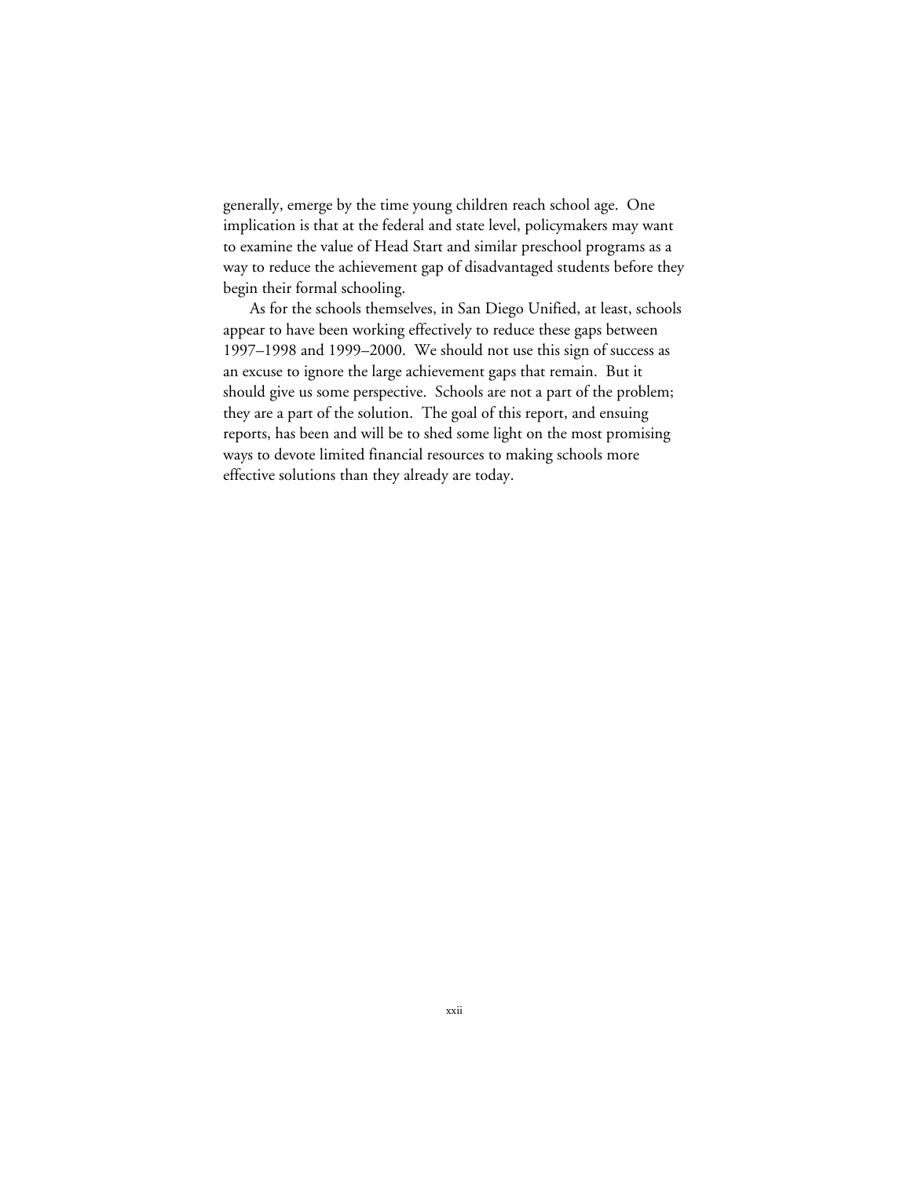generally, emerge by the time young children reach school age. One implication is that at the federal and state level, policymakers may want to examine the value of Head Start and similar preschool programs as a way to reduce the achievement gap of disadvantaged students before they begin their formal schooling.

As for the schools themselves, in San Diego Unified, at least, schools appear to have been working effectively to reduce these gaps between 1997–1998 and 1999–2000. We should not use this sign of success as an excuse to ignore the large achievement gaps that remain. But it should give us some perspective. Schools are not a part of the problem; they are a part of the solution. The goal of this report, and ensuing reports, has been and will be to shed some light on the most promising ways to devote limited financial resources to making schools more effective solutions than they already are today.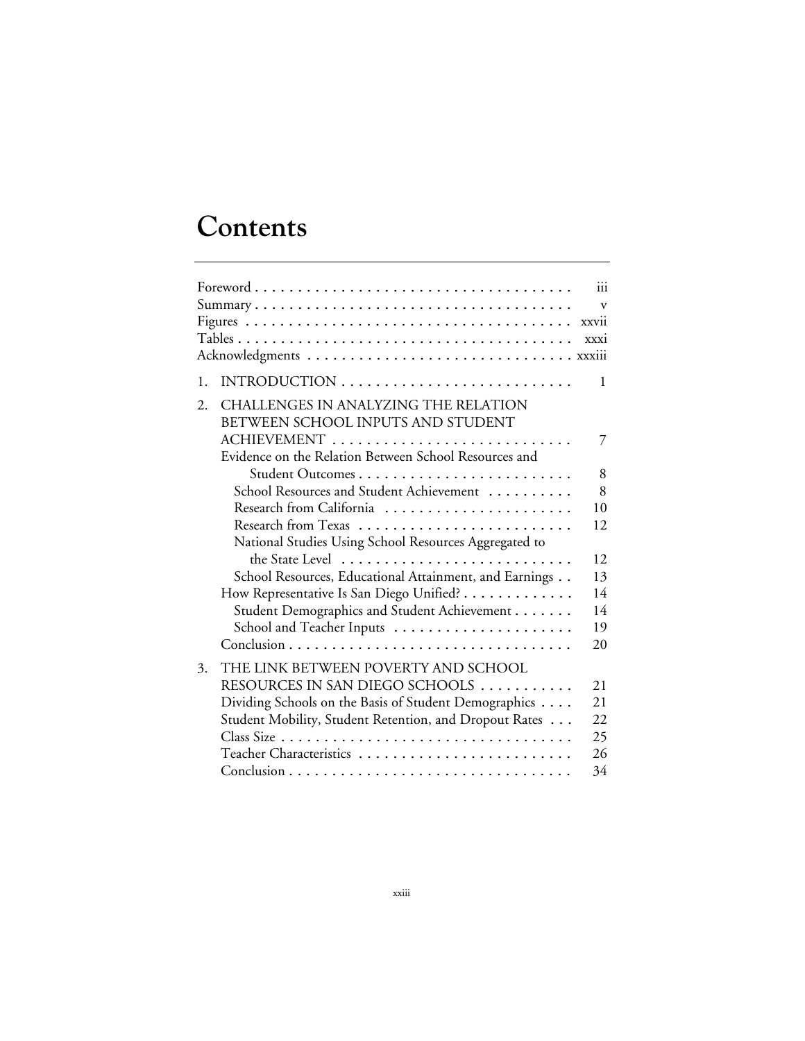# Contents

- Foreword . . . . . . . . . . . . . . . . . . . . . . . . . . . . . . . . . . . . . iii
- Summary . . . . . . . . . . . . . . . . . . . . . . . . . . . . . . . . . . . . . v
- Figures . . . . . . . . . . . . . . . . . . . . . . . . . . . . . . . . . . . . . xxvii
- Tables . . . . . . . . . . . . . . . . . . . . . . . . . . . . . . . . . . . . . xxxi
- Acknowledgments . . . . . . . . . . . . . . . . . . . . . . . . . . . . . . xxxiii

1. INTRODUCTION . . . . . . . . . . . . . . . . . . . . . . . . . . 1
2. CHALLENGES IN ANALYZING THE RELATION BETWEEN SCHOOL INPUTS AND STUDENT ACHIEVEMENT . . . . . . . . . . . . . . . . . . . . . . . . . . . 7
   - Evidence on the Relation Between School Resources and Student Outcomes . . . . . . . . . . . . . . . . . . . . . . . . . 8
     - School Resources and Student Achievement . . . . . . . . . . 8
     - Research from California . . . . . . . . . . . . . . . . . . . . . . 10
     - Research from Texas . . . . . . . . . . . . . . . . . . . . . . . . . 12
     - National Studies Using School Resources Aggregated to the State Level . . . . . . . . . . . . . . . . . . . . . . . . . . 12
     - School Resources, Educational Attainment, and Earnings . . 13
   - How Representative Is San Diego Unified? . . . . . . . . . . . . . 14
     - Student Demographics and Student Achievement . . . . . . . 14
     - School and Teacher Inputs . . . . . . . . . . . . . . . . . . . . . 19
   - Conclusion . . . . . . . . . . . . . . . . . . . . . . . . . . . . . . . . . 20
3. THE LINK BETWEEN POVERTY AND SCHOOL RESOURCES IN SAN DIEGO SCHOOLS . . . . . . . . . . . 21
   - Dividing Schools on the Basis of Student Demographics . . . . 21
   - Student Mobility, Student Retention, and Dropout Rates . . . 22
   - Class Size . . . . . . . . . . . . . . . . . . . . . . . . . . . . . . . . . . 25
   - Teacher Characteristics . . . . . . . . . . . . . . . . . . . . . . . . . 26
   - Conclusion . . . . . . . . . . . . . . . . . . . . . . . . . . . . . . . . . 34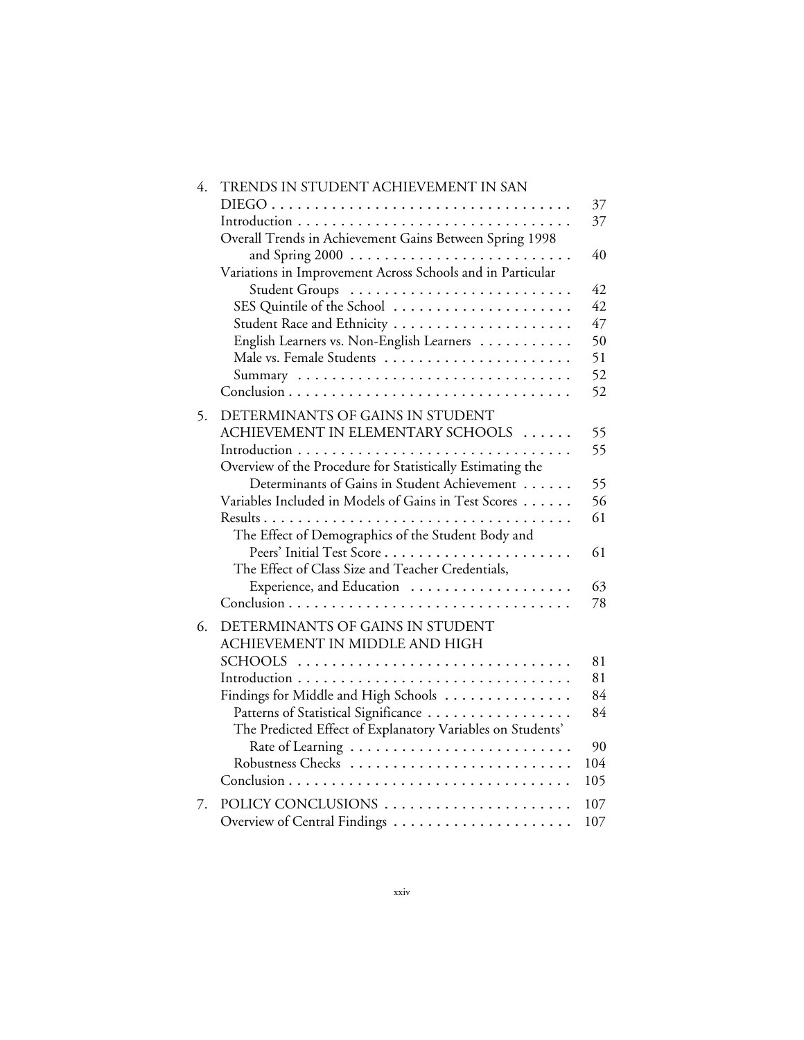4. TRENDS IN STUDENT ACHIEVEMENT IN SAN DIEGO . . . . . 37
   - Introduction . . . . . 37
   - Overall Trends in Achievement Gains Between Spring 1998 and Spring 2000 . . . . . 40
   - Variations in Improvement Across Schools and in Particular Student Groups . . . . . 42
     - SES Quintile of the School . . . . . 42
     - Student Race and Ethnicity . . . . . 47
     - English Learners vs. Non-English Learners . . . . . 50
     - Male vs. Female Students . . . . . 51
     - Summary . . . . . 52
   - Conclusion . . . . . 52

5. DETERMINANTS OF GAINS IN STUDENT ACHIEVEMENT IN ELEMENTARY SCHOOLS . . . . . 55
   - Introduction . . . . . 55
   - Overview of the Procedure for Statistically Estimating the Determinants of Gains in Student Achievement . . . . . 55
   - Variables Included in Models of Gains in Test Scores . . . . . 56
   - Results . . . . . 61
     - The Effect of Demographics of the Student Body and Peers' Initial Test Score . . . . . 61
     - The Effect of Class Size and Teacher Credentials, Experience, and Education . . . . . 63
   - Conclusion . . . . . 78

6. DETERMINANTS OF GAINS IN STUDENT ACHIEVEMENT IN MIDDLE AND HIGH SCHOOLS . . . . . 81
   - Introduction . . . . . 81
   - Findings for Middle and High Schools . . . . . 84
     - Patterns of Statistical Significance . . . . . 84
     - The Predicted Effect of Explanatory Variables on Students' Rate of Learning . . . . . 90
     - Robustness Checks . . . . . 104
   - Conclusion . . . . . 105

7. POLICY CONCLUSIONS . . . . . 107
   - Overview of Central Findings . . . . . 107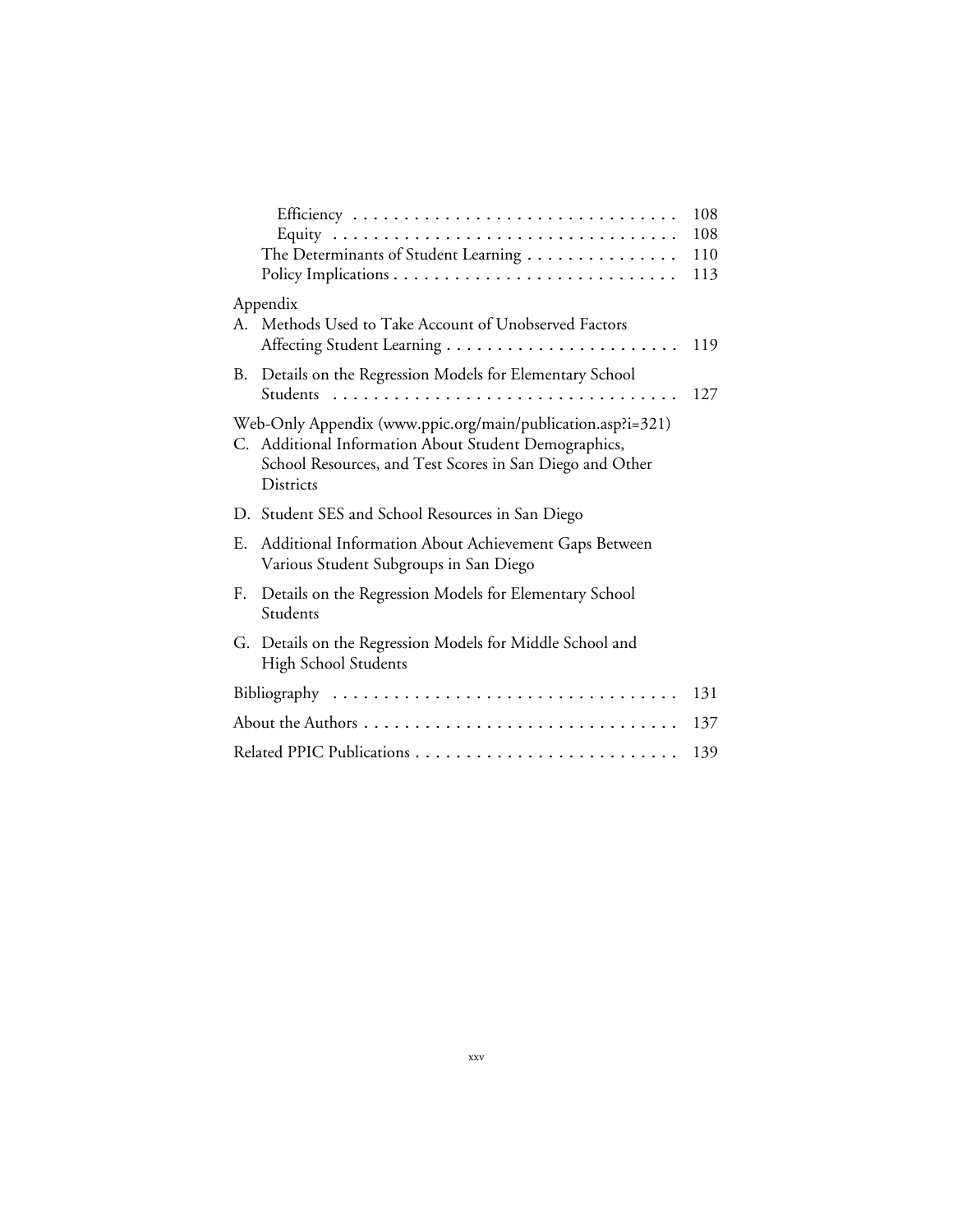Efficiency . . . . . . . . . . . . . . . . . . . . . . . . . . . . . . . . 108
Equity . . . . . . . . . . . . . . . . . . . . . . . . . . . . . . . . . . 108
The Determinants of Student Learning . . . . . . . . . . . . . . . 110
Policy Implications . . . . . . . . . . . . . . . . . . . . . . . . . . . . 113

Appendix

A. Methods Used to Take Account of Unobserved Factors Affecting Student Learning . . . . . . . . . . . . . . . . . . . . . . . 119

B. Details on the Regression Models for Elementary School Students . . . . . . . . . . . . . . . . . . . . . . . . . . . . . . . . . . 127

Web-Only Appendix (www.ppic.org/main/publication.asp?i=321)

C. Additional Information About Student Demographics, School Resources, and Test Scores in San Diego and Other Districts

D. Student SES and School Resources in San Diego

E. Additional Information About Achievement Gaps Between Various Student Subgroups in San Diego

F. Details on the Regression Models for Elementary School Students

G. Details on the Regression Models for Middle School and High School Students

Bibliography . . . . . . . . . . . . . . . . . . . . . . . . . . . . . . . . . . 131

About the Authors . . . . . . . . . . . . . . . . . . . . . . . . . . . . . . . 137

Related PPIC Publications . . . . . . . . . . . . . . . . . . . . . . . . . . 139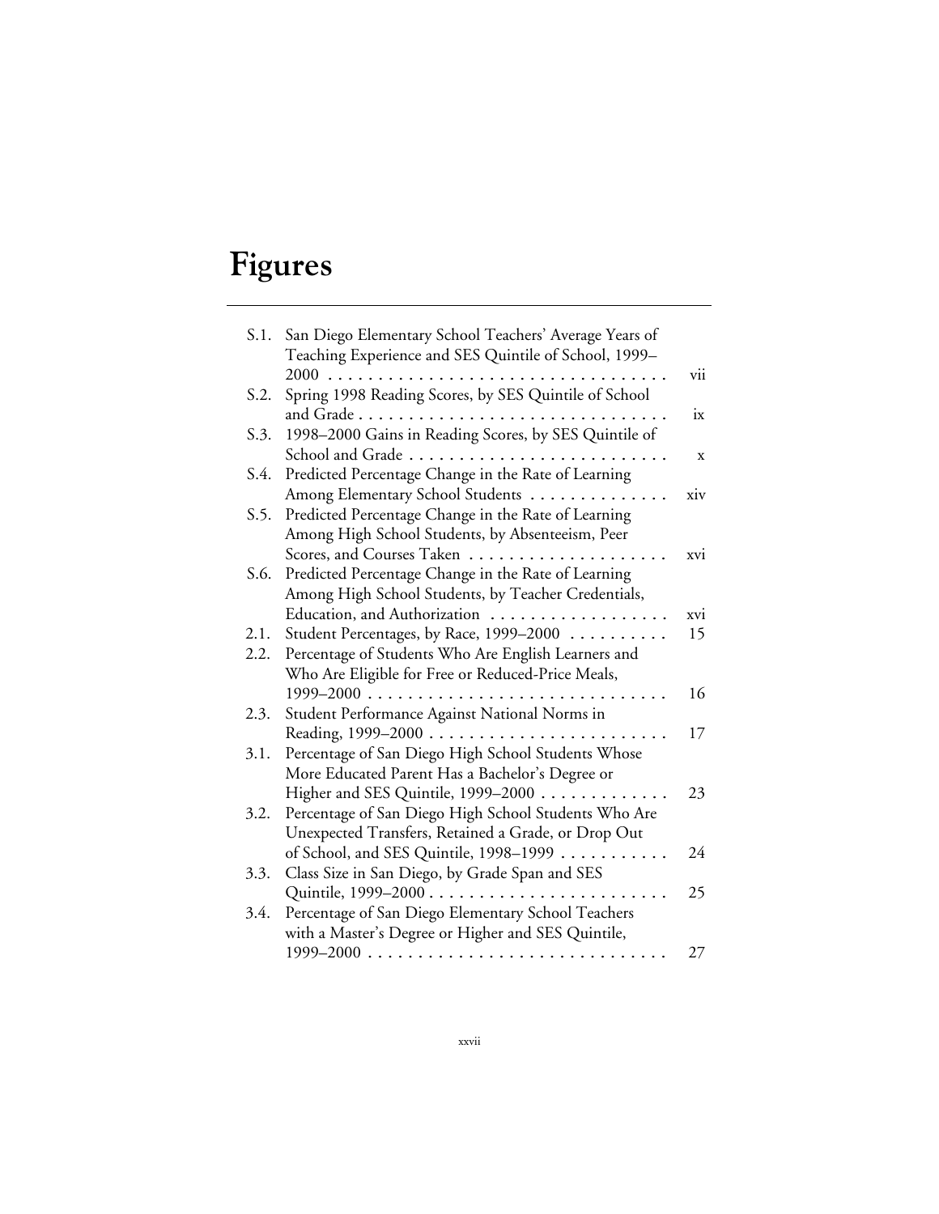# Figures

| | | |
|---|---|---|
| S.1. | San Diego Elementary School Teachers' Average Years of Teaching Experience and SES Quintile of School, 1999–2000 | vii |
| S.2. | Spring 1998 Reading Scores, by SES Quintile of School and Grade | ix |
| S.3. | 1998–2000 Gains in Reading Scores, by SES Quintile of School and Grade | x |
| S.4. | Predicted Percentage Change in the Rate of Learning Among Elementary School Students | xiv |
| S.5. | Predicted Percentage Change in the Rate of Learning Among High School Students, by Absenteeism, Peer Scores, and Courses Taken | xvi |
| S.6. | Predicted Percentage Change in the Rate of Learning Among High School Students, by Teacher Credentials, Education, and Authorization | xvi |
| 2.1. | Student Percentages, by Race, 1999–2000 | 15 |
| 2.2. | Percentage of Students Who Are English Learners and Who Are Eligible for Free or Reduced-Price Meals, 1999–2000 | 16 |
| 2.3. | Student Performance Against National Norms in Reading, 1999–2000 | 17 |
| 3.1. | Percentage of San Diego High School Students Whose More Educated Parent Has a Bachelor's Degree or Higher and SES Quintile, 1999–2000 | 23 |
| 3.2. | Percentage of San Diego High School Students Who Are Unexpected Transfers, Retained a Grade, or Drop Out of School, and SES Quintile, 1998–1999 | 24 |
| 3.3. | Class Size in San Diego, by Grade Span and SES Quintile, 1999–2000 | 25 |
| 3.4. | Percentage of San Diego Elementary School Teachers with a Master's Degree or Higher and SES Quintile, 1999–2000 | 27 |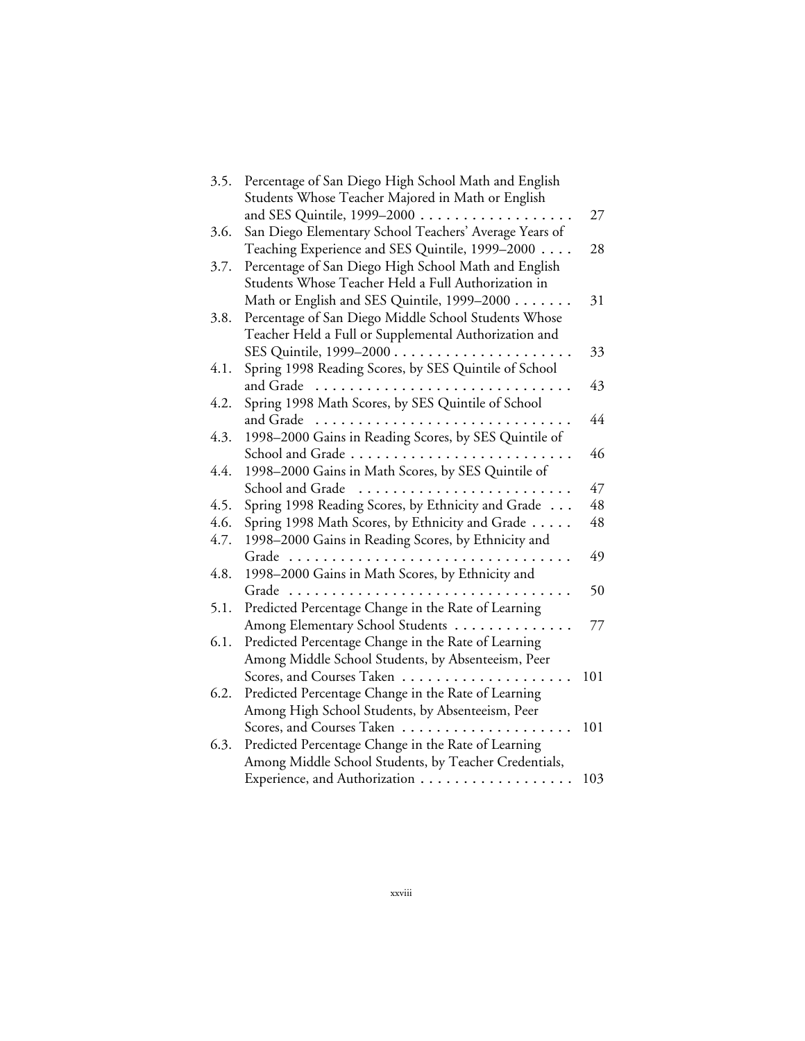| | | |
|---|---|---|
| 3.5. | Percentage of San Diego High School Math and English Students Whose Teacher Majored in Math or English and SES Quintile, 1999–2000 | 27 |
| 3.6. | San Diego Elementary School Teachers' Average Years of Teaching Experience and SES Quintile, 1999–2000 | 28 |
| 3.7. | Percentage of San Diego High School Math and English Students Whose Teacher Held a Full Authorization in Math or English and SES Quintile, 1999–2000 | 31 |
| 3.8. | Percentage of San Diego Middle School Students Whose Teacher Held a Full or Supplemental Authorization and SES Quintile, 1999–2000 | 33 |
| 4.1. | Spring 1998 Reading Scores, by SES Quintile of School and Grade | 43 |
| 4.2. | Spring 1998 Math Scores, by SES Quintile of School and Grade | 44 |
| 4.3. | 1998–2000 Gains in Reading Scores, by SES Quintile of School and Grade | 46 |
| 4.4. | 1998–2000 Gains in Math Scores, by SES Quintile of School and Grade | 47 |
| 4.5. | Spring 1998 Reading Scores, by Ethnicity and Grade | 48 |
| 4.6. | Spring 1998 Math Scores, by Ethnicity and Grade | 48 |
| 4.7. | 1998–2000 Gains in Reading Scores, by Ethnicity and Grade | 49 |
| 4.8. | 1998–2000 Gains in Math Scores, by Ethnicity and Grade | 50 |
| 5.1. | Predicted Percentage Change in the Rate of Learning Among Elementary School Students | 77 |
| 6.1. | Predicted Percentage Change in the Rate of Learning Among Middle School Students, by Absenteeism, Peer Scores, and Courses Taken | 101 |
| 6.2. | Predicted Percentage Change in the Rate of Learning Among High School Students, by Absenteeism, Peer Scores, and Courses Taken | 101 |
| 6.3. | Predicted Percentage Change in the Rate of Learning Among Middle School Students, by Teacher Credentials, Experience, and Authorization | 103 |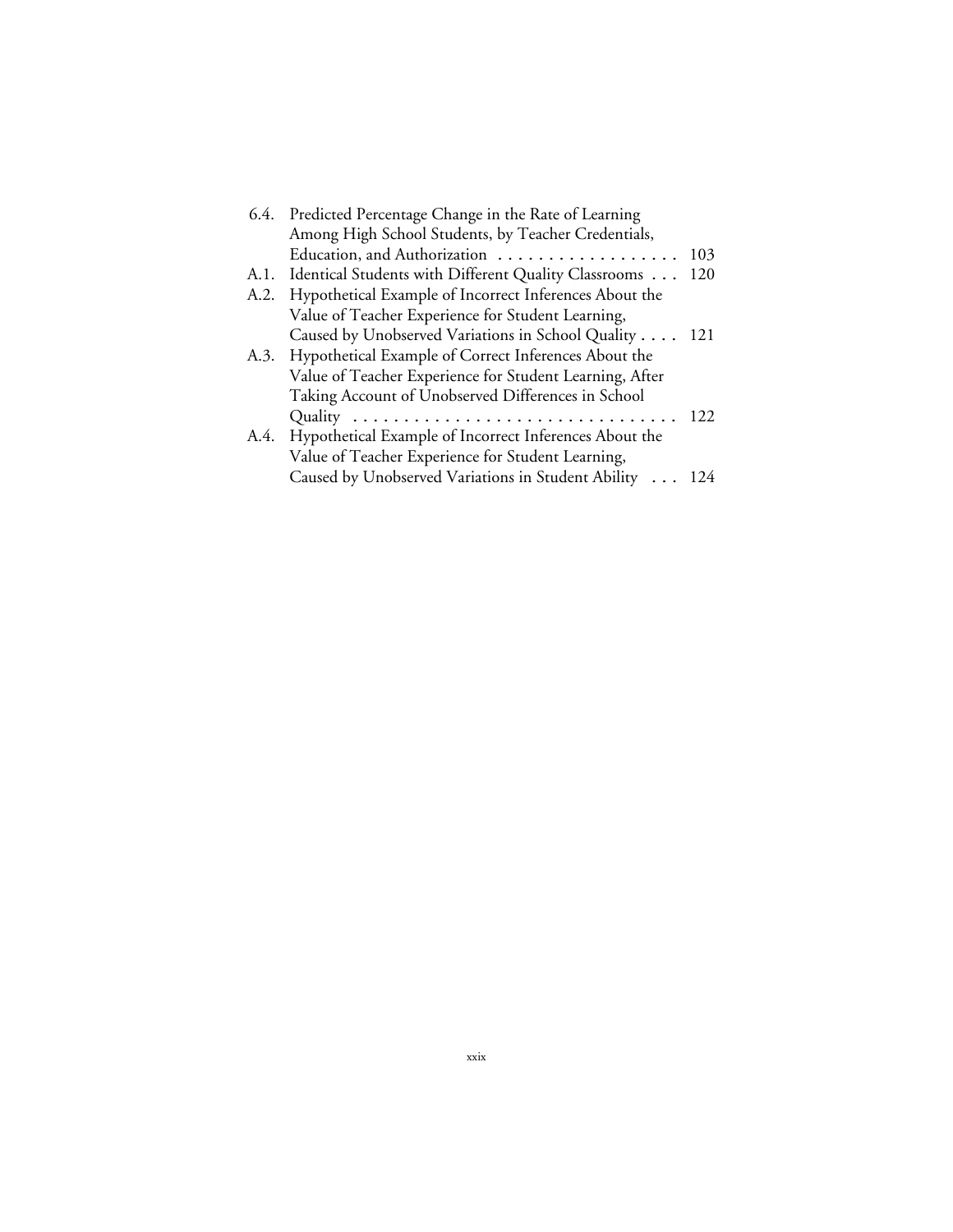6.4. Predicted Percentage Change in the Rate of Learning Among High School Students, by Teacher Credentials, Education, and Authorization . . . . . . . . . . . . . . . . . . 103

A.1. Identical Students with Different Quality Classrooms . . . 120

A.2. Hypothetical Example of Incorrect Inferences About the Value of Teacher Experience for Student Learning, Caused by Unobserved Variations in School Quality . . . . 121

A.3. Hypothetical Example of Correct Inferences About the Value of Teacher Experience for Student Learning, After Taking Account of Unobserved Differences in School Quality . . . . . . . . . . . . . . . . . . . . . . . . . . . . . . . . 122

A.4. Hypothetical Example of Incorrect Inferences About the Value of Teacher Experience for Student Learning, Caused by Unobserved Variations in Student Ability . . . 124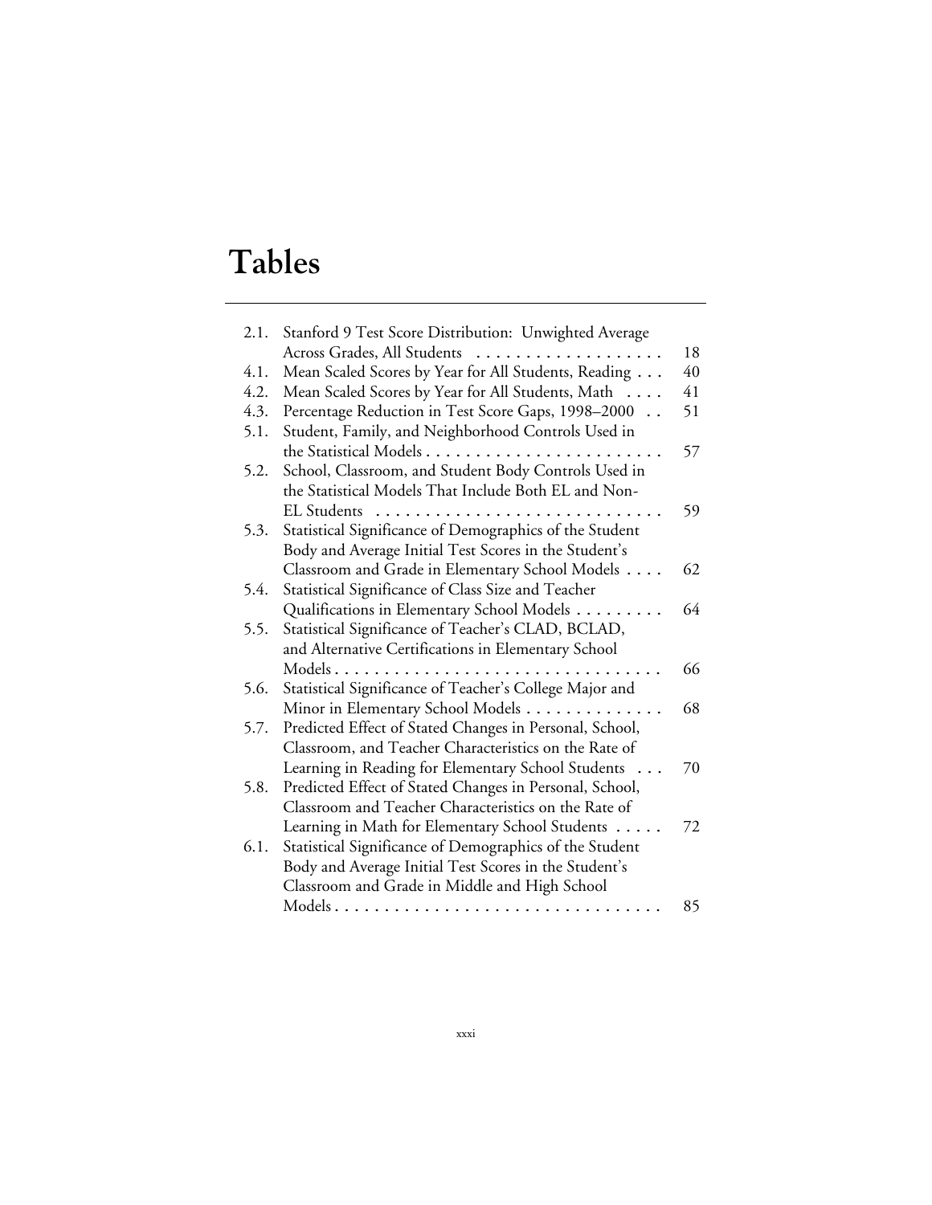# Tables

| | | |
|---|---|---|
| 2.1. | Stanford 9 Test Score Distribution: Unwighted Average Across Grades, All Students | 18 |
| 4.1. | Mean Scaled Scores by Year for All Students, Reading | 40 |
| 4.2. | Mean Scaled Scores by Year for All Students, Math | 41 |
| 4.3. | Percentage Reduction in Test Score Gaps, 1998–2000 | 51 |
| 5.1. | Student, Family, and Neighborhood Controls Used in the Statistical Models | 57 |
| 5.2. | School, Classroom, and Student Body Controls Used in the Statistical Models That Include Both EL and Non-EL Students | 59 |
| 5.3. | Statistical Significance of Demographics of the Student Body and Average Initial Test Scores in the Student's Classroom and Grade in Elementary School Models | 62 |
| 5.4. | Statistical Significance of Class Size and Teacher Qualifications in Elementary School Models | 64 |
| 5.5. | Statistical Significance of Teacher's CLAD, BCLAD, and Alternative Certifications in Elementary School Models | 66 |
| 5.6. | Statistical Significance of Teacher's College Major and Minor in Elementary School Models | 68 |
| 5.7. | Predicted Effect of Stated Changes in Personal, School, Classroom, and Teacher Characteristics on the Rate of Learning in Reading for Elementary School Students | 70 |
| 5.8. | Predicted Effect of Stated Changes in Personal, School, Classroom and Teacher Characteristics on the Rate of Learning in Math for Elementary School Students | 72 |
| 6.1. | Statistical Significance of Demographics of the Student Body and Average Initial Test Scores in the Student's Classroom and Grade in Middle and High School Models | 85 |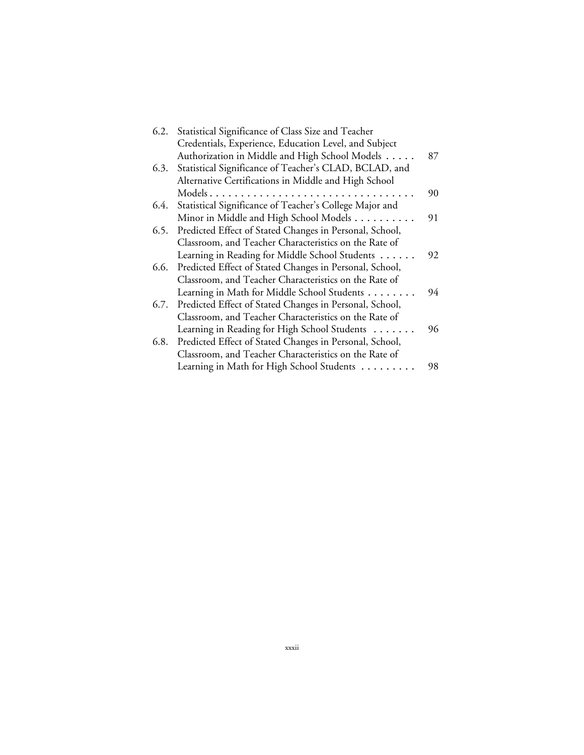6.2. Statistical Significance of Class Size and Teacher Credentials, Experience, Education Level, and Subject Authorization in Middle and High School Models . . . . . 87

6.3. Statistical Significance of Teacher's CLAD, BCLAD, and Alternative Certifications in Middle and High School Models . . . . . . . . . . . . . . . . . . . . . . . . . . . . . . . . . 90

6.4. Statistical Significance of Teacher's College Major and Minor in Middle and High School Models . . . . . . . . . . 91

6.5. Predicted Effect of Stated Changes in Personal, School, Classroom, and Teacher Characteristics on the Rate of Learning in Reading for Middle School Students . . . . . . 92

6.6. Predicted Effect of Stated Changes in Personal, School, Classroom, and Teacher Characteristics on the Rate of Learning in Math for Middle School Students . . . . . . . . 94

6.7. Predicted Effect of Stated Changes in Personal, School, Classroom, and Teacher Characteristics on the Rate of Learning in Reading for High School Students . . . . . . . 96

6.8. Predicted Effect of Stated Changes in Personal, School, Classroom, and Teacher Characteristics on the Rate of Learning in Math for High School Students . . . . . . . . . 98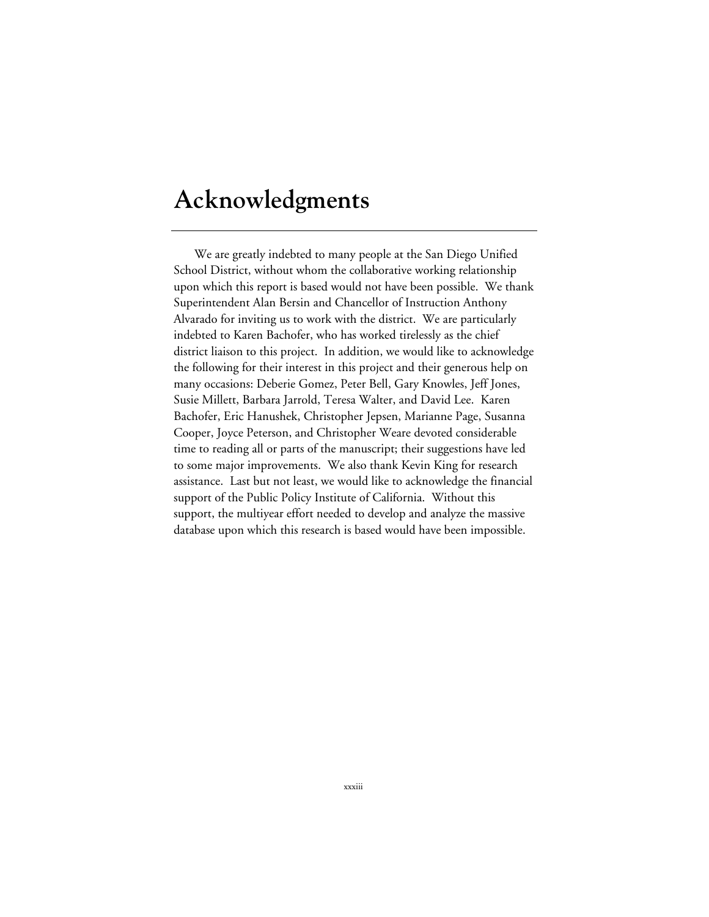# Acknowledgments

We are greatly indebted to many people at the San Diego Unified School District, without whom the collaborative working relationship upon which this report is based would not have been possible. We thank Superintendent Alan Bersin and Chancellor of Instruction Anthony Alvarado for inviting us to work with the district. We are particularly indebted to Karen Bachofer, who has worked tirelessly as the chief district liaison to this project. In addition, we would like to acknowledge the following for their interest in this project and their generous help on many occasions: Deberie Gomez, Peter Bell, Gary Knowles, Jeff Jones, Susie Millett, Barbara Jarrold, Teresa Walter, and David Lee. Karen Bachofer, Eric Hanushek, Christopher Jepsen, Marianne Page, Susanna Cooper, Joyce Peterson, and Christopher Weare devoted considerable time to reading all or parts of the manuscript; their suggestions have led to some major improvements. We also thank Kevin King for research assistance. Last but not least, we would like to acknowledge the financial support of the Public Policy Institute of California. Without this support, the multiyear effort needed to develop and analyze the massive database upon which this research is based would have been impossible.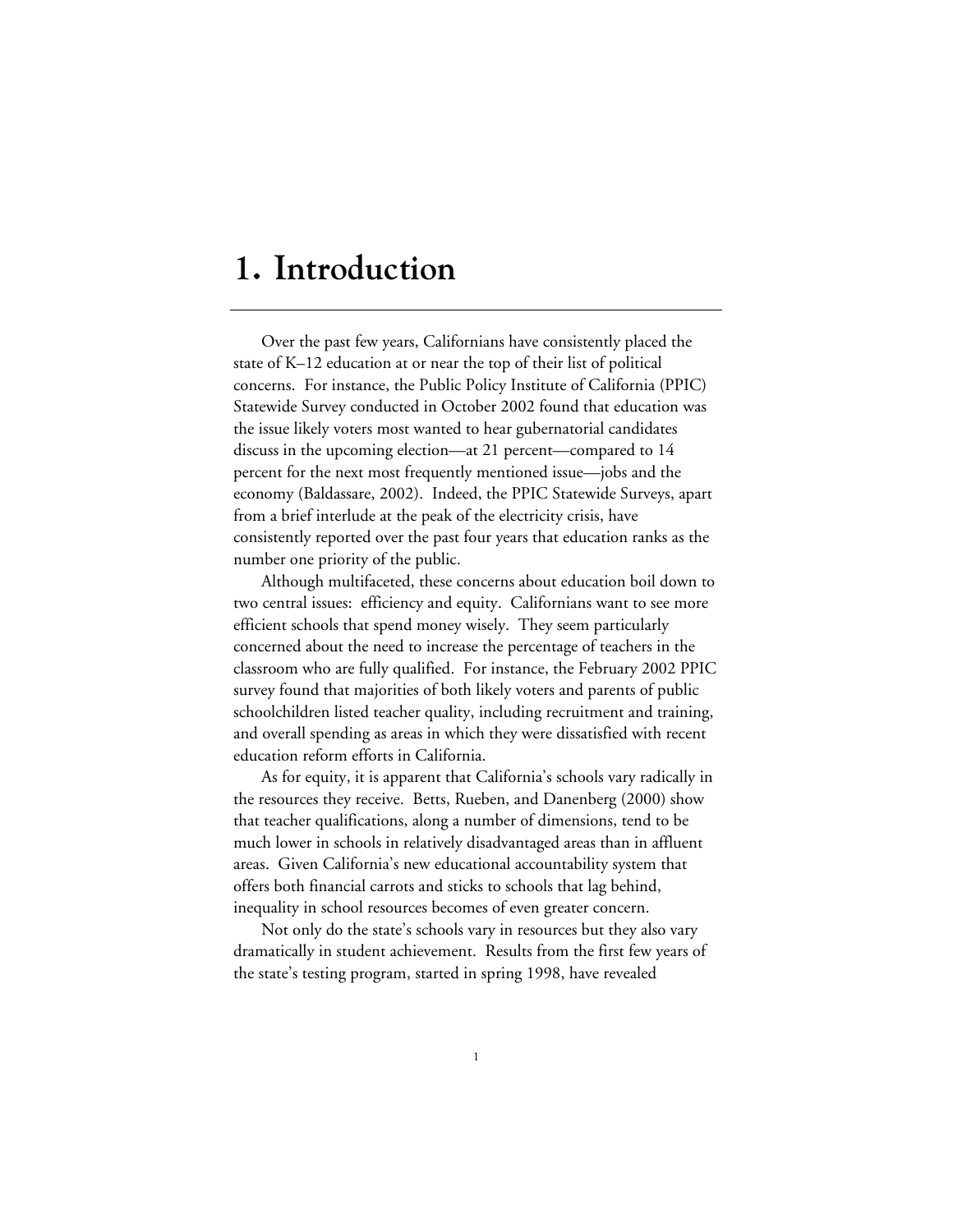# 1. Introduction

Over the past few years, Californians have consistently placed the state of K–12 education at or near the top of their list of political concerns. For instance, the Public Policy Institute of California (PPIC) Statewide Survey conducted in October 2002 found that education was the issue likely voters most wanted to hear gubernatorial candidates discuss in the upcoming election—at 21 percent—compared to 14 percent for the next most frequently mentioned issue—jobs and the economy (Baldassare, 2002). Indeed, the PPIC Statewide Surveys, apart from a brief interlude at the peak of the electricity crisis, have consistently reported over the past four years that education ranks as the number one priority of the public.

Although multifaceted, these concerns about education boil down to two central issues: efficiency and equity. Californians want to see more efficient schools that spend money wisely. They seem particularly concerned about the need to increase the percentage of teachers in the classroom who are fully qualified. For instance, the February 2002 PPIC survey found that majorities of both likely voters and parents of public schoolchildren listed teacher quality, including recruitment and training, and overall spending as areas in which they were dissatisfied with recent education reform efforts in California.

As for equity, it is apparent that California's schools vary radically in the resources they receive. Betts, Rueben, and Danenberg (2000) show that teacher qualifications, along a number of dimensions, tend to be much lower in schools in relatively disadvantaged areas than in affluent areas. Given California's new educational accountability system that offers both financial carrots and sticks to schools that lag behind, inequality in school resources becomes of even greater concern.

Not only do the state's schools vary in resources but they also vary dramatically in student achievement. Results from the first few years of the state's testing program, started in spring 1998, have revealed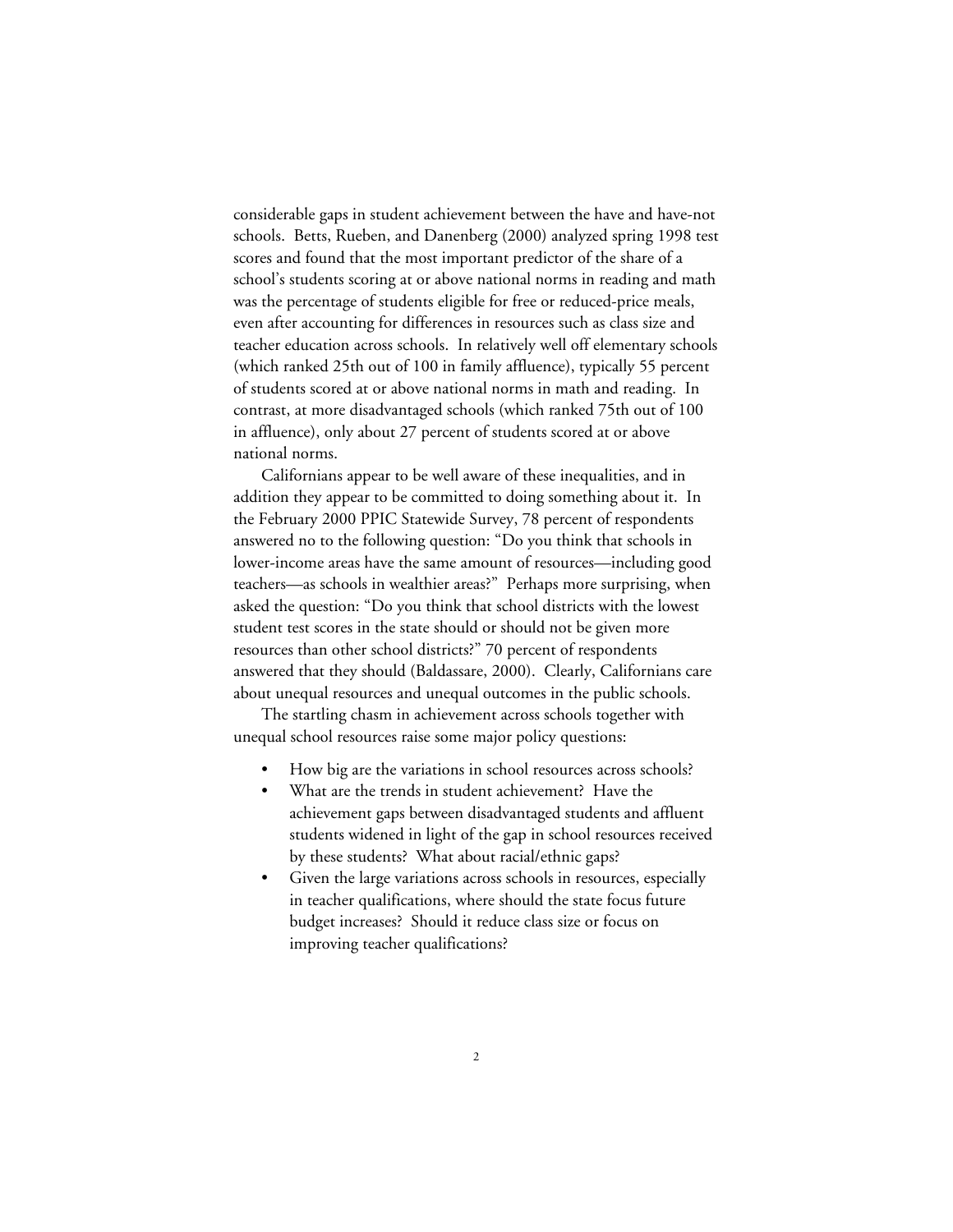considerable gaps in student achievement between the have and have-not schools. Betts, Rueben, and Danenberg (2000) analyzed spring 1998 test scores and found that the most important predictor of the share of a school's students scoring at or above national norms in reading and math was the percentage of students eligible for free or reduced-price meals, even after accounting for differences in resources such as class size and teacher education across schools. In relatively well off elementary schools (which ranked 25th out of 100 in family affluence), typically 55 percent of students scored at or above national norms in math and reading. In contrast, at more disadvantaged schools (which ranked 75th out of 100 in affluence), only about 27 percent of students scored at or above national norms.

Californians appear to be well aware of these inequalities, and in addition they appear to be committed to doing something about it. In the February 2000 PPIC Statewide Survey, 78 percent of respondents answered no to the following question: "Do you think that schools in lower-income areas have the same amount of resources—including good teachers—as schools in wealthier areas?" Perhaps more surprising, when asked the question: "Do you think that school districts with the lowest student test scores in the state should or should not be given more resources than other school districts?" 70 percent of respondents answered that they should (Baldassare, 2000). Clearly, Californians care about unequal resources and unequal outcomes in the public schools.

The startling chasm in achievement across schools together with unequal school resources raise some major policy questions:

- How big are the variations in school resources across schools?
- What are the trends in student achievement? Have the achievement gaps between disadvantaged students and affluent students widened in light of the gap in school resources received by these students? What about racial/ethnic gaps?
- Given the large variations across schools in resources, especially in teacher qualifications, where should the state focus future budget increases? Should it reduce class size or focus on improving teacher qualifications?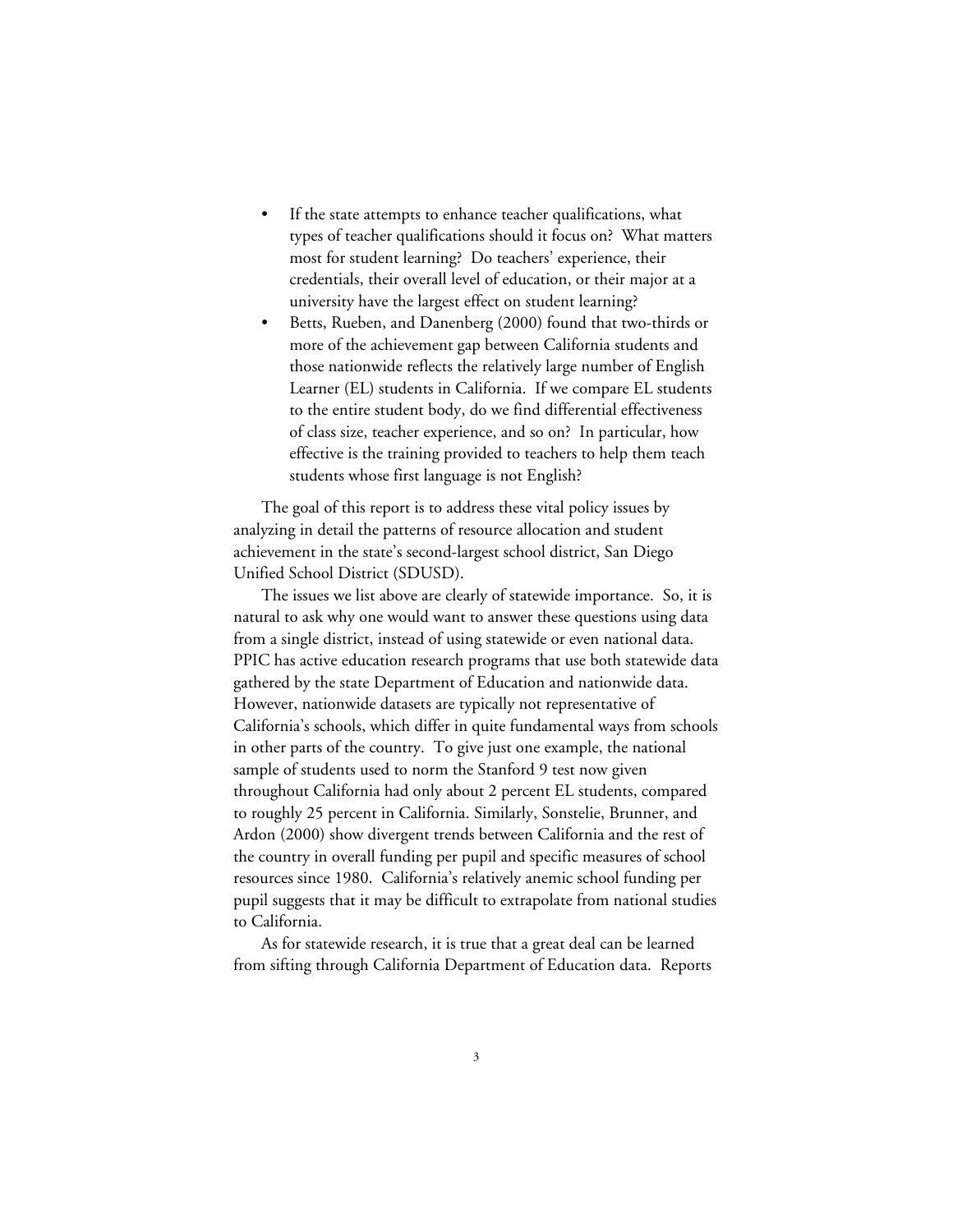- If the state attempts to enhance teacher qualifications, what types of teacher qualifications should it focus on? What matters most for student learning? Do teachers' experience, their credentials, their overall level of education, or their major at a university have the largest effect on student learning?
- Betts, Rueben, and Danenberg (2000) found that two-thirds or more of the achievement gap between California students and those nationwide reflects the relatively large number of English Learner (EL) students in California. If we compare EL students to the entire student body, do we find differential effectiveness of class size, teacher experience, and so on? In particular, how effective is the training provided to teachers to help them teach students whose first language is not English?

The goal of this report is to address these vital policy issues by analyzing in detail the patterns of resource allocation and student achievement in the state's second-largest school district, San Diego Unified School District (SDUSD).

The issues we list above are clearly of statewide importance. So, it is natural to ask why one would want to answer these questions using data from a single district, instead of using statewide or even national data. PPIC has active education research programs that use both statewide data gathered by the state Department of Education and nationwide data. However, nationwide datasets are typically not representative of California's schools, which differ in quite fundamental ways from schools in other parts of the country. To give just one example, the national sample of students used to norm the Stanford 9 test now given throughout California had only about 2 percent EL students, compared to roughly 25 percent in California. Similarly, Sonstelie, Brunner, and Ardon (2000) show divergent trends between California and the rest of the country in overall funding per pupil and specific measures of school resources since 1980. California's relatively anemic school funding per pupil suggests that it may be difficult to extrapolate from national studies to California.

As for statewide research, it is true that a great deal can be learned from sifting through California Department of Education data. Reports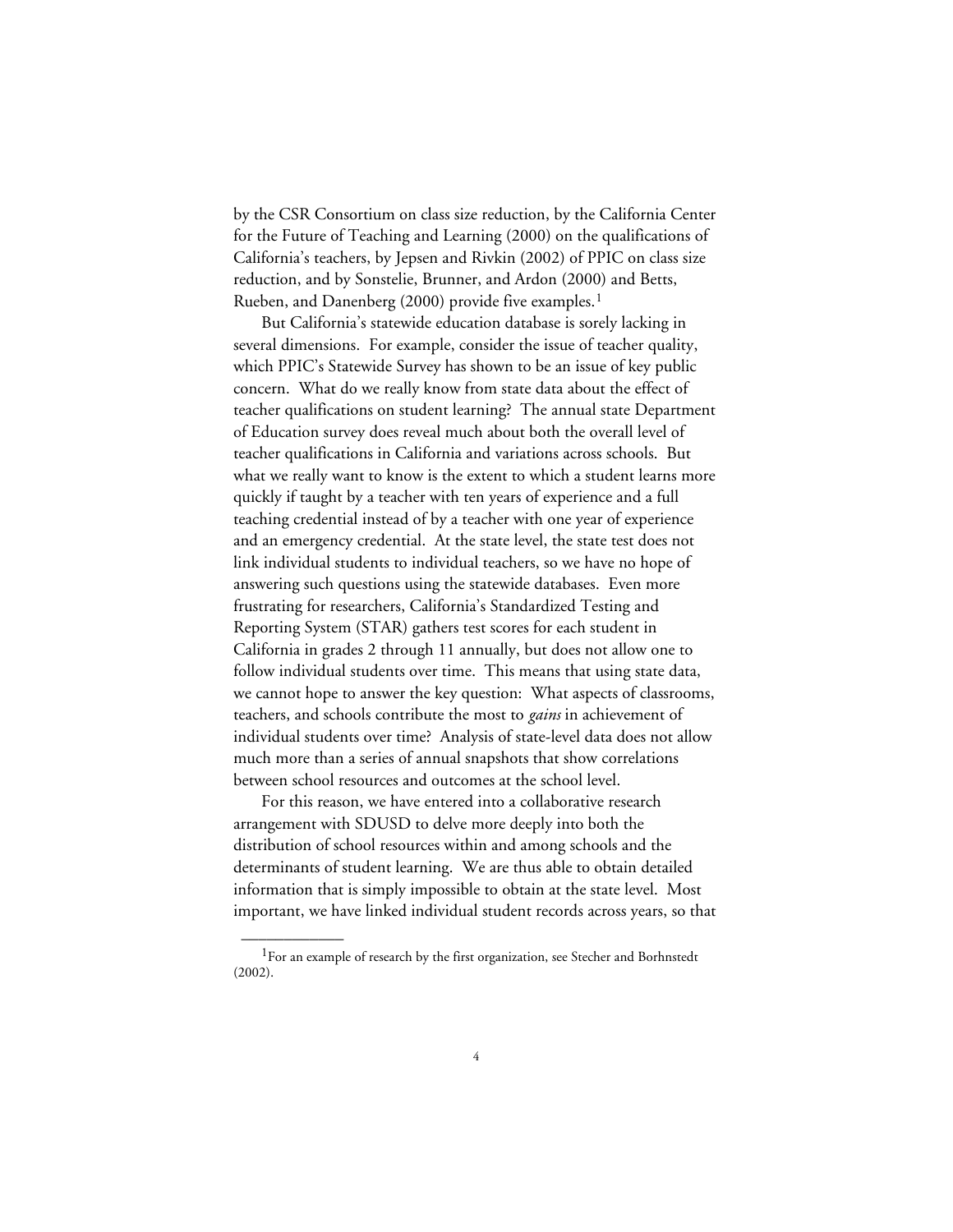by the CSR Consortium on class size reduction, by the California Center for the Future of Teaching and Learning (2000) on the qualifications of California's teachers, by Jepsen and Rivkin (2002) of PPIC on class size reduction, and by Sonstelie, Brunner, and Ardon (2000) and Betts, Rueben, and Danenberg (2000) provide five examples.[1]

But California's statewide education database is sorely lacking in several dimensions. For example, consider the issue of teacher quality, which PPIC's Statewide Survey has shown to be an issue of key public concern. What do we really know from state data about the effect of teacher qualifications on student learning? The annual state Department of Education survey does reveal much about both the overall level of teacher qualifications in California and variations across schools. But what we really want to know is the extent to which a student learns more quickly if taught by a teacher with ten years of experience and a full teaching credential instead of by a teacher with one year of experience and an emergency credential. At the state level, the state test does not link individual students to individual teachers, so we have no hope of answering such questions using the statewide databases. Even more frustrating for researchers, California's Standardized Testing and Reporting System (STAR) gathers test scores for each student in California in grades 2 through 11 annually, but does not allow one to follow individual students over time. This means that using state data, we cannot hope to answer the key question: What aspects of classrooms, teachers, and schools contribute the most to *gains* in achievement of individual students over time? Analysis of state-level data does not allow much more than a series of annual snapshots that show correlations between school resources and outcomes at the school level.

For this reason, we have entered into a collaborative research arrangement with SDUSD to delve more deeply into both the distribution of school resources within and among schools and the determinants of student learning. We are thus able to obtain detailed information that is simply impossible to obtain at the state level. Most important, we have linked individual student records across years, so that

---

[1] For an example of research by the first organization, see Stecher and Borhnstedt (2002).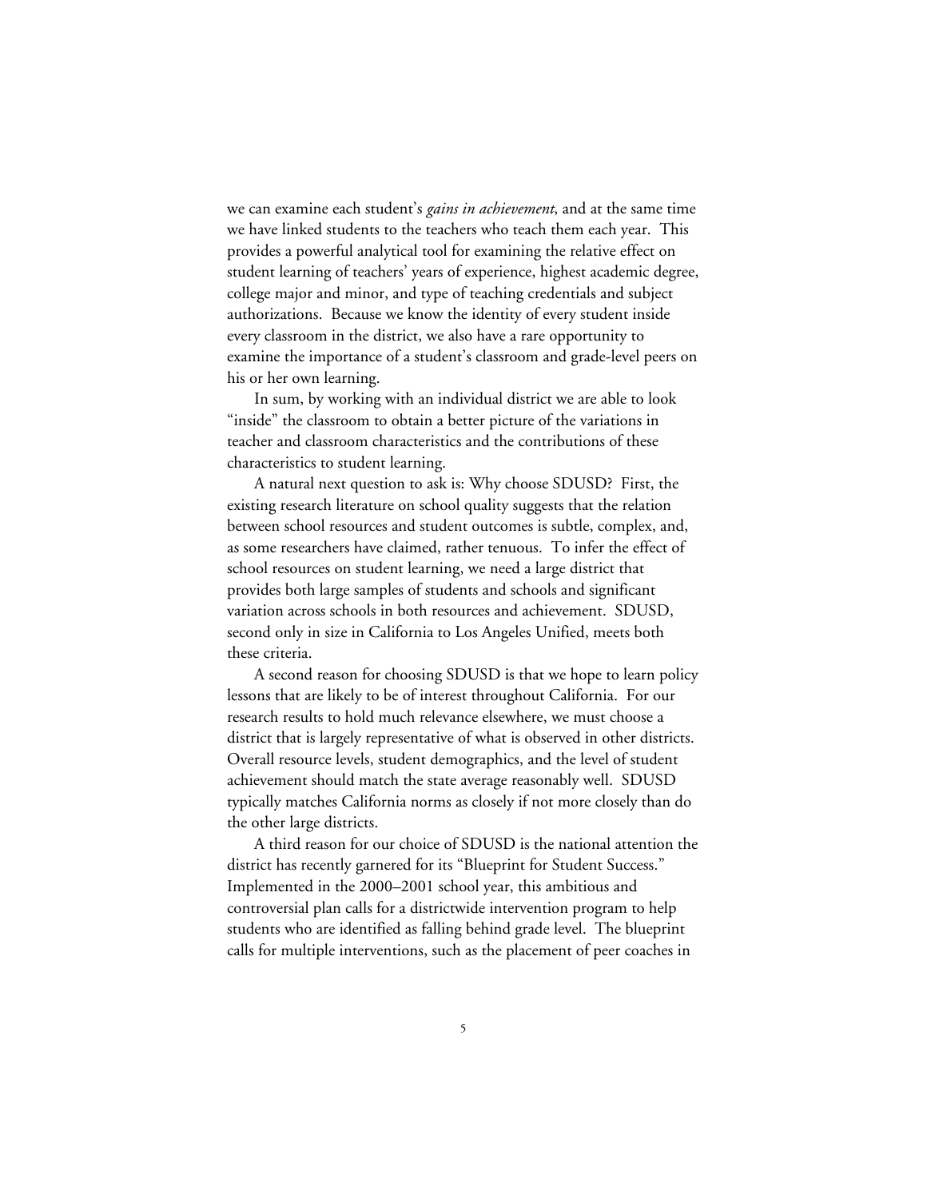we can examine each student's *gains in achievement*, and at the same time we have linked students to the teachers who teach them each year. This provides a powerful analytical tool for examining the relative effect on student learning of teachers' years of experience, highest academic degree, college major and minor, and type of teaching credentials and subject authorizations. Because we know the identity of every student inside every classroom in the district, we also have a rare opportunity to examine the importance of a student's classroom and grade-level peers on his or her own learning.

In sum, by working with an individual district we are able to look "inside" the classroom to obtain a better picture of the variations in teacher and classroom characteristics and the contributions of these characteristics to student learning.

A natural next question to ask is: Why choose SDUSD? First, the existing research literature on school quality suggests that the relation between school resources and student outcomes is subtle, complex, and, as some researchers have claimed, rather tenuous. To infer the effect of school resources on student learning, we need a large district that provides both large samples of students and schools and significant variation across schools in both resources and achievement. SDUSD, second only in size in California to Los Angeles Unified, meets both these criteria.

A second reason for choosing SDUSD is that we hope to learn policy lessons that are likely to be of interest throughout California. For our research results to hold much relevance elsewhere, we must choose a district that is largely representative of what is observed in other districts. Overall resource levels, student demographics, and the level of student achievement should match the state average reasonably well. SDUSD typically matches California norms as closely if not more closely than do the other large districts.

A third reason for our choice of SDUSD is the national attention the district has recently garnered for its "Blueprint for Student Success." Implemented in the 2000–2001 school year, this ambitious and controversial plan calls for a districtwide intervention program to help students who are identified as falling behind grade level. The blueprint calls for multiple interventions, such as the placement of peer coaches in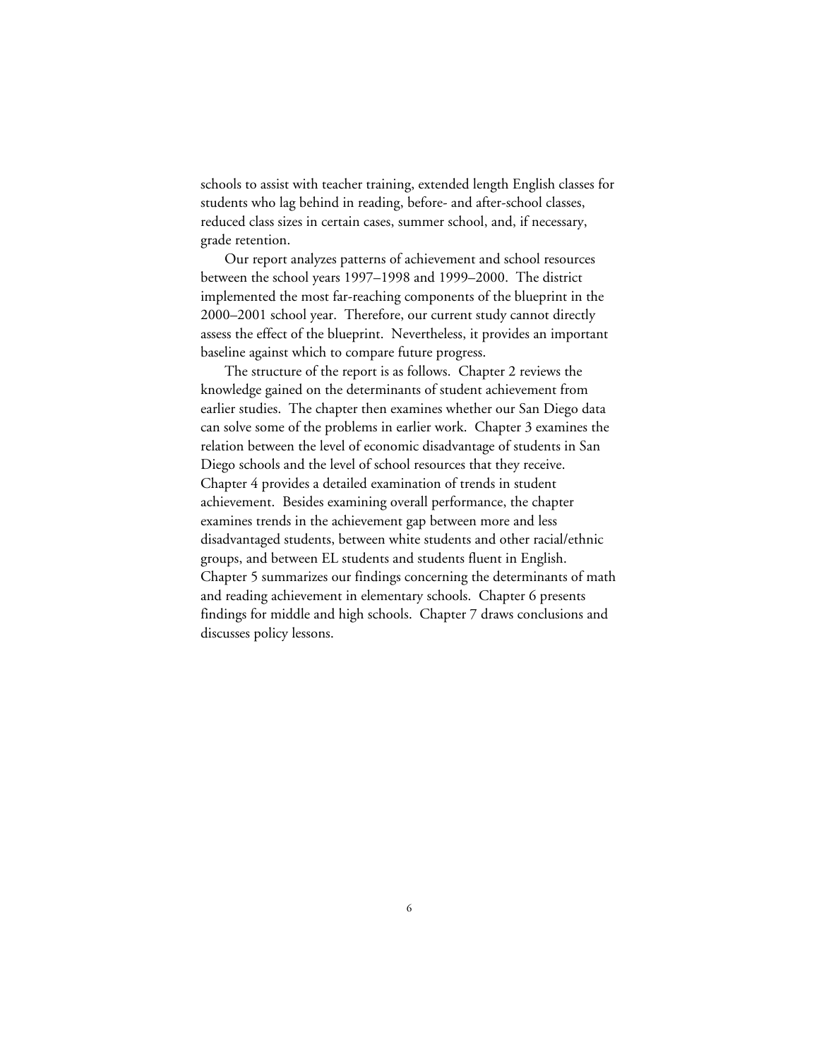schools to assist with teacher training, extended length English classes for students who lag behind in reading, before- and after-school classes, reduced class sizes in certain cases, summer school, and, if necessary, grade retention.

Our report analyzes patterns of achievement and school resources between the school years 1997–1998 and 1999–2000. The district implemented the most far-reaching components of the blueprint in the 2000–2001 school year. Therefore, our current study cannot directly assess the effect of the blueprint. Nevertheless, it provides an important baseline against which to compare future progress.

The structure of the report is as follows. Chapter 2 reviews the knowledge gained on the determinants of student achievement from earlier studies. The chapter then examines whether our San Diego data can solve some of the problems in earlier work. Chapter 3 examines the relation between the level of economic disadvantage of students in San Diego schools and the level of school resources that they receive. Chapter 4 provides a detailed examination of trends in student achievement. Besides examining overall performance, the chapter examines trends in the achievement gap between more and less disadvantaged students, between white students and other racial/ethnic groups, and between EL students and students fluent in English. Chapter 5 summarizes our findings concerning the determinants of math and reading achievement in elementary schools. Chapter 6 presents findings for middle and high schools. Chapter 7 draws conclusions and discusses policy lessons.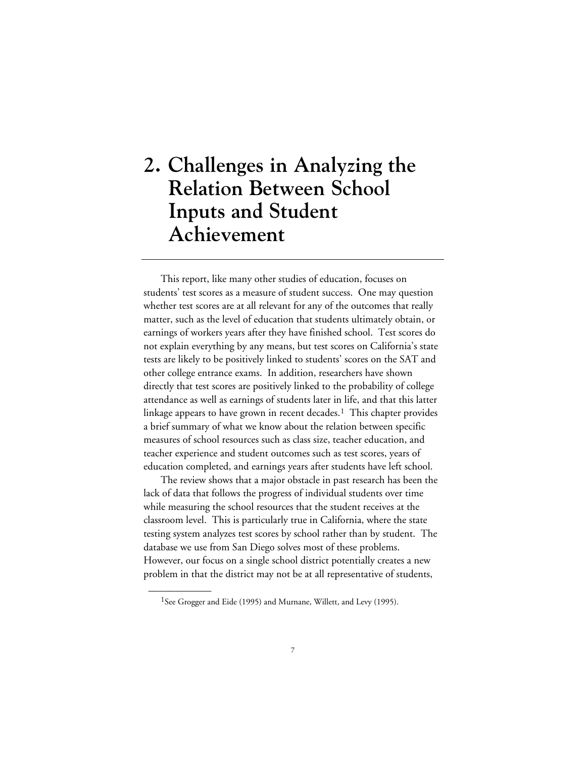# 2. Challenges in Analyzing the Relation Between School Inputs and Student Achievement

This report, like many other studies of education, focuses on students' test scores as a measure of student success. One may question whether test scores are at all relevant for any of the outcomes that really matter, such as the level of education that students ultimately obtain, or earnings of workers years after they have finished school. Test scores do not explain everything by any means, but test scores on California's state tests are likely to be positively linked to students' scores on the SAT and other college entrance exams. In addition, researchers have shown directly that test scores are positively linked to the probability of college attendance as well as earnings of students later in life, and that this latter linkage appears to have grown in recent decades.[1] This chapter provides a brief summary of what we know about the relation between specific measures of school resources such as class size, teacher education, and teacher experience and student outcomes such as test scores, years of education completed, and earnings years after students have left school.

The review shows that a major obstacle in past research has been the lack of data that follows the progress of individual students over time while measuring the school resources that the student receives at the classroom level. This is particularly true in California, where the state testing system analyzes test scores by school rather than by student. The database we use from San Diego solves most of these problems. However, our focus on a single school district potentially creates a new problem in that the district may not be at all representative of students,

---

[1] See Grogger and Eide (1995) and Murnane, Willett, and Levy (1995).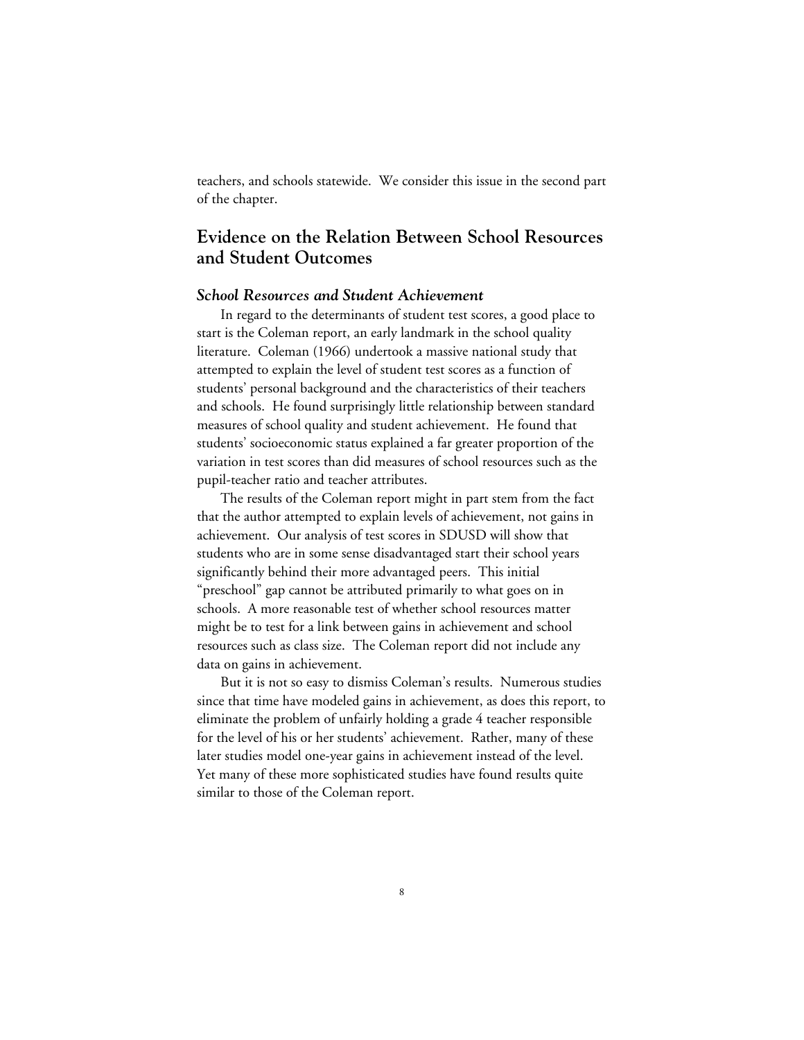teachers, and schools statewide. We consider this issue in the second part of the chapter.

## Evidence on the Relation Between School Resources and Student Outcomes

### *School Resources and Student Achievement*

In regard to the determinants of student test scores, a good place to start is the Coleman report, an early landmark in the school quality literature. Coleman (1966) undertook a massive national study that attempted to explain the level of student test scores as a function of students' personal background and the characteristics of their teachers and schools. He found surprisingly little relationship between standard measures of school quality and student achievement. He found that students' socioeconomic status explained a far greater proportion of the variation in test scores than did measures of school resources such as the pupil-teacher ratio and teacher attributes.

The results of the Coleman report might in part stem from the fact that the author attempted to explain levels of achievement, not gains in achievement. Our analysis of test scores in SDUSD will show that students who are in some sense disadvantaged start their school years significantly behind their more advantaged peers. This initial "preschool" gap cannot be attributed primarily to what goes on in schools. A more reasonable test of whether school resources matter might be to test for a link between gains in achievement and school resources such as class size. The Coleman report did not include any data on gains in achievement.

But it is not so easy to dismiss Coleman's results. Numerous studies since that time have modeled gains in achievement, as does this report, to eliminate the problem of unfairly holding a grade 4 teacher responsible for the level of his or her students' achievement. Rather, many of these later studies model one-year gains in achievement instead of the level. Yet many of these more sophisticated studies have found results quite similar to those of the Coleman report.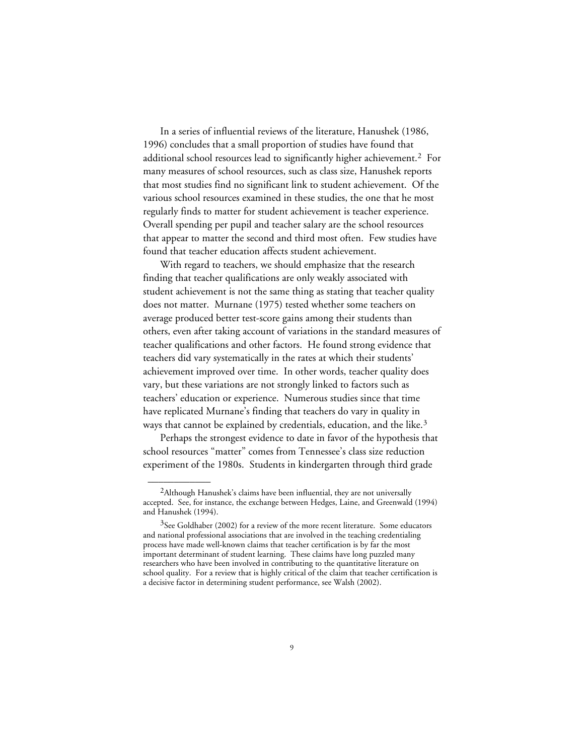In a series of influential reviews of the literature, Hanushek (1986, 1996) concludes that a small proportion of studies have found that additional school resources lead to significantly higher achievement.[2] For many measures of school resources, such as class size, Hanushek reports that most studies find no significant link to student achievement. Of the various school resources examined in these studies, the one that he most regularly finds to matter for student achievement is teacher experience. Overall spending per pupil and teacher salary are the school resources that appear to matter the second and third most often. Few studies have found that teacher education affects student achievement.

With regard to teachers, we should emphasize that the research finding that teacher qualifications are only weakly associated with student achievement is not the same thing as stating that teacher quality does not matter. Murnane (1975) tested whether some teachers on average produced better test-score gains among their students than others, even after taking account of variations in the standard measures of teacher qualifications and other factors. He found strong evidence that teachers did vary systematically in the rates at which their students' achievement improved over time. In other words, teacher quality does vary, but these variations are not strongly linked to factors such as teachers' education or experience. Numerous studies since that time have replicated Murnane's finding that teachers do vary in quality in ways that cannot be explained by credentials, education, and the like.[3]

Perhaps the strongest evidence to date in favor of the hypothesis that school resources "matter" comes from Tennessee's class size reduction experiment of the 1980s. Students in kindergarten through third grade

---

[2]Although Hanushek's claims have been influential, they are not universally accepted. See, for instance, the exchange between Hedges, Laine, and Greenwald (1994) and Hanushek (1994).

[3]See Goldhaber (2002) for a review of the more recent literature. Some educators and national professional associations that are involved in the teaching credentialing process have made well-known claims that teacher certification is by far the most important determinant of student learning. These claims have long puzzled many researchers who have been involved in contributing to the quantitative literature on school quality. For a review that is highly critical of the claim that teacher certification is a decisive factor in determining student performance, see Walsh (2002).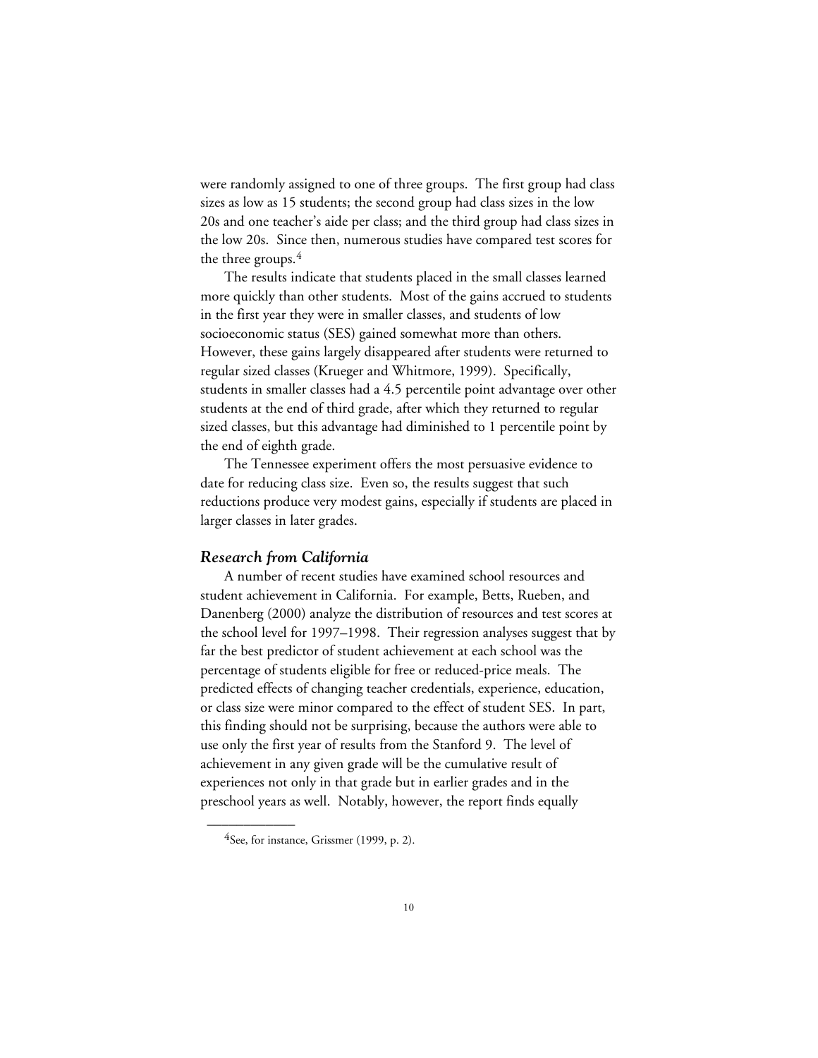were randomly assigned to one of three groups. The first group had class sizes as low as 15 students; the second group had class sizes in the low 20s and one teacher's aide per class; and the third group had class sizes in the low 20s. Since then, numerous studies have compared test scores for the three groups.[4]

The results indicate that students placed in the small classes learned more quickly than other students. Most of the gains accrued to students in the first year they were in smaller classes, and students of low socioeconomic status (SES) gained somewhat more than others. However, these gains largely disappeared after students were returned to regular sized classes (Krueger and Whitmore, 1999). Specifically, students in smaller classes had a 4.5 percentile point advantage over other students at the end of third grade, after which they returned to regular sized classes, but this advantage had diminished to 1 percentile point by the end of eighth grade.

The Tennessee experiment offers the most persuasive evidence to date for reducing class size. Even so, the results suggest that such reductions produce very modest gains, especially if students are placed in larger classes in later grades.

### *Research from California*

A number of recent studies have examined school resources and student achievement in California. For example, Betts, Rueben, and Danenberg (2000) analyze the distribution of resources and test scores at the school level for 1997–1998. Their regression analyses suggest that by far the best predictor of student achievement at each school was the percentage of students eligible for free or reduced-price meals. The predicted effects of changing teacher credentials, experience, education, or class size were minor compared to the effect of student SES. In part, this finding should not be surprising, because the authors were able to use only the first year of results from the Stanford 9. The level of achievement in any given grade will be the cumulative result of experiences not only in that grade but in earlier grades and in the preschool years as well. Notably, however, the report finds equally

---

[4] See, for instance, Grissmer (1999, p. 2).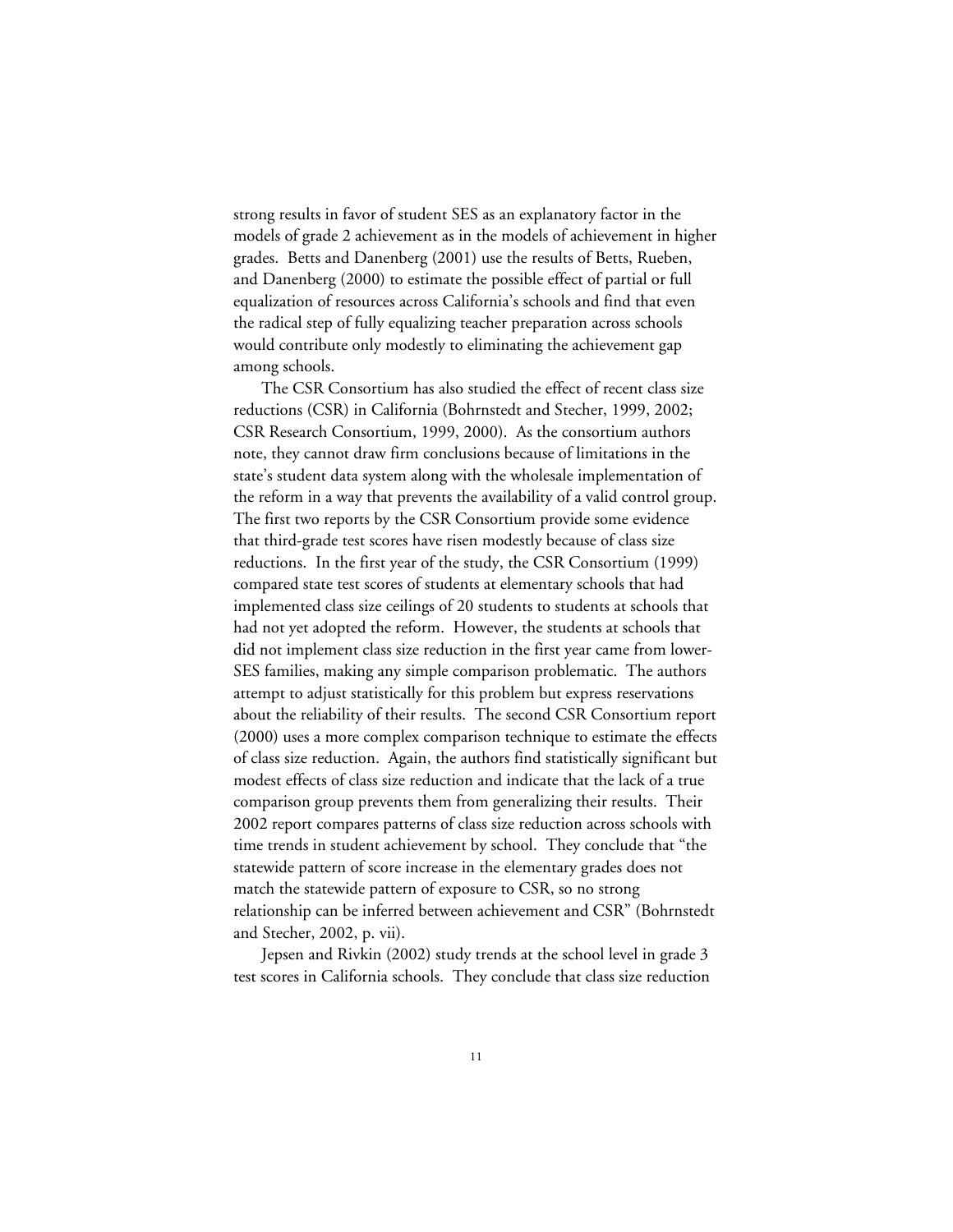strong results in favor of student SES as an explanatory factor in the models of grade 2 achievement as in the models of achievement in higher grades. Betts and Danenberg (2001) use the results of Betts, Rueben, and Danenberg (2000) to estimate the possible effect of partial or full equalization of resources across California's schools and find that even the radical step of fully equalizing teacher preparation across schools would contribute only modestly to eliminating the achievement gap among schools.

The CSR Consortium has also studied the effect of recent class size reductions (CSR) in California (Bohrnstedt and Stecher, 1999, 2002; CSR Research Consortium, 1999, 2000). As the consortium authors note, they cannot draw firm conclusions because of limitations in the state's student data system along with the wholesale implementation of the reform in a way that prevents the availability of a valid control group. The first two reports by the CSR Consortium provide some evidence that third-grade test scores have risen modestly because of class size reductions. In the first year of the study, the CSR Consortium (1999) compared state test scores of students at elementary schools that had implemented class size ceilings of 20 students to students at schools that had not yet adopted the reform. However, the students at schools that did not implement class size reduction in the first year came from lower-SES families, making any simple comparison problematic. The authors attempt to adjust statistically for this problem but express reservations about the reliability of their results. The second CSR Consortium report (2000) uses a more complex comparison technique to estimate the effects of class size reduction. Again, the authors find statistically significant but modest effects of class size reduction and indicate that the lack of a true comparison group prevents them from generalizing their results. Their 2002 report compares patterns of class size reduction across schools with time trends in student achievement by school. They conclude that "the statewide pattern of score increase in the elementary grades does not match the statewide pattern of exposure to CSR, so no strong relationship can be inferred between achievement and CSR" (Bohrnstedt and Stecher, 2002, p. vii).

Jepsen and Rivkin (2002) study trends at the school level in grade 3 test scores in California schools. They conclude that class size reduction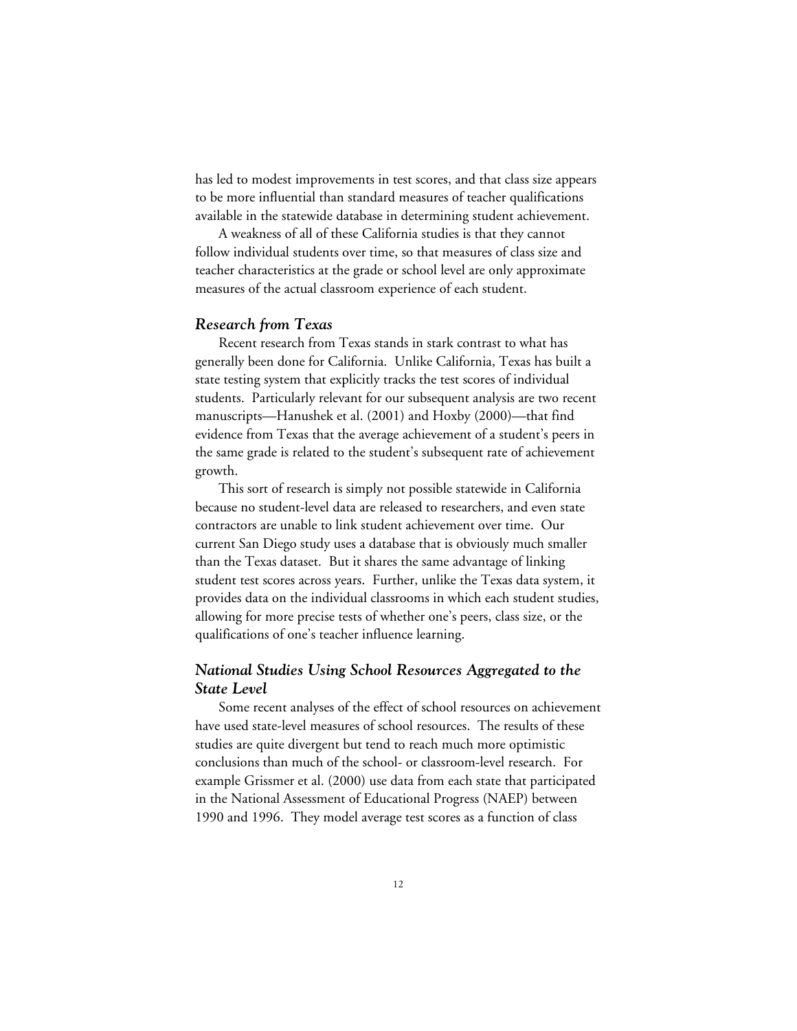has led to modest improvements in test scores, and that class size appears to be more influential than standard measures of teacher qualifications available in the statewide database in determining student achievement.

A weakness of all of these California studies is that they cannot follow individual students over time, so that measures of class size and teacher characteristics at the grade or school level are only approximate measures of the actual classroom experience of each student.

### *Research from Texas*

Recent research from Texas stands in stark contrast to what has generally been done for California. Unlike California, Texas has built a state testing system that explicitly tracks the test scores of individual students. Particularly relevant for our subsequent analysis are two recent manuscripts—Hanushek et al. (2001) and Hoxby (2000)—that find evidence from Texas that the average achievement of a student's peers in the same grade is related to the student's subsequent rate of achievement growth.

This sort of research is simply not possible statewide in California because no student-level data are released to researchers, and even state contractors are unable to link student achievement over time. Our current San Diego study uses a database that is obviously much smaller than the Texas dataset. But it shares the same advantage of linking student test scores across years. Further, unlike the Texas data system, it provides data on the individual classrooms in which each student studies, allowing for more precise tests of whether one's peers, class size, or the qualifications of one's teacher influence learning.

## *National Studies Using School Resources Aggregated to the State Level*

Some recent analyses of the effect of school resources on achievement have used state-level measures of school resources. The results of these studies are quite divergent but tend to reach much more optimistic conclusions than much of the school- or classroom-level research. For example Grissmer et al. (2000) use data from each state that participated in the National Assessment of Educational Progress (NAEP) between 1990 and 1996. They model average test scores as a function of class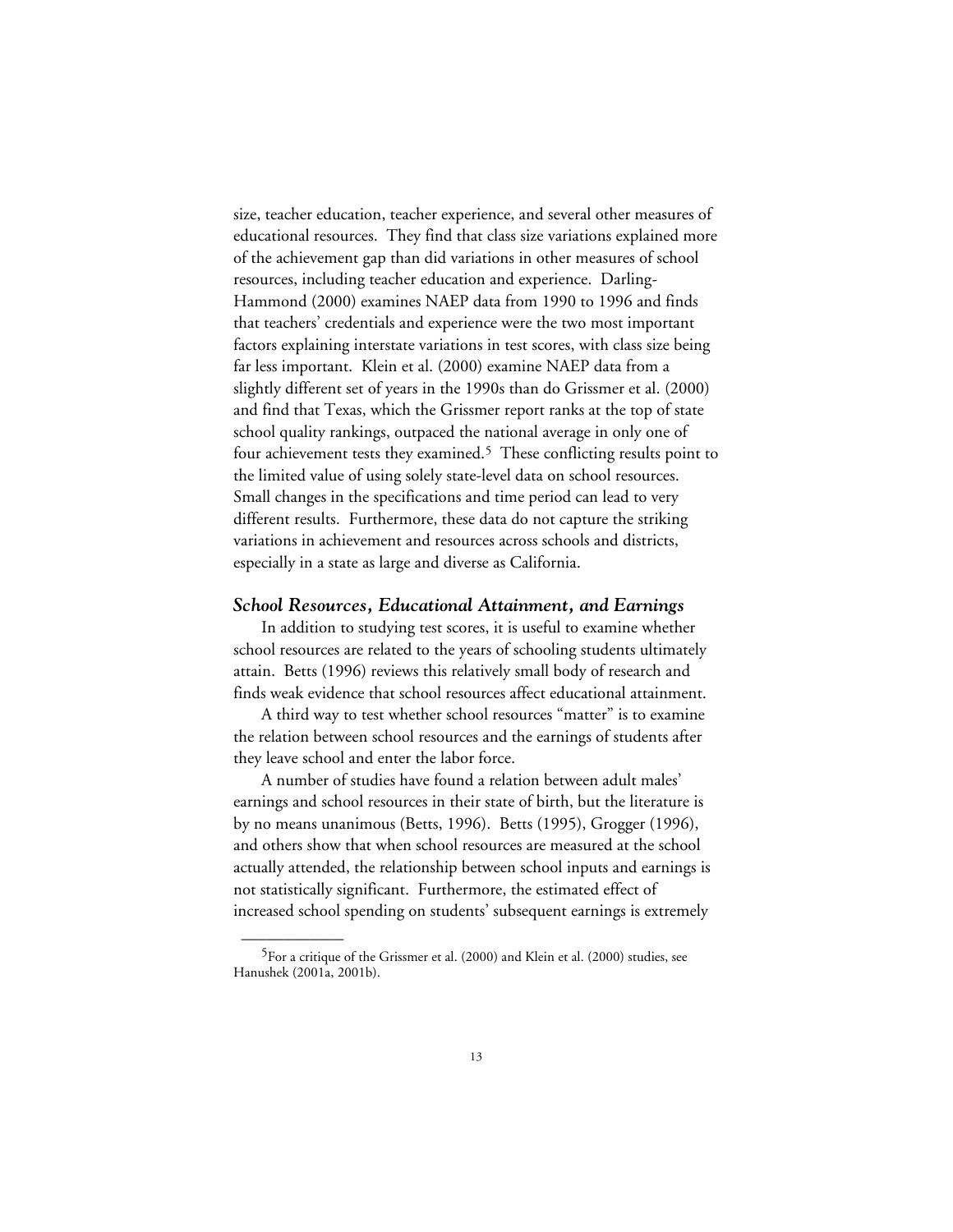size, teacher education, teacher experience, and several other measures of educational resources. They find that class size variations explained more of the achievement gap than did variations in other measures of school resources, including teacher education and experience. Darling-Hammond (2000) examines NAEP data from 1990 to 1996 and finds that teachers' credentials and experience were the two most important factors explaining interstate variations in test scores, with class size being far less important. Klein et al. (2000) examine NAEP data from a slightly different set of years in the 1990s than do Grissmer et al. (2000) and find that Texas, which the Grissmer report ranks at the top of state school quality rankings, outpaced the national average in only one of four achievement tests they examined.[5] These conflicting results point to the limited value of using solely state-level data on school resources. Small changes in the specifications and time period can lead to very different results. Furthermore, these data do not capture the striking variations in achievement and resources across schools and districts, especially in a state as large and diverse as California.

### *School Resources, Educational Attainment, and Earnings*

In addition to studying test scores, it is useful to examine whether school resources are related to the years of schooling students ultimately attain. Betts (1996) reviews this relatively small body of research and finds weak evidence that school resources affect educational attainment.

A third way to test whether school resources "matter" is to examine the relation between school resources and the earnings of students after they leave school and enter the labor force.

A number of studies have found a relation between adult males' earnings and school resources in their state of birth, but the literature is by no means unanimous (Betts, 1996). Betts (1995), Grogger (1996), and others show that when school resources are measured at the school actually attended, the relationship between school inputs and earnings is not statistically significant. Furthermore, the estimated effect of increased school spending on students' subsequent earnings is extremely

---

[5]For a critique of the Grissmer et al. (2000) and Klein et al. (2000) studies, see Hanushek (2001a, 2001b).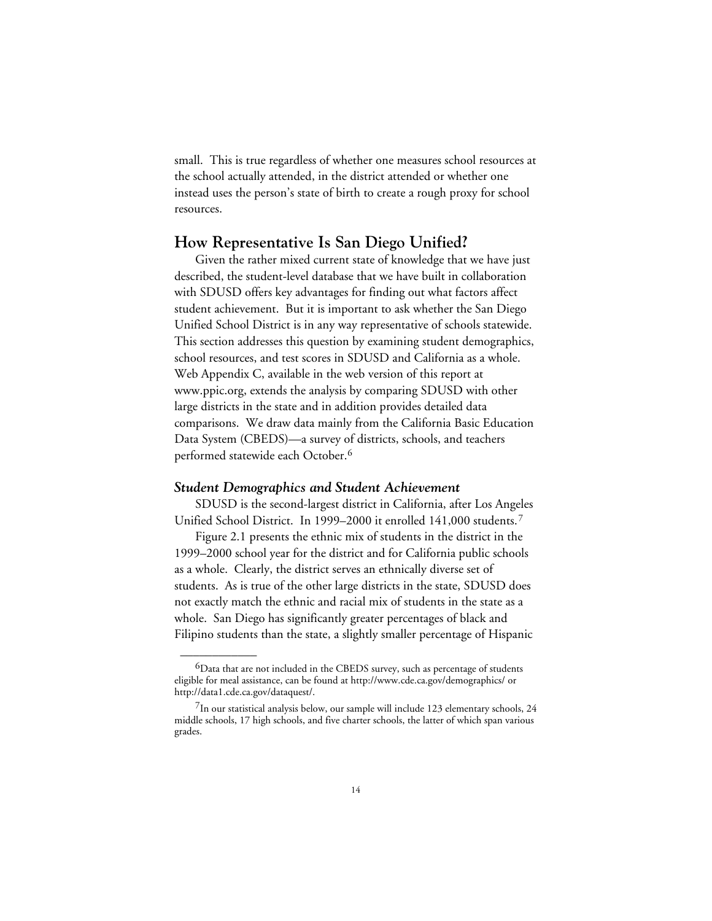small. This is true regardless of whether one measures school resources at the school actually attended, in the district attended or whether one instead uses the person's state of birth to create a rough proxy for school resources.

## How Representative Is San Diego Unified?

Given the rather mixed current state of knowledge that we have just described, the student-level database that we have built in collaboration with SDUSD offers key advantages for finding out what factors affect student achievement. But it is important to ask whether the San Diego Unified School District is in any way representative of schools statewide. This section addresses this question by examining student demographics, school resources, and test scores in SDUSD and California as a whole. Web Appendix C, available in the web version of this report at www.ppic.org, extends the analysis by comparing SDUSD with other large districts in the state and in addition provides detailed data comparisons. We draw data mainly from the California Basic Education Data System (CBEDS)—a survey of districts, schools, and teachers performed statewide each October.[6]

### *Student Demographics and Student Achievement*

SDUSD is the second-largest district in California, after Los Angeles Unified School District. In 1999–2000 it enrolled 141,000 students.[7]

Figure 2.1 presents the ethnic mix of students in the district in the 1999–2000 school year for the district and for California public schools as a whole. Clearly, the district serves an ethnically diverse set of students. As is true of the other large districts in the state, SDUSD does not exactly match the ethnic and racial mix of students in the state as a whole. San Diego has significantly greater percentages of black and Filipino students than the state, a slightly smaller percentage of Hispanic

---

[6]Data that are not included in the CBEDS survey, such as percentage of students eligible for meal assistance, can be found at http://www.cde.ca.gov/demographics/ or http://data1.cde.ca.gov/dataquest/.

[7]In our statistical analysis below, our sample will include 123 elementary schools, 24 middle schools, 17 high schools, and five charter schools, the latter of which span various grades.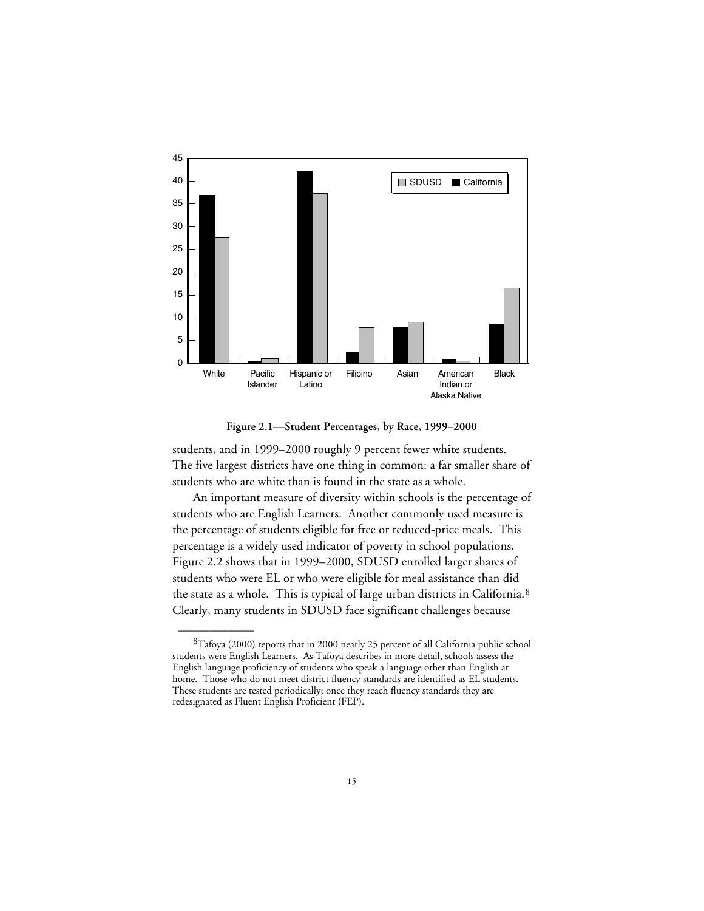Figure 2.1—Student Percentages, by Race, 1999–2000

students, and in 1999–2000 roughly 9 percent fewer white students. The five largest districts have one thing in common: a far smaller share of students who are white than is found in the state as a whole.

An important measure of diversity within schools is the percentage of students who are English Learners. Another commonly used measure is the percentage of students eligible for free or reduced-price meals. This percentage is a widely used indicator of poverty in school populations. Figure 2.2 shows that in 1999–2000, SDUSD enrolled larger shares of students who were EL or who were eligible for meal assistance than did the state as a whole. This is typical of large urban districts in California.[8] Clearly, many students in SDUSD face significant challenges because

---

[8]Tafoya (2000) reports that in 2000 nearly 25 percent of all California public school students were English Learners. As Tafoya describes in more detail, schools assess the English language proficiency of students who speak a language other than English at home. Those who do not meet district fluency standards are identified as EL students. These students are tested periodically; once they reach fluency standards they are redesignated as Fluent English Proficient (FEP).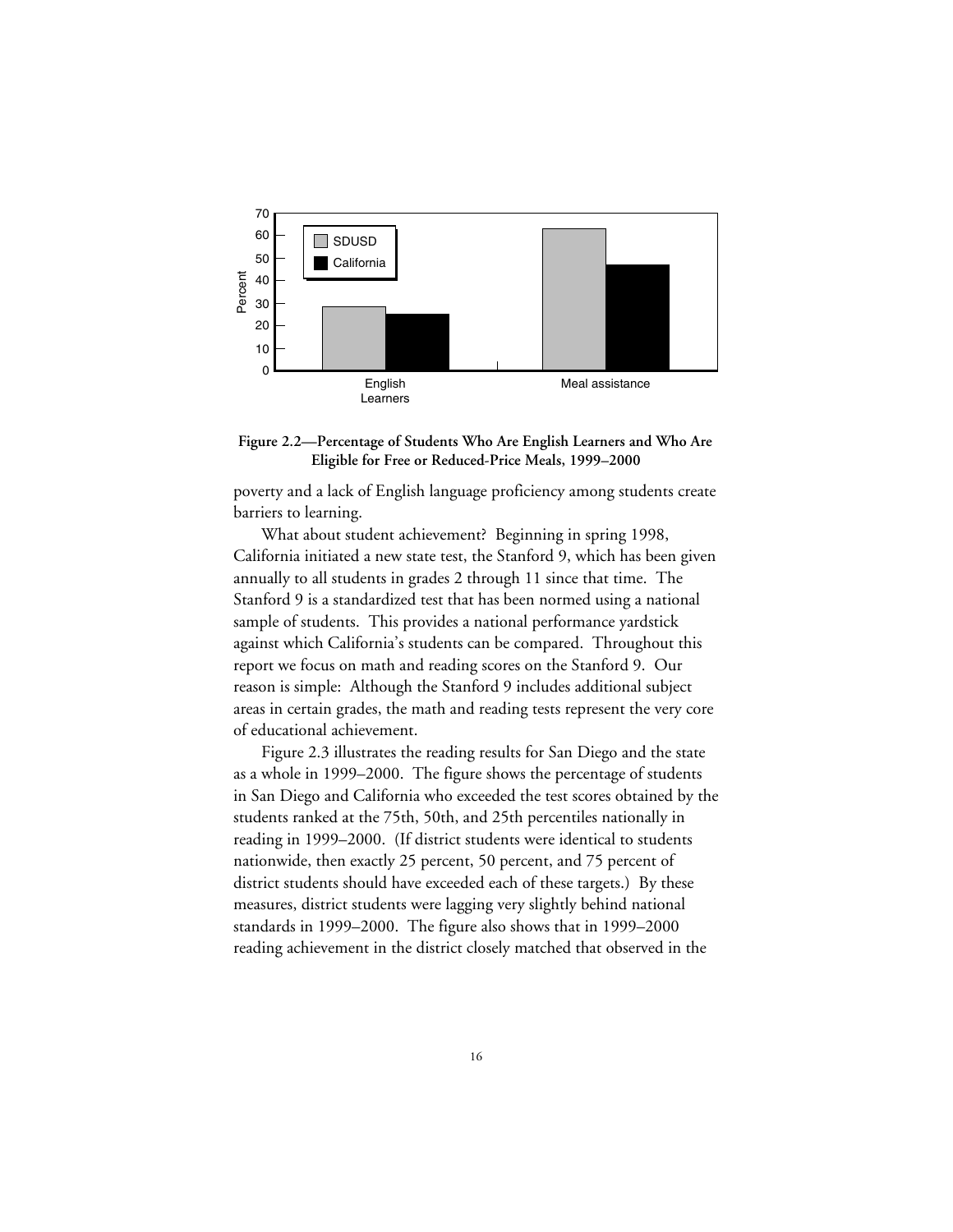**Figure 2.2—Percentage of Students Who Are English Learners and Who Are Eligible for Free or Reduced-Price Meals, 1999–2000**

poverty and a lack of English language proficiency among students create barriers to learning.

What about student achievement? Beginning in spring 1998, California initiated a new state test, the Stanford 9, which has been given annually to all students in grades 2 through 11 since that time. The Stanford 9 is a standardized test that has been normed using a national sample of students. This provides a national performance yardstick against which California's students can be compared. Throughout this report we focus on math and reading scores on the Stanford 9. Our reason is simple: Although the Stanford 9 includes additional subject areas in certain grades, the math and reading tests represent the very core of educational achievement.

Figure 2.3 illustrates the reading results for San Diego and the state as a whole in 1999–2000. The figure shows the percentage of students in San Diego and California who exceeded the test scores obtained by the students ranked at the 75th, 50th, and 25th percentiles nationally in reading in 1999–2000. (If district students were identical to students nationwide, then exactly 25 percent, 50 percent, and 75 percent of district students should have exceeded each of these targets.) By these measures, district students were lagging very slightly behind national standards in 1999–2000. The figure also shows that in 1999–2000 reading achievement in the district closely matched that observed in the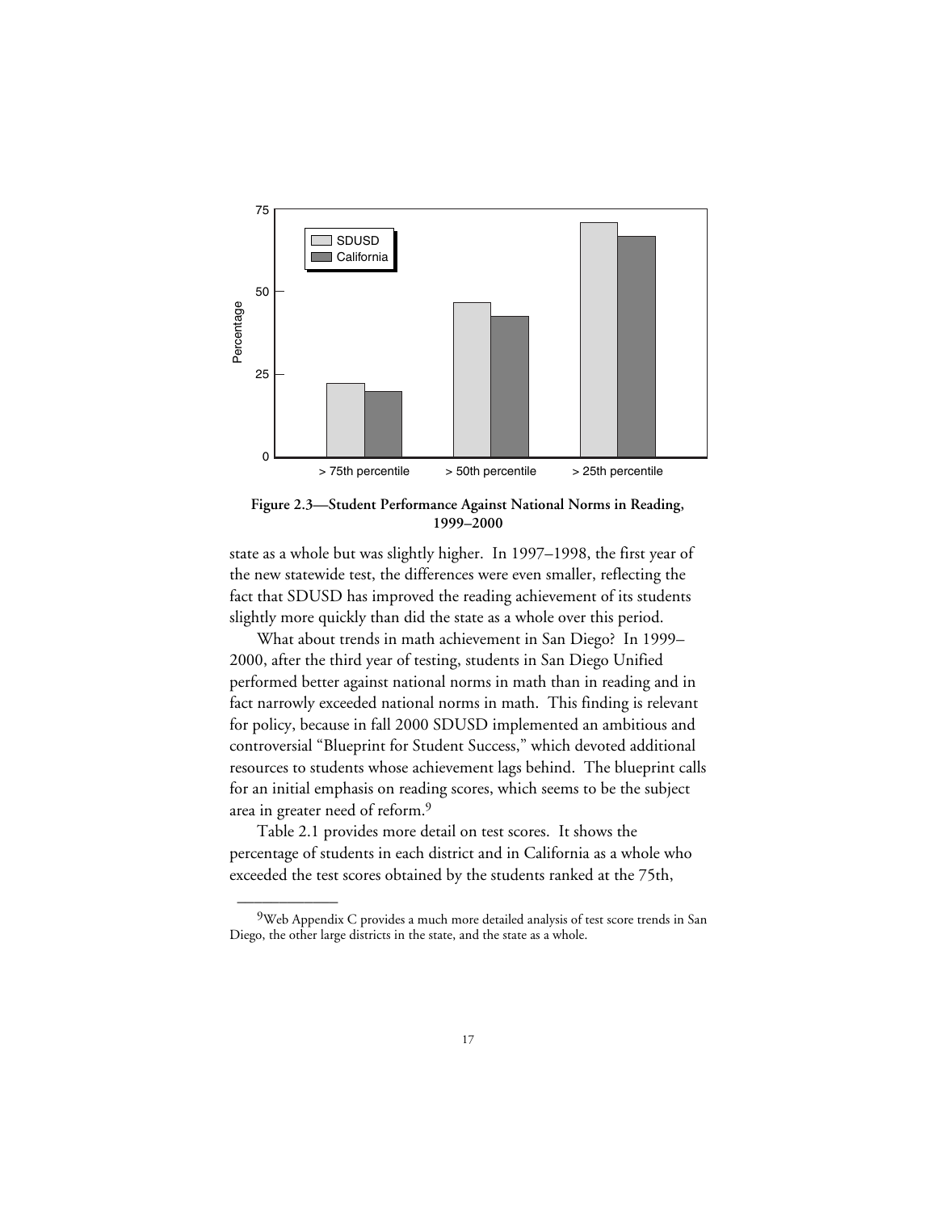**Figure 2.3—Student Performance Against National Norms in Reading, 1999–2000**

state as a whole but was slightly higher. In 1997–1998, the first year of the new statewide test, the differences were even smaller, reflecting the fact that SDUSD has improved the reading achievement of its students slightly more quickly than did the state as a whole over this period.

What about trends in math achievement in San Diego? In 1999–2000, after the third year of testing, students in San Diego Unified performed better against national norms in math than in reading and in fact narrowly exceeded national norms in math. This finding is relevant for policy, because in fall 2000 SDUSD implemented an ambitious and controversial "Blueprint for Student Success," which devoted additional resources to students whose achievement lags behind. The blueprint calls for an initial emphasis on reading scores, which seems to be the subject area in greater need of reform.[9]

Table 2.1 provides more detail on test scores. It shows the percentage of students in each district and in California as a whole who exceeded the test scores obtained by the students ranked at the 75th,

---

[9]Web Appendix C provides a much more detailed analysis of test score trends in San Diego, the other large districts in the state, and the state as a whole.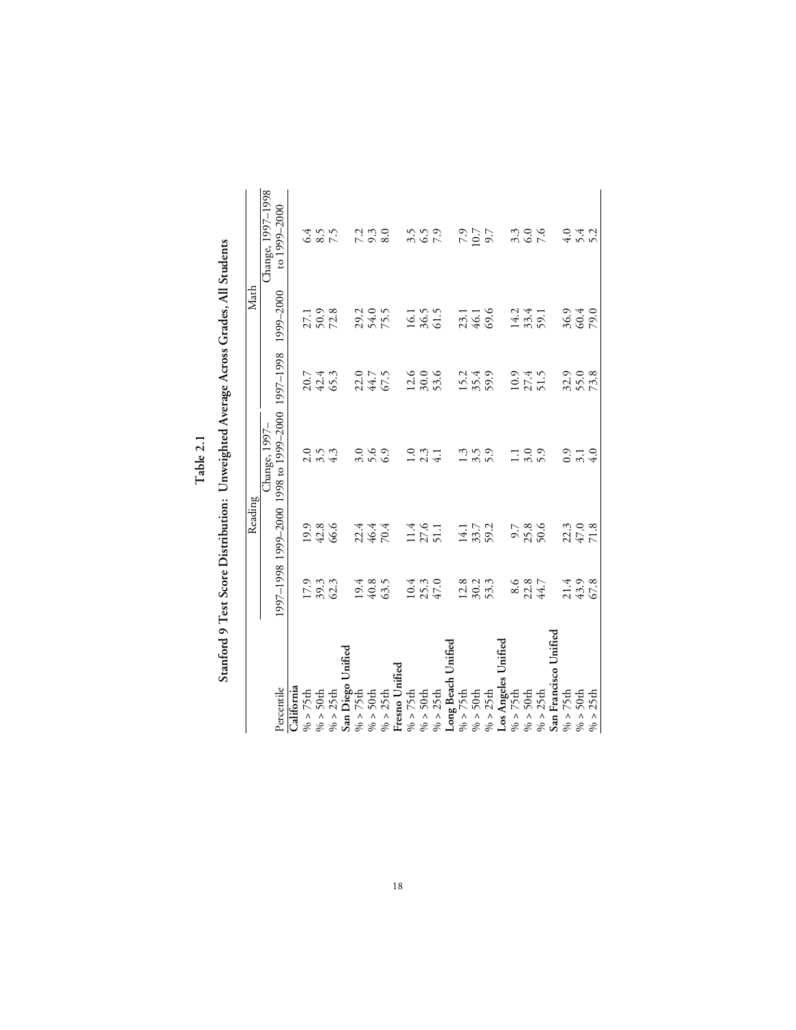**Table 2.1**

**Stanford 9 Test Score Distribution: Unweighted Average Across Grades, All Students**

| Percentile | Reading | | | Math | | |
|---|---|---|---|---|---|---|
| | 1997–1998 | 1999–2000 | Change, 1997–1998 to 1999–2000 | 1997–1998 | 1999–2000 | Change, 1997–1998 to 1999–2000 |
| **California** | | | | | | |
| % > 75th | 17.9 | 19.9 | 2.0 | 20.7 | 27.1 | 6.4 |
| % > 50th | 39.3 | 42.8 | 3.5 | 42.4 | 50.9 | 8.5 |
| % > 25th | 62.3 | 66.6 | 4.3 | 65.3 | 72.8 | 7.5 |
| **San Diego Unified** | | | | | | |
| % > 75th | 19.4 | 22.4 | 3.0 | 22.0 | 29.2 | 7.2 |
| % > 50th | 40.8 | 46.4 | 5.6 | 44.7 | 54.0 | 9.3 |
| % > 25th | 63.5 | 70.4 | 6.9 | 67.5 | 75.5 | 8.0 |
| **Fresno Unified** | | | | | | |
| % > 75th | 10.4 | 11.4 | 1.0 | 12.6 | 16.1 | 3.5 |
| % > 50th | 25.3 | 27.6 | 2.3 | 30.0 | 36.5 | 6.5 |
| % > 25th | 47.0 | 51.1 | 4.1 | 53.6 | 61.5 | 7.9 |
| **Long Beach Unified** | | | | | | |
| % > 75th | 12.8 | 14.1 | 1.3 | 15.2 | 23.1 | 7.9 |
| % > 50th | 30.2 | 33.7 | 3.5 | 35.4 | 46.1 | 10.7 |
| % > 25th | 53.3 | 59.2 | 5.9 | 59.9 | 69.6 | 9.7 |
| **Los Angeles Unified** | | | | | | |
| % > 75th | 8.6 | 9.7 | 1.1 | 10.9 | 14.2 | 3.3 |
| % > 50th | 22.8 | 25.8 | 3.0 | 27.4 | 33.4 | 6.0 |
| % > 25th | 44.7 | 50.6 | 5.9 | 51.5 | 59.1 | 7.6 |
| **San Francisco Unified** | | | | | | |
| % > 75th | 21.4 | 22.3 | 0.9 | 32.9 | 36.9 | 4.0 |
| % > 50th | 43.9 | 47.0 | 3.1 | 55.0 | 60.4 | 5.4 |
| % > 25th | 67.8 | 71.8 | 4.0 | 73.8 | 79.0 | 5.2 |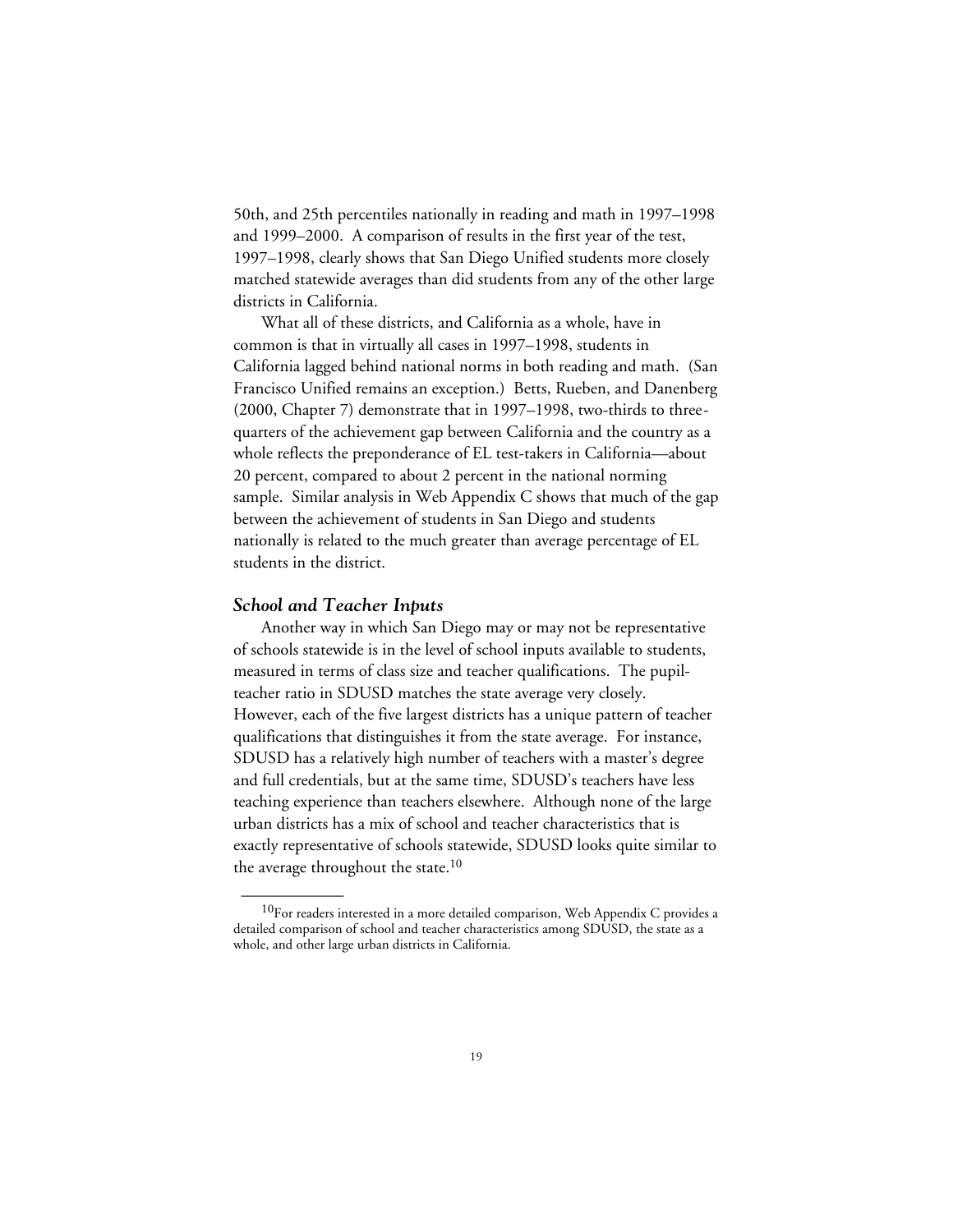50th, and 25th percentiles nationally in reading and math in 1997–1998 and 1999–2000. A comparison of results in the first year of the test, 1997–1998, clearly shows that San Diego Unified students more closely matched statewide averages than did students from any of the other large districts in California.

What all of these districts, and California as a whole, have in common is that in virtually all cases in 1997–1998, students in California lagged behind national norms in both reading and math. (San Francisco Unified remains an exception.) Betts, Rueben, and Danenberg (2000, Chapter 7) demonstrate that in 1997–1998, two-thirds to three-quarters of the achievement gap between California and the country as a whole reflects the preponderance of EL test-takers in California—about 20 percent, compared to about 2 percent in the national norming sample. Similar analysis in Web Appendix C shows that much of the gap between the achievement of students in San Diego and students nationally is related to the much greater than average percentage of EL students in the district.

### *School and Teacher Inputs*

Another way in which San Diego may or may not be representative of schools statewide is in the level of school inputs available to students, measured in terms of class size and teacher qualifications. The pupil-teacher ratio in SDUSD matches the state average very closely. However, each of the five largest districts has a unique pattern of teacher qualifications that distinguishes it from the state average. For instance, SDUSD has a relatively high number of teachers with a master's degree and full credentials, but at the same time, SDUSD's teachers have less teaching experience than teachers elsewhere. Although none of the large urban districts has a mix of school and teacher characteristics that is exactly representative of schools statewide, SDUSD looks quite similar to the average throughout the state.[10]

---

[10]For readers interested in a more detailed comparison, Web Appendix C provides a detailed comparison of school and teacher characteristics among SDUSD, the state as a whole, and other large urban districts in California.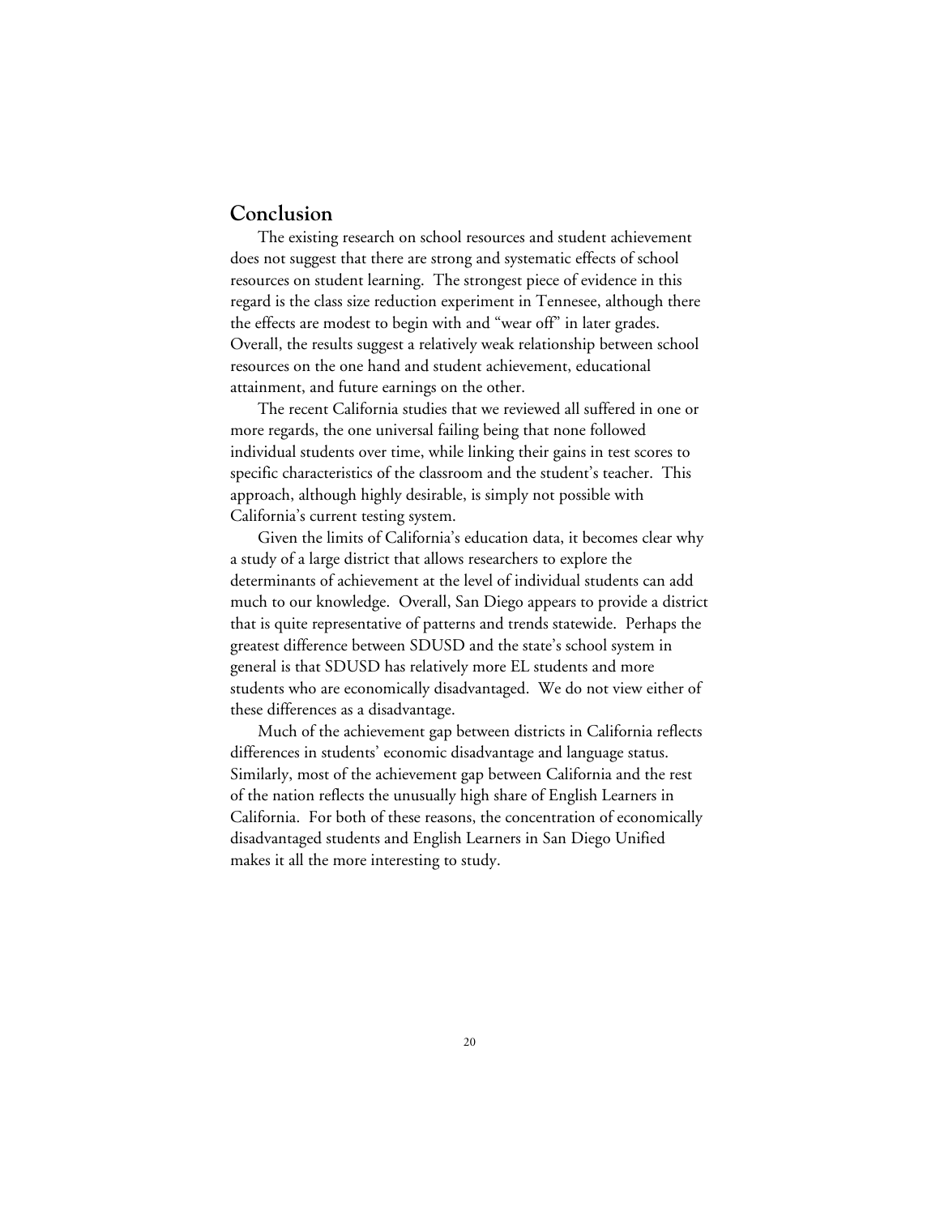## Conclusion

The existing research on school resources and student achievement does not suggest that there are strong and systematic effects of school resources on student learning. The strongest piece of evidence in this regard is the class size reduction experiment in Tennesee, although there the effects are modest to begin with and "wear off" in later grades. Overall, the results suggest a relatively weak relationship between school resources on the one hand and student achievement, educational attainment, and future earnings on the other.

The recent California studies that we reviewed all suffered in one or more regards, the one universal failing being that none followed individual students over time, while linking their gains in test scores to specific characteristics of the classroom and the student's teacher. This approach, although highly desirable, is simply not possible with California's current testing system.

Given the limits of California's education data, it becomes clear why a study of a large district that allows researchers to explore the determinants of achievement at the level of individual students can add much to our knowledge. Overall, San Diego appears to provide a district that is quite representative of patterns and trends statewide. Perhaps the greatest difference between SDUSD and the state's school system in general is that SDUSD has relatively more EL students and more students who are economically disadvantaged. We do not view either of these differences as a disadvantage.

Much of the achievement gap between districts in California reflects differences in students' economic disadvantage and language status. Similarly, most of the achievement gap between California and the rest of the nation reflects the unusually high share of English Learners in California. For both of these reasons, the concentration of economically disadvantaged students and English Learners in San Diego Unified makes it all the more interesting to study.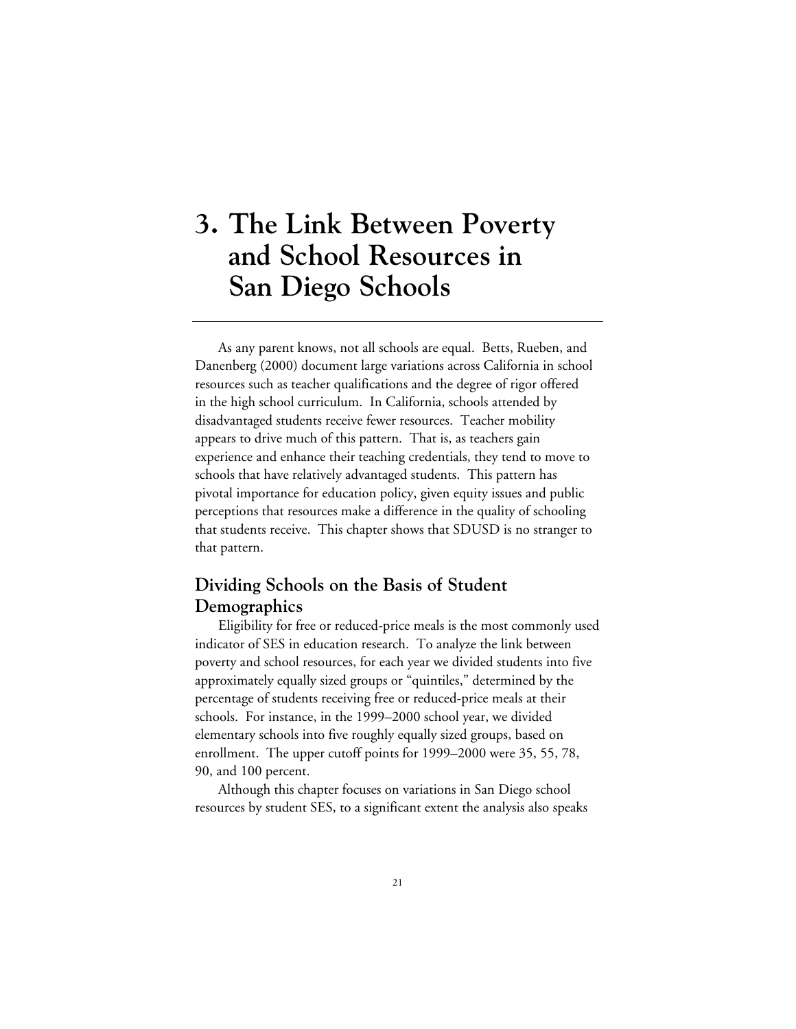# 3. The Link Between Poverty and School Resources in San Diego Schools

As any parent knows, not all schools are equal. Betts, Rueben, and Danenberg (2000) document large variations across California in school resources such as teacher qualifications and the degree of rigor offered in the high school curriculum. In California, schools attended by disadvantaged students receive fewer resources. Teacher mobility appears to drive much of this pattern. That is, as teachers gain experience and enhance their teaching credentials, they tend to move to schools that have relatively advantaged students. This pattern has pivotal importance for education policy, given equity issues and public perceptions that resources make a difference in the quality of schooling that students receive. This chapter shows that SDUSD is no stranger to that pattern.

## Dividing Schools on the Basis of Student Demographics

Eligibility for free or reduced-price meals is the most commonly used indicator of SES in education research. To analyze the link between poverty and school resources, for each year we divided students into five approximately equally sized groups or "quintiles," determined by the percentage of students receiving free or reduced-price meals at their schools. For instance, in the 1999–2000 school year, we divided elementary schools into five roughly equally sized groups, based on enrollment. The upper cutoff points for 1999–2000 were 35, 55, 78, 90, and 100 percent.

Although this chapter focuses on variations in San Diego school resources by student SES, to a significant extent the analysis also speaks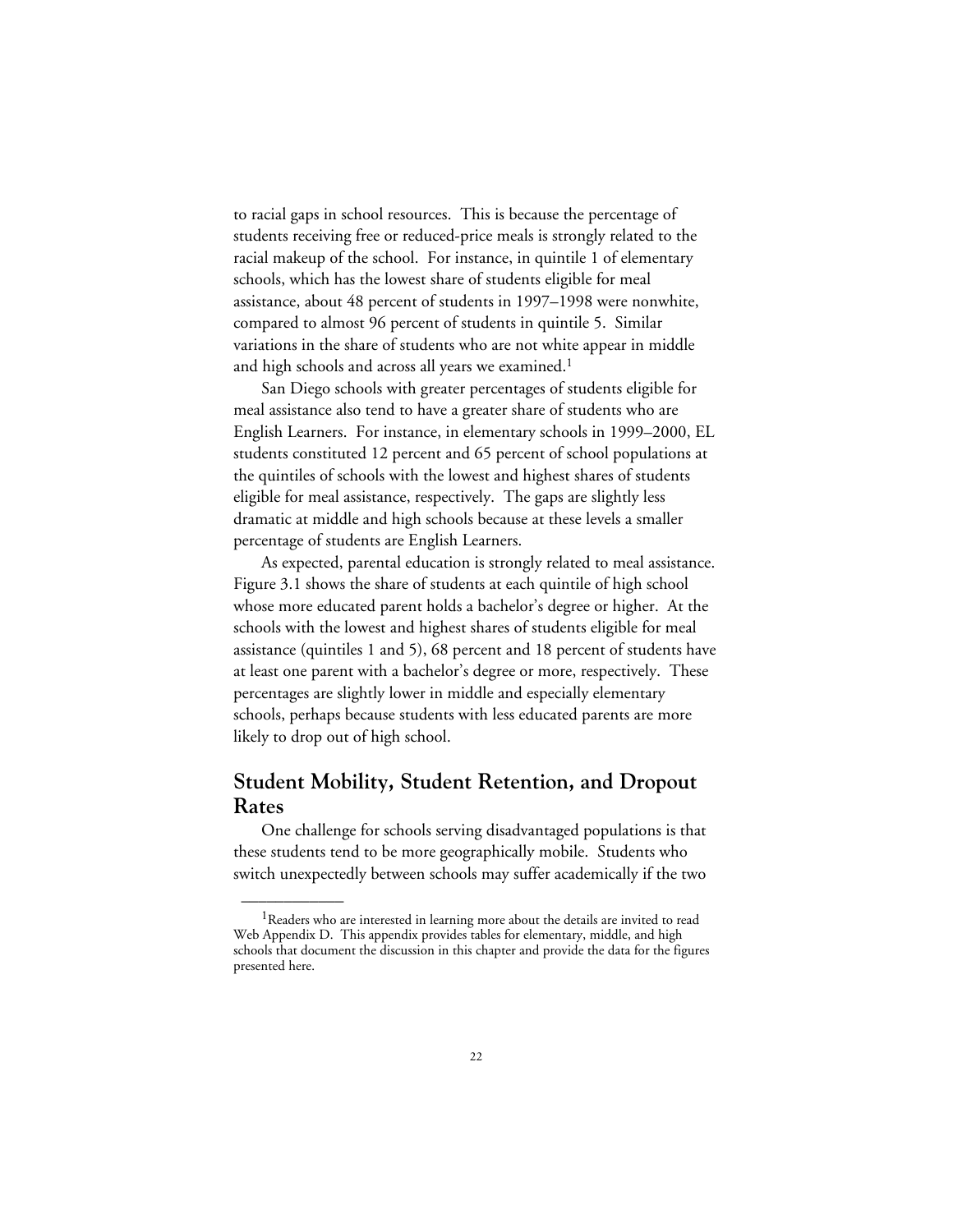to racial gaps in school resources. This is because the percentage of students receiving free or reduced-price meals is strongly related to the racial makeup of the school. For instance, in quintile 1 of elementary schools, which has the lowest share of students eligible for meal assistance, about 48 percent of students in 1997–1998 were nonwhite, compared to almost 96 percent of students in quintile 5. Similar variations in the share of students who are not white appear in middle and high schools and across all years we examined.[1]

San Diego schools with greater percentages of students eligible for meal assistance also tend to have a greater share of students who are English Learners. For instance, in elementary schools in 1999–2000, EL students constituted 12 percent and 65 percent of school populations at the quintiles of schools with the lowest and highest shares of students eligible for meal assistance, respectively. The gaps are slightly less dramatic at middle and high schools because at these levels a smaller percentage of students are English Learners.

As expected, parental education is strongly related to meal assistance. Figure 3.1 shows the share of students at each quintile of high school whose more educated parent holds a bachelor's degree or higher. At the schools with the lowest and highest shares of students eligible for meal assistance (quintiles 1 and 5), 68 percent and 18 percent of students have at least one parent with a bachelor's degree or more, respectively. These percentages are slightly lower in middle and especially elementary schools, perhaps because students with less educated parents are more likely to drop out of high school.

## Student Mobility, Student Retention, and Dropout Rates

One challenge for schools serving disadvantaged populations is that these students tend to be more geographically mobile. Students who switch unexpectedly between schools may suffer academically if the two

[1]Readers who are interested in learning more about the details are invited to read Web Appendix D. This appendix provides tables for elementary, middle, and high schools that document the discussion in this chapter and provide the data for the figures presented here.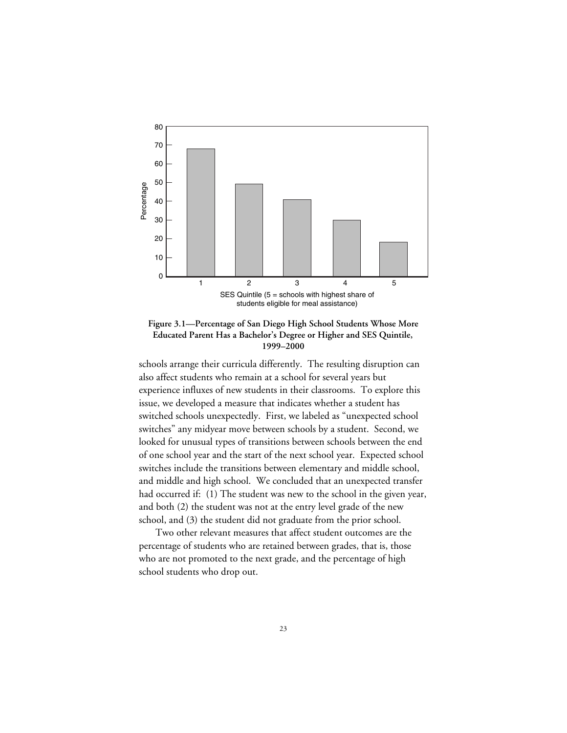**Figure 3.1—Percentage of San Diego High School Students Whose More Educated Parent Has a Bachelor's Degree or Higher and SES Quintile, 1999–2000**

schools arrange their curricula differently. The resulting disruption can also affect students who remain at a school for several years but experience influxes of new students in their classrooms. To explore this issue, we developed a measure that indicates whether a student has switched schools unexpectedly. First, we labeled as "unexpected school switches" any midyear move between schools by a student. Second, we looked for unusual types of transitions between schools between the end of one school year and the start of the next school year. Expected school switches include the transitions between elementary and middle school, and middle and high school. We concluded that an unexpected transfer had occurred if: (1) The student was new to the school in the given year, and both (2) the student was not at the entry level grade of the new school, and (3) the student did not graduate from the prior school.

Two other relevant measures that affect student outcomes are the percentage of students who are retained between grades, that is, those who are not promoted to the next grade, and the percentage of high school students who drop out.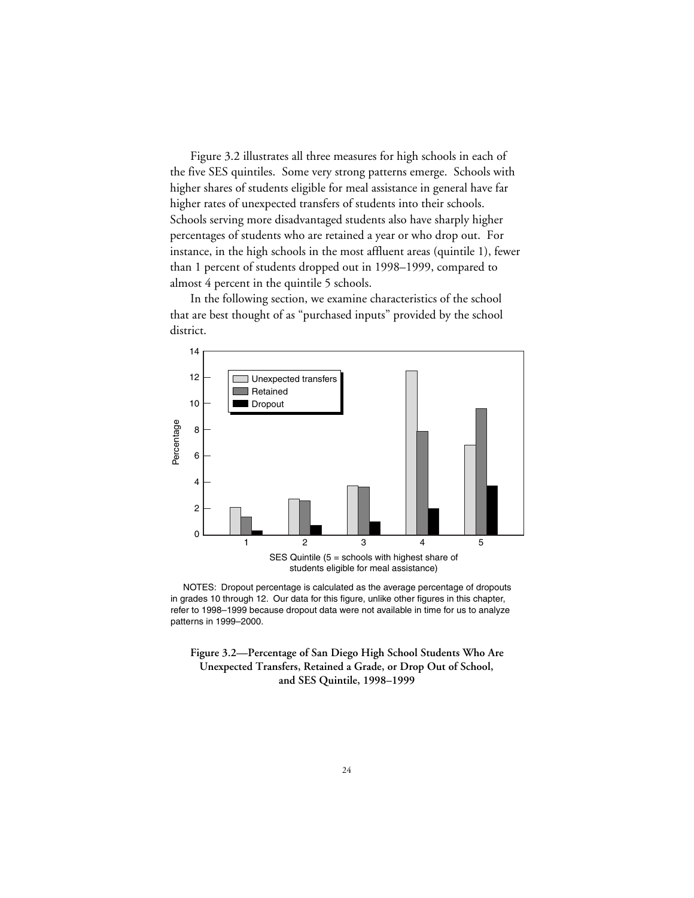Figure 3.2 illustrates all three measures for high schools in each of the five SES quintiles. Some very strong patterns emerge. Schools with higher shares of students eligible for meal assistance in general have far higher rates of unexpected transfers of students into their schools. Schools serving more disadvantaged students also have sharply higher percentages of students who are retained a year or who drop out. For instance, in the high schools in the most affluent areas (quintile 1), fewer than 1 percent of students dropped out in 1998–1999, compared to almost 4 percent in the quintile 5 schools.

In the following section, we examine characteristics of the school that are best thought of as "purchased inputs" provided by the school district.

NOTES: Dropout percentage is calculated as the average percentage of dropouts in grades 10 through 12. Our data for this figure, unlike other figures in this chapter, refer to 1998–1999 because dropout data were not available in time for us to analyze patterns in 1999–2000.

**Figure 3.2—Percentage of San Diego High School Students Who Are Unexpected Transfers, Retained a Grade, or Drop Out of School, and SES Quintile, 1998–1999**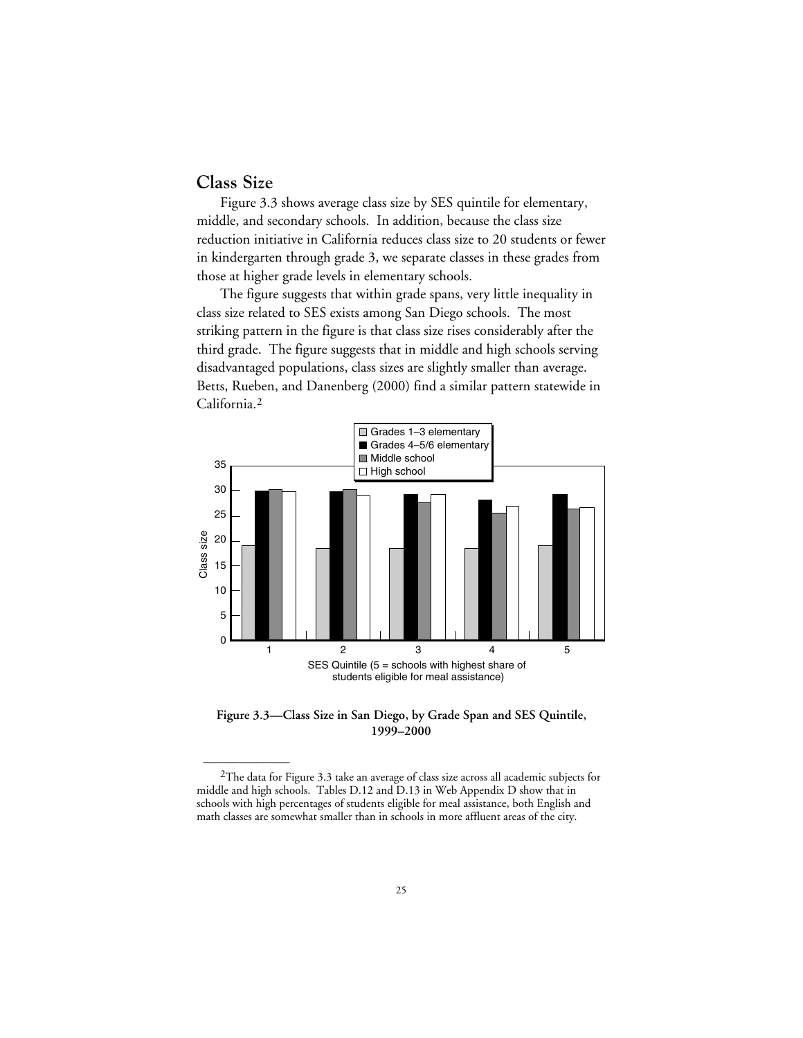## Class Size

Figure 3.3 shows average class size by SES quintile for elementary, middle, and secondary schools. In addition, because the class size reduction initiative in California reduces class size to 20 students or fewer in kindergarten through grade 3, we separate classes in these grades from those at higher grade levels in elementary schools.

The figure suggests that within grade spans, very little inequality in class size related to SES exists among San Diego schools. The most striking pattern in the figure is that class size rises considerably after the third grade. The figure suggests that in middle and high schools serving disadvantaged populations, class sizes are slightly smaller than average. Betts, Rueben, and Danenberg (2000) find a similar pattern statewide in California.[2]

**Figure 3.3—Class Size in San Diego, by Grade Span and SES Quintile, 1999–2000**

[2]The data for Figure 3.3 take an average of class size across all academic subjects for middle and high schools. Tables D.12 and D.13 in Web Appendix D show that in schools with high percentages of students eligible for meal assistance, both English and math classes are somewhat smaller than in schools in more affluent areas of the city.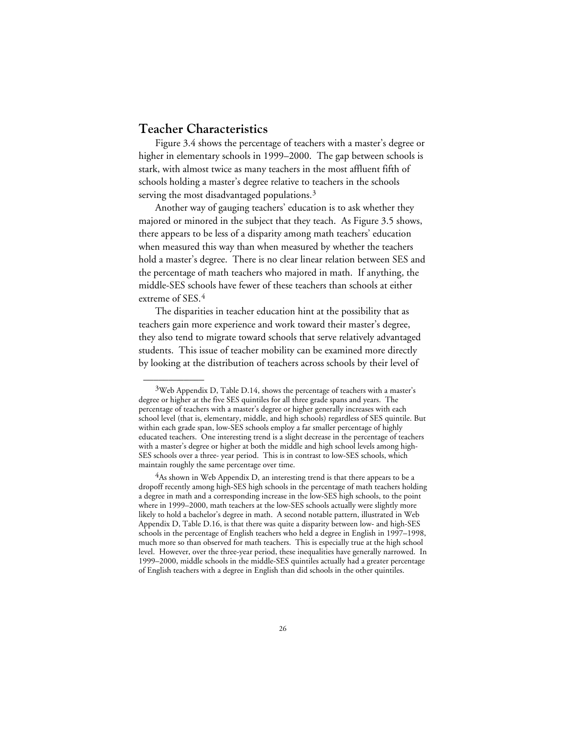## Teacher Characteristics

Figure 3.4 shows the percentage of teachers with a master's degree or higher in elementary schools in 1999–2000. The gap between schools is stark, with almost twice as many teachers in the most affluent fifth of schools holding a master's degree relative to teachers in the schools serving the most disadvantaged populations.[3]

Another way of gauging teachers' education is to ask whether they majored or minored in the subject that they teach. As Figure 3.5 shows, there appears to be less of a disparity among math teachers' education when measured this way than when measured by whether the teachers hold a master's degree. There is no clear linear relation between SES and the percentage of math teachers who majored in math. If anything, the middle-SES schools have fewer of these teachers than schools at either extreme of SES.[4]

The disparities in teacher education hint at the possibility that as teachers gain more experience and work toward their master's degree, they also tend to migrate toward schools that serve relatively advantaged students. This issue of teacher mobility can be examined more directly by looking at the distribution of teachers across schools by their level of

---

[3]Web Appendix D, Table D.14, shows the percentage of teachers with a master's degree or higher at the five SES quintiles for all three grade spans and years. The percentage of teachers with a master's degree or higher generally increases with each school level (that is, elementary, middle, and high schools) regardless of SES quintile. But within each grade span, low-SES schools employ a far smaller percentage of highly educated teachers. One interesting trend is a slight decrease in the percentage of teachers with a master's degree or higher at both the middle and high school levels among high-SES schools over a three- year period. This is in contrast to low-SES schools, which maintain roughly the same percentage over time.

[4]As shown in Web Appendix D, an interesting trend is that there appears to be a dropoff recently among high-SES high schools in the percentage of math teachers holding a degree in math and a corresponding increase in the low-SES high schools, to the point where in 1999–2000, math teachers at the low-SES schools actually were slightly more likely to hold a bachelor's degree in math. A second notable pattern, illustrated in Web Appendix D, Table D.16, is that there was quite a disparity between low- and high-SES schools in the percentage of English teachers who held a degree in English in 1997–1998, much more so than observed for math teachers. This is especially true at the high school level. However, over the three-year period, these inequalities have generally narrowed. In 1999–2000, middle schools in the middle-SES quintiles actually had a greater percentage of English teachers with a degree in English than did schools in the other quintiles.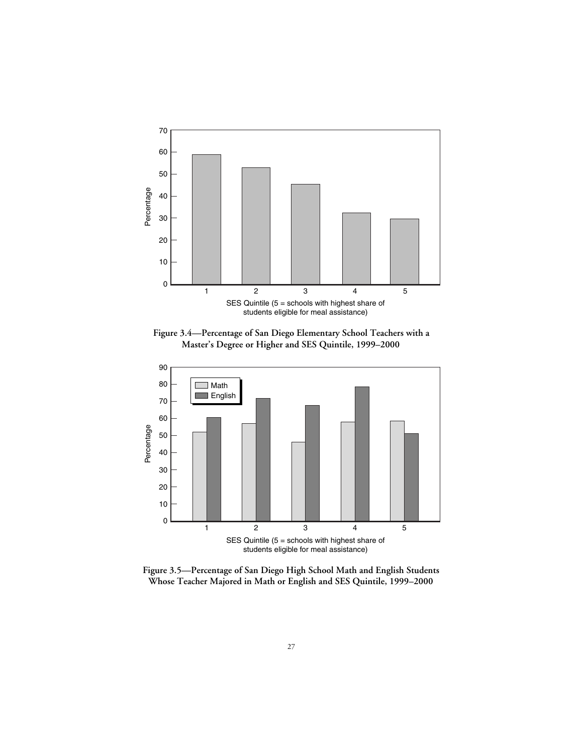Figure 3.4—Percentage of San Diego Elementary School Teachers with a Master's Degree or Higher and SES Quintile, 1999–2000

Figure 3.5—Percentage of San Diego High School Math and English Students Whose Teacher Majored in Math or English and SES Quintile, 1999–2000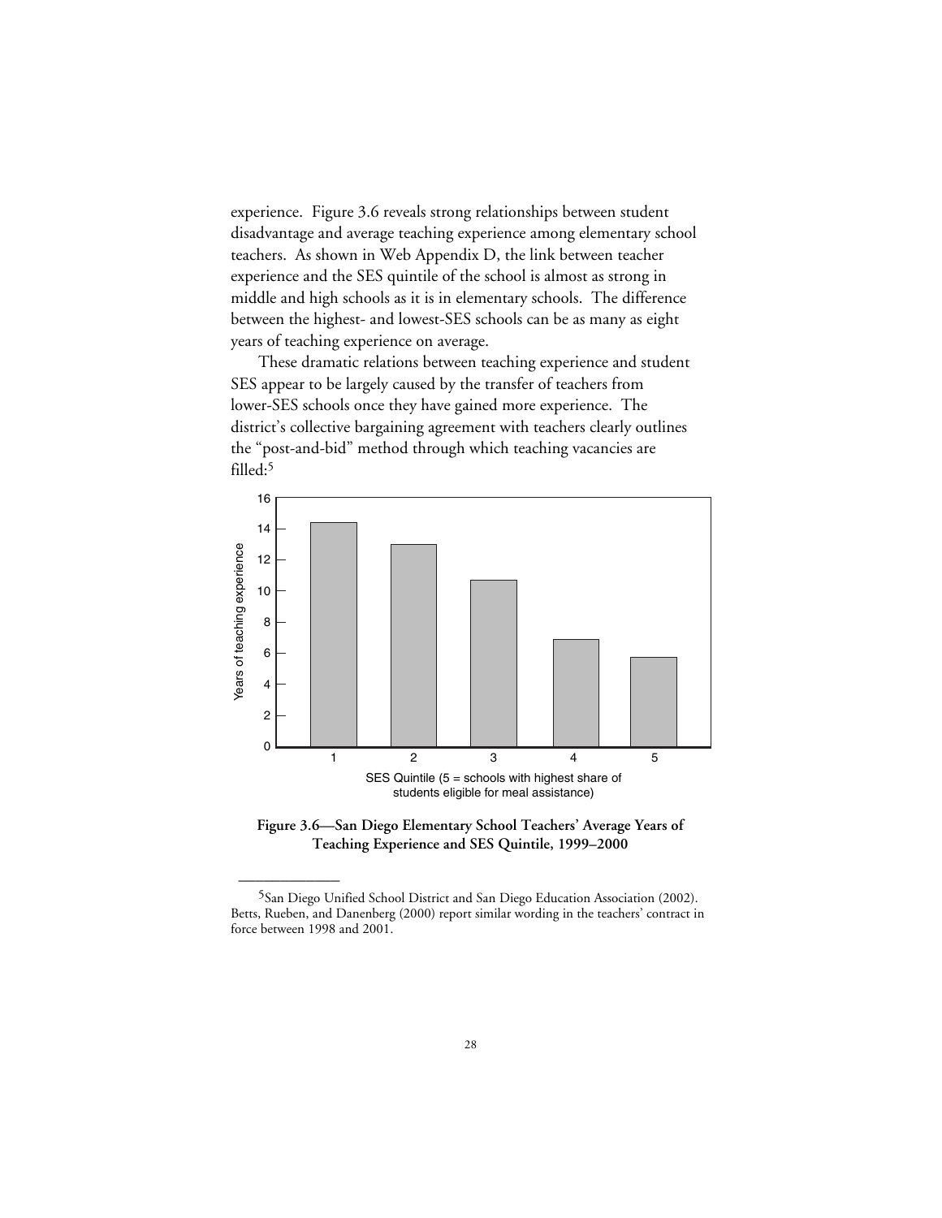experience. Figure 3.6 reveals strong relationships between student disadvantage and average teaching experience among elementary school teachers. As shown in Web Appendix D, the link between teacher experience and the SES quintile of the school is almost as strong in middle and high schools as it is in elementary schools. The difference between the highest- and lowest-SES schools can be as many as eight years of teaching experience on average.

These dramatic relations between teaching experience and student SES appear to be largely caused by the transfer of teachers from lower-SES schools once they have gained more experience. The district's collective bargaining agreement with teachers clearly outlines the "post-and-bid" method through which teaching vacancies are filled:[5]

**Figure 3.6—San Diego Elementary School Teachers' Average Years of Teaching Experience and SES Quintile, 1999–2000**

---

[5]San Diego Unified School District and San Diego Education Association (2002). Betts, Rueben, and Danenberg (2000) report similar wording in the teachers' contract in force between 1998 and 2001.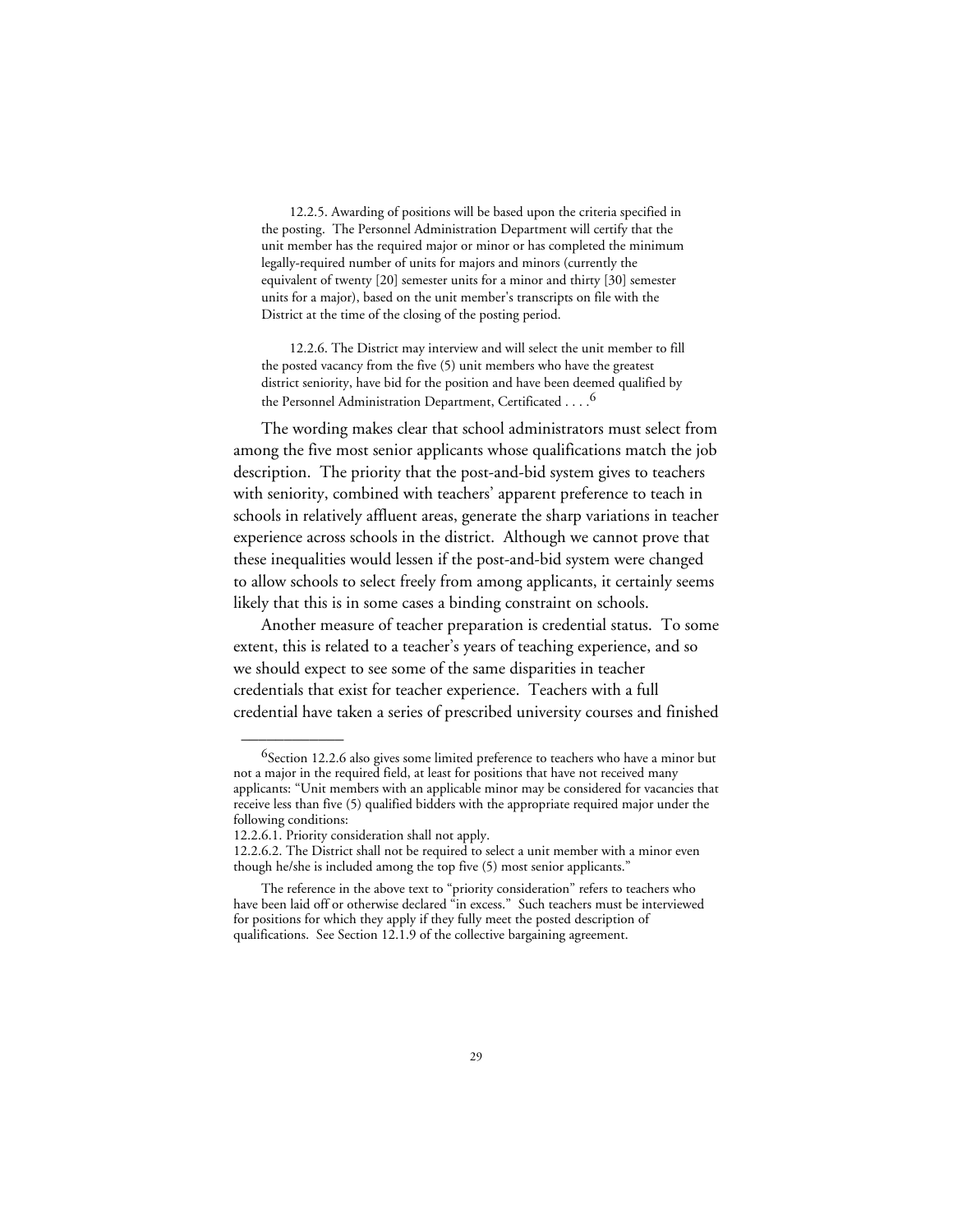> 12.2.5. Awarding of positions will be based upon the criteria specified in the posting. The Personnel Administration Department will certify that the unit member has the required major or minor or has completed the minimum legally-required number of units for majors and minors (currently the equivalent of twenty [20] semester units for a minor and thirty [30] semester units for a major), based on the unit member's transcripts on file with the District at the time of the closing of the posting period.
>
> 12.2.6. The District may interview and will select the unit member to fill the posted vacancy from the five (5) unit members who have the greatest district seniority, have bid for the position and have been deemed qualified by the Personnel Administration Department, Certificated . . . .[6]

The wording makes clear that school administrators must select from among the five most senior applicants whose qualifications match the job description. The priority that the post-and-bid system gives to teachers with seniority, combined with teachers' apparent preference to teach in schools in relatively affluent areas, generate the sharp variations in teacher experience across schools in the district. Although we cannot prove that these inequalities would lessen if the post-and-bid system were changed to allow schools to select freely from among applicants, it certainly seems likely that this is in some cases a binding constraint on schools.

Another measure of teacher preparation is credential status. To some extent, this is related to a teacher's years of teaching experience, and so we should expect to see some of the same disparities in teacher credentials that exist for teacher experience. Teachers with a full credential have taken a series of prescribed university courses and finished

---

[6] Section 12.2.6 also gives some limited preference to teachers who have a minor but not a major in the required field, at least for positions that have not received many applicants: "Unit members with an applicable minor may be considered for vacancies that receive less than five (5) qualified bidders with the appropriate required major under the following conditions:
12.2.6.1. Priority consideration shall not apply.
12.2.6.2. The District shall not be required to select a unit member with a minor even though he/she is included among the top five (5) most senior applicants."

The reference in the above text to "priority consideration" refers to teachers who have been laid off or otherwise declared "in excess." Such teachers must be interviewed for positions for which they apply if they fully meet the posted description of qualifications. See Section 12.1.9 of the collective bargaining agreement.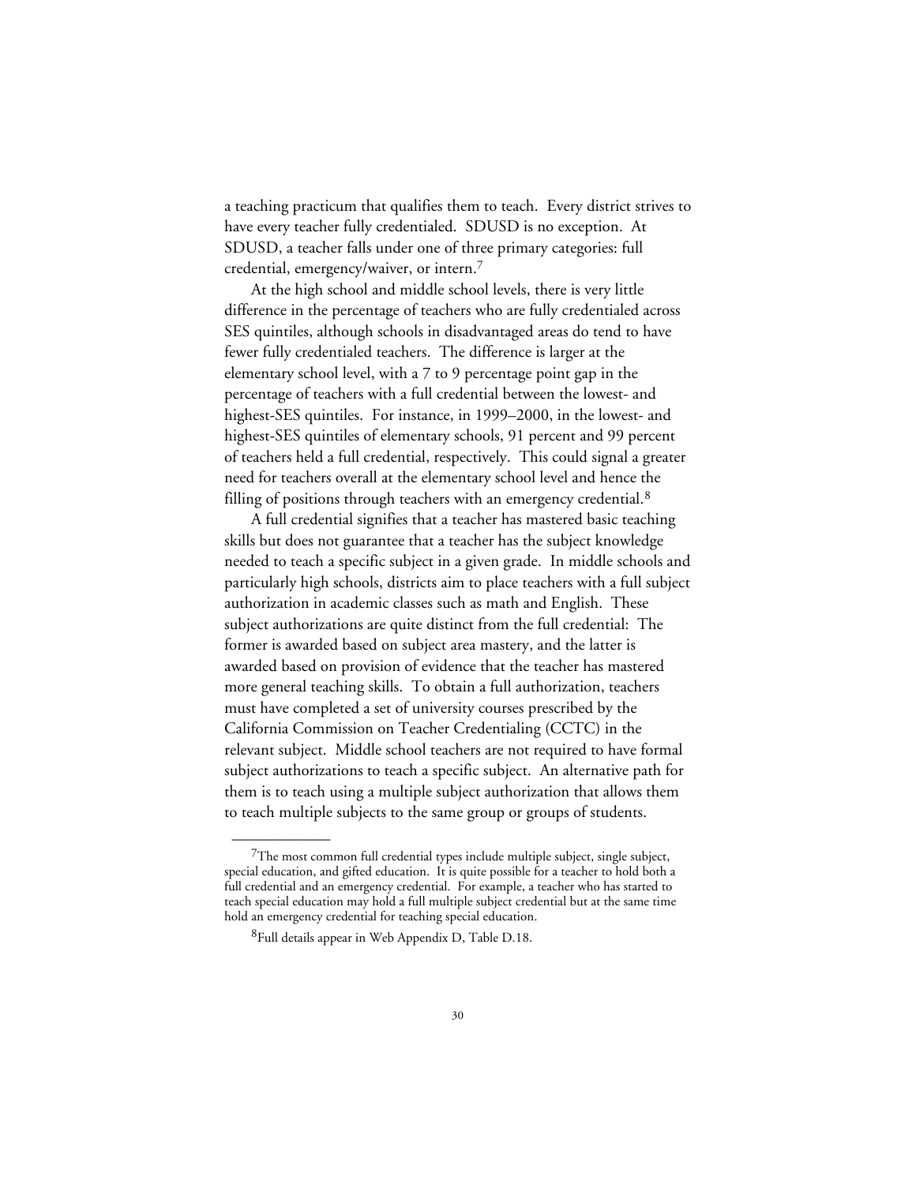a teaching practicum that qualifies them to teach. Every district strives to have every teacher fully credentialed. SDUSD is no exception. At SDUSD, a teacher falls under one of three primary categories: full credential, emergency/waiver, or intern.[7]

At the high school and middle school levels, there is very little difference in the percentage of teachers who are fully credentialed across SES quintiles, although schools in disadvantaged areas do tend to have fewer fully credentialed teachers. The difference is larger at the elementary school level, with a 7 to 9 percentage point gap in the percentage of teachers with a full credential between the lowest- and highest-SES quintiles. For instance, in 1999–2000, in the lowest- and highest-SES quintiles of elementary schools, 91 percent and 99 percent of teachers held a full credential, respectively. This could signal a greater need for teachers overall at the elementary school level and hence the filling of positions through teachers with an emergency credential.[8]

A full credential signifies that a teacher has mastered basic teaching skills but does not guarantee that a teacher has the subject knowledge needed to teach a specific subject in a given grade. In middle schools and particularly high schools, districts aim to place teachers with a full subject authorization in academic classes such as math and English. These subject authorizations are quite distinct from the full credential: The former is awarded based on subject area mastery, and the latter is awarded based on provision of evidence that the teacher has mastered more general teaching skills. To obtain a full authorization, teachers must have completed a set of university courses prescribed by the California Commission on Teacher Credentialing (CCTC) in the relevant subject. Middle school teachers are not required to have formal subject authorizations to teach a specific subject. An alternative path for them is to teach using a multiple subject authorization that allows them to teach multiple subjects to the same group or groups of students.

---

[7]The most common full credential types include multiple subject, single subject, special education, and gifted education. It is quite possible for a teacher to hold both a full credential and an emergency credential. For example, a teacher who has started to teach special education may hold a full multiple subject credential but at the same time hold an emergency credential for teaching special education.

[8]Full details appear in Web Appendix D, Table D.18.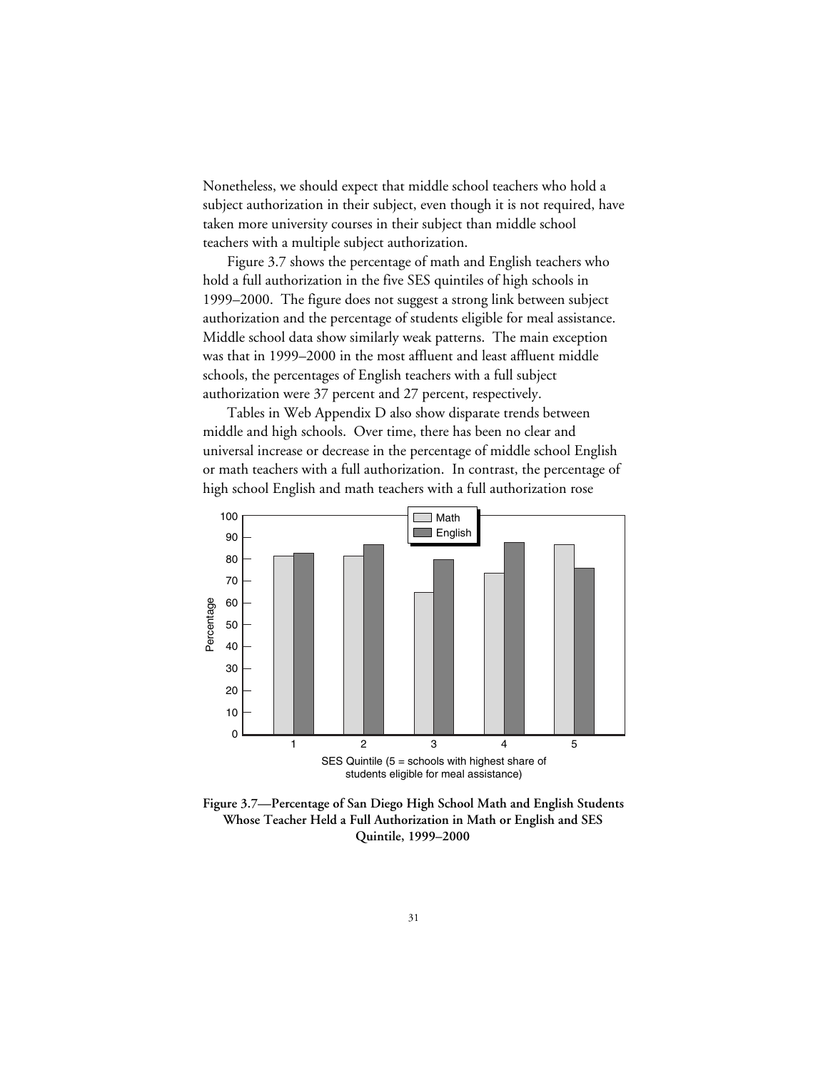Nonetheless, we should expect that middle school teachers who hold a subject authorization in their subject, even though it is not required, have taken more university courses in their subject than middle school teachers with a multiple subject authorization.

Figure 3.7 shows the percentage of math and English teachers who hold a full authorization in the five SES quintiles of high schools in 1999–2000. The figure does not suggest a strong link between subject authorization and the percentage of students eligible for meal assistance. Middle school data show similarly weak patterns. The main exception was that in 1999–2000 in the most affluent and least affluent middle schools, the percentages of English teachers with a full subject authorization were 37 percent and 27 percent, respectively.

Tables in Web Appendix D also show disparate trends between middle and high schools. Over time, there has been no clear and universal increase or decrease in the percentage of middle school English or math teachers with a full authorization. In contrast, the percentage of high school English and math teachers with a full authorization rose

**Figure 3.7—Percentage of San Diego High School Math and English Students Whose Teacher Held a Full Authorization in Math or English and SES Quintile, 1999–2000**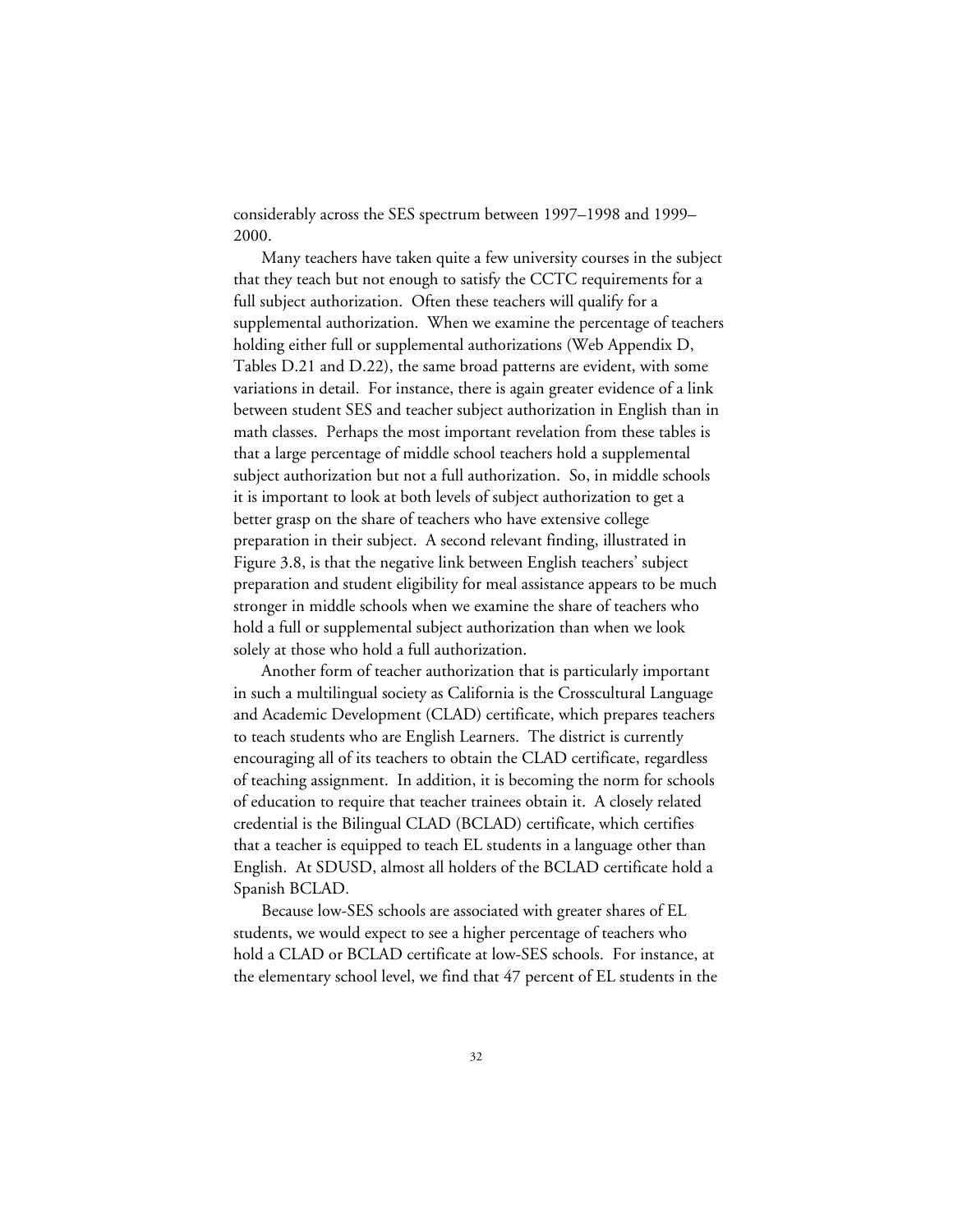considerably across the SES spectrum between 1997–1998 and 1999–2000.

Many teachers have taken quite a few university courses in the subject that they teach but not enough to satisfy the CCTC requirements for a full subject authorization. Often these teachers will qualify for a supplemental authorization. When we examine the percentage of teachers holding either full or supplemental authorizations (Web Appendix D, Tables D.21 and D.22), the same broad patterns are evident, with some variations in detail. For instance, there is again greater evidence of a link between student SES and teacher subject authorization in English than in math classes. Perhaps the most important revelation from these tables is that a large percentage of middle school teachers hold a supplemental subject authorization but not a full authorization. So, in middle schools it is important to look at both levels of subject authorization to get a better grasp on the share of teachers who have extensive college preparation in their subject. A second relevant finding, illustrated in Figure 3.8, is that the negative link between English teachers' subject preparation and student eligibility for meal assistance appears to be much stronger in middle schools when we examine the share of teachers who hold a full or supplemental subject authorization than when we look solely at those who hold a full authorization.

Another form of teacher authorization that is particularly important in such a multilingual society as California is the Crosscultural Language and Academic Development (CLAD) certificate, which prepares teachers to teach students who are English Learners. The district is currently encouraging all of its teachers to obtain the CLAD certificate, regardless of teaching assignment. In addition, it is becoming the norm for schools of education to require that teacher trainees obtain it. A closely related credential is the Bilingual CLAD (BCLAD) certificate, which certifies that a teacher is equipped to teach EL students in a language other than English. At SDUSD, almost all holders of the BCLAD certificate hold a Spanish BCLAD.

Because low-SES schools are associated with greater shares of EL students, we would expect to see a higher percentage of teachers who hold a CLAD or BCLAD certificate at low-SES schools. For instance, at the elementary school level, we find that 47 percent of EL students in the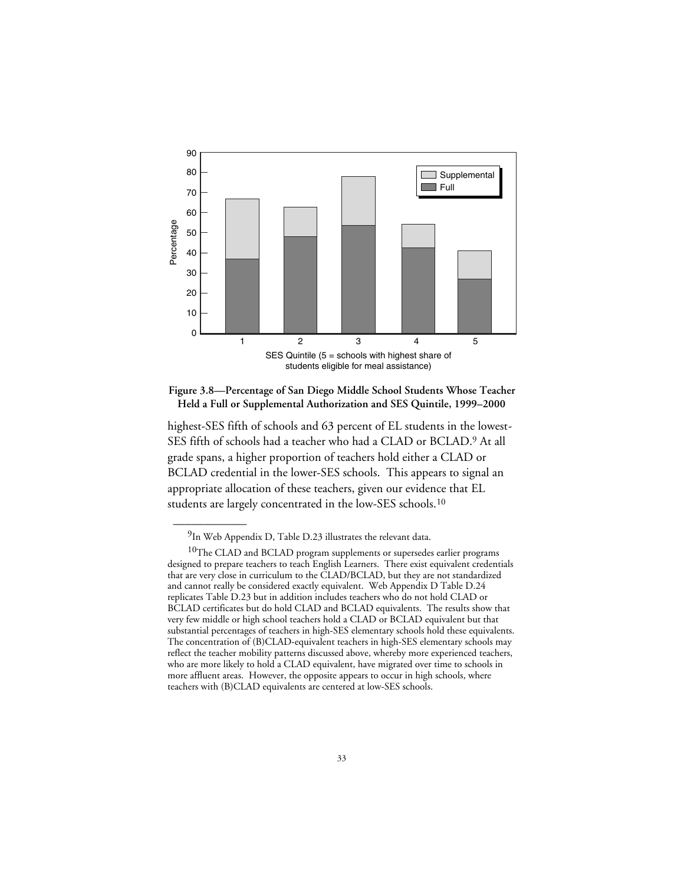**Figure 3.8—Percentage of San Diego Middle School Students Whose Teacher Held a Full or Supplemental Authorization and SES Quintile, 1999–2000**

highest-SES fifth of schools and 63 percent of EL students in the lowest-SES fifth of schools had a teacher who had a CLAD or BCLAD.[9] At all grade spans, a higher proportion of teachers hold either a CLAD or BCLAD credential in the lower-SES schools. This appears to signal an appropriate allocation of these teachers, given our evidence that EL students are largely concentrated in the low-SES schools.[10]

---

[9]In Web Appendix D, Table D.23 illustrates the relevant data.

[10]The CLAD and BCLAD program supplements or supersedes earlier programs designed to prepare teachers to teach English Learners. There exist equivalent credentials that are very close in curriculum to the CLAD/BCLAD, but they are not standardized and cannot really be considered exactly equivalent. Web Appendix D Table D.24 replicates Table D.23 but in addition includes teachers who do not hold CLAD or BCLAD certificates but do hold CLAD and BCLAD equivalents. The results show that very few middle or high school teachers hold a CLAD or BCLAD equivalent but that substantial percentages of teachers in high-SES elementary schools hold these equivalents. The concentration of (B)CLAD-equivalent teachers in high-SES elementary schools may reflect the teacher mobility patterns discussed above, whereby more experienced teachers, who are more likely to hold a CLAD equivalent, have migrated over time to schools in more affluent areas. However, the opposite appears to occur in high schools, where teachers with (B)CLAD equivalents are centered at low-SES schools.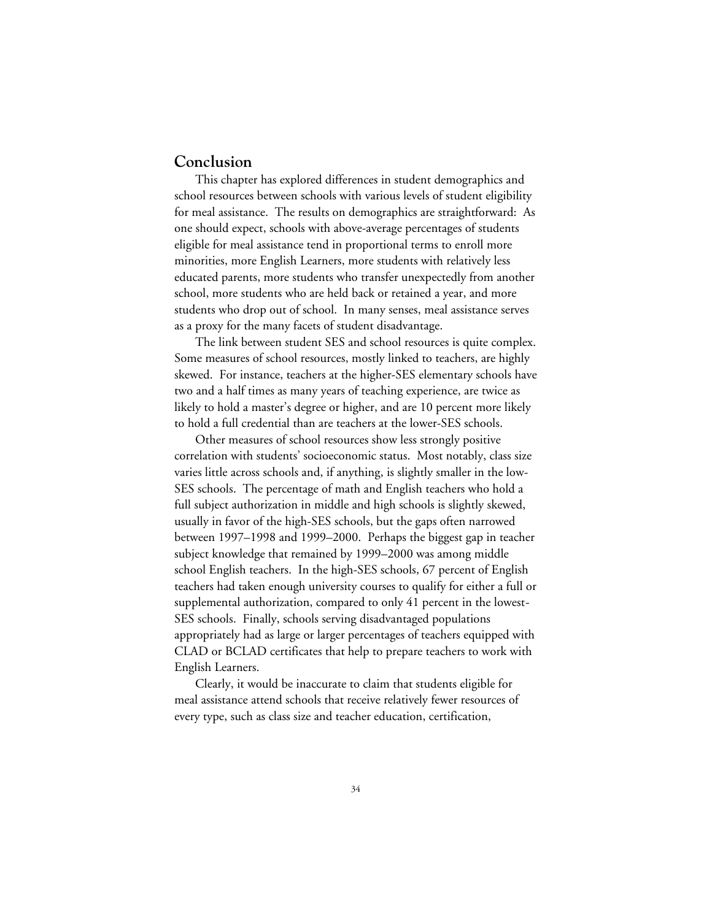## Conclusion

This chapter has explored differences in student demographics and school resources between schools with various levels of student eligibility for meal assistance. The results on demographics are straightforward: As one should expect, schools with above-average percentages of students eligible for meal assistance tend in proportional terms to enroll more minorities, more English Learners, more students with relatively less educated parents, more students who transfer unexpectedly from another school, more students who are held back or retained a year, and more students who drop out of school. In many senses, meal assistance serves as a proxy for the many facets of student disadvantage.

The link between student SES and school resources is quite complex. Some measures of school resources, mostly linked to teachers, are highly skewed. For instance, teachers at the higher-SES elementary schools have two and a half times as many years of teaching experience, are twice as likely to hold a master's degree or higher, and are 10 percent more likely to hold a full credential than are teachers at the lower-SES schools.

Other measures of school resources show less strongly positive correlation with students' socioeconomic status. Most notably, class size varies little across schools and, if anything, is slightly smaller in the low-SES schools. The percentage of math and English teachers who hold a full subject authorization in middle and high schools is slightly skewed, usually in favor of the high-SES schools, but the gaps often narrowed between 1997–1998 and 1999–2000. Perhaps the biggest gap in teacher subject knowledge that remained by 1999–2000 was among middle school English teachers. In the high-SES schools, 67 percent of English teachers had taken enough university courses to qualify for either a full or supplemental authorization, compared to only 41 percent in the lowest-SES schools. Finally, schools serving disadvantaged populations appropriately had as large or larger percentages of teachers equipped with CLAD or BCLAD certificates that help to prepare teachers to work with English Learners.

Clearly, it would be inaccurate to claim that students eligible for meal assistance attend schools that receive relatively fewer resources of every type, such as class size and teacher education, certification,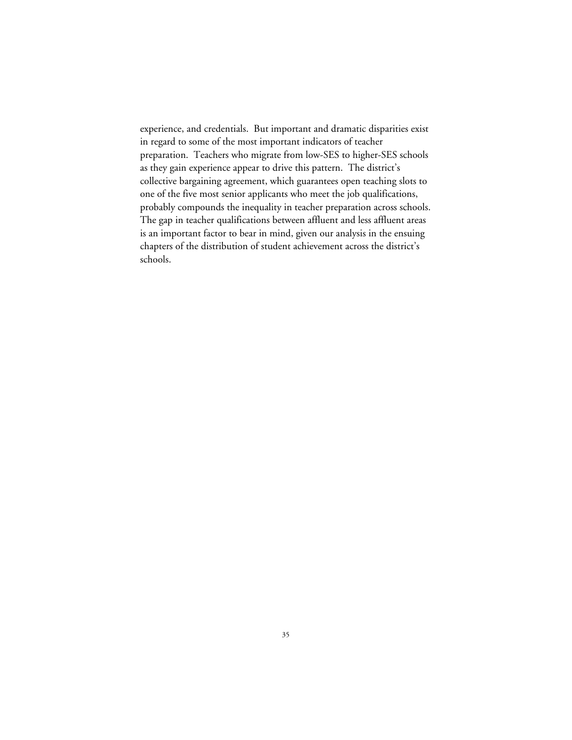experience, and credentials. But important and dramatic disparities exist in regard to some of the most important indicators of teacher preparation. Teachers who migrate from low-SES to higher-SES schools as they gain experience appear to drive this pattern. The district's collective bargaining agreement, which guarantees open teaching slots to one of the five most senior applicants who meet the job qualifications, probably compounds the inequality in teacher preparation across schools. The gap in teacher qualifications between affluent and less affluent areas is an important factor to bear in mind, given our analysis in the ensuing chapters of the distribution of student achievement across the district's schools.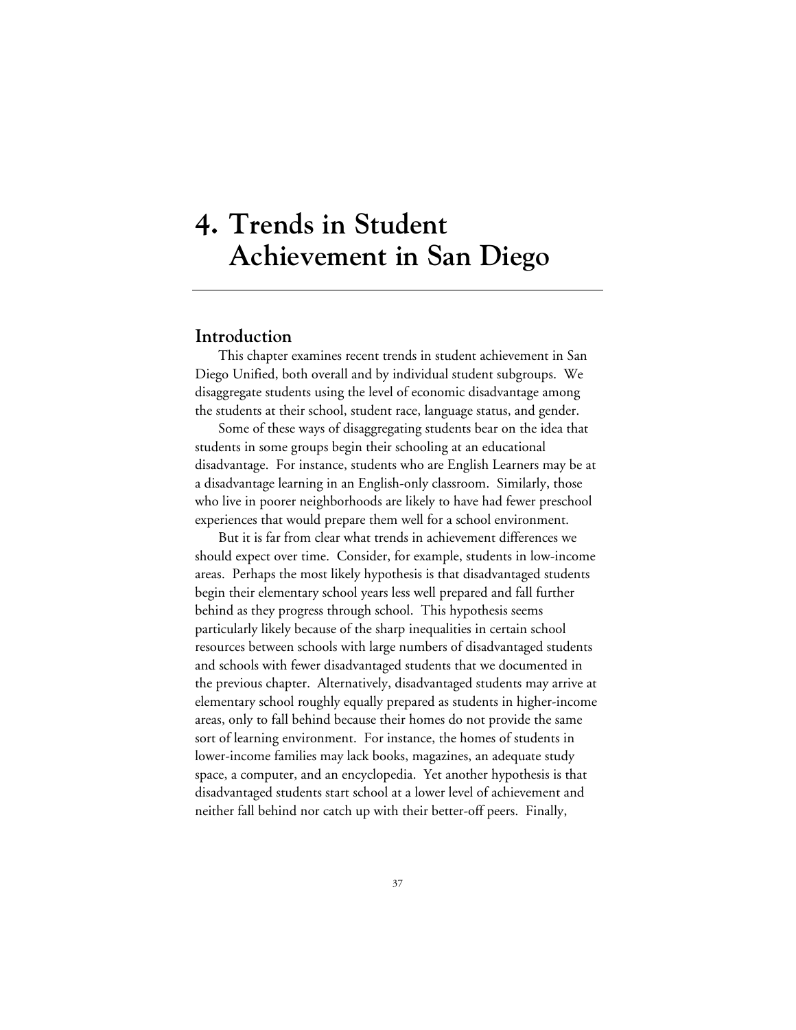# 4. Trends in Student Achievement in San Diego

## Introduction

This chapter examines recent trends in student achievement in San Diego Unified, both overall and by individual student subgroups. We disaggregate students using the level of economic disadvantage among the students at their school, student race, language status, and gender.

Some of these ways of disaggregating students bear on the idea that students in some groups begin their schooling at an educational disadvantage. For instance, students who are English Learners may be at a disadvantage learning in an English-only classroom. Similarly, those who live in poorer neighborhoods are likely to have had fewer preschool experiences that would prepare them well for a school environment.

But it is far from clear what trends in achievement differences we should expect over time. Consider, for example, students in low-income areas. Perhaps the most likely hypothesis is that disadvantaged students begin their elementary school years less well prepared and fall further behind as they progress through school. This hypothesis seems particularly likely because of the sharp inequalities in certain school resources between schools with large numbers of disadvantaged students and schools with fewer disadvantaged students that we documented in the previous chapter. Alternatively, disadvantaged students may arrive at elementary school roughly equally prepared as students in higher-income areas, only to fall behind because their homes do not provide the same sort of learning environment. For instance, the homes of students in lower-income families may lack books, magazines, an adequate study space, a computer, and an encyclopedia. Yet another hypothesis is that disadvantaged students start school at a lower level of achievement and neither fall behind nor catch up with their better-off peers. Finally,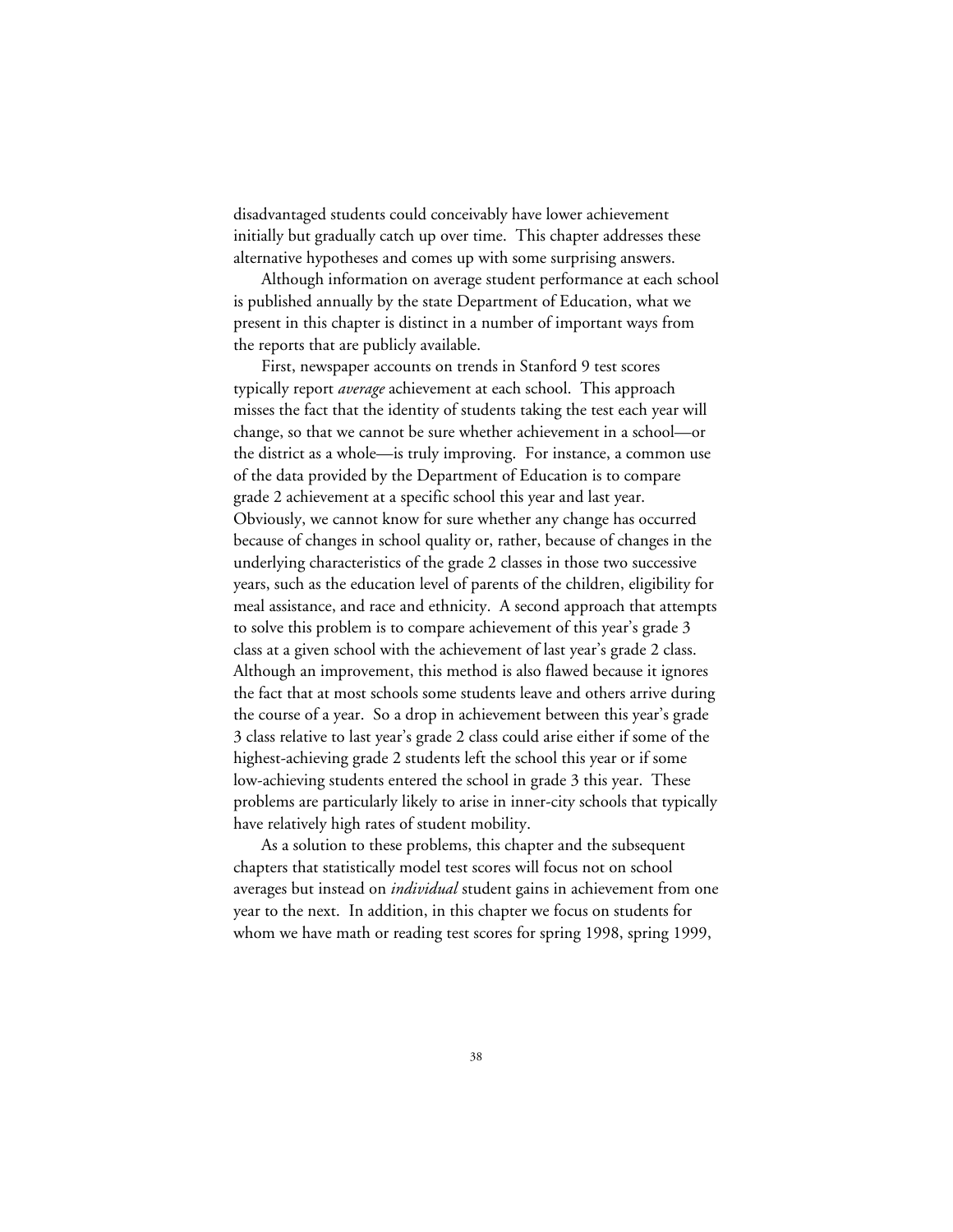disadvantaged students could conceivably have lower achievement initially but gradually catch up over time. This chapter addresses these alternative hypotheses and comes up with some surprising answers.

Although information on average student performance at each school is published annually by the state Department of Education, what we present in this chapter is distinct in a number of important ways from the reports that are publicly available.

First, newspaper accounts on trends in Stanford 9 test scores typically report *average* achievement at each school. This approach misses the fact that the identity of students taking the test each year will change, so that we cannot be sure whether achievement in a school—or the district as a whole—is truly improving. For instance, a common use of the data provided by the Department of Education is to compare grade 2 achievement at a specific school this year and last year. Obviously, we cannot know for sure whether any change has occurred because of changes in school quality or, rather, because of changes in the underlying characteristics of the grade 2 classes in those two successive years, such as the education level of parents of the children, eligibility for meal assistance, and race and ethnicity. A second approach that attempts to solve this problem is to compare achievement of this year's grade 3 class at a given school with the achievement of last year's grade 2 class. Although an improvement, this method is also flawed because it ignores the fact that at most schools some students leave and others arrive during the course of a year. So a drop in achievement between this year's grade 3 class relative to last year's grade 2 class could arise either if some of the highest-achieving grade 2 students left the school this year or if some low-achieving students entered the school in grade 3 this year. These problems are particularly likely to arise in inner-city schools that typically have relatively high rates of student mobility.

As a solution to these problems, this chapter and the subsequent chapters that statistically model test scores will focus not on school averages but instead on *individual* student gains in achievement from one year to the next. In addition, in this chapter we focus on students for whom we have math or reading test scores for spring 1998, spring 1999,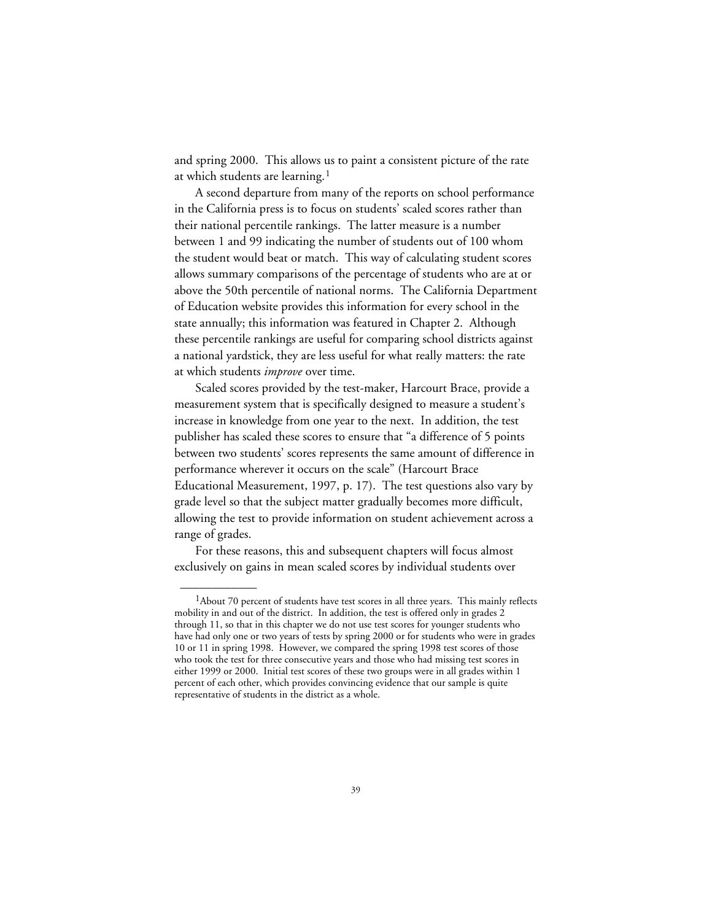and spring 2000. This allows us to paint a consistent picture of the rate at which students are learning.[1]

A second departure from many of the reports on school performance in the California press is to focus on students' scaled scores rather than their national percentile rankings. The latter measure is a number between 1 and 99 indicating the number of students out of 100 whom the student would beat or match. This way of calculating student scores allows summary comparisons of the percentage of students who are at or above the 50th percentile of national norms. The California Department of Education website provides this information for every school in the state annually; this information was featured in Chapter 2. Although these percentile rankings are useful for comparing school districts against a national yardstick, they are less useful for what really matters: the rate at which students *improve* over time.

Scaled scores provided by the test-maker, Harcourt Brace, provide a measurement system that is specifically designed to measure a student's increase in knowledge from one year to the next. In addition, the test publisher has scaled these scores to ensure that "a difference of 5 points between two students' scores represents the same amount of difference in performance wherever it occurs on the scale" (Harcourt Brace Educational Measurement, 1997, p. 17). The test questions also vary by grade level so that the subject matter gradually becomes more difficult, allowing the test to provide information on student achievement across a range of grades.

For these reasons, this and subsequent chapters will focus almost exclusively on gains in mean scaled scores by individual students over

---

[1]About 70 percent of students have test scores in all three years. This mainly reflects mobility in and out of the district. In addition, the test is offered only in grades 2 through 11, so that in this chapter we do not use test scores for younger students who have had only one or two years of tests by spring 2000 or for students who were in grades 10 or 11 in spring 1998. However, we compared the spring 1998 test scores of those who took the test for three consecutive years and those who had missing test scores in either 1999 or 2000. Initial test scores of these two groups were in all grades within 1 percent of each other, which provides convincing evidence that our sample is quite representative of students in the district as a whole.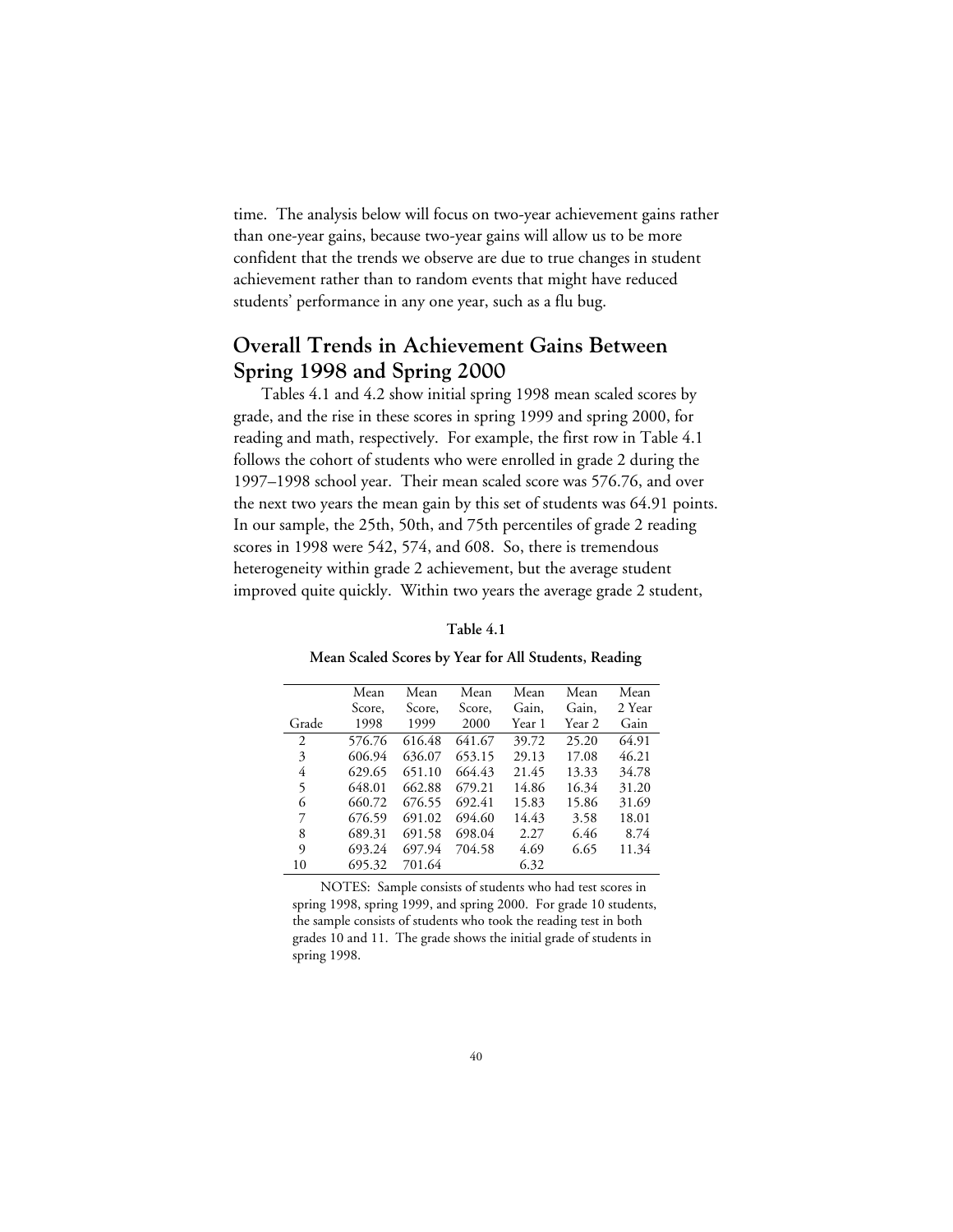time. The analysis below will focus on two-year achievement gains rather than one-year gains, because two-year gains will allow us to be more confident that the trends we observe are due to true changes in student achievement rather than to random events that might have reduced students' performance in any one year, such as a flu bug.

## Overall Trends in Achievement Gains Between Spring 1998 and Spring 2000

Tables 4.1 and 4.2 show initial spring 1998 mean scaled scores by grade, and the rise in these scores in spring 1999 and spring 2000, for reading and math, respectively. For example, the first row in Table 4.1 follows the cohort of students who were enrolled in grade 2 during the 1997–1998 school year. Their mean scaled score was 576.76, and over the next two years the mean gain by this set of students was 64.91 points. In our sample, the 25th, 50th, and 75th percentiles of grade 2 reading scores in 1998 were 542, 574, and 608. So, there is tremendous heterogeneity within grade 2 achievement, but the average student improved quite quickly. Within two years the average grade 2 student,

**Table 4.1**

**Mean Scaled Scores by Year for All Students, Reading**

| Grade | Mean Score, 1998 | Mean Score, 1999 | Mean Score, 2000 | Mean Gain, Year 1 | Mean Gain, Year 2 | Mean 2 Year Gain |
|---|---|---|---|---|---|---|
| 2 | 576.76 | 616.48 | 641.67 | 39.72 | 25.20 | 64.91 |
| 3 | 606.94 | 636.07 | 653.15 | 29.13 | 17.08 | 46.21 |
| 4 | 629.65 | 651.10 | 664.43 | 21.45 | 13.33 | 34.78 |
| 5 | 648.01 | 662.88 | 679.21 | 14.86 | 16.34 | 31.20 |
| 6 | 660.72 | 676.55 | 692.41 | 15.83 | 15.86 | 31.69 |
| 7 | 676.59 | 691.02 | 694.60 | 14.43 | 3.58 | 18.01 |
| 8 | 689.31 | 691.58 | 698.04 | 2.27 | 6.46 | 8.74 |
| 9 | 693.24 | 697.94 | 704.58 | 4.69 | 6.65 | 11.34 |
| 10 | 695.32 | 701.64 | | 6.32 | | |

NOTES: Sample consists of students who had test scores in spring 1998, spring 1999, and spring 2000. For grade 10 students, the sample consists of students who took the reading test in both grades 10 and 11. The grade shows the initial grade of students in spring 1998.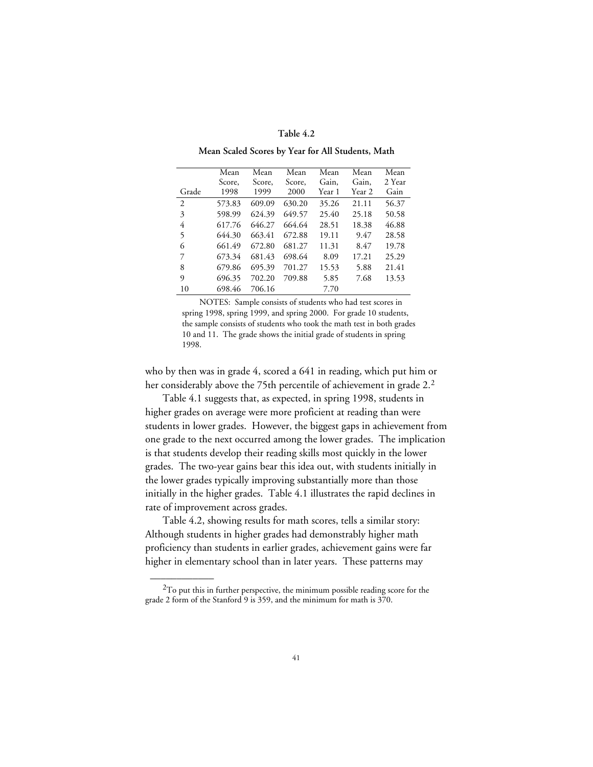**Table 4.2**

**Mean Scaled Scores by Year for All Students, Math**

| Grade | Mean Score, 1998 | Mean Score, 1999 | Mean Score, 2000 | Mean Gain, Year 1 | Mean Gain, Year 2 | Mean 2 Year Gain |
|---|---|---|---|---|---|---|
| 2 | 573.83 | 609.09 | 630.20 | 35.26 | 21.11 | 56.37 |
| 3 | 598.99 | 624.39 | 649.57 | 25.40 | 25.18 | 50.58 |
| 4 | 617.76 | 646.27 | 664.64 | 28.51 | 18.38 | 46.88 |
| 5 | 644.30 | 663.41 | 672.88 | 19.11 | 9.47 | 28.58 |
| 6 | 661.49 | 672.80 | 681.27 | 11.31 | 8.47 | 19.78 |
| 7 | 673.34 | 681.43 | 698.64 | 8.09 | 17.21 | 25.29 |
| 8 | 679.86 | 695.39 | 701.27 | 15.53 | 5.88 | 21.41 |
| 9 | 696.35 | 702.20 | 709.88 | 5.85 | 7.68 | 13.53 |
| 10 | 698.46 | 706.16 | | 7.70 | | |

NOTES: Sample consists of students who had test scores in spring 1998, spring 1999, and spring 2000. For grade 10 students, the sample consists of students who took the math test in both grades 10 and 11. The grade shows the initial grade of students in spring 1998.

who by then was in grade 4, scored a 641 in reading, which put him or her considerably above the 75th percentile of achievement in grade 2.[2]

Table 4.1 suggests that, as expected, in spring 1998, students in higher grades on average were more proficient at reading than were students in lower grades. However, the biggest gaps in achievement from one grade to the next occurred among the lower grades. The implication is that students develop their reading skills most quickly in the lower grades. The two-year gains bear this idea out, with students initially in the lower grades typically improving substantially more than those initially in the higher grades. Table 4.1 illustrates the rapid declines in rate of improvement across grades.

Table 4.2, showing results for math scores, tells a similar story: Although students in higher grades had demonstrably higher math proficiency than students in earlier grades, achievement gains were far higher in elementary school than in later years. These patterns may

---

[2]To put this in further perspective, the minimum possible reading score for the grade 2 form of the Stanford 9 is 359, and the minimum for math is 370.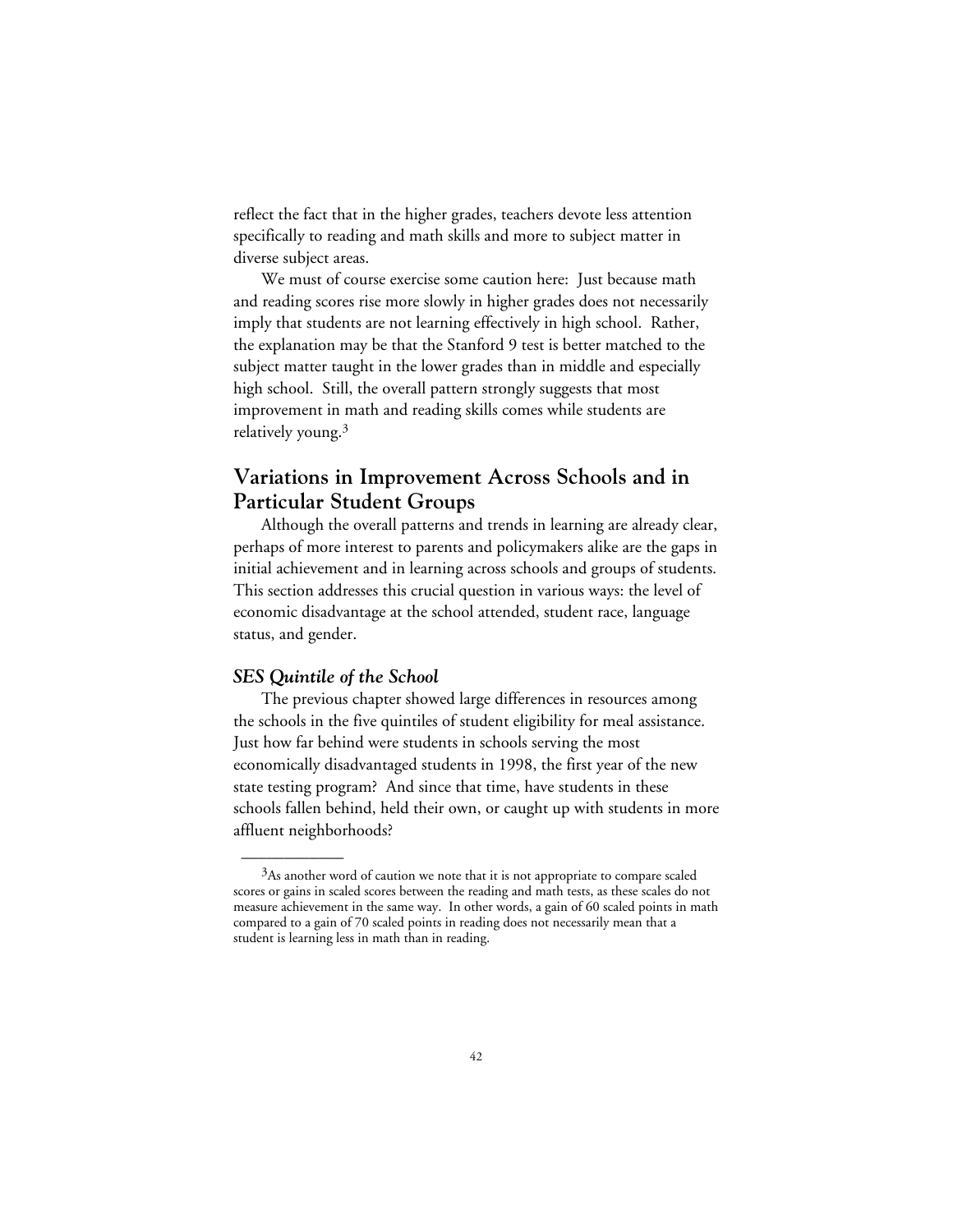reflect the fact that in the higher grades, teachers devote less attention specifically to reading and math skills and more to subject matter in diverse subject areas.

We must of course exercise some caution here: Just because math and reading scores rise more slowly in higher grades does not necessarily imply that students are not learning effectively in high school. Rather, the explanation may be that the Stanford 9 test is better matched to the subject matter taught in the lower grades than in middle and especially high school. Still, the overall pattern strongly suggests that most improvement in math and reading skills comes while students are relatively young.[3]

## Variations in Improvement Across Schools and in Particular Student Groups

Although the overall patterns and trends in learning are already clear, perhaps of more interest to parents and policymakers alike are the gaps in initial achievement and in learning across schools and groups of students. This section addresses this crucial question in various ways: the level of economic disadvantage at the school attended, student race, language status, and gender.

### *SES Quintile of the School*

The previous chapter showed large differences in resources among the schools in the five quintiles of student eligibility for meal assistance. Just how far behind were students in schools serving the most economically disadvantaged students in 1998, the first year of the new state testing program? And since that time, have students in these schools fallen behind, held their own, or caught up with students in more affluent neighborhoods?

---

[3]As another word of caution we note that it is not appropriate to compare scaled scores or gains in scaled scores between the reading and math tests, as these scales do not measure achievement in the same way. In other words, a gain of 60 scaled points in math compared to a gain of 70 scaled points in reading does not necessarily mean that a student is learning less in math than in reading.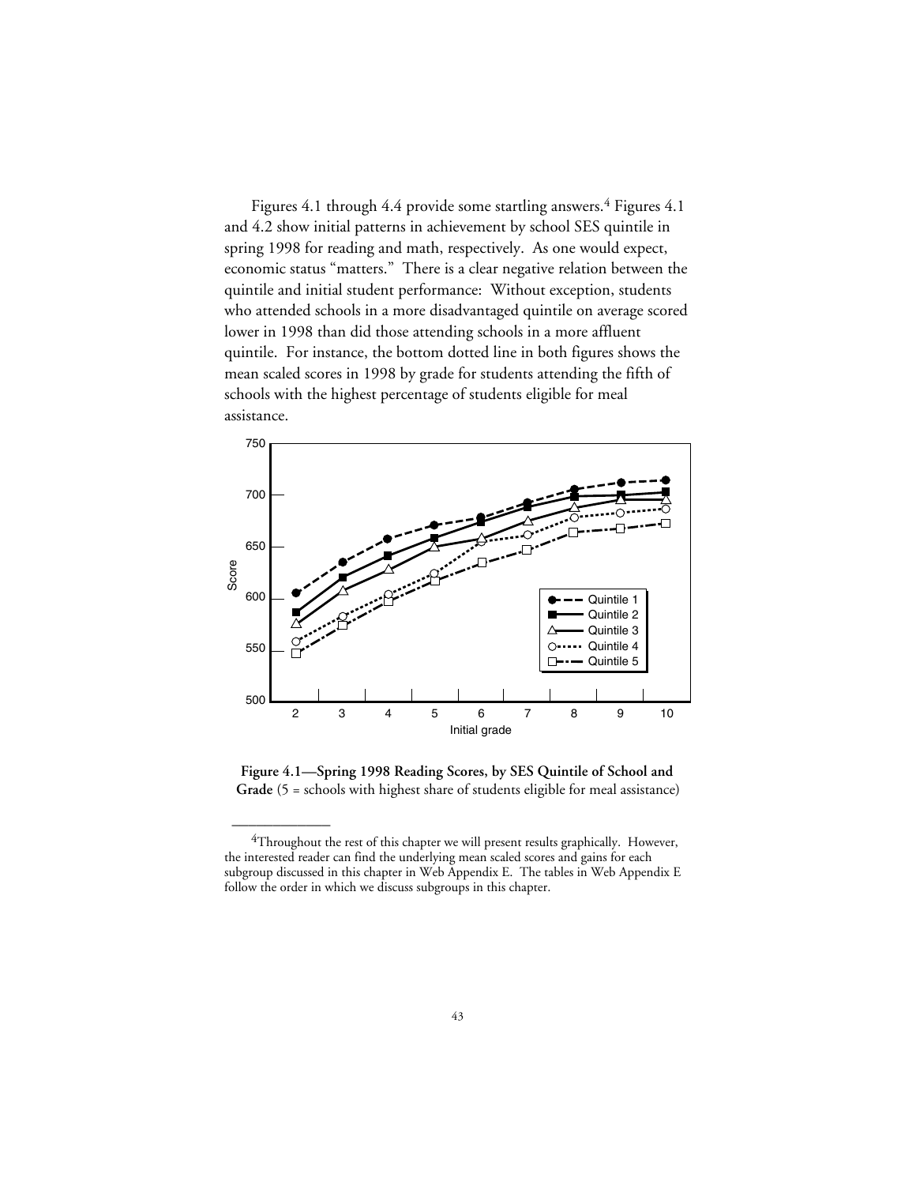Figures 4.1 through 4.4 provide some startling answers.[4] Figures 4.1 and 4.2 show initial patterns in achievement by school SES quintile in spring 1998 for reading and math, respectively. As one would expect, economic status "matters." There is a clear negative relation between the quintile and initial student performance: Without exception, students who attended schools in a more disadvantaged quintile on average scored lower in 1998 than did those attending schools in a more affluent quintile. For instance, the bottom dotted line in both figures shows the mean scaled scores in 1998 by grade for students attending the fifth of schools with the highest percentage of students eligible for meal assistance.

**Figure 4.1—Spring 1998 Reading Scores, by SES Quintile of School and Grade** (5 = schools with highest share of students eligible for meal assistance)

---

[4]Throughout the rest of this chapter we will present results graphically. However, the interested reader can find the underlying mean scaled scores and gains for each subgroup discussed in this chapter in Web Appendix E. The tables in Web Appendix E follow the order in which we discuss subgroups in this chapter.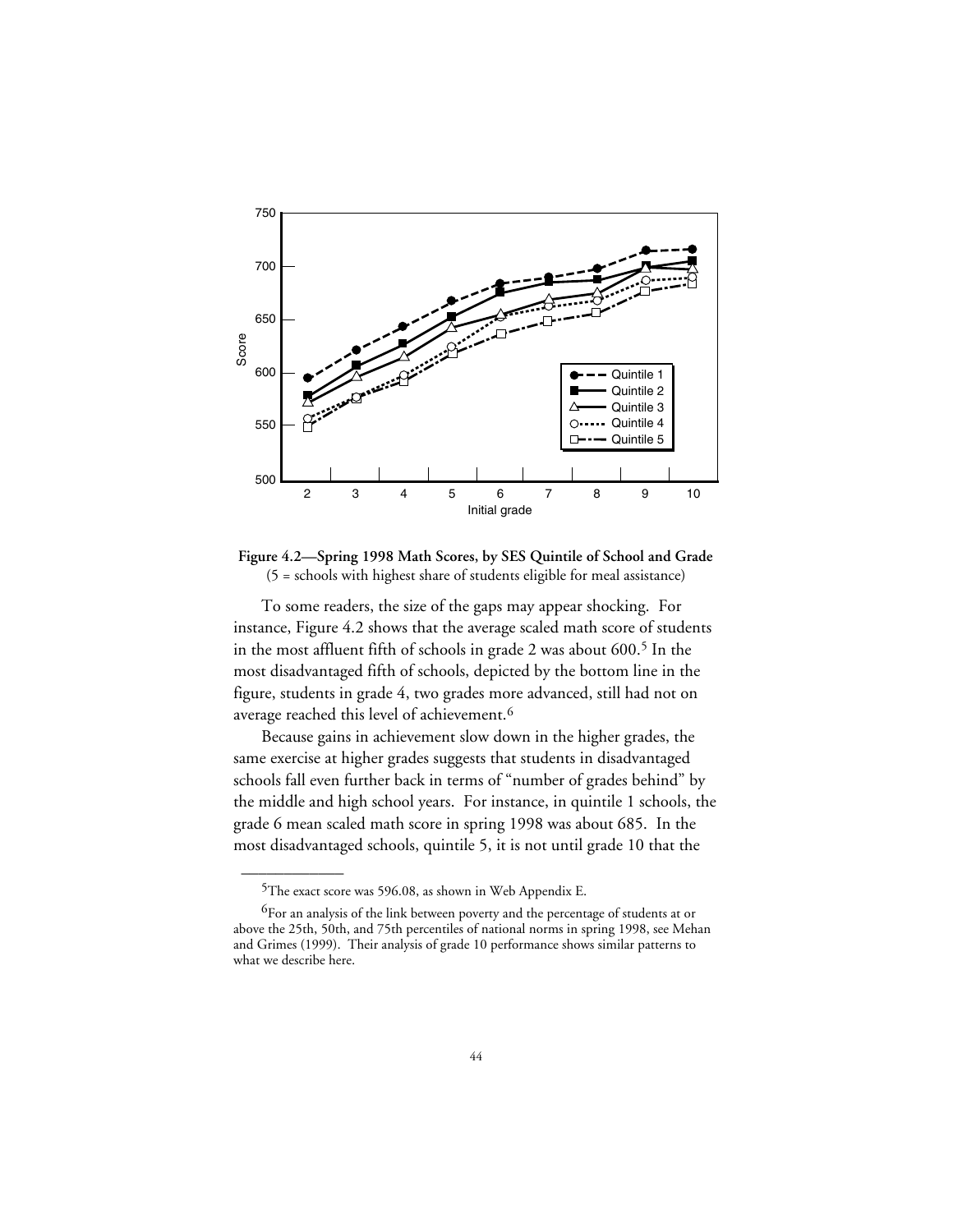**Figure 4.2—Spring 1998 Math Scores, by SES Quintile of School and Grade**
(5 = schools with highest share of students eligible for meal assistance)

To some readers, the size of the gaps may appear shocking. For instance, Figure 4.2 shows that the average scaled math score of students in the most affluent fifth of schools in grade 2 was about 600.[5] In the most disadvantaged fifth of schools, depicted by the bottom line in the figure, students in grade 4, two grades more advanced, still had not on average reached this level of achievement.[6]

Because gains in achievement slow down in the higher grades, the same exercise at higher grades suggests that students in disadvantaged schools fall even further back in terms of "number of grades behind" by the middle and high school years. For instance, in quintile 1 schools, the grade 6 mean scaled math score in spring 1998 was about 685. In the most disadvantaged schools, quintile 5, it is not until grade 10 that the

---

[5]The exact score was 596.08, as shown in Web Appendix E.

[6]For an analysis of the link between poverty and the percentage of students at or above the 25th, 50th, and 75th percentiles of national norms in spring 1998, see Mehan and Grimes (1999). Their analysis of grade 10 performance shows similar patterns to what we describe here.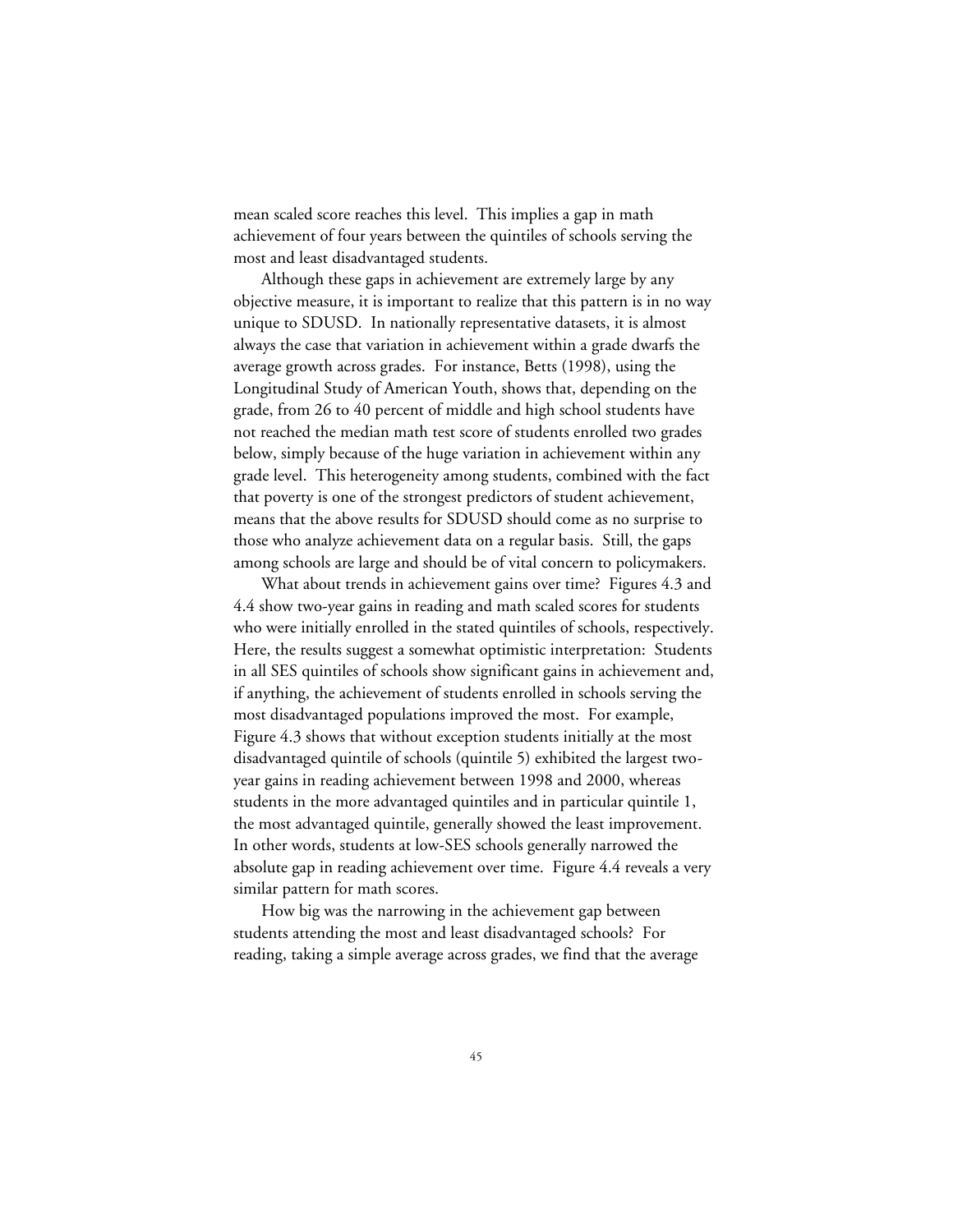mean scaled score reaches this level. This implies a gap in math achievement of four years between the quintiles of schools serving the most and least disadvantaged students.

Although these gaps in achievement are extremely large by any objective measure, it is important to realize that this pattern is in no way unique to SDUSD. In nationally representative datasets, it is almost always the case that variation in achievement within a grade dwarfs the average growth across grades. For instance, Betts (1998), using the Longitudinal Study of American Youth, shows that, depending on the grade, from 26 to 40 percent of middle and high school students have not reached the median math test score of students enrolled two grades below, simply because of the huge variation in achievement within any grade level. This heterogeneity among students, combined with the fact that poverty is one of the strongest predictors of student achievement, means that the above results for SDUSD should come as no surprise to those who analyze achievement data on a regular basis. Still, the gaps among schools are large and should be of vital concern to policymakers.

What about trends in achievement gains over time? Figures 4.3 and 4.4 show two-year gains in reading and math scaled scores for students who were initially enrolled in the stated quintiles of schools, respectively. Here, the results suggest a somewhat optimistic interpretation: Students in all SES quintiles of schools show significant gains in achievement and, if anything, the achievement of students enrolled in schools serving the most disadvantaged populations improved the most. For example, Figure 4.3 shows that without exception students initially at the most disadvantaged quintile of schools (quintile 5) exhibited the largest two-year gains in reading achievement between 1998 and 2000, whereas students in the more advantaged quintiles and in particular quintile 1, the most advantaged quintile, generally showed the least improvement. In other words, students at low-SES schools generally narrowed the absolute gap in reading achievement over time. Figure 4.4 reveals a very similar pattern for math scores.

How big was the narrowing in the achievement gap between students attending the most and least disadvantaged schools? For reading, taking a simple average across grades, we find that the average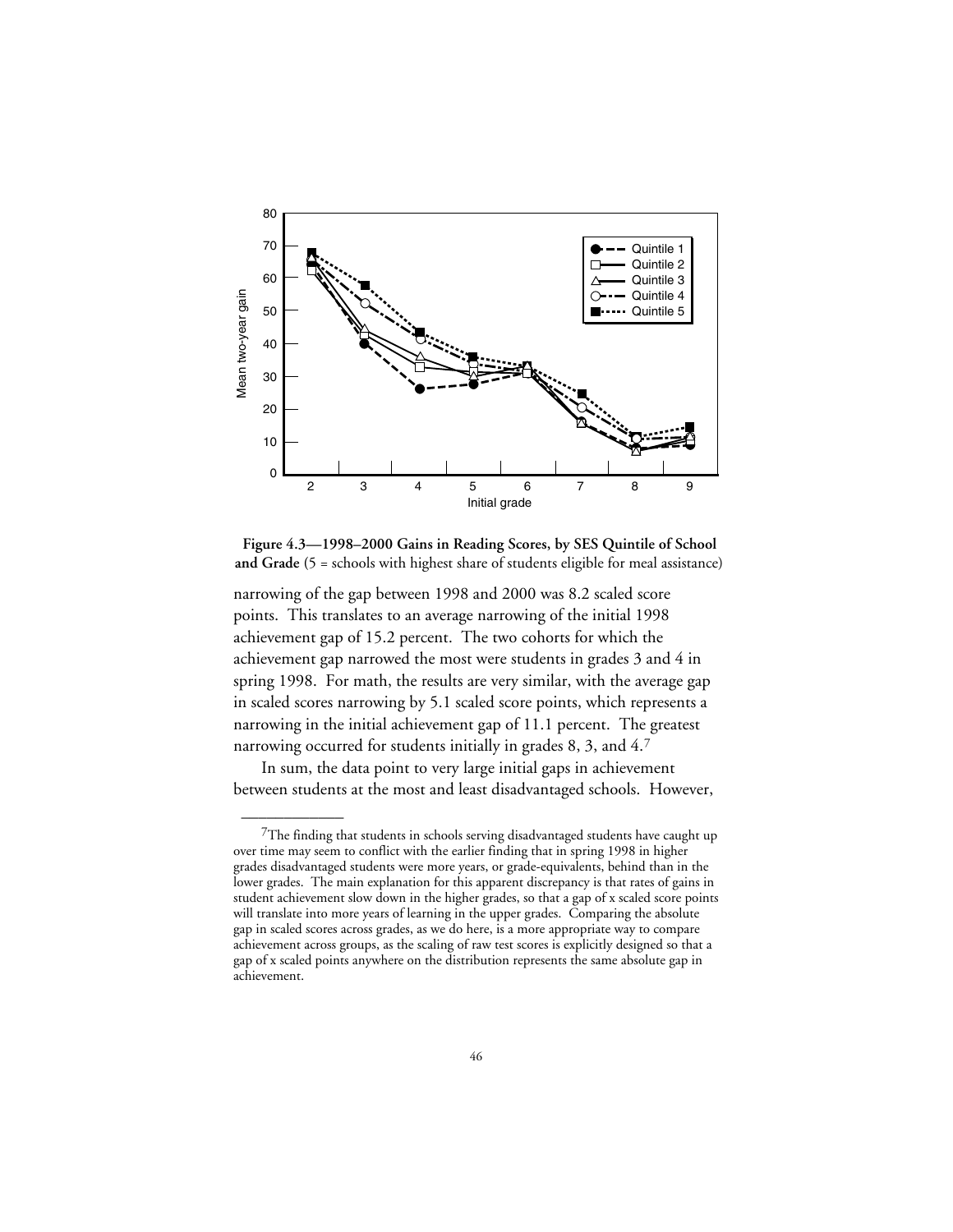**Figure 4.3—1998–2000 Gains in Reading Scores, by SES Quintile of School and Grade** (5 = schools with highest share of students eligible for meal assistance)

narrowing of the gap between 1998 and 2000 was 8.2 scaled score points. This translates to an average narrowing of the initial 1998 achievement gap of 15.2 percent. The two cohorts for which the achievement gap narrowed the most were students in grades 3 and 4 in spring 1998. For math, the results are very similar, with the average gap in scaled scores narrowing by 5.1 scaled score points, which represents a narrowing in the initial achievement gap of 11.1 percent. The greatest narrowing occurred for students initially in grades 8, 3, and 4.[7]

In sum, the data point to very large initial gaps in achievement between students at the most and least disadvantaged schools. However,

---

[7]The finding that students in schools serving disadvantaged students have caught up over time may seem to conflict with the earlier finding that in spring 1998 in higher grades disadvantaged students were more years, or grade-equivalents, behind than in the lower grades. The main explanation for this apparent discrepancy is that rates of gains in student achievement slow down in the higher grades, so that a gap of x scaled score points will translate into more years of learning in the upper grades. Comparing the absolute gap in scaled scores across grades, as we do here, is a more appropriate way to compare achievement across groups, as the scaling of raw test scores is explicitly designed so that a gap of x scaled points anywhere on the distribution represents the same absolute gap in achievement.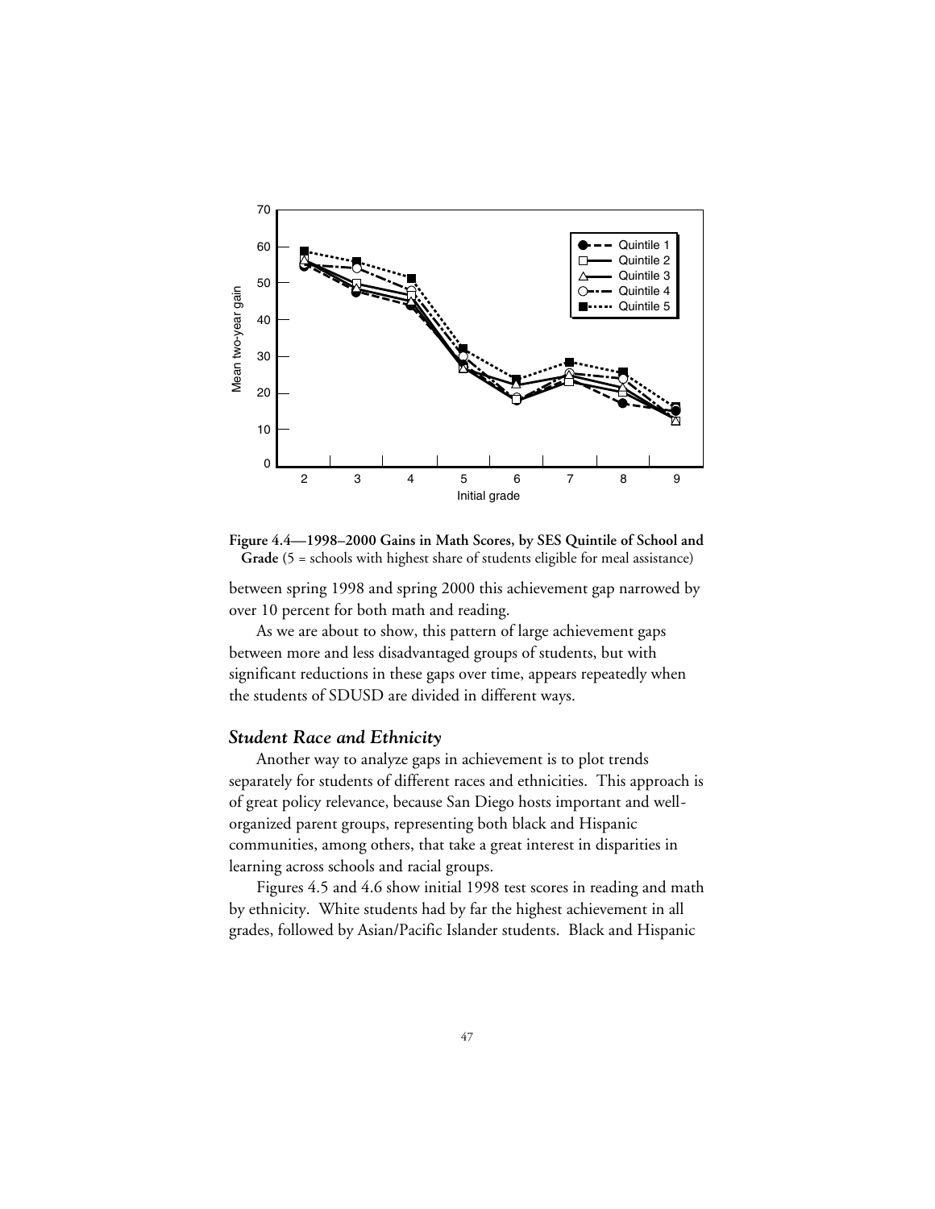**Figure 4.4—1998–2000 Gains in Math Scores, by SES Quintile of School and Grade** (5 = schools with highest share of students eligible for meal assistance)

between spring 1998 and spring 2000 this achievement gap narrowed by over 10 percent for both math and reading.

As we are about to show, this pattern of large achievement gaps between more and less disadvantaged groups of students, but with significant reductions in these gaps over time, appears repeatedly when the students of SDUSD are divided in different ways.

### *Student Race and Ethnicity*

Another way to analyze gaps in achievement is to plot trends separately for students of different races and ethnicities. This approach is of great policy relevance, because San Diego hosts important and well-organized parent groups, representing both black and Hispanic communities, among others, that take a great interest in disparities in learning across schools and racial groups.

Figures 4.5 and 4.6 show initial 1998 test scores in reading and math by ethnicity. White students had by far the highest achievement in all grades, followed by Asian/Pacific Islander students. Black and Hispanic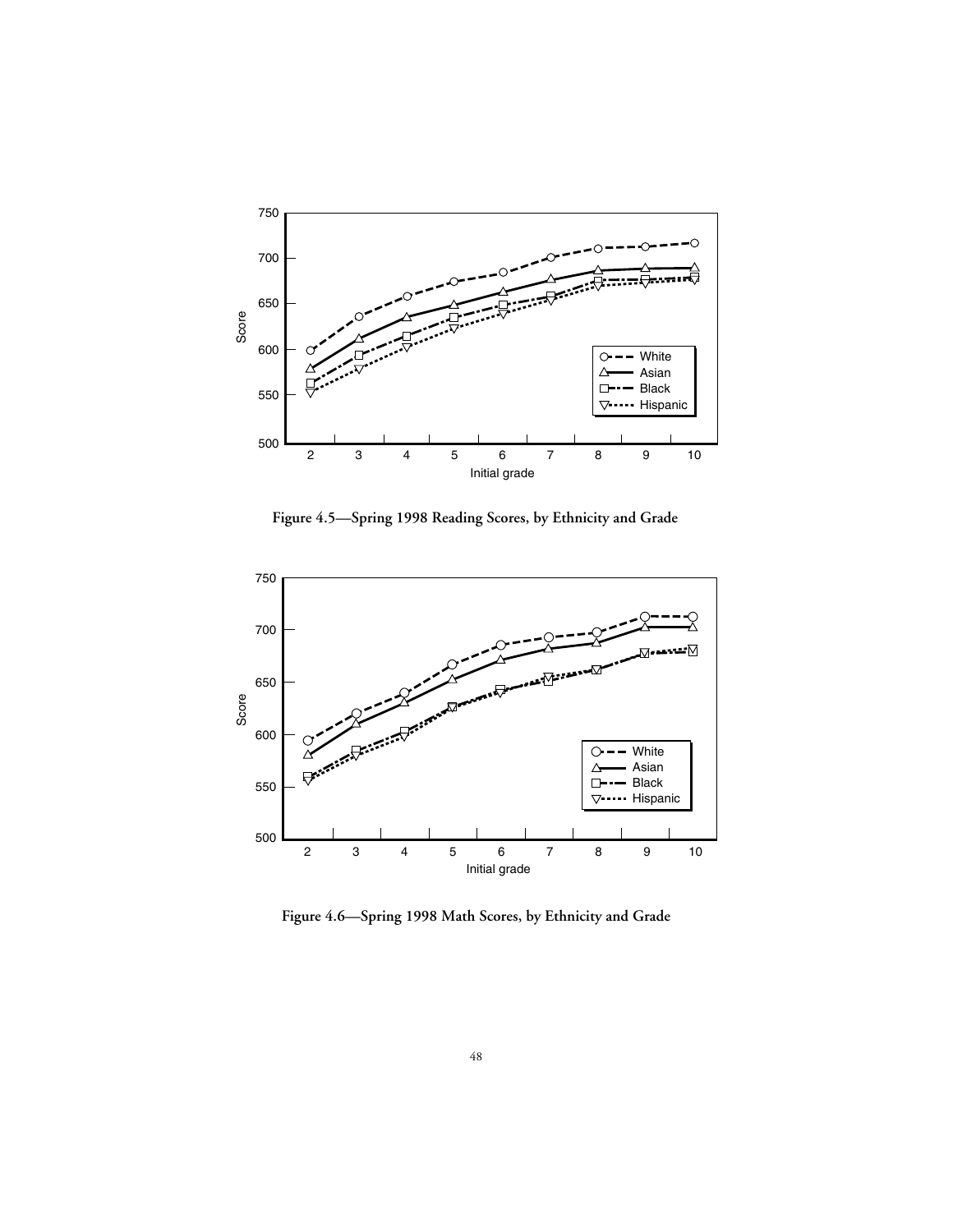Figure 4.5—Spring 1998 Reading Scores, by Ethnicity and Grade

Figure 4.6—Spring 1998 Math Scores, by Ethnicity and Grade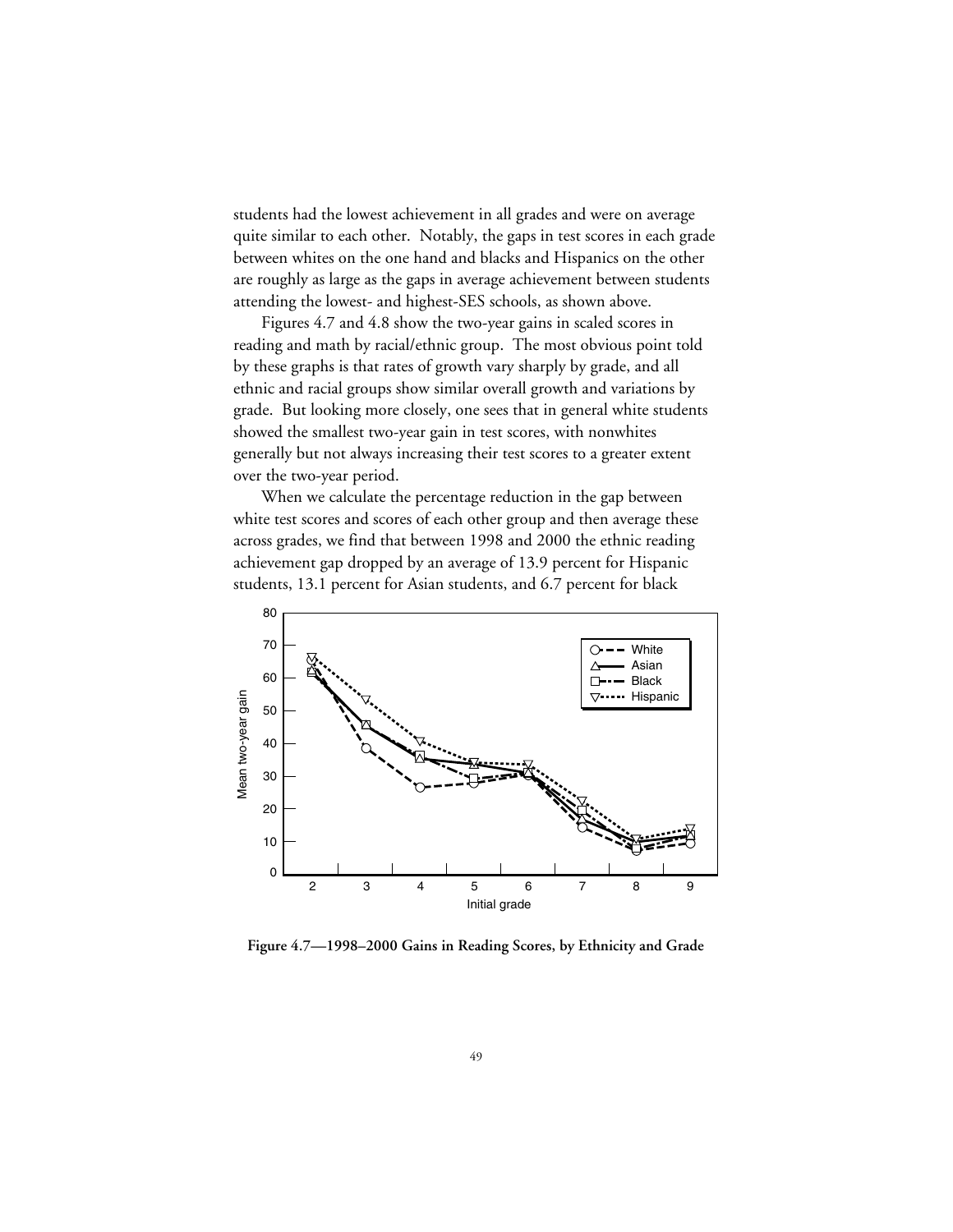students had the lowest achievement in all grades and were on average quite similar to each other. Notably, the gaps in test scores in each grade between whites on the one hand and blacks and Hispanics on the other are roughly as large as the gaps in average achievement between students attending the lowest- and highest-SES schools, as shown above.

Figures 4.7 and 4.8 show the two-year gains in scaled scores in reading and math by racial/ethnic group. The most obvious point told by these graphs is that rates of growth vary sharply by grade, and all ethnic and racial groups show similar overall growth and variations by grade. But looking more closely, one sees that in general white students showed the smallest two-year gain in test scores, with nonwhites generally but not always increasing their test scores to a greater extent over the two-year period.

When we calculate the percentage reduction in the gap between white test scores and scores of each other group and then average these across grades, we find that between 1998 and 2000 the ethnic reading achievement gap dropped by an average of 13.9 percent for Hispanic students, 13.1 percent for Asian students, and 6.7 percent for black

**Figure 4.7—1998–2000 Gains in Reading Scores, by Ethnicity and Grade**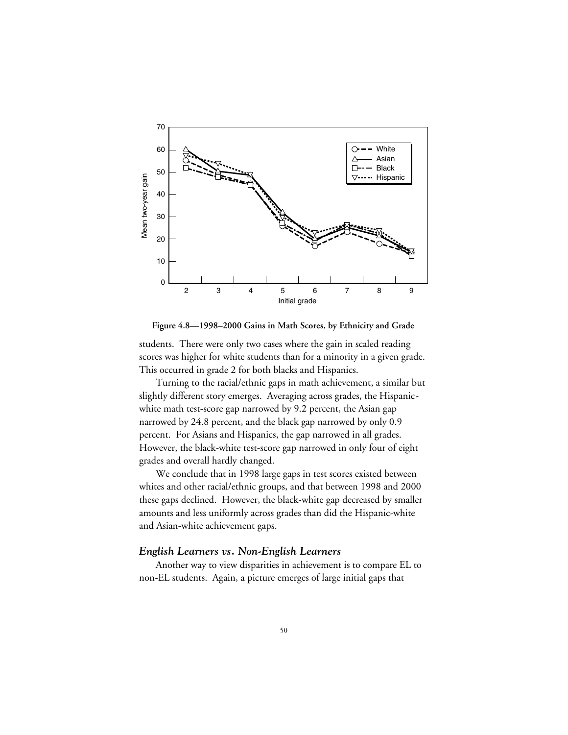Figure 4.8—1998–2000 Gains in Math Scores, by Ethnicity and Grade

students. There were only two cases where the gain in scaled reading scores was higher for white students than for a minority in a given grade. This occurred in grade 2 for both blacks and Hispanics.

Turning to the racial/ethnic gaps in math achievement, a similar but slightly different story emerges. Averaging across grades, the Hispanic-white math test-score gap narrowed by 9.2 percent, the Asian gap narrowed by 24.8 percent, and the black gap narrowed by only 0.9 percent. For Asians and Hispanics, the gap narrowed in all grades. However, the black-white test-score gap narrowed in only four of eight grades and overall hardly changed.

We conclude that in 1998 large gaps in test scores existed between whites and other racial/ethnic groups, and that between 1998 and 2000 these gaps declined. However, the black-white gap decreased by smaller amounts and less uniformly across grades than did the Hispanic-white and Asian-white achievement gaps.

### *English Learners vs. Non-English Learners*

Another way to view disparities in achievement is to compare EL to non-EL students. Again, a picture emerges of large initial gaps that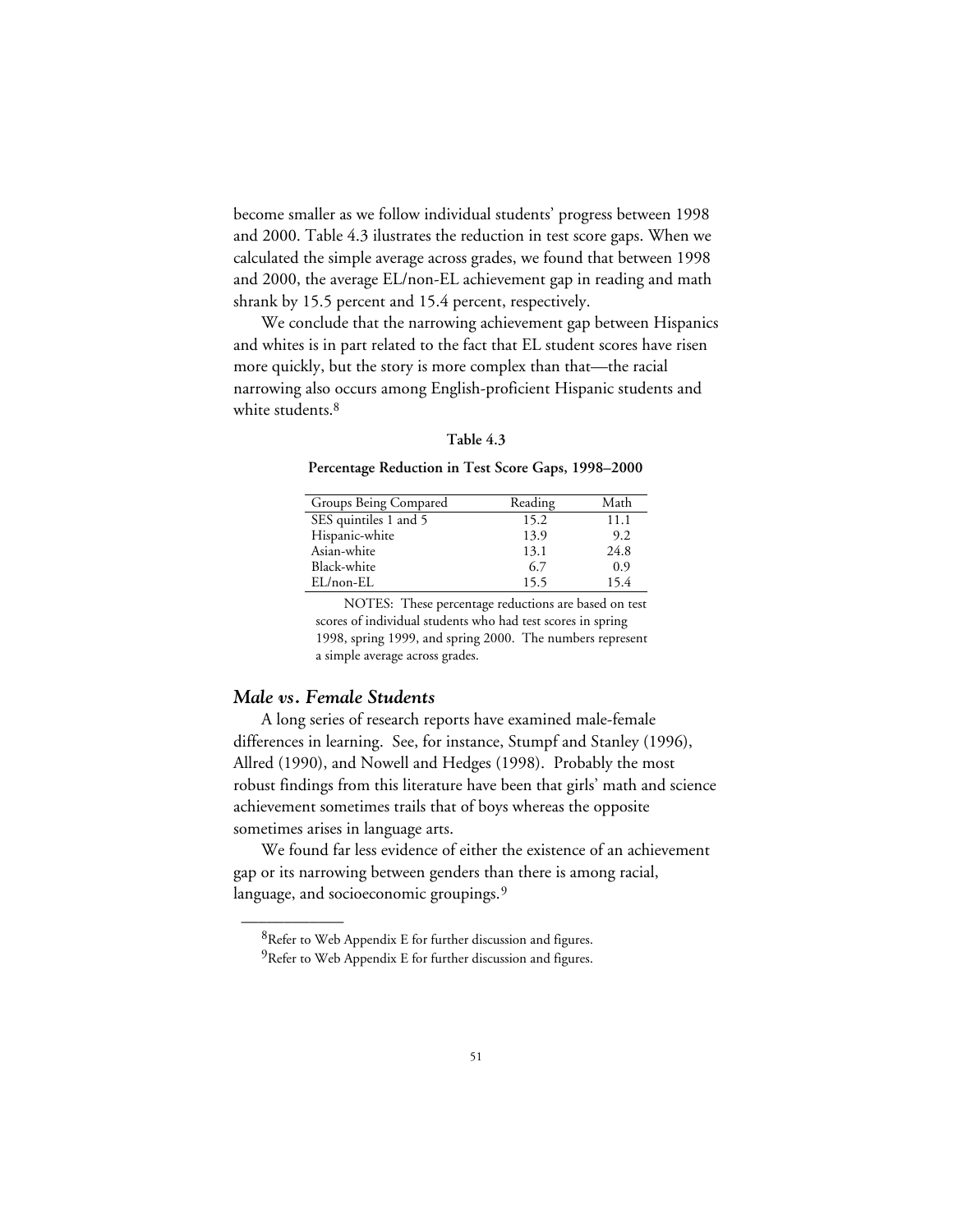become smaller as we follow individual students' progress between 1998 and 2000. Table 4.3 ilustrates the reduction in test score gaps. When we calculated the simple average across grades, we found that between 1998 and 2000, the average EL/non-EL achievement gap in reading and math shrank by 15.5 percent and 15.4 percent, respectively.

We conclude that the narrowing achievement gap between Hispanics and whites is in part related to the fact that EL student scores have risen more quickly, but the story is more complex than that—the racial narrowing also occurs among English-proficient Hispanic students and white students.[8]

**Table 4.3**

**Percentage Reduction in Test Score Gaps, 1998–2000**

| Groups Being Compared | Reading | Math |
|---|---|---|
| SES quintiles 1 and 5 | 15.2 | 11.1 |
| Hispanic-white | 13.9 | 9.2 |
| Asian-white | 13.1 | 24.8 |
| Black-white | 6.7 | 0.9 |
| EL/non-EL | 15.5 | 15.4 |

NOTES: These percentage reductions are based on test scores of individual students who had test scores in spring 1998, spring 1999, and spring 2000. The numbers represent a simple average across grades.

## *Male vs. Female Students*

A long series of research reports have examined male-female differences in learning. See, for instance, Stumpf and Stanley (1996), Allred (1990), and Nowell and Hedges (1998). Probably the most robust findings from this literature have been that girls' math and science achievement sometimes trails that of boys whereas the opposite sometimes arises in language arts.

We found far less evidence of either the existence of an achievement gap or its narrowing between genders than there is among racial, language, and socioeconomic groupings.[9]

---

[8]Refer to Web Appendix E for further discussion and figures.

[9]Refer to Web Appendix E for further discussion and figures.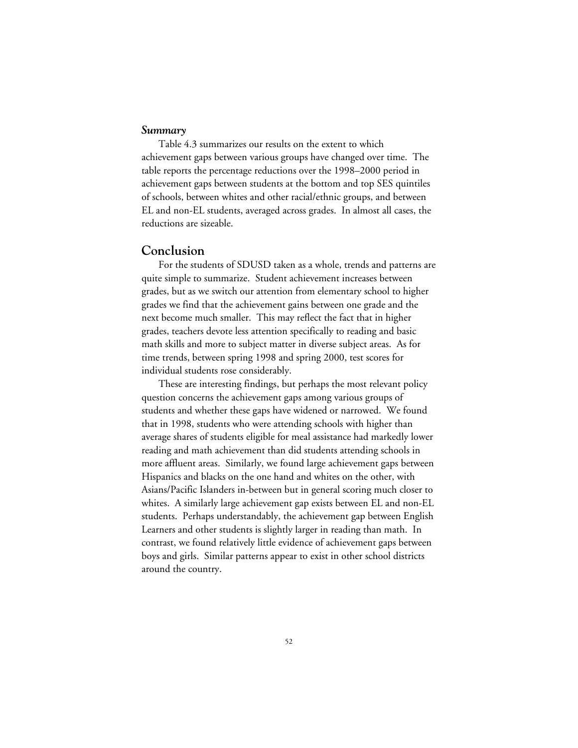***Summary***

Table 4.3 summarizes our results on the extent to which achievement gaps between various groups have changed over time. The table reports the percentage reductions over the 1998–2000 period in achievement gaps between students at the bottom and top SES quintiles of schools, between whites and other racial/ethnic groups, and between EL and non-EL students, averaged across grades. In almost all cases, the reductions are sizeable.

## Conclusion

For the students of SDUSD taken as a whole, trends and patterns are quite simple to summarize. Student achievement increases between grades, but as we switch our attention from elementary school to higher grades we find that the achievement gains between one grade and the next become much smaller. This may reflect the fact that in higher grades, teachers devote less attention specifically to reading and basic math skills and more to subject matter in diverse subject areas. As for time trends, between spring 1998 and spring 2000, test scores for individual students rose considerably.

These are interesting findings, but perhaps the most relevant policy question concerns the achievement gaps among various groups of students and whether these gaps have widened or narrowed. We found that in 1998, students who were attending schools with higher than average shares of students eligible for meal assistance had markedly lower reading and math achievement than did students attending schools in more affluent areas. Similarly, we found large achievement gaps between Hispanics and blacks on the one hand and whites on the other, with Asians/Pacific Islanders in-between but in general scoring much closer to whites. A similarly large achievement gap exists between EL and non-EL students. Perhaps understandably, the achievement gap between English Learners and other students is slightly larger in reading than math. In contrast, we found relatively little evidence of achievement gaps between boys and girls. Similar patterns appear to exist in other school districts around the country.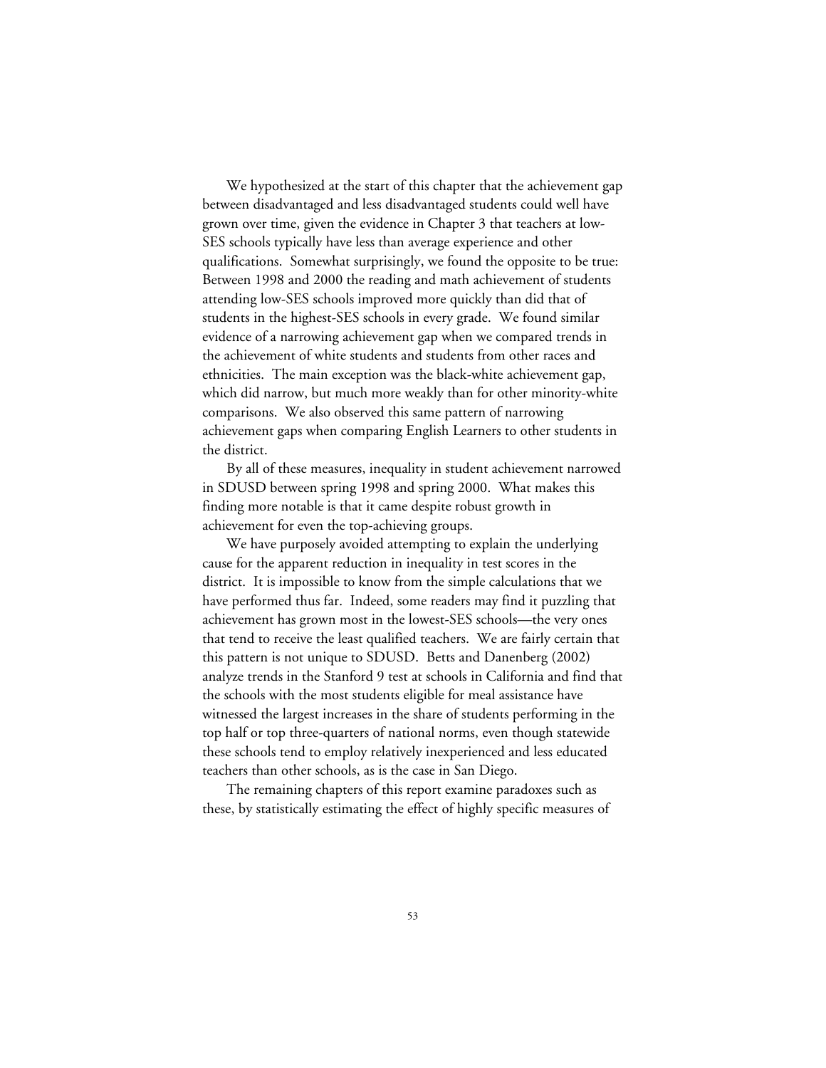We hypothesized at the start of this chapter that the achievement gap between disadvantaged and less disadvantaged students could well have grown over time, given the evidence in Chapter 3 that teachers at low-SES schools typically have less than average experience and other qualifications. Somewhat surprisingly, we found the opposite to be true: Between 1998 and 2000 the reading and math achievement of students attending low-SES schools improved more quickly than did that of students in the highest-SES schools in every grade. We found similar evidence of a narrowing achievement gap when we compared trends in the achievement of white students and students from other races and ethnicities. The main exception was the black-white achievement gap, which did narrow, but much more weakly than for other minority-white comparisons. We also observed this same pattern of narrowing achievement gaps when comparing English Learners to other students in the district.

By all of these measures, inequality in student achievement narrowed in SDUSD between spring 1998 and spring 2000. What makes this finding more notable is that it came despite robust growth in achievement for even the top-achieving groups.

We have purposely avoided attempting to explain the underlying cause for the apparent reduction in inequality in test scores in the district. It is impossible to know from the simple calculations that we have performed thus far. Indeed, some readers may find it puzzling that achievement has grown most in the lowest-SES schools—the very ones that tend to receive the least qualified teachers. We are fairly certain that this pattern is not unique to SDUSD. Betts and Danenberg (2002) analyze trends in the Stanford 9 test at schools in California and find that the schools with the most students eligible for meal assistance have witnessed the largest increases in the share of students performing in the top half or top three-quarters of national norms, even though statewide these schools tend to employ relatively inexperienced and less educated teachers than other schools, as is the case in San Diego.

The remaining chapters of this report examine paradoxes such as these, by statistically estimating the effect of highly specific measures of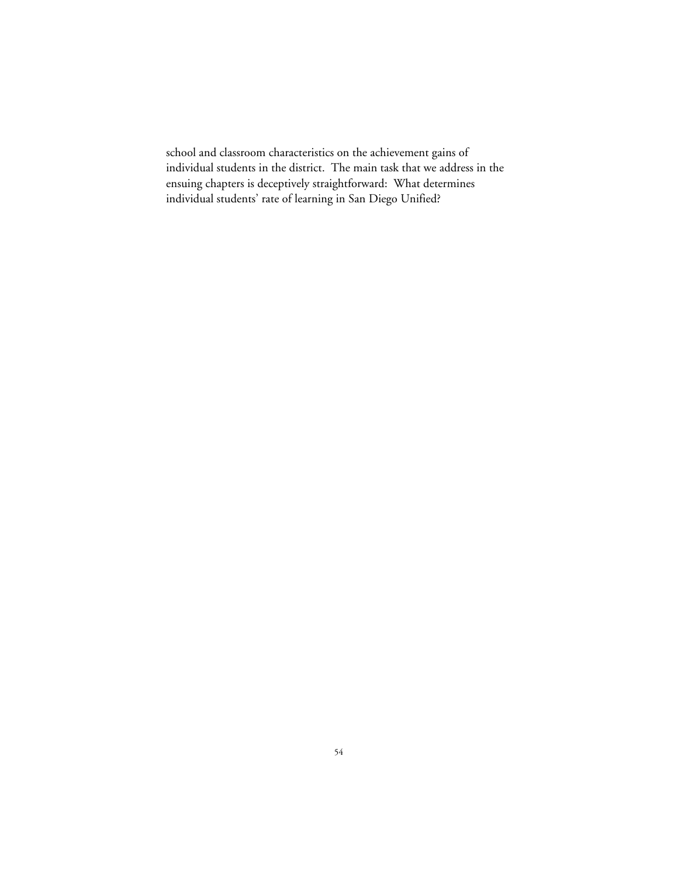school and classroom characteristics on the achievement gains of individual students in the district. The main task that we address in the ensuing chapters is deceptively straightforward: What determines individual students' rate of learning in San Diego Unified?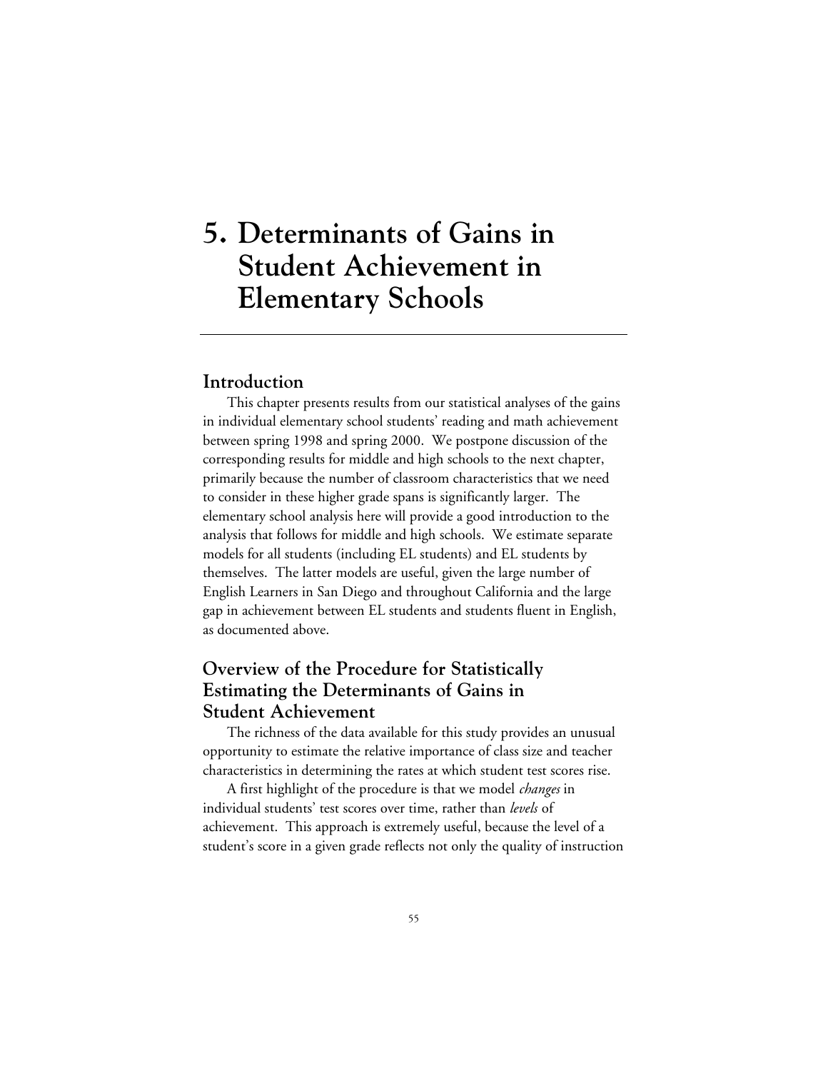# 5. Determinants of Gains in Student Achievement in Elementary Schools

## Introduction

This chapter presents results from our statistical analyses of the gains in individual elementary school students' reading and math achievement between spring 1998 and spring 2000. We postpone discussion of the corresponding results for middle and high schools to the next chapter, primarily because the number of classroom characteristics that we need to consider in these higher grade spans is significantly larger. The elementary school analysis here will provide a good introduction to the analysis that follows for middle and high schools. We estimate separate models for all students (including EL students) and EL students by themselves. The latter models are useful, given the large number of English Learners in San Diego and throughout California and the large gap in achievement between EL students and students fluent in English, as documented above.

## Overview of the Procedure for Statistically Estimating the Determinants of Gains in Student Achievement

The richness of the data available for this study provides an unusual opportunity to estimate the relative importance of class size and teacher characteristics in determining the rates at which student test scores rise.

A first highlight of the procedure is that we model *changes* in individual students' test scores over time, rather than *levels* of achievement. This approach is extremely useful, because the level of a student's score in a given grade reflects not only the quality of instruction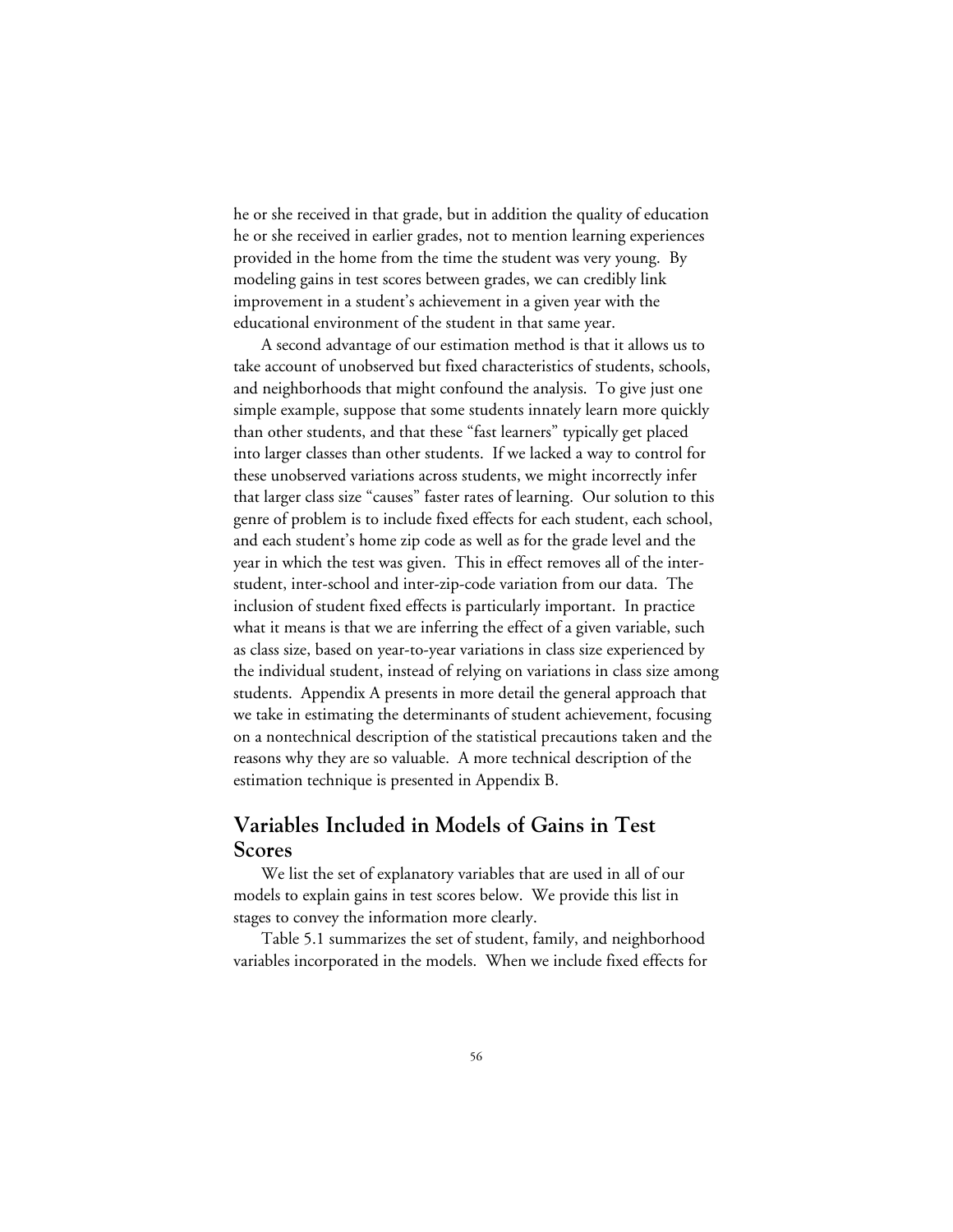he or she received in that grade, but in addition the quality of education he or she received in earlier grades, not to mention learning experiences provided in the home from the time the student was very young. By modeling gains in test scores between grades, we can credibly link improvement in a student's achievement in a given year with the educational environment of the student in that same year.

A second advantage of our estimation method is that it allows us to take account of unobserved but fixed characteristics of students, schools, and neighborhoods that might confound the analysis. To give just one simple example, suppose that some students innately learn more quickly than other students, and that these "fast learners" typically get placed into larger classes than other students. If we lacked a way to control for these unobserved variations across students, we might incorrectly infer that larger class size "causes" faster rates of learning. Our solution to this genre of problem is to include fixed effects for each student, each school, and each student's home zip code as well as for the grade level and the year in which the test was given. This in effect removes all of the inter-student, inter-school and inter-zip-code variation from our data. The inclusion of student fixed effects is particularly important. In practice what it means is that we are inferring the effect of a given variable, such as class size, based on year-to-year variations in class size experienced by the individual student, instead of relying on variations in class size among students. Appendix A presents in more detail the general approach that we take in estimating the determinants of student achievement, focusing on a nontechnical description of the statistical precautions taken and the reasons why they are so valuable. A more technical description of the estimation technique is presented in Appendix B.

## Variables Included in Models of Gains in Test Scores

We list the set of explanatory variables that are used in all of our models to explain gains in test scores below. We provide this list in stages to convey the information more clearly.

Table 5.1 summarizes the set of student, family, and neighborhood variables incorporated in the models. When we include fixed effects for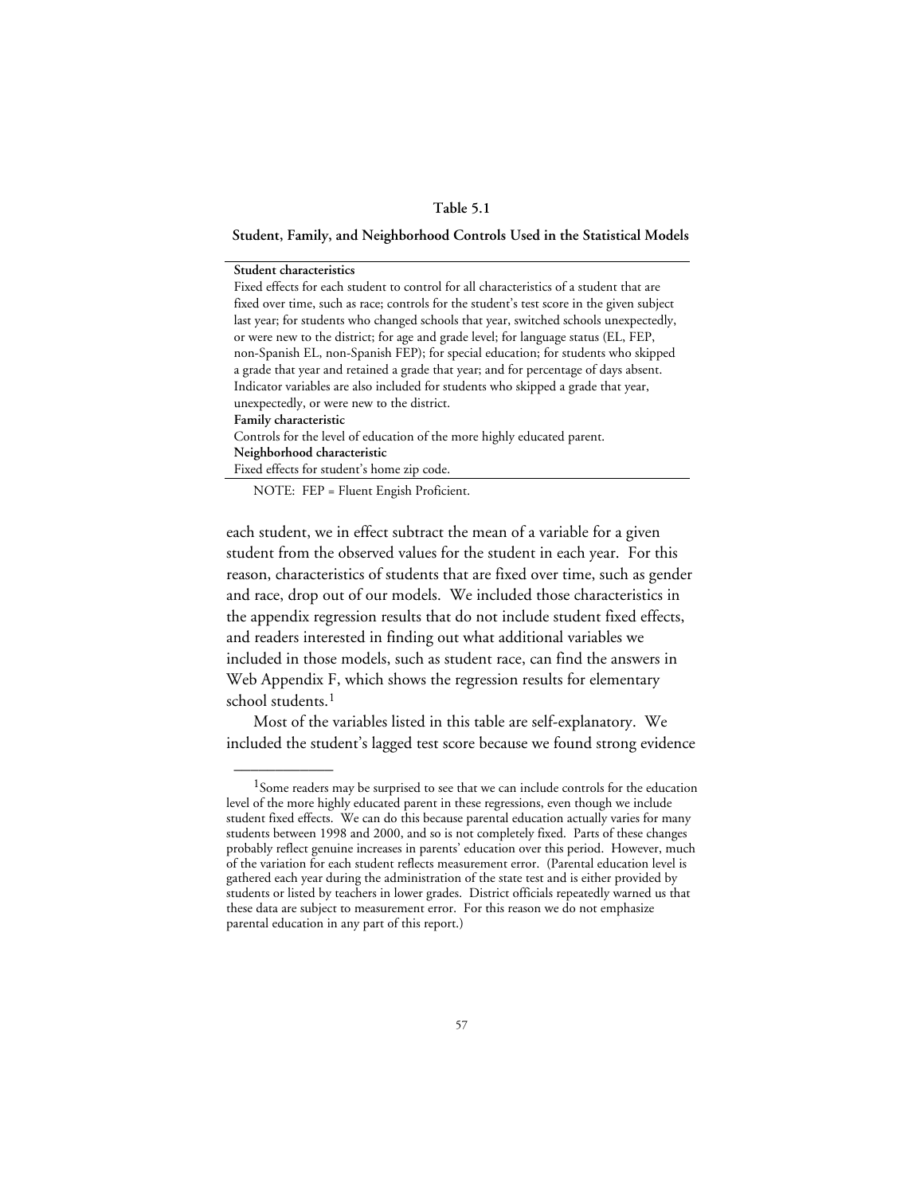**Table 5.1**

**Student, Family, and Neighborhood Controls Used in the Statistical Models**

| |
|---|
| **Student characteristics** |
| Fixed effects for each student to control for all characteristics of a student that are fixed over time, such as race; controls for the student's test score in the given subject last year; for students who changed schools that year, switched schools unexpectedly, or were new to the district; for age and grade level; for language status (EL, FEP, non-Spanish EL, non-Spanish FEP); for special education; for students who skipped a grade that year and retained a grade that year; and for percentage of days absent. Indicator variables are also included for students who skipped a grade that year, unexpectedly, or were new to the district. |
| **Family characteristic** |
| Controls for the level of education of the more highly educated parent. |
| **Neighborhood characteristic** |
| Fixed effects for student's home zip code. |

NOTE: FEP = Fluent Engish Proficient.

each student, we in effect subtract the mean of a variable for a given student from the observed values for the student in each year. For this reason, characteristics of students that are fixed over time, such as gender and race, drop out of our models. We included those characteristics in the appendix regression results that do not include student fixed effects, and readers interested in finding out what additional variables we included in those models, such as student race, can find the answers in Web Appendix F, which shows the regression results for elementary school students.[1]

Most of the variables listed in this table are self-explanatory. We included the student's lagged test score because we found strong evidence

---

[1]Some readers may be surprised to see that we can include controls for the education level of the more highly educated parent in these regressions, even though we include student fixed effects. We can do this because parental education actually varies for many students between 1998 and 2000, and so is not completely fixed. Parts of these changes probably reflect genuine increases in parents' education over this period. However, much of the variation for each student reflects measurement error. (Parental education level is gathered each year during the administration of the state test and is either provided by students or listed by teachers in lower grades. District officials repeatedly warned us that these data are subject to measurement error. For this reason we do not emphasize parental education in any part of this report.)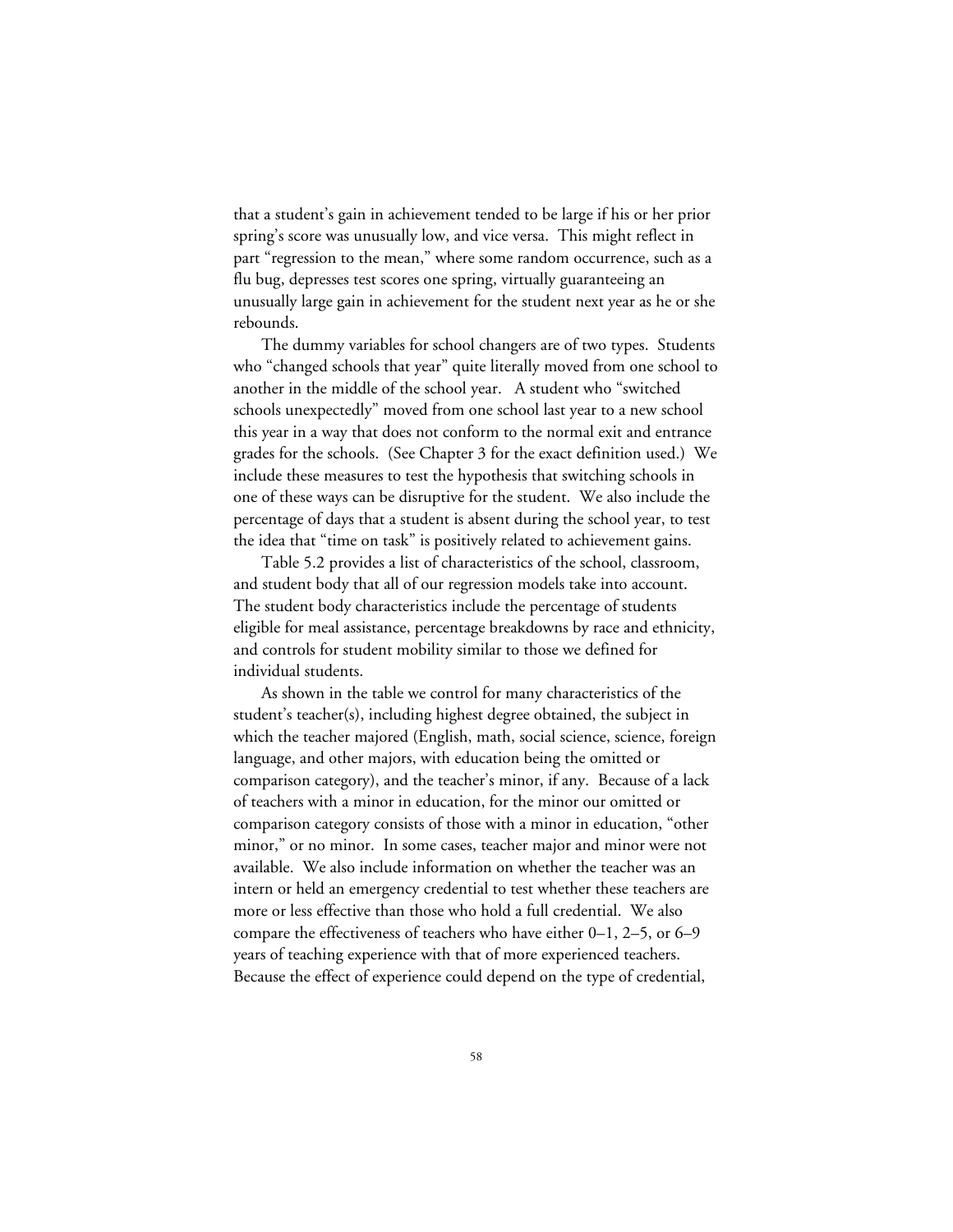that a student's gain in achievement tended to be large if his or her prior spring's score was unusually low, and vice versa. This might reflect in part "regression to the mean," where some random occurrence, such as a flu bug, depresses test scores one spring, virtually guaranteeing an unusually large gain in achievement for the student next year as he or she rebounds.

The dummy variables for school changers are of two types. Students who "changed schools that year" quite literally moved from one school to another in the middle of the school year. A student who "switched schools unexpectedly" moved from one school last year to a new school this year in a way that does not conform to the normal exit and entrance grades for the schools. (See Chapter 3 for the exact definition used.) We include these measures to test the hypothesis that switching schools in one of these ways can be disruptive for the student. We also include the percentage of days that a student is absent during the school year, to test the idea that "time on task" is positively related to achievement gains.

Table 5.2 provides a list of characteristics of the school, classroom, and student body that all of our regression models take into account. The student body characteristics include the percentage of students eligible for meal assistance, percentage breakdowns by race and ethnicity, and controls for student mobility similar to those we defined for individual students.

As shown in the table we control for many characteristics of the student's teacher(s), including highest degree obtained, the subject in which the teacher majored (English, math, social science, science, foreign language, and other majors, with education being the omitted or comparison category), and the teacher's minor, if any. Because of a lack of teachers with a minor in education, for the minor our omitted or comparison category consists of those with a minor in education, "other minor," or no minor. In some cases, teacher major and minor were not available. We also include information on whether the teacher was an intern or held an emergency credential to test whether these teachers are more or less effective than those who hold a full credential. We also compare the effectiveness of teachers who have either 0–1, 2–5, or 6–9 years of teaching experience with that of more experienced teachers. Because the effect of experience could depend on the type of credential,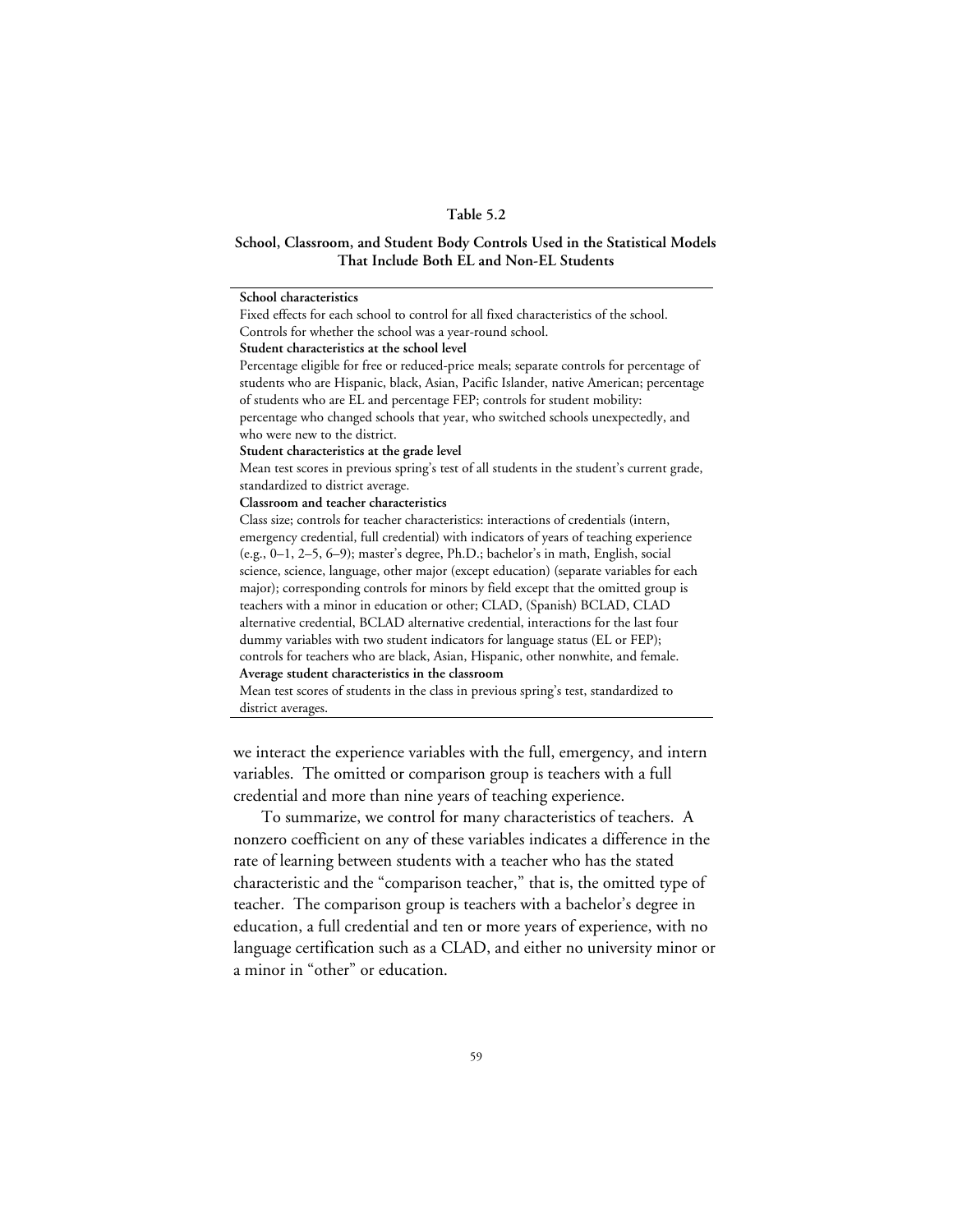**Table 5.2**

**School, Classroom, and Student Body Controls Used in the Statistical Models That Include Both EL and Non-EL Students**

| |
|---|
| **School characteristics** |
| Fixed effects for each school to control for all fixed characteristics of the school. Controls for whether the school was a year-round school. |
| **Student characteristics at the school level** |
| Percentage eligible for free or reduced-price meals; separate controls for percentage of students who are Hispanic, black, Asian, Pacific Islander, native American; percentage of students who are EL and percentage FEP; controls for student mobility: percentage who changed schools that year, who switched schools unexpectedly, and who were new to the district. |
| **Student characteristics at the grade level** |
| Mean test scores in previous spring's test of all students in the student's current grade, standardized to district average. |
| **Classroom and teacher characteristics** |
| Class size; controls for teacher characteristics: interactions of credentials (intern, emergency credential, full credential) with indicators of years of teaching experience (e.g., 0–1, 2–5, 6–9); master's degree, Ph.D.; bachelor's in math, English, social science, science, language, other major (except education) (separate variables for each major); corresponding controls for minors by field except that the omitted group is teachers with a minor in education or other; CLAD, (Spanish) BCLAD, CLAD alternative credential, BCLAD alternative credential, interactions for the last four dummy variables with two student indicators for language status (EL or FEP); controls for teachers who are black, Asian, Hispanic, other nonwhite, and female. |
| **Average student characteristics in the classroom** |
| Mean test scores of students in the class in previous spring's test, standardized to district averages. |

we interact the experience variables with the full, emergency, and intern variables. The omitted or comparison group is teachers with a full credential and more than nine years of teaching experience.

To summarize, we control for many characteristics of teachers. A nonzero coefficient on any of these variables indicates a difference in the rate of learning between students with a teacher who has the stated characteristic and the "comparison teacher," that is, the omitted type of teacher. The comparison group is teachers with a bachelor's degree in education, a full credential and ten or more years of experience, with no language certification such as a CLAD, and either no university minor or a minor in "other" or education.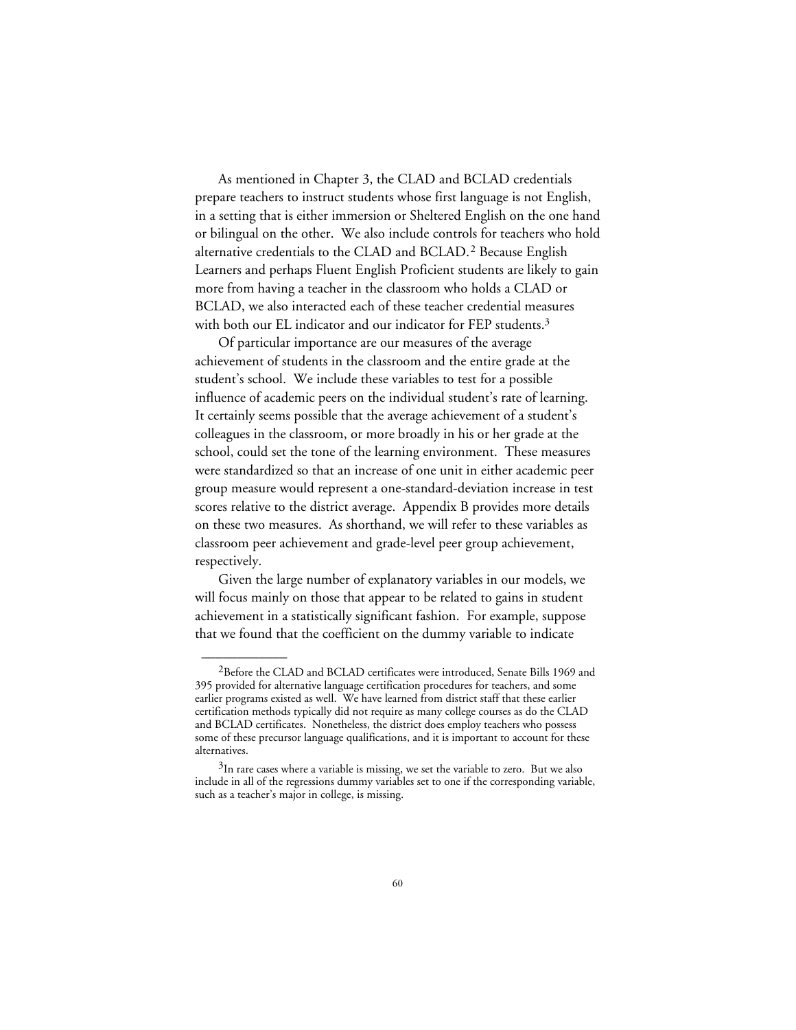As mentioned in Chapter 3, the CLAD and BCLAD credentials prepare teachers to instruct students whose first language is not English, in a setting that is either immersion or Sheltered English on the one hand or bilingual on the other. We also include controls for teachers who hold alternative credentials to the CLAD and BCLAD.[2] Because English Learners and perhaps Fluent English Proficient students are likely to gain more from having a teacher in the classroom who holds a CLAD or BCLAD, we also interacted each of these teacher credential measures with both our EL indicator and our indicator for FEP students.[3]

Of particular importance are our measures of the average achievement of students in the classroom and the entire grade at the student's school. We include these variables to test for a possible influence of academic peers on the individual student's rate of learning. It certainly seems possible that the average achievement of a student's colleagues in the classroom, or more broadly in his or her grade at the school, could set the tone of the learning environment. These measures were standardized so that an increase of one unit in either academic peer group measure would represent a one-standard-deviation increase in test scores relative to the district average. Appendix B provides more details on these two measures. As shorthand, we will refer to these variables as classroom peer achievement and grade-level peer group achievement, respectively.

Given the large number of explanatory variables in our models, we will focus mainly on those that appear to be related to gains in student achievement in a statistically significant fashion. For example, suppose that we found that the coefficient on the dummy variable to indicate

---

[2]Before the CLAD and BCLAD certificates were introduced, Senate Bills 1969 and 395 provided for alternative language certification procedures for teachers, and some earlier programs existed as well. We have learned from district staff that these earlier certification methods typically did not require as many college courses as do the CLAD and BCLAD certificates. Nonetheless, the district does employ teachers who possess some of these precursor language qualifications, and it is important to account for these alternatives.

[3]In rare cases where a variable is missing, we set the variable to zero. But we also include in all of the regressions dummy variables set to one if the corresponding variable, such as a teacher's major in college, is missing.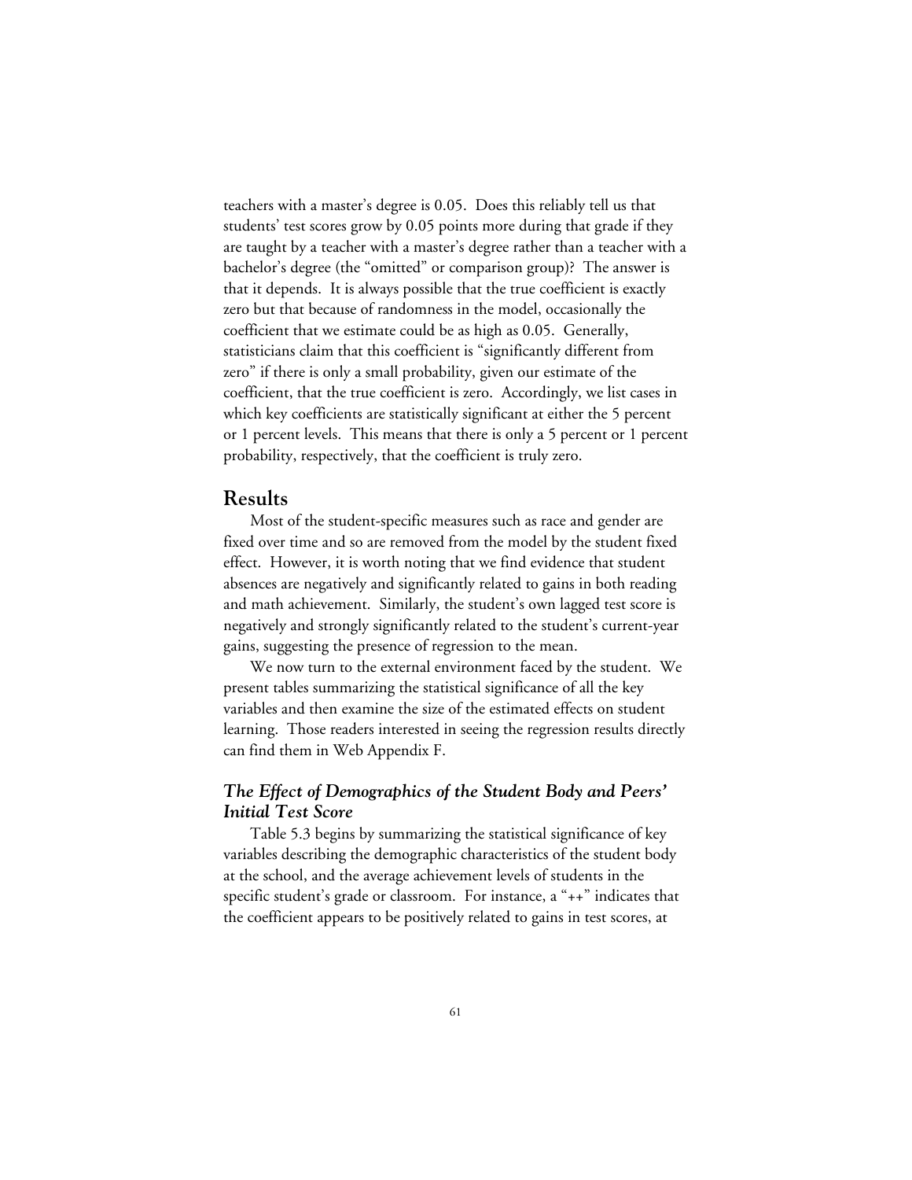teachers with a master's degree is 0.05. Does this reliably tell us that students' test scores grow by 0.05 points more during that grade if they are taught by a teacher with a master's degree rather than a teacher with a bachelor's degree (the "omitted" or comparison group)? The answer is that it depends. It is always possible that the true coefficient is exactly zero but that because of randomness in the model, occasionally the coefficient that we estimate could be as high as 0.05. Generally, statisticians claim that this coefficient is "significantly different from zero" if there is only a small probability, given our estimate of the coefficient, that the true coefficient is zero. Accordingly, we list cases in which key coefficients are statistically significant at either the 5 percent or 1 percent levels. This means that there is only a 5 percent or 1 percent probability, respectively, that the coefficient is truly zero.

## Results

Most of the student-specific measures such as race and gender are fixed over time and so are removed from the model by the student fixed effect. However, it is worth noting that we find evidence that student absences are negatively and significantly related to gains in both reading and math achievement. Similarly, the student's own lagged test score is negatively and strongly significantly related to the student's current-year gains, suggesting the presence of regression to the mean.

We now turn to the external environment faced by the student. We present tables summarizing the statistical significance of all the key variables and then examine the size of the estimated effects on student learning. Those readers interested in seeing the regression results directly can find them in Web Appendix F.

### *The Effect of Demographics of the Student Body and Peers' Initial Test Score*

Table 5.3 begins by summarizing the statistical significance of key variables describing the demographic characteristics of the student body at the school, and the average achievement levels of students in the specific student's grade or classroom. For instance, a "++" indicates that the coefficient appears to be positively related to gains in test scores, at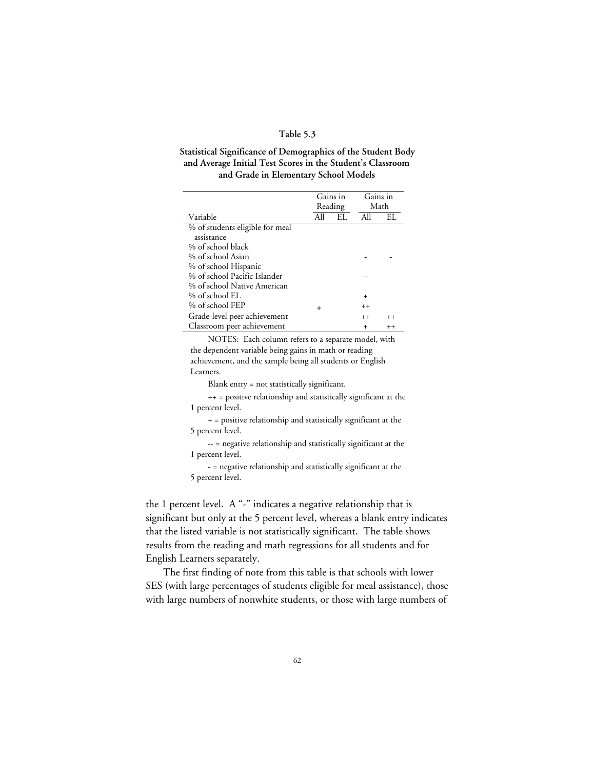**Table 5.3**

**Statistical Significance of Demographics of the Student Body and Average Initial Test Scores in the Student's Classroom and Grade in Elementary School Models**

| | Gains in Reading | | Gains in Math | |
|---|---|---|---|---|
| Variable | All | EL | All | EL |
| % of students eligible for meal assistance | | | | |
| % of school black | | | | |
| % of school Asian | | | - | - |
| % of school Hispanic | | | | |
| % of school Pacific Islander | | | - | |
| % of school Native American | | | | |
| % of school EL | | | + | |
| % of school FEP | + | | ++ | |
| Grade-level peer achievement | | | ++ | ++ |
| Classroom peer achievement | | | + | ++ |

NOTES: Each column refers to a separate model, with the dependent variable being gains in math or reading achievement, and the sample being all students or English Learners.

Blank entry = not statistically significant.

++ = positive relationship and statistically significant at the 1 percent level.

+ = positive relationship and statistically significant at the 5 percent level.

-- = negative relationship and statistically significant at the 1 percent level.

- = negative relationship and statistically significant at the 5 percent level.

the 1 percent level. A "-" indicates a negative relationship that is significant but only at the 5 percent level, whereas a blank entry indicates that the listed variable is not statistically significant. The table shows results from the reading and math regressions for all students and for English Learners separately.

The first finding of note from this table is that schools with lower SES (with large percentages of students eligible for meal assistance), those with large numbers of nonwhite students, or those with large numbers of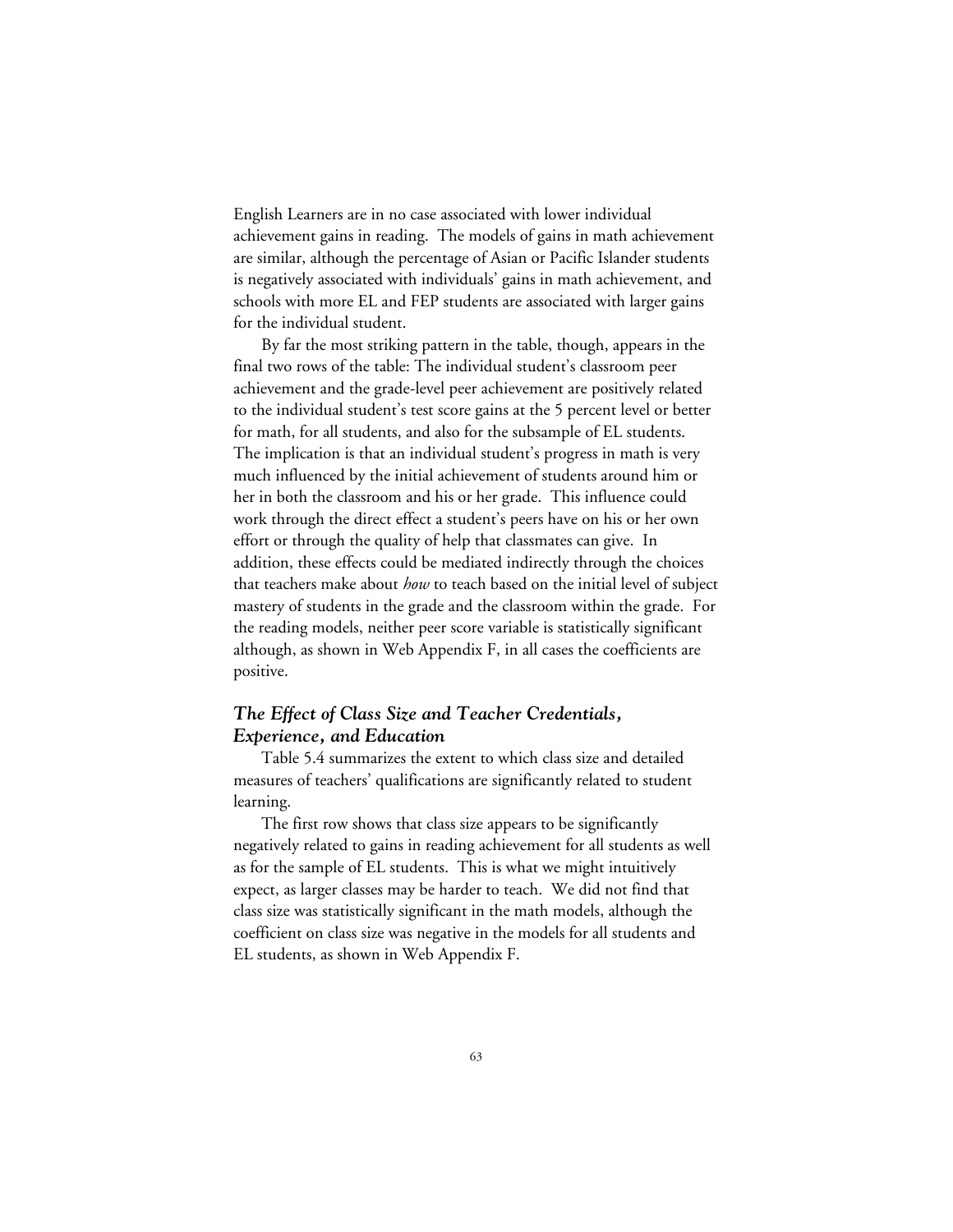English Learners are in no case associated with lower individual achievement gains in reading. The models of gains in math achievement are similar, although the percentage of Asian or Pacific Islander students is negatively associated with individuals' gains in math achievement, and schools with more EL and FEP students are associated with larger gains for the individual student.

By far the most striking pattern in the table, though, appears in the final two rows of the table: The individual student's classroom peer achievement and the grade-level peer achievement are positively related to the individual student's test score gains at the 5 percent level or better for math, for all students, and also for the subsample of EL students. The implication is that an individual student's progress in math is very much influenced by the initial achievement of students around him or her in both the classroom and his or her grade. This influence could work through the direct effect a student's peers have on his or her own effort or through the quality of help that classmates can give. In addition, these effects could be mediated indirectly through the choices that teachers make about *how* to teach based on the initial level of subject mastery of students in the grade and the classroom within the grade. For the reading models, neither peer score variable is statistically significant although, as shown in Web Appendix F, in all cases the coefficients are positive.

### *The Effect of Class Size and Teacher Credentials, Experience, and Education*

Table 5.4 summarizes the extent to which class size and detailed measures of teachers' qualifications are significantly related to student learning.

The first row shows that class size appears to be significantly negatively related to gains in reading achievement for all students as well as for the sample of EL students. This is what we might intuitively expect, as larger classes may be harder to teach. We did not find that class size was statistically significant in the math models, although the coefficient on class size was negative in the models for all students and EL students, as shown in Web Appendix F.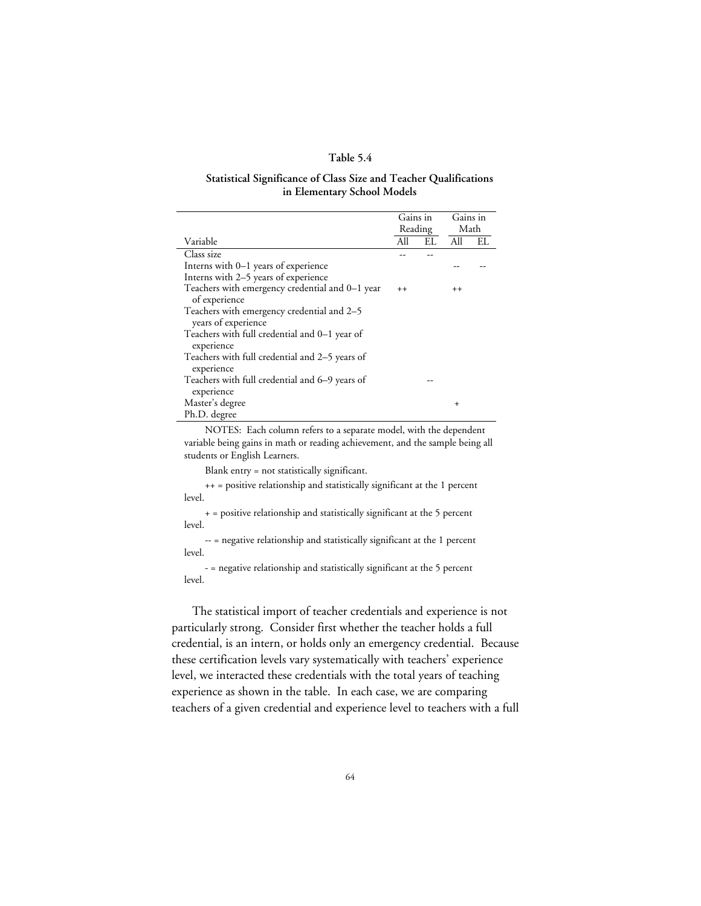**Table 5.4**

**Statistical Significance of Class Size and Teacher Qualifications in Elementary School Models**

| | Gains in Reading | | Gains in Math | |
|---|---|---|---|---|
| Variable | All | EL | All | EL |
| Class size | -- | -- | | |
| Interns with 0–1 years of experience | | | -- | -- |
| Interns with 2–5 years of experience | | | | |
| Teachers with emergency credential and 0–1 year of experience | ++ | | ++ | |
| Teachers with emergency credential and 2–5 years of experience | | | | |
| Teachers with full credential and 0–1 year of experience | | | | |
| Teachers with full credential and 2–5 years of experience | | | | |
| Teachers with full credential and 6–9 years of experience | | -- | | |
| Master's degree | | | + | |
| Ph.D. degree | | | | |

NOTES: Each column refers to a separate model, with the dependent variable being gains in math or reading achievement, and the sample being all students or English Learners.

Blank entry = not statistically significant.

++ = positive relationship and statistically significant at the 1 percent level.

+ = positive relationship and statistically significant at the 5 percent level.

-- = negative relationship and statistically significant at the 1 percent level.

- = negative relationship and statistically significant at the 5 percent level.

The statistical import of teacher credentials and experience is not particularly strong. Consider first whether the teacher holds a full credential, is an intern, or holds only an emergency credential. Because these certification levels vary systematically with teachers' experience level, we interacted these credentials with the total years of teaching experience as shown in the table. In each case, we are comparing teachers of a given credential and experience level to teachers with a full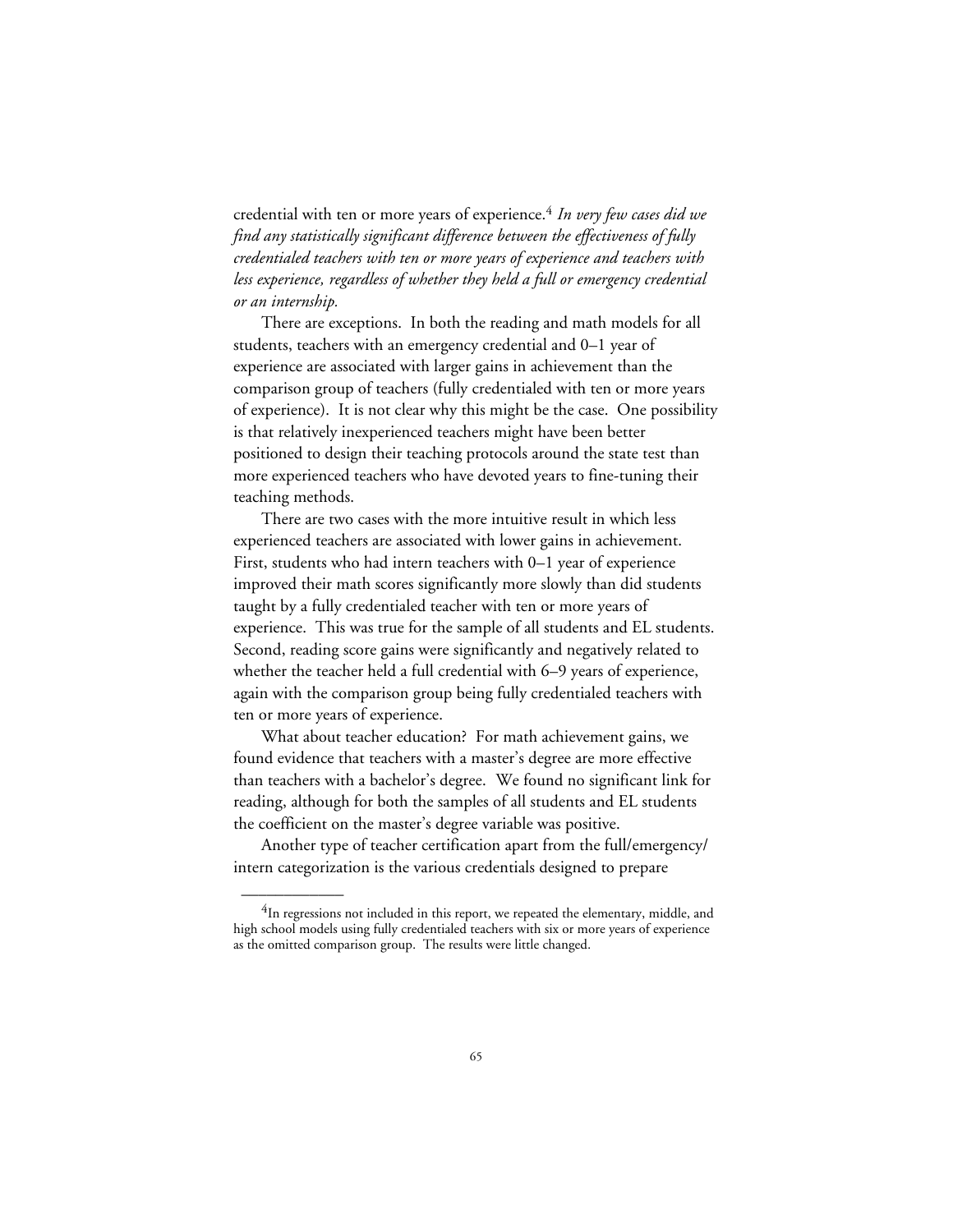credential with ten or more years of experience.[4] *In very few cases did we find any statistically significant difference between the effectiveness of fully credentialed teachers with ten or more years of experience and teachers with less experience, regardless of whether they held a full or emergency credential or an internship.*

There are exceptions. In both the reading and math models for all students, teachers with an emergency credential and 0–1 year of experience are associated with larger gains in achievement than the comparison group of teachers (fully credentialed with ten or more years of experience). It is not clear why this might be the case. One possibility is that relatively inexperienced teachers might have been better positioned to design their teaching protocols around the state test than more experienced teachers who have devoted years to fine-tuning their teaching methods.

There are two cases with the more intuitive result in which less experienced teachers are associated with lower gains in achievement. First, students who had intern teachers with 0–1 year of experience improved their math scores significantly more slowly than did students taught by a fully credentialed teacher with ten or more years of experience. This was true for the sample of all students and EL students. Second, reading score gains were significantly and negatively related to whether the teacher held a full credential with 6–9 years of experience, again with the comparison group being fully credentialed teachers with ten or more years of experience.

What about teacher education? For math achievement gains, we found evidence that teachers with a master's degree are more effective than teachers with a bachelor's degree. We found no significant link for reading, although for both the samples of all students and EL students the coefficient on the master's degree variable was positive.

Another type of teacher certification apart from the full/emergency/intern categorization is the various credentials designed to prepare

---

[4]In regressions not included in this report, we repeated the elementary, middle, and high school models using fully credentialed teachers with six or more years of experience as the omitted comparison group. The results were little changed.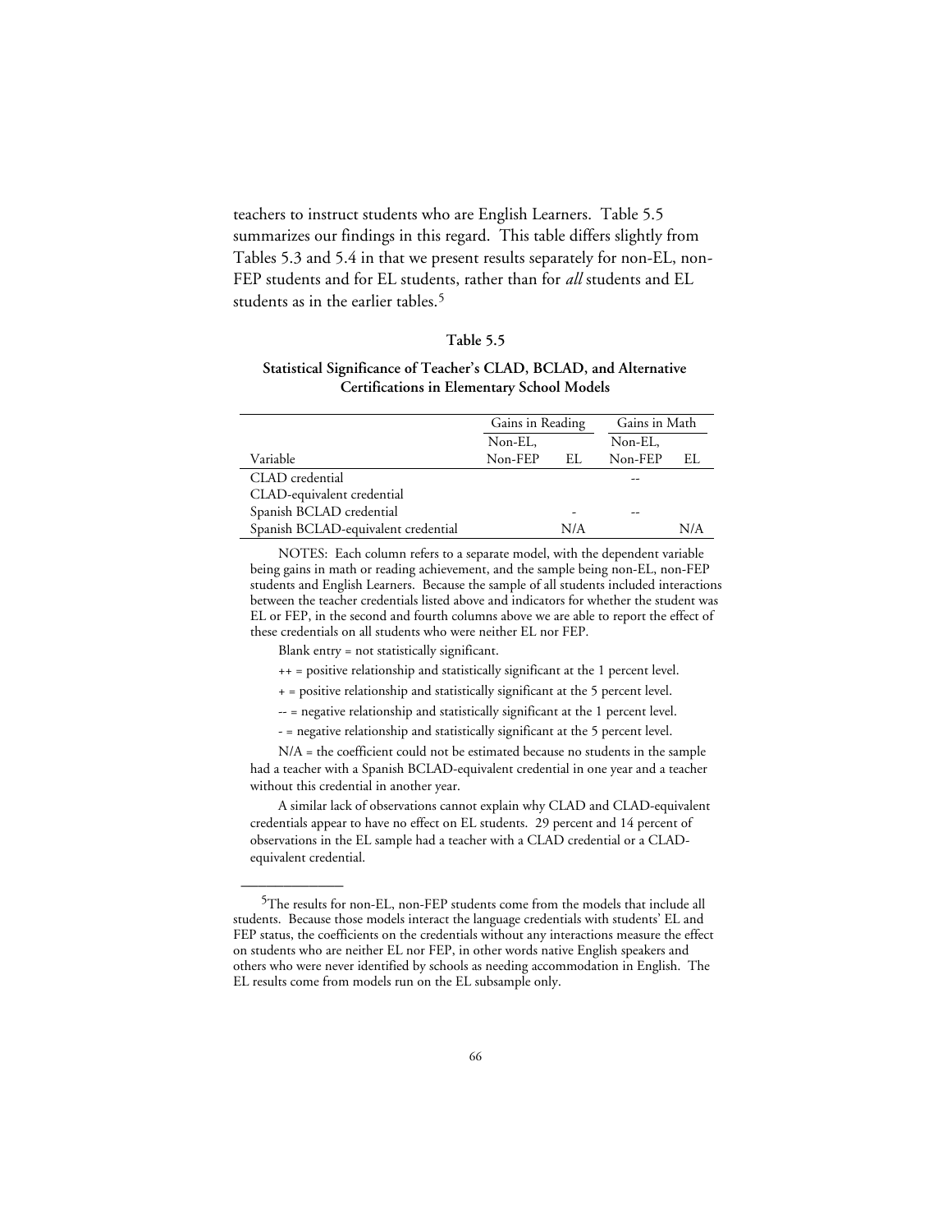teachers to instruct students who are English Learners. Table 5.5 summarizes our findings in this regard. This table differs slightly from Tables 5.3 and 5.4 in that we present results separately for non-EL, non-FEP students and for EL students, rather than for *all* students and EL students as in the earlier tables.[5]

**Table 5.5**

**Statistical Significance of Teacher's CLAD, BCLAD, and Alternative Certifications in Elementary School Models**

| | Gains in Reading | | Gains in Math | |
|---|---|---|---|---|
| Variable | Non-EL, Non-FEP | EL | Non-EL, Non-FEP | EL |
| CLAD credential | | | -- | |
| CLAD-equivalent credential | | | | |
| Spanish BCLAD credential | | - | -- | |
| Spanish BCLAD-equivalent credential | | N/A | | N/A |

NOTES: Each column refers to a separate model, with the dependent variable being gains in math or reading achievement, and the sample being non-EL, non-FEP students and English Learners. Because the sample of all students included interactions between the teacher credentials listed above and indicators for whether the student was EL or FEP, in the second and fourth columns above we are able to report the effect of these credentials on all students who were neither EL nor FEP.

Blank entry = not statistically significant.

++ = positive relationship and statistically significant at the 1 percent level.

+ = positive relationship and statistically significant at the 5 percent level.

-- = negative relationship and statistically significant at the 1 percent level.

- = negative relationship and statistically significant at the 5 percent level.

N/A = the coefficient could not be estimated because no students in the sample had a teacher with a Spanish BCLAD-equivalent credential in one year and a teacher without this credential in another year.

A similar lack of observations cannot explain why CLAD and CLAD-equivalent credentials appear to have no effect on EL students. 29 percent and 14 percent of observations in the EL sample had a teacher with a CLAD credential or a CLAD-equivalent credential.

---

[5]The results for non-EL, non-FEP students come from the models that include all students. Because those models interact the language credentials with students' EL and FEP status, the coefficients on the credentials without any interactions measure the effect on students who are neither EL nor FEP, in other words native English speakers and others who were never identified by schools as needing accommodation in English. The EL results come from models run on the EL subsample only.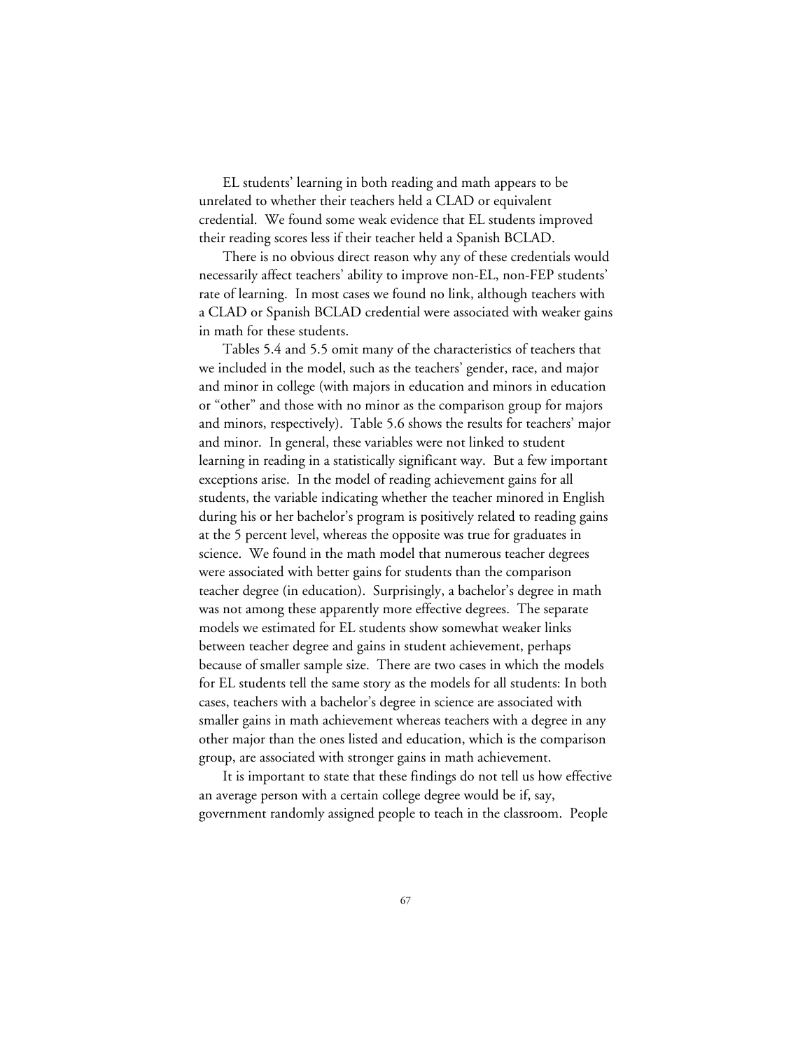EL students' learning in both reading and math appears to be unrelated to whether their teachers held a CLAD or equivalent credential. We found some weak evidence that EL students improved their reading scores less if their teacher held a Spanish BCLAD.

There is no obvious direct reason why any of these credentials would necessarily affect teachers' ability to improve non-EL, non-FEP students' rate of learning. In most cases we found no link, although teachers with a CLAD or Spanish BCLAD credential were associated with weaker gains in math for these students.

Tables 5.4 and 5.5 omit many of the characteristics of teachers that we included in the model, such as the teachers' gender, race, and major and minor in college (with majors in education and minors in education or "other" and those with no minor as the comparison group for majors and minors, respectively). Table 5.6 shows the results for teachers' major and minor. In general, these variables were not linked to student learning in reading in a statistically significant way. But a few important exceptions arise. In the model of reading achievement gains for all students, the variable indicating whether the teacher minored in English during his or her bachelor's program is positively related to reading gains at the 5 percent level, whereas the opposite was true for graduates in science. We found in the math model that numerous teacher degrees were associated with better gains for students than the comparison teacher degree (in education). Surprisingly, a bachelor's degree in math was not among these apparently more effective degrees. The separate models we estimated for EL students show somewhat weaker links between teacher degree and gains in student achievement, perhaps because of smaller sample size. There are two cases in which the models for EL students tell the same story as the models for all students: In both cases, teachers with a bachelor's degree in science are associated with smaller gains in math achievement whereas teachers with a degree in any other major than the ones listed and education, which is the comparison group, are associated with stronger gains in math achievement.

It is important to state that these findings do not tell us how effective an average person with a certain college degree would be if, say, government randomly assigned people to teach in the classroom. People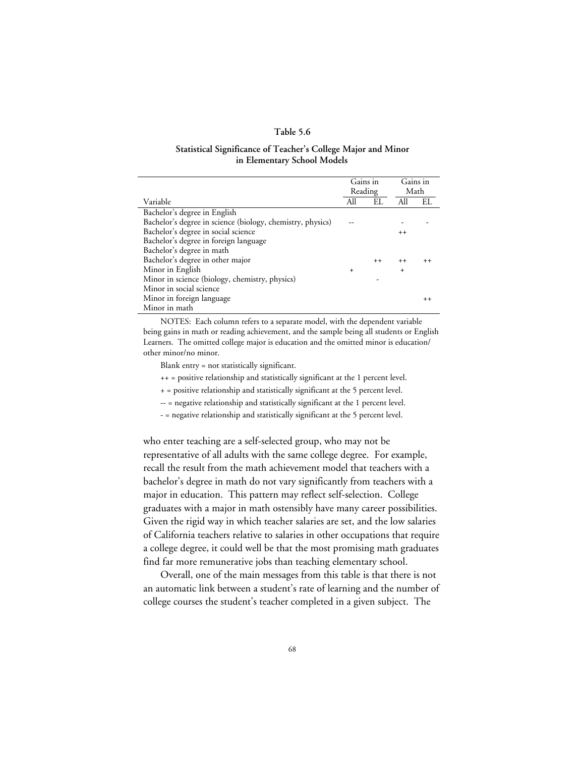**Table 5.6**

**Statistical Significance of Teacher's College Major and Minor in Elementary School Models**

| | Gains in Reading | | Gains in Math | |
|---|---|---|---|---|
| Variable | All | EL | All | EL |
| Bachelor's degree in English | | | | |
| Bachelor's degree in science (biology, chemistry, physics) | -- | | - | - |
| Bachelor's degree in social science | | | ++ | |
| Bachelor's degree in foreign language | | | | |
| Bachelor's degree in math | | | | |
| Bachelor's degree in other major | | ++ | ++ | ++ |
| Minor in English | + | | + | |
| Minor in science (biology, chemistry, physics) | | - | | |
| Minor in social science | | | | |
| Minor in foreign language | | | | ++ |
| Minor in math | | | | |

NOTES: Each column refers to a separate model, with the dependent variable being gains in math or reading achievement, and the sample being all students or English Learners. The omitted college major is education and the omitted minor is education/other minor/no minor.

Blank entry = not statistically significant.

++ = positive relationship and statistically significant at the 1 percent level.

+ = positive relationship and statistically significant at the 5 percent level.

-- = negative relationship and statistically significant at the 1 percent level.

- = negative relationship and statistically significant at the 5 percent level.

who enter teaching are a self-selected group, who may not be representative of all adults with the same college degree. For example, recall the result from the math achievement model that teachers with a bachelor's degree in math do not vary significantly from teachers with a major in education. This pattern may reflect self-selection. College graduates with a major in math ostensibly have many career possibilities. Given the rigid way in which teacher salaries are set, and the low salaries of California teachers relative to salaries in other occupations that require a college degree, it could well be that the most promising math graduates find far more remunerative jobs than teaching elementary school.

Overall, one of the main messages from this table is that there is not an automatic link between a student's rate of learning and the number of college courses the student's teacher completed in a given subject. The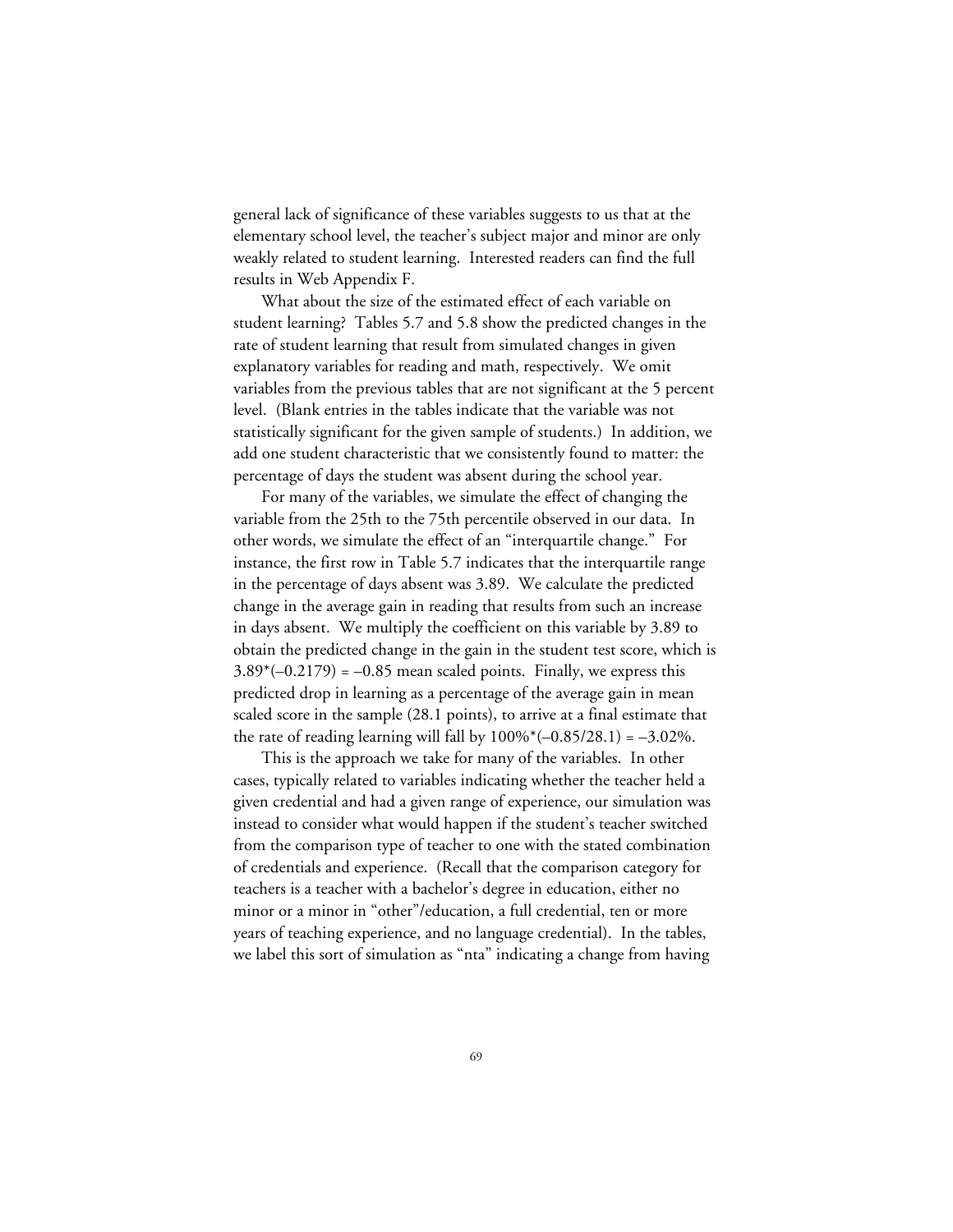general lack of significance of these variables suggests to us that at the elementary school level, the teacher's subject major and minor are only weakly related to student learning. Interested readers can find the full results in Web Appendix F.

What about the size of the estimated effect of each variable on student learning? Tables 5.7 and 5.8 show the predicted changes in the rate of student learning that result from simulated changes in given explanatory variables for reading and math, respectively. We omit variables from the previous tables that are not significant at the 5 percent level. (Blank entries in the tables indicate that the variable was not statistically significant for the given sample of students.) In addition, we add one student characteristic that we consistently found to matter: the percentage of days the student was absent during the school year.

For many of the variables, we simulate the effect of changing the variable from the 25th to the 75th percentile observed in our data. In other words, we simulate the effect of an "interquartile change." For instance, the first row in Table 5.7 indicates that the interquartile range in the percentage of days absent was 3.89. We calculate the predicted change in the average gain in reading that results from such an increase in days absent. We multiply the coefficient on this variable by 3.89 to obtain the predicted change in the gain in the student test score, which is $3.89*(-0.2179) = -0.85$ mean scaled points. Finally, we express this predicted drop in learning as a percentage of the average gain in mean scaled score in the sample (28.1 points), to arrive at a final estimate that the rate of reading learning will fall by $100\%*(-0.85/28.1) = -3.02\%$.

This is the approach we take for many of the variables. In other cases, typically related to variables indicating whether the teacher held a given credential and had a given range of experience, our simulation was instead to consider what would happen if the student's teacher switched from the comparison type of teacher to one with the stated combination of credentials and experience. (Recall that the comparison category for teachers is a teacher with a bachelor's degree in education, either no minor or a minor in "other"/education, a full credential, ten or more years of teaching experience, and no language credential). In the tables, we label this sort of simulation as "nta" indicating a change from having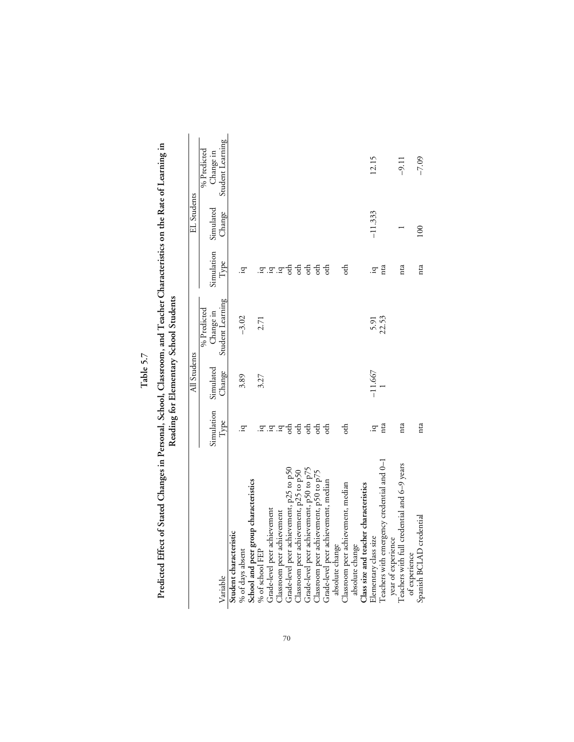**Table 5.7**

**Predicted Effect of Stated Changes in Personal, School, Classroom, and Teacher Characteristics on the Rate of Learning in Reading for Elementary School Students**

| Variable | All Students | | | EL Students | | |
|---|---|---|---|---|---|---|
| | Simulation Type | Simulated Change | % Predicted Change in Student Learning | Simulation Type | Simulated Change | % Predicted Change in Student Learning |
| **Student characteristic** | | | | | | |
| % of days absent | iq | 3.89 | −3.02 | iq | | |
| **School and peer group characteristics** | | | | | | |
| % of school FEP | iq | 3.27 | 2.71 | iq | | |
| Grade-level peer achievement | iq | | | iq | | |
| Classroom peer achievement | iq | | | iq | | |
| Grade-level peer achievement, p25 to p50 | oth | | | oth | | |
| Classroom peer achievement, p25 to p50 | oth | | | oth | | |
| Grade-level peer achievement, p50 to p75 | oth | | | oth | | |
| Classroom peer achievement, p50 to p75 | oth | | | oth | | |
| Grade-level peer achievement, median absolute change | oth | | | oth | | |
| Classroom peer achievement, median absolute change | oth | | | oth | | |
| **Class size and teacher characteristics** | | | | | | |
| Elementary class size | iq | −11.667 | 5.91 | iq | −11.333 | 12.15 |
| Teachers with emergency credential and 0–1 year of experience | nta | 1 | 22.53 | nta | | |
| Teachers with full credential and 6–9 years of experience | nta | | | nta | 1 | −9.11 |
| Spanish BCLAD credential | nta | | | nta | 100 | −7.09 |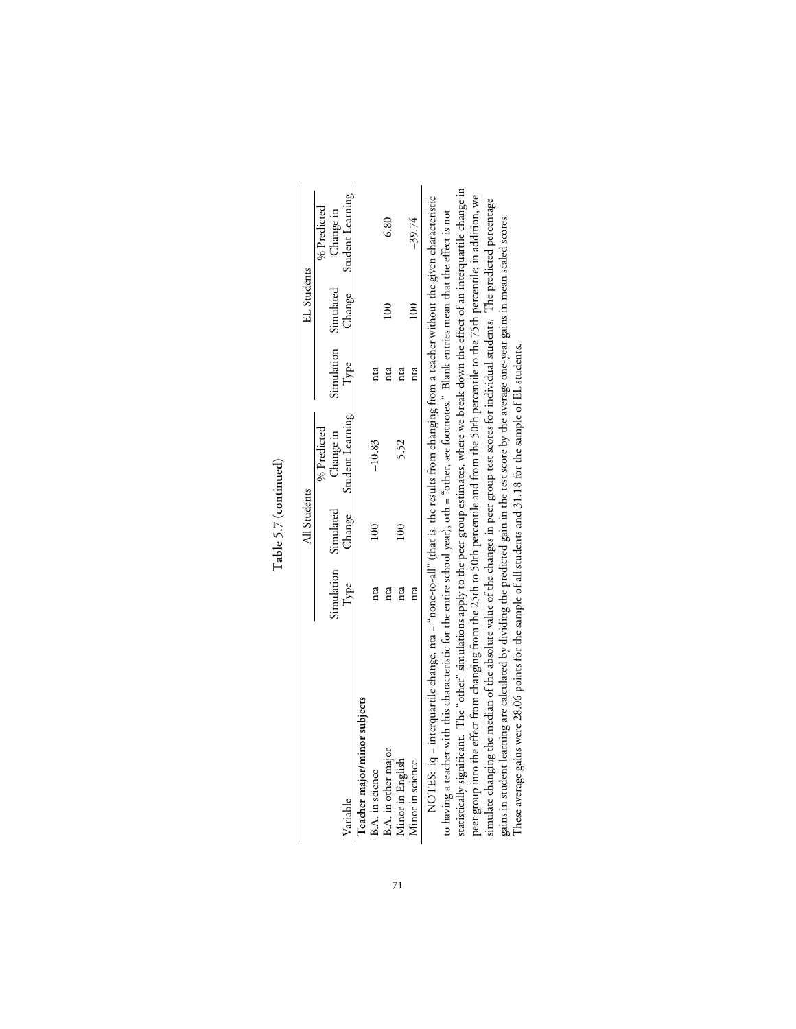**Table 5.7 (continued)**

| Variable | All Students | | | EL Students | | |
|---|---|---|---|---|---|---|
| | Simulation Type | Simulated Change | % Predicted Change in Student Learning | Simulation Type | Simulated Change | % Predicted Change in Student Learning |
| **Teacher major/minor subjects** | | | | | | |
| B.A. in science | nta | 100 | −10.83 | nta | | |
| B.A. in other major | nta | | | nta | 100 | 6.80 |
| Minor in English | nta | 100 | 5.52 | nta | | |
| Minor in science | nta | | | nta | 100 | −39.74 |

NOTES: iq = interquartile change, nta = "none-to-all" (that is, the results from changing from a teacher without the given characteristic to having a teacher with this characteristic for the entire school year), oth = "other, see footnotes." Blank entries mean that the effect is not statistically significant. The "other" simulations apply to the peer group estimates, where we break down the effect of an interquartile change in peer group into the effect from changing from the 25th to 50th percentile and from the 50th percentile to the 75th percentile; in addition, we simulate changing the median of the absolute value of the changes in peer group test scores for individual students. The predicted percentage gains in student learning are calculated by dividing the predicted gain in the test score by the average one-year gains in mean scaled scores. These average gains were 28.06 points for the sample of all students and 31.18 for the sample of EL students.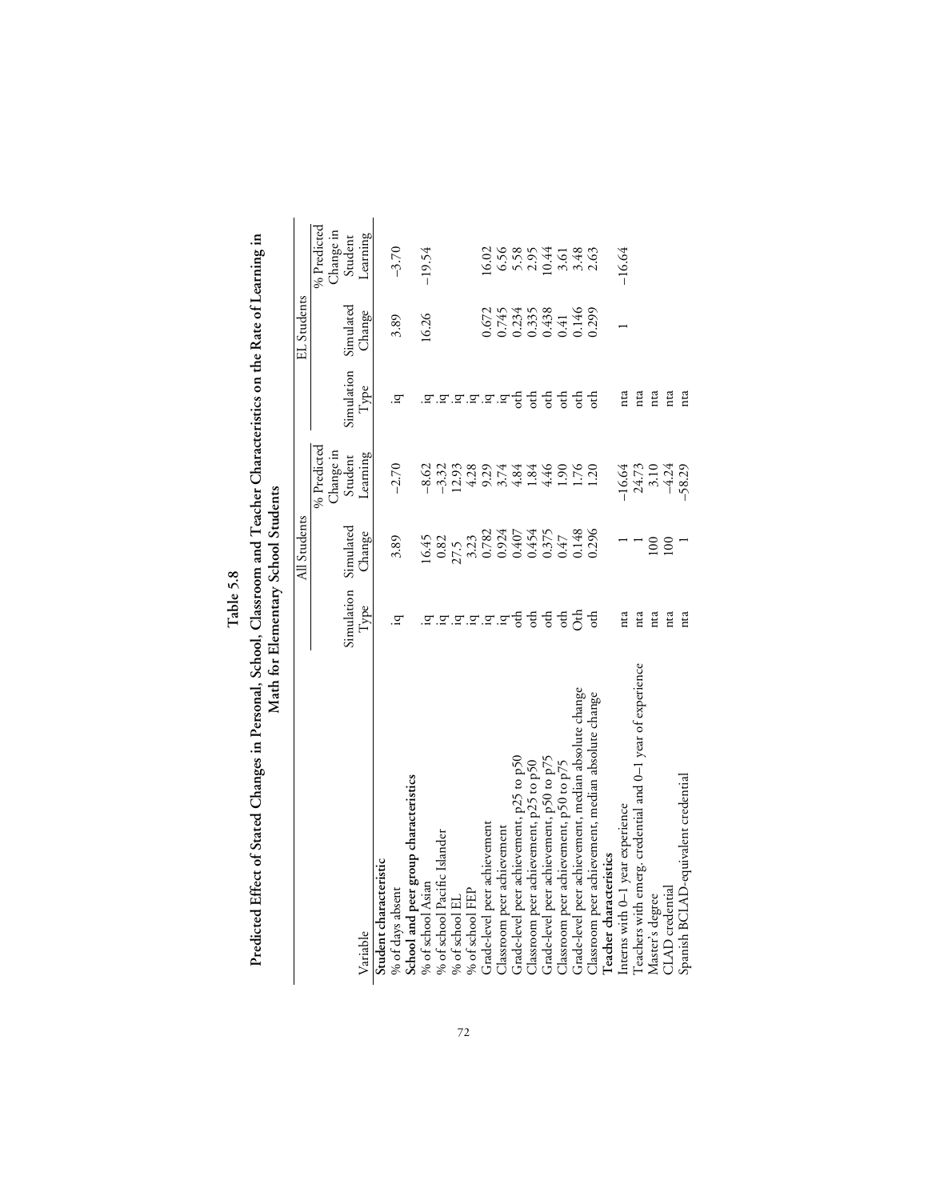**Table 5.8**

**Predicted Effect of Stated Changes in Personal, School, Classroom and Teacher Characteristics on the Rate of Learning in Math for Elementary School Students**

| Variable | All Students | | | EL Students | | |
|---|---|---|---|---|---|---|
| | Simulation Type | Simulated Change | % Predicted Change in Student Learning | Simulation Type | Simulated Change | % Predicted Change in Student Learning |
| **Student characteristic** | | | | | | |
| % of days absent | iq | 3.89 | –2.70 | iq | 3.89 | –3.70 |
| **School and peer group characteristics** | | | | | | |
| % of school Asian | iq | 16.45 | –8.62 | iq | 16.26 | –19.54 |
| % of school Pacific Islander | iq | 0.82 | –3.32 | iq | | |
| % of school EL | iq | 27.5 | 12.93 | iq | | |
| % of school FEP | iq | 3.23 | 4.28 | iq | | |
| Grade-level peer achievement | iq | 0.782 | 9.29 | iq | 0.672 | 16.02 |
| Classroom peer achievement | iq | 0.924 | 3.74 | iq | 0.745 | 6.56 |
| Grade-level peer achievement, p25 to p50 | oth | 0.407 | 4.84 | oth | 0.234 | 5.58 |
| Classroom peer achievement, p25 to p50 | oth | 0.454 | 1.84 | oth | 0.335 | 2.95 |
| Grade-level peer achievement, p50 to p75 | oth | 0.375 | 4.46 | oth | 0.438 | 10.44 |
| Classroom peer achievement, p50 to p75 | oth | 0.47 | 1.90 | oth | 0.41 | 3.61 |
| Grade-level peer achievement, median absolute change | Oth | 0.148 | 1.76 | oth | 0.146 | 3.48 |
| Classroom peer achievement, median absolute change | oth | 0.296 | 1.20 | oth | 0.299 | 2.63 |
| **Teacher characteristics** | | | | | | |
| Interns with 0–1 year experience | nta | 1 | –16.64 | nta | 1 | –16.64 |
| Teachers with emerg. credential and 0–1 year of experience | nta | 1 | 24.73 | nta | | |
| Master's degree | nta | 100 | 3.10 | nta | | |
| CLAD credential | nta | 100 | –4.24 | nta | | |
| Spanish BCLAD-equivalent credential | nta | 1 | –58.29 | nta | | |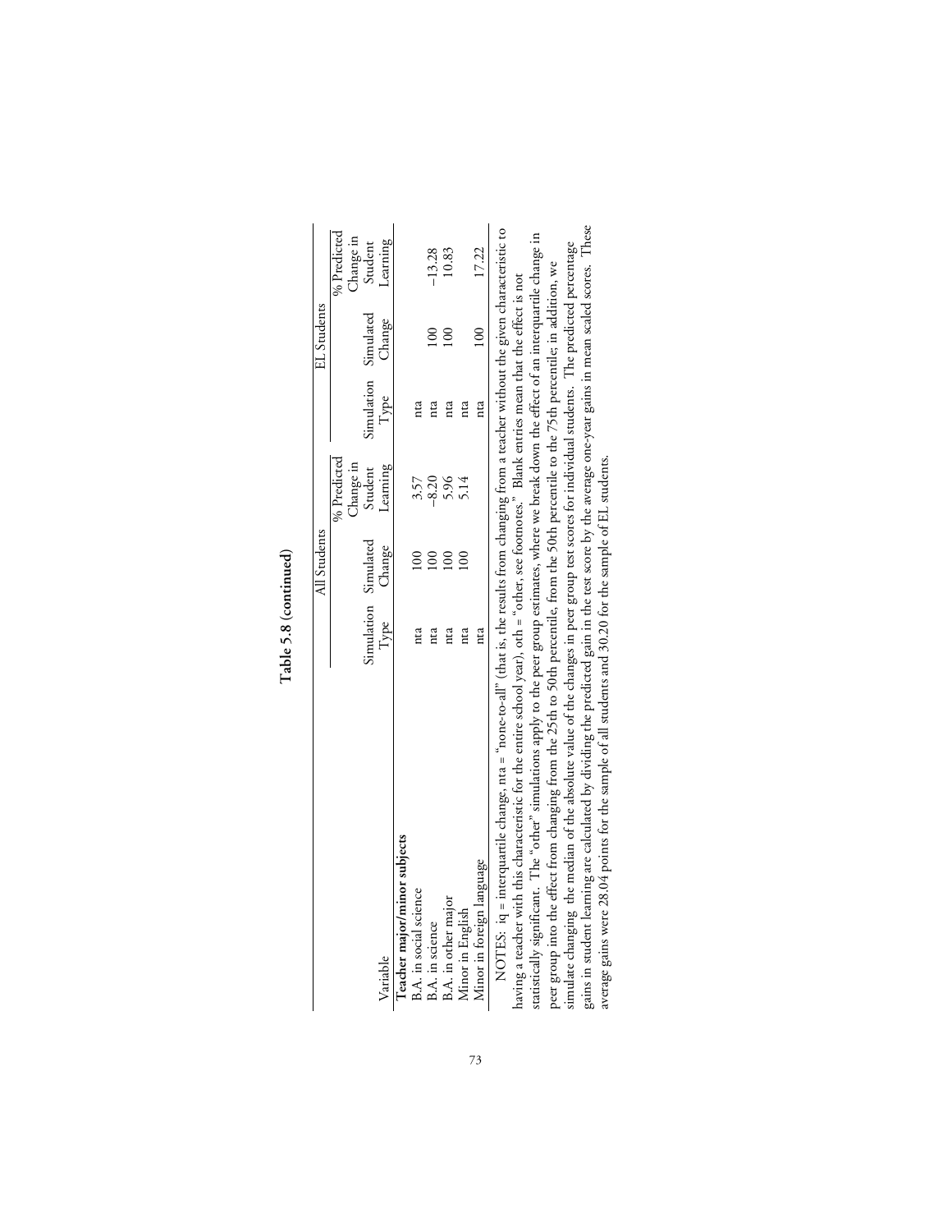**Table 5.8 (continued)**

| Variable | All Students | | | EL Students | | |
|---|---|---|---|---|---|---|
| | Simulation Type | Simulated Change | % Predicted Change in Student Learning | Simulation Type | Simulated Change | % Predicted Change in Student Learning |
| **Teacher major/minor subjects** | | | | | | |
| B.A. in social science | nta | 100 | 3.57 | nta | | |
| B.A. in science | nta | 100 | −8.20 | nta | 100 | −13.28 |
| B.A. in other major | nta | 100 | 5.96 | nta | 100 | 10.83 |
| Minor in English | nta | 100 | 5.14 | nta | | |
| Minor in foreign language | nta | | | nta | 100 | 17.22 |

NOTES: iq = interquartile change, nta = "none-to-all" (that is, the results from changing from a teacher without the given characteristic to having a teacher with this characteristic for the entire school year), oth = "other, see footnotes." Blank entries mean that the effect is not statistically significant. The "other" simulations apply to the peer group estimates, where we break down the effect of an interquartile change in peer group into the effect from changing from the 25th to 50th percentile, from the 50th percentile to the 75th percentile; in addition, we simulate changing the median of the absolute value of the changes in peer group test scores for individual students. The predicted percentage gains in student learning are calculated by dividing the predicted gain in the test score by the average one-year gains in mean scaled scores. These average gains were 28.04 points for the sample of all students and 30.20 for the sample of EL students.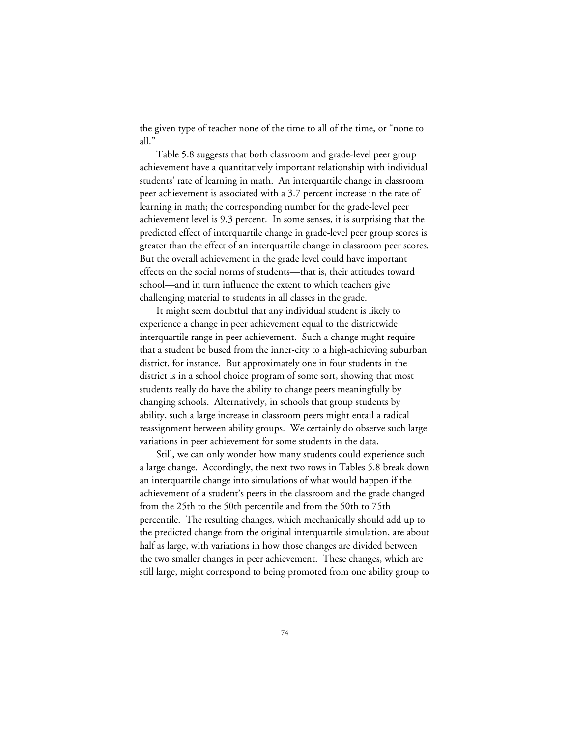the given type of teacher none of the time to all of the time, or "none to all."

Table 5.8 suggests that both classroom and grade-level peer group achievement have a quantitatively important relationship with individual students' rate of learning in math. An interquartile change in classroom peer achievement is associated with a 3.7 percent increase in the rate of learning in math; the corresponding number for the grade-level peer achievement level is 9.3 percent. In some senses, it is surprising that the predicted effect of interquartile change in grade-level peer group scores is greater than the effect of an interquartile change in classroom peer scores. But the overall achievement in the grade level could have important effects on the social norms of students—that is, their attitudes toward school—and in turn influence the extent to which teachers give challenging material to students in all classes in the grade.

It might seem doubtful that any individual student is likely to experience a change in peer achievement equal to the districtwide interquartile range in peer achievement. Such a change might require that a student be bused from the inner-city to a high-achieving suburban district, for instance. But approximately one in four students in the district is in a school choice program of some sort, showing that most students really do have the ability to change peers meaningfully by changing schools. Alternatively, in schools that group students by ability, such a large increase in classroom peers might entail a radical reassignment between ability groups. We certainly do observe such large variations in peer achievement for some students in the data.

Still, we can only wonder how many students could experience such a large change. Accordingly, the next two rows in Tables 5.8 break down an interquartile change into simulations of what would happen if the achievement of a student's peers in the classroom and the grade changed from the 25th to the 50th percentile and from the 50th to 75th percentile. The resulting changes, which mechanically should add up to the predicted change from the original interquartile simulation, are about half as large, with variations in how those changes are divided between the two smaller changes in peer achievement. These changes, which are still large, might correspond to being promoted from one ability group to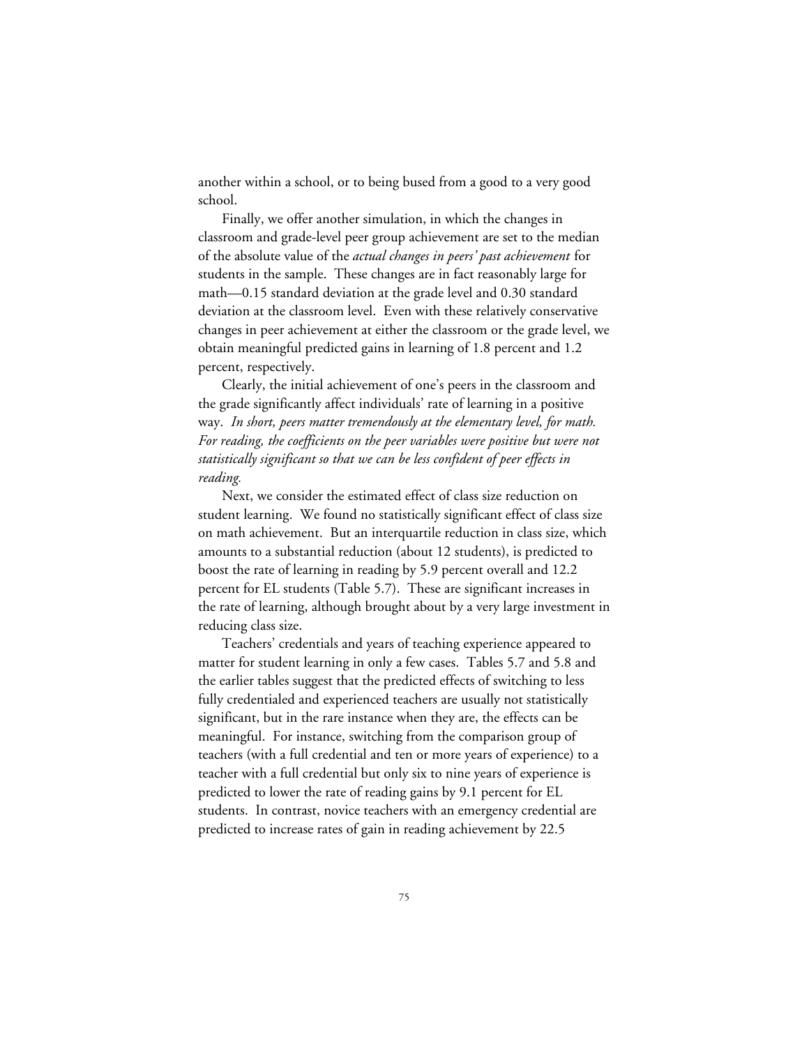another within a school, or to being bused from a good to a very good school.

Finally, we offer another simulation, in which the changes in classroom and grade-level peer group achievement are set to the median of the absolute value of the *actual changes in peers' past achievement* for students in the sample. These changes are in fact reasonably large for math—0.15 standard deviation at the grade level and 0.30 standard deviation at the classroom level. Even with these relatively conservative changes in peer achievement at either the classroom or the grade level, we obtain meaningful predicted gains in learning of 1.8 percent and 1.2 percent, respectively.

Clearly, the initial achievement of one's peers in the classroom and the grade significantly affect individuals' rate of learning in a positive way. *In short, peers matter tremendously at the elementary level, for math. For reading, the coefficients on the peer variables were positive but were not statistically significant so that we can be less confident of peer effects in reading.*

Next, we consider the estimated effect of class size reduction on student learning. We found no statistically significant effect of class size on math achievement. But an interquartile reduction in class size, which amounts to a substantial reduction (about 12 students), is predicted to boost the rate of learning in reading by 5.9 percent overall and 12.2 percent for EL students (Table 5.7). These are significant increases in the rate of learning, although brought about by a very large investment in reducing class size.

Teachers' credentials and years of teaching experience appeared to matter for student learning in only a few cases. Tables 5.7 and 5.8 and the earlier tables suggest that the predicted effects of switching to less fully credentialed and experienced teachers are usually not statistically significant, but in the rare instance when they are, the effects can be meaningful. For instance, switching from the comparison group of teachers (with a full credential and ten or more years of experience) to a teacher with a full credential but only six to nine years of experience is predicted to lower the rate of reading gains by 9.1 percent for EL students. In contrast, novice teachers with an emergency credential are predicted to increase rates of gain in reading achievement by 22.5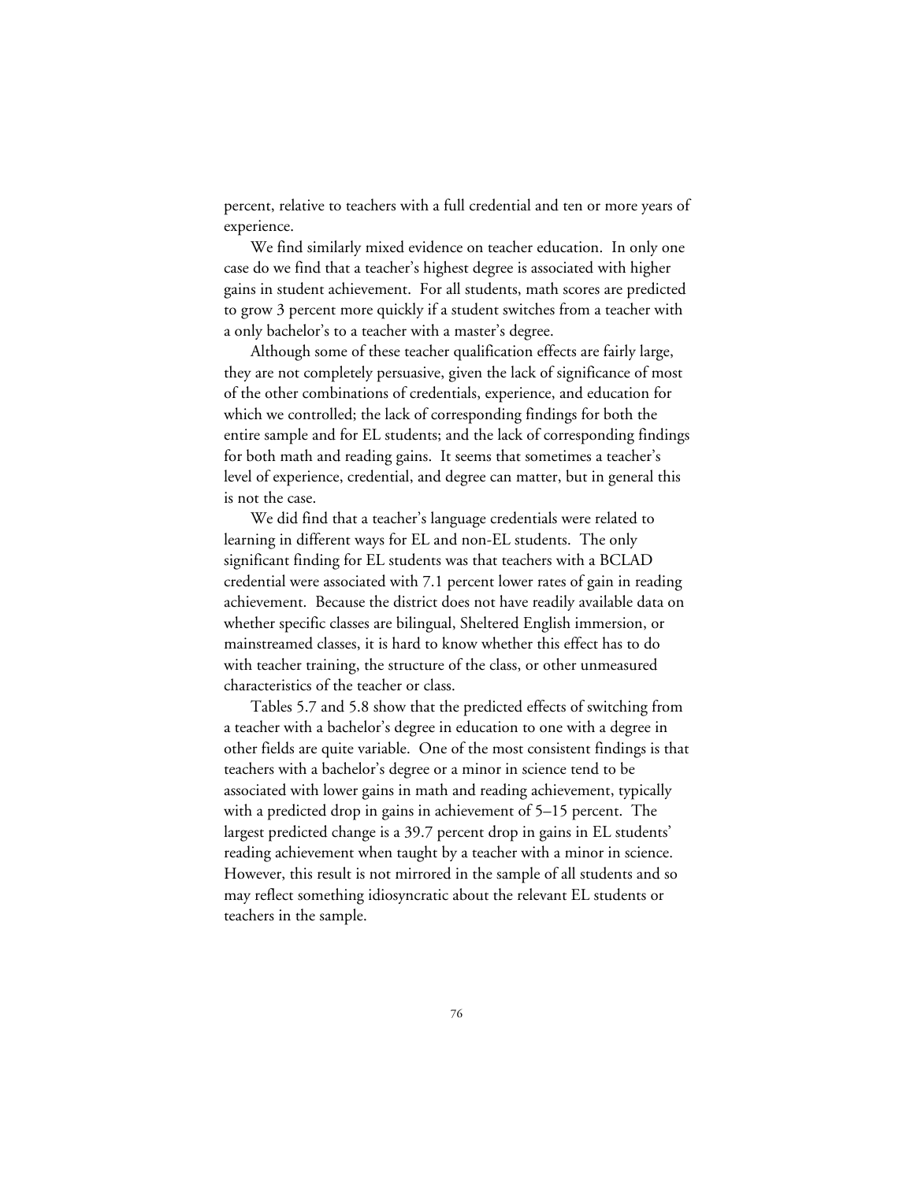percent, relative to teachers with a full credential and ten or more years of experience.

We find similarly mixed evidence on teacher education. In only one case do we find that a teacher's highest degree is associated with higher gains in student achievement. For all students, math scores are predicted to grow 3 percent more quickly if a student switches from a teacher with a only bachelor's to a teacher with a master's degree.

Although some of these teacher qualification effects are fairly large, they are not completely persuasive, given the lack of significance of most of the other combinations of credentials, experience, and education for which we controlled; the lack of corresponding findings for both the entire sample and for EL students; and the lack of corresponding findings for both math and reading gains. It seems that sometimes a teacher's level of experience, credential, and degree can matter, but in general this is not the case.

We did find that a teacher's language credentials were related to learning in different ways for EL and non-EL students. The only significant finding for EL students was that teachers with a BCLAD credential were associated with 7.1 percent lower rates of gain in reading achievement. Because the district does not have readily available data on whether specific classes are bilingual, Sheltered English immersion, or mainstreamed classes, it is hard to know whether this effect has to do with teacher training, the structure of the class, or other unmeasured characteristics of the teacher or class.

Tables 5.7 and 5.8 show that the predicted effects of switching from a teacher with a bachelor's degree in education to one with a degree in other fields are quite variable. One of the most consistent findings is that teachers with a bachelor's degree or a minor in science tend to be associated with lower gains in math and reading achievement, typically with a predicted drop in gains in achievement of 5–15 percent. The largest predicted change is a 39.7 percent drop in gains in EL students' reading achievement when taught by a teacher with a minor in science. However, this result is not mirrored in the sample of all students and so may reflect something idiosyncratic about the relevant EL students or teachers in the sample.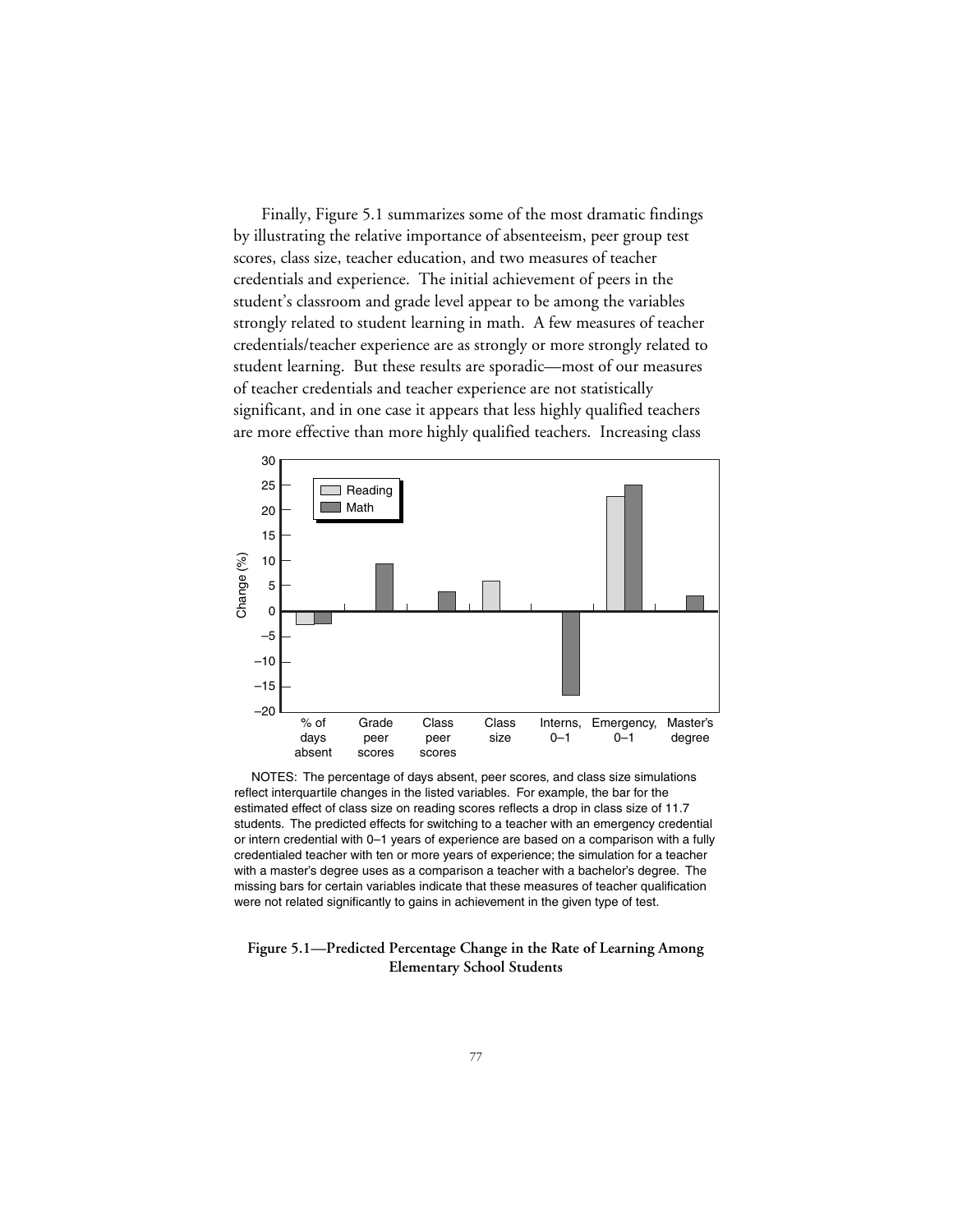Finally, Figure 5.1 summarizes some of the most dramatic findings by illustrating the relative importance of absenteeism, peer group test scores, class size, teacher education, and two measures of teacher credentials and experience. The initial achievement of peers in the student's classroom and grade level appear to be among the variables strongly related to student learning in math. A few measures of teacher credentials/teacher experience are as strongly or more strongly related to student learning. But these results are sporadic—most of our measures of teacher credentials and teacher experience are not statistically significant, and in one case it appears that less highly qualified teachers are more effective than more highly qualified teachers. Increasing class

NOTES: The percentage of days absent, peer scores, and class size simulations reflect interquartile changes in the listed variables. For example, the bar for the estimated effect of class size on reading scores reflects a drop in class size of 11.7 students. The predicted effects for switching to a teacher with an emergency credential or intern credential with 0–1 years of experience are based on a comparison with a fully credentialed teacher with ten or more years of experience; the simulation for a teacher with a master's degree uses as a comparison a teacher with a bachelor's degree. The missing bars for certain variables indicate that these measures of teacher qualification were not related significantly to gains in achievement in the given type of test.

**Figure 5.1—Predicted Percentage Change in the Rate of Learning Among Elementary School Students**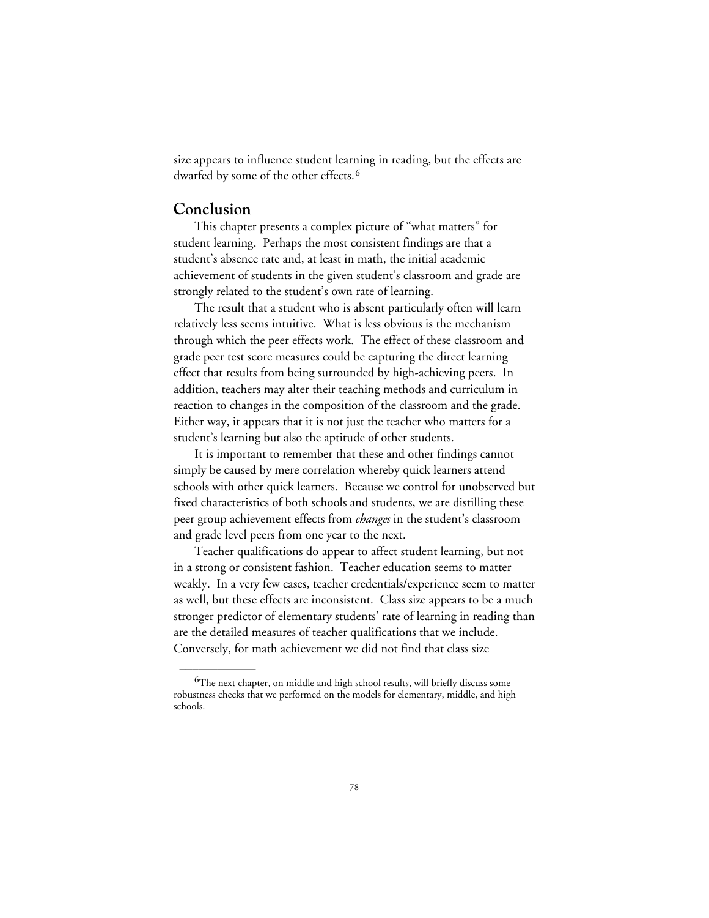size appears to influence student learning in reading, but the effects are dwarfed by some of the other effects.[6]

## Conclusion

This chapter presents a complex picture of "what matters" for student learning. Perhaps the most consistent findings are that a student's absence rate and, at least in math, the initial academic achievement of students in the given student's classroom and grade are strongly related to the student's own rate of learning.

The result that a student who is absent particularly often will learn relatively less seems intuitive. What is less obvious is the mechanism through which the peer effects work. The effect of these classroom and grade peer test score measures could be capturing the direct learning effect that results from being surrounded by high-achieving peers. In addition, teachers may alter their teaching methods and curriculum in reaction to changes in the composition of the classroom and the grade. Either way, it appears that it is not just the teacher who matters for a student's learning but also the aptitude of other students.

It is important to remember that these and other findings cannot simply be caused by mere correlation whereby quick learners attend schools with other quick learners. Because we control for unobserved but fixed characteristics of both schools and students, we are distilling these peer group achievement effects from *changes* in the student's classroom and grade level peers from one year to the next.

Teacher qualifications do appear to affect student learning, but not in a strong or consistent fashion. Teacher education seems to matter weakly. In a very few cases, teacher credentials/experience seem to matter as well, but these effects are inconsistent. Class size appears to be a much stronger predictor of elementary students' rate of learning in reading than are the detailed measures of teacher qualifications that we include. Conversely, for math achievement we did not find that class size

---

[6]The next chapter, on middle and high school results, will briefly discuss some robustness checks that we performed on the models for elementary, middle, and high schools.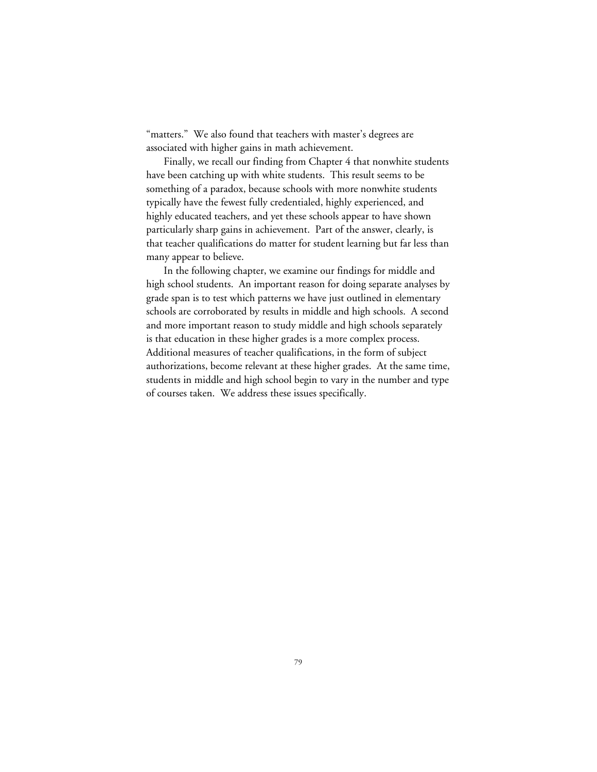"matters." We also found that teachers with master's degrees are associated with higher gains in math achievement.

Finally, we recall our finding from Chapter 4 that nonwhite students have been catching up with white students. This result seems to be something of a paradox, because schools with more nonwhite students typically have the fewest fully credentialed, highly experienced, and highly educated teachers, and yet these schools appear to have shown particularly sharp gains in achievement. Part of the answer, clearly, is that teacher qualifications do matter for student learning but far less than many appear to believe.

In the following chapter, we examine our findings for middle and high school students. An important reason for doing separate analyses by grade span is to test which patterns we have just outlined in elementary schools are corroborated by results in middle and high schools. A second and more important reason to study middle and high schools separately is that education in these higher grades is a more complex process. Additional measures of teacher qualifications, in the form of subject authorizations, become relevant at these higher grades. At the same time, students in middle and high school begin to vary in the number and type of courses taken. We address these issues specifically.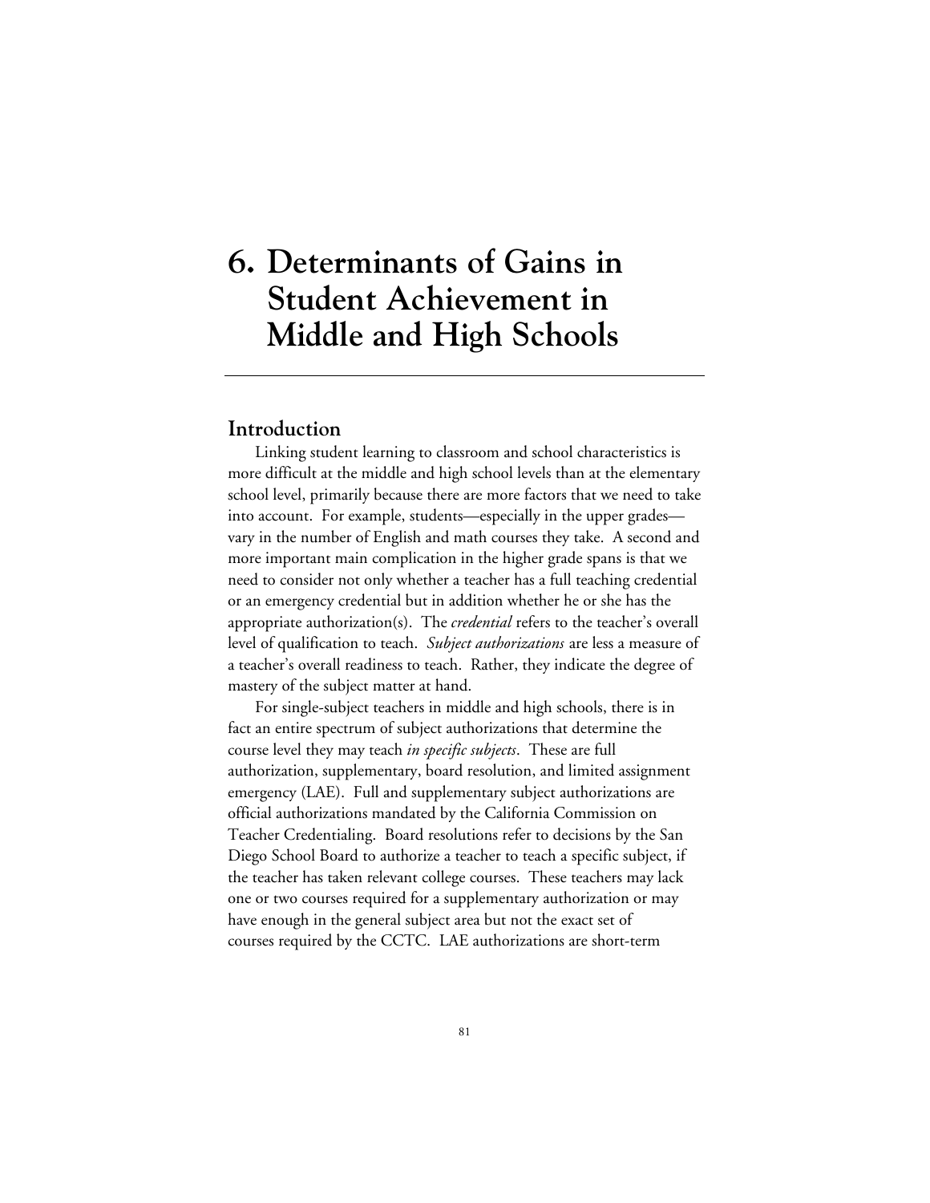# 6. Determinants of Gains in Student Achievement in Middle and High Schools

## Introduction

Linking student learning to classroom and school characteristics is more difficult at the middle and high school levels than at the elementary school level, primarily because there are more factors that we need to take into account. For example, students—especially in the upper grades—vary in the number of English and math courses they take. A second and more important main complication in the higher grade spans is that we need to consider not only whether a teacher has a full teaching credential or an emergency credential but in addition whether he or she has the appropriate authorization(s). The *credential* refers to the teacher's overall level of qualification to teach. *Subject authorizations* are less a measure of a teacher's overall readiness to teach. Rather, they indicate the degree of mastery of the subject matter at hand.

For single-subject teachers in middle and high schools, there is in fact an entire spectrum of subject authorizations that determine the course level they may teach *in specific subjects*. These are full authorization, supplementary, board resolution, and limited assignment emergency (LAE). Full and supplementary subject authorizations are official authorizations mandated by the California Commission on Teacher Credentialing. Board resolutions refer to decisions by the San Diego School Board to authorize a teacher to teach a specific subject, if the teacher has taken relevant college courses. These teachers may lack one or two courses required for a supplementary authorization or may have enough in the general subject area but not the exact set of courses required by the CCTC. LAE authorizations are short-term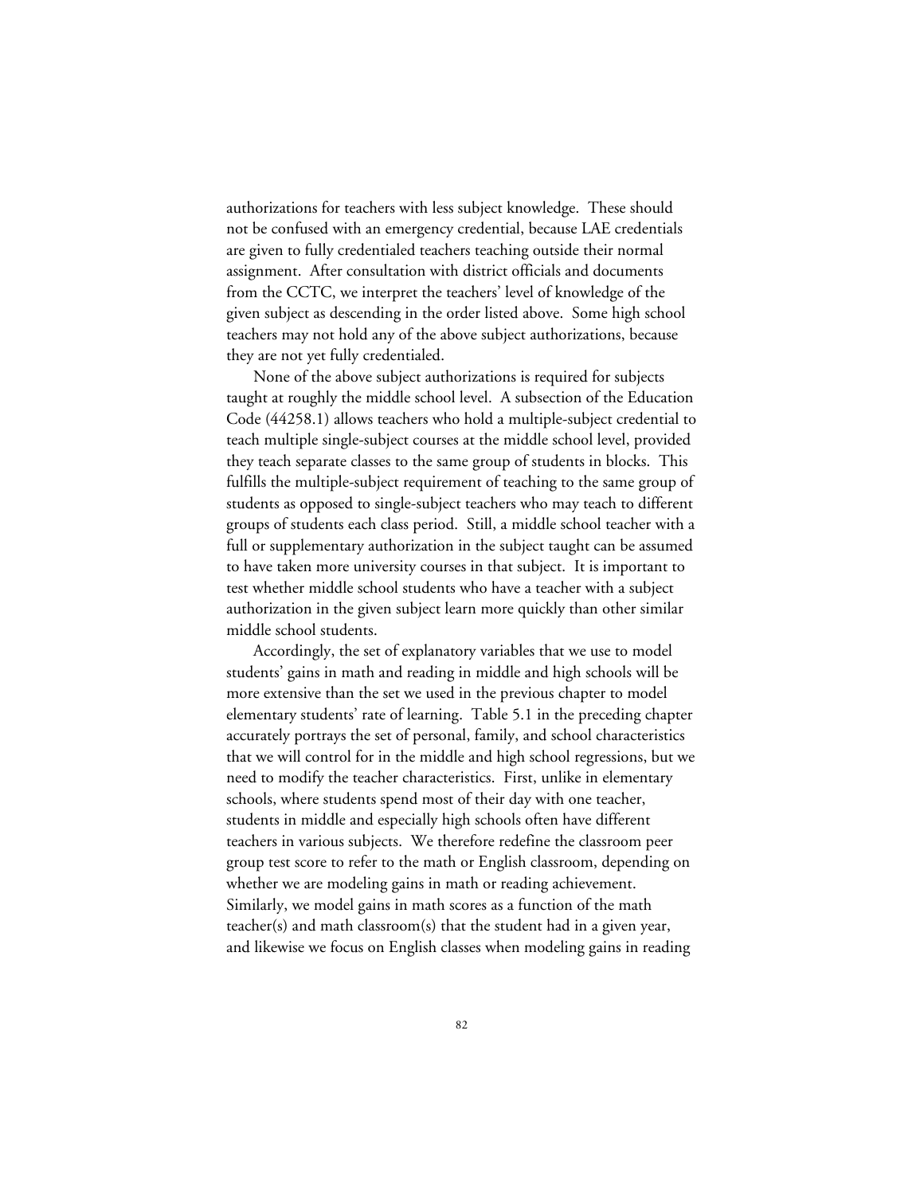authorizations for teachers with less subject knowledge. These should not be confused with an emergency credential, because LAE credentials are given to fully credentialed teachers teaching outside their normal assignment. After consultation with district officials and documents from the CCTC, we interpret the teachers' level of knowledge of the given subject as descending in the order listed above. Some high school teachers may not hold any of the above subject authorizations, because they are not yet fully credentialed.

None of the above subject authorizations is required for subjects taught at roughly the middle school level. A subsection of the Education Code (44258.1) allows teachers who hold a multiple-subject credential to teach multiple single-subject courses at the middle school level, provided they teach separate classes to the same group of students in blocks. This fulfills the multiple-subject requirement of teaching to the same group of students as opposed to single-subject teachers who may teach to different groups of students each class period. Still, a middle school teacher with a full or supplementary authorization in the subject taught can be assumed to have taken more university courses in that subject. It is important to test whether middle school students who have a teacher with a subject authorization in the given subject learn more quickly than other similar middle school students.

Accordingly, the set of explanatory variables that we use to model students' gains in math and reading in middle and high schools will be more extensive than the set we used in the previous chapter to model elementary students' rate of learning. Table 5.1 in the preceding chapter accurately portrays the set of personal, family, and school characteristics that we will control for in the middle and high school regressions, but we need to modify the teacher characteristics. First, unlike in elementary schools, where students spend most of their day with one teacher, students in middle and especially high schools often have different teachers in various subjects. We therefore redefine the classroom peer group test score to refer to the math or English classroom, depending on whether we are modeling gains in math or reading achievement. Similarly, we model gains in math scores as a function of the math teacher(s) and math classroom(s) that the student had in a given year, and likewise we focus on English classes when modeling gains in reading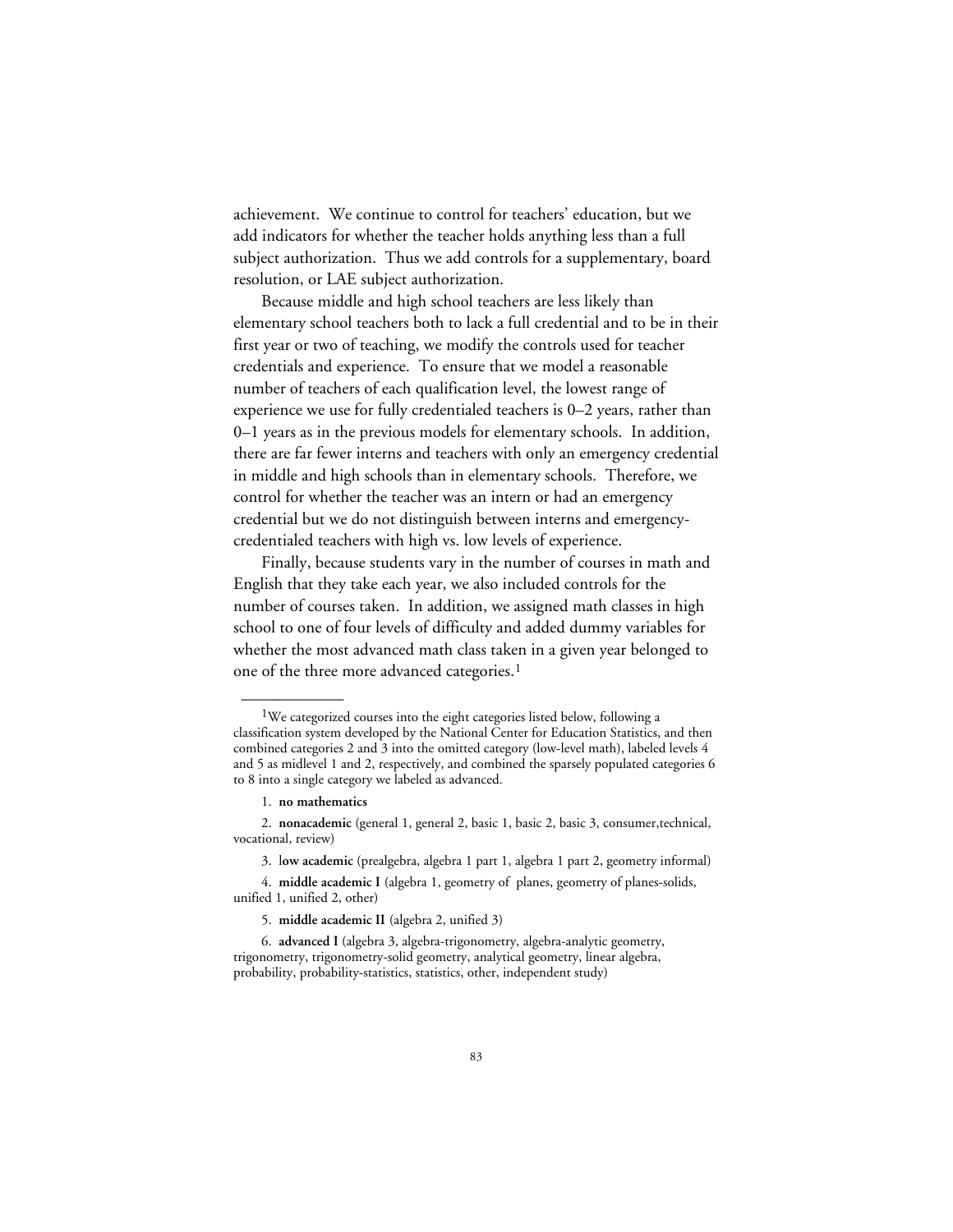achievement. We continue to control for teachers' education, but we add indicators for whether the teacher holds anything less than a full subject authorization. Thus we add controls for a supplementary, board resolution, or LAE subject authorization.

Because middle and high school teachers are less likely than elementary school teachers both to lack a full credential and to be in their first year or two of teaching, we modify the controls used for teacher credentials and experience. To ensure that we model a reasonable number of teachers of each qualification level, the lowest range of experience we use for fully credentialed teachers is 0–2 years, rather than 0–1 years as in the previous models for elementary schools. In addition, there are far fewer interns and teachers with only an emergency credential in middle and high schools than in elementary schools. Therefore, we control for whether the teacher was an intern or had an emergency credential but we do not distinguish between interns and emergency-credentialed teachers with high vs. low levels of experience.

Finally, because students vary in the number of courses in math and English that they take each year, we also included controls for the number of courses taken. In addition, we assigned math classes in high school to one of four levels of difficulty and added dummy variables for whether the most advanced math class taken in a given year belonged to one of the three more advanced categories.[1]

---

[1]We categorized courses into the eight categories listed below, following a classification system developed by the National Center for Education Statistics, and then combined categories 2 and 3 into the omitted category (low-level math), labeled levels 4 and 5 as midlevel 1 and 2, respectively, and combined the sparsely populated categories 6 to 8 into a single category we labeled as advanced.

1. **no mathematics**

2. **nonacademic** (general 1, general 2, basic 1, basic 2, basic 3, consumer,technical, vocational, review)

3. **low academic** (prealgebra, algebra 1 part 1, algebra 1 part 2, geometry informal)

4. **middle academic I** (algebra 1, geometry of planes, geometry of planes-solids, unified 1, unified 2, other)

5. **middle academic II** (algebra 2, unified 3)

6. **advanced I** (algebra 3, algebra-trigonometry, algebra-analytic geometry, trigonometry, trigonometry-solid geometry, analytical geometry, linear algebra, probability, probability-statistics, statistics, other, independent study)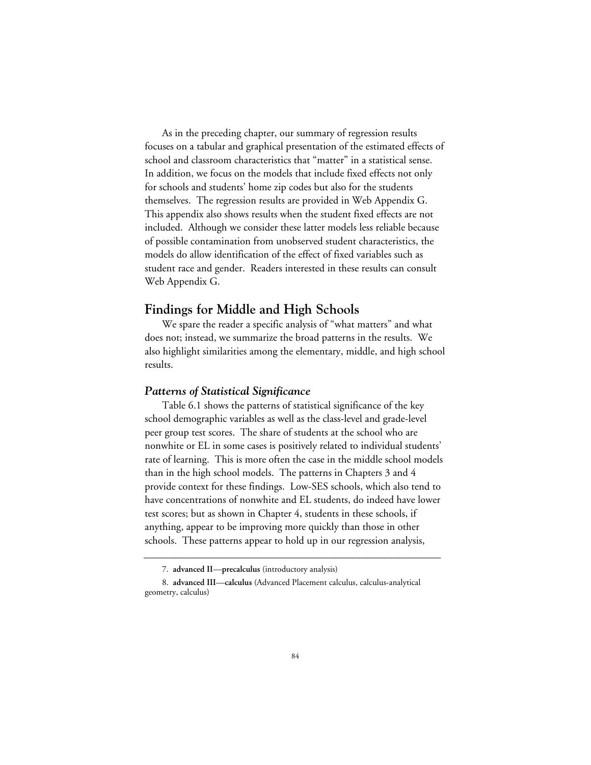As in the preceding chapter, our summary of regression results focuses on a tabular and graphical presentation of the estimated effects of school and classroom characteristics that "matter" in a statistical sense. In addition, we focus on the models that include fixed effects not only for schools and students' home zip codes but also for the students themselves. The regression results are provided in Web Appendix G. This appendix also shows results when the student fixed effects are not included. Although we consider these latter models less reliable because of possible contamination from unobserved student characteristics, the models do allow identification of the effect of fixed variables such as student race and gender. Readers interested in these results can consult Web Appendix G.

## Findings for Middle and High Schools

We spare the reader a specific analysis of "what matters" and what does not; instead, we summarize the broad patterns in the results. We also highlight similarities among the elementary, middle, and high school results.

### *Patterns of Statistical Significance*

Table 6.1 shows the patterns of statistical significance of the key school demographic variables as well as the class-level and grade-level peer group test scores. The share of students at the school who are nonwhite or EL in some cases is positively related to individual students' rate of learning. This is more often the case in the middle school models than in the high school models. The patterns in Chapters 3 and 4 provide context for these findings. Low-SES schools, which also tend to have concentrations of nonwhite and EL students, do indeed have lower test scores; but as shown in Chapter 4, students in these schools, if anything, appear to be improving more quickly than those in other schools. These patterns appear to hold up in our regression analysis,

---

7. **advanced II—precalculus** (introductory analysis)

8. **advanced III—calculus** (Advanced Placement calculus, calculus-analytical geometry, calculus)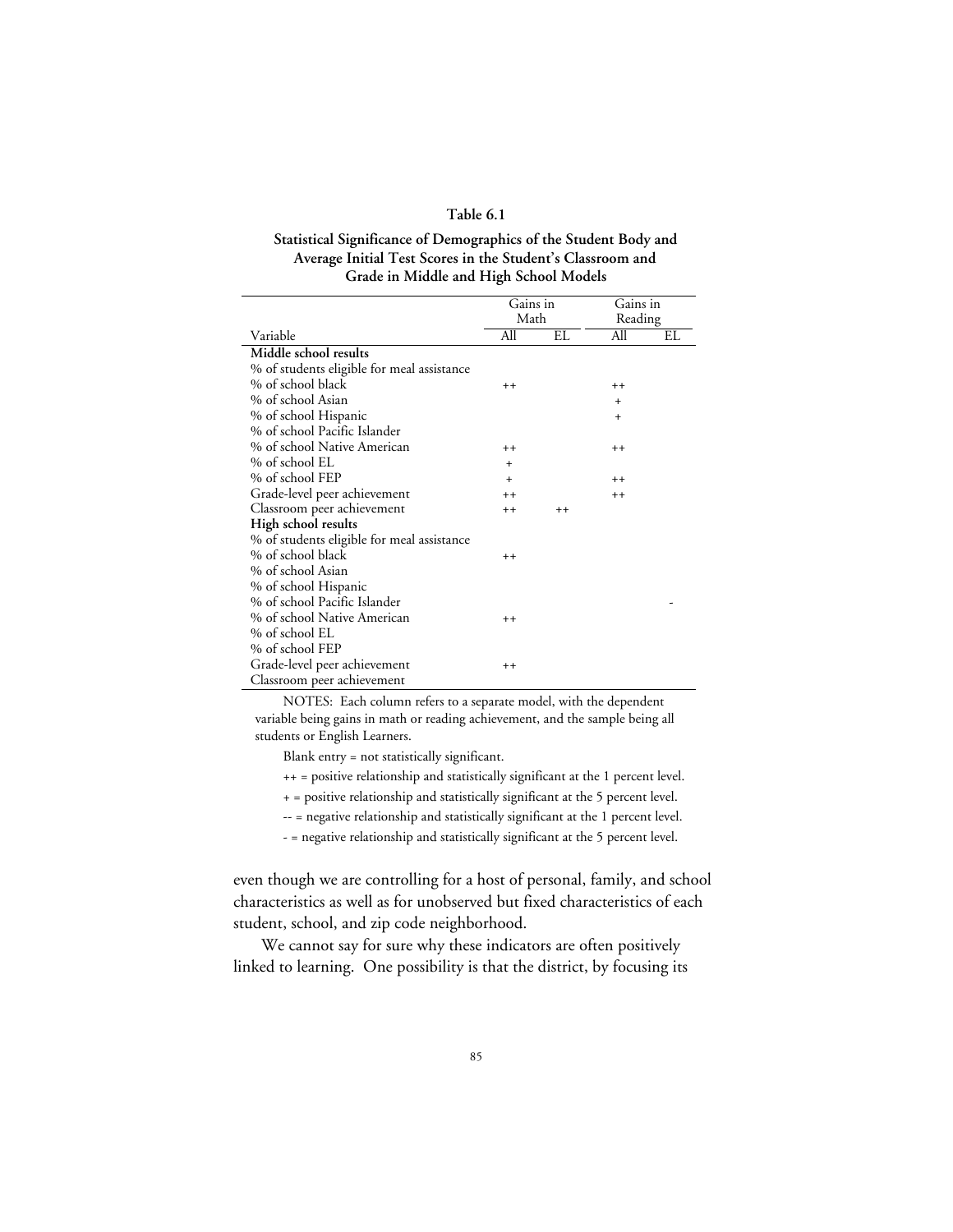**Table 6.1**

**Statistical Significance of Demographics of the Student Body and Average Initial Test Scores in the Student's Classroom and Grade in Middle and High School Models**

| | Gains in Math | | Gains in Reading | |
|---|---|---|---|---|
| Variable | All | EL | All | EL |
| **Middle school results** | | | | |
| % of students eligible for meal assistance | | | | |
| % of school black | ++ | | ++ | |
| % of school Asian | | | + | |
| % of school Hispanic | | | + | |
| % of school Pacific Islander | | | | |
| % of school Native American | ++ | | ++ | |
| % of school EL | + | | | |
| % of school FEP | + | | ++ | |
| Grade-level peer achievement | ++ | | ++ | |
| Classroom peer achievement | ++ | ++ | | |
| **High school results** | | | | |
| % of students eligible for meal assistance | | | | |
| % of school black | ++ | | | |
| % of school Asian | | | | |
| % of school Hispanic | | | | |
| % of school Pacific Islander | | | | - |
| % of school Native American | ++ | | | |
| % of school EL | | | | |
| % of school FEP | | | | |
| Grade-level peer achievement | ++ | | | |
| Classroom peer achievement | | | | |

NOTES: Each column refers to a separate model, with the dependent variable being gains in math or reading achievement, and the sample being all students or English Learners.

Blank entry = not statistically significant.

++ = positive relationship and statistically significant at the 1 percent level.

+ = positive relationship and statistically significant at the 5 percent level.

-- = negative relationship and statistically significant at the 1 percent level.

- = negative relationship and statistically significant at the 5 percent level.

even though we are controlling for a host of personal, family, and school characteristics as well as for unobserved but fixed characteristics of each student, school, and zip code neighborhood.

We cannot say for sure why these indicators are often positively linked to learning. One possibility is that the district, by focusing its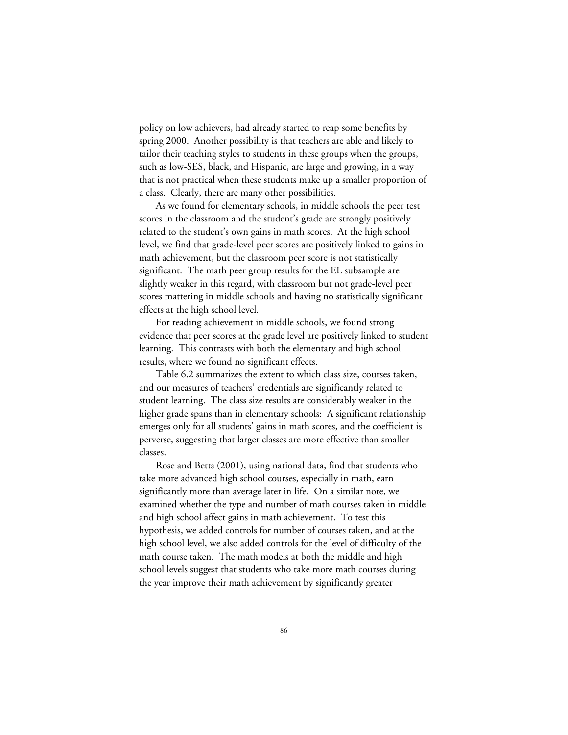policy on low achievers, had already started to reap some benefits by spring 2000. Another possibility is that teachers are able and likely to tailor their teaching styles to students in these groups when the groups, such as low-SES, black, and Hispanic, are large and growing, in a way that is not practical when these students make up a smaller proportion of a class. Clearly, there are many other possibilities.

As we found for elementary schools, in middle schools the peer test scores in the classroom and the student's grade are strongly positively related to the student's own gains in math scores. At the high school level, we find that grade-level peer scores are positively linked to gains in math achievement, but the classroom peer score is not statistically significant. The math peer group results for the EL subsample are slightly weaker in this regard, with classroom but not grade-level peer scores mattering in middle schools and having no statistically significant effects at the high school level.

For reading achievement in middle schools, we found strong evidence that peer scores at the grade level are positively linked to student learning. This contrasts with both the elementary and high school results, where we found no significant effects.

Table 6.2 summarizes the extent to which class size, courses taken, and our measures of teachers' credentials are significantly related to student learning. The class size results are considerably weaker in the higher grade spans than in elementary schools: A significant relationship emerges only for all students' gains in math scores, and the coefficient is perverse, suggesting that larger classes are more effective than smaller classes.

Rose and Betts (2001), using national data, find that students who take more advanced high school courses, especially in math, earn significantly more than average later in life. On a similar note, we examined whether the type and number of math courses taken in middle and high school affect gains in math achievement. To test this hypothesis, we added controls for number of courses taken, and at the high school level, we also added controls for the level of difficulty of the math course taken. The math models at both the middle and high school levels suggest that students who take more math courses during the year improve their math achievement by significantly greater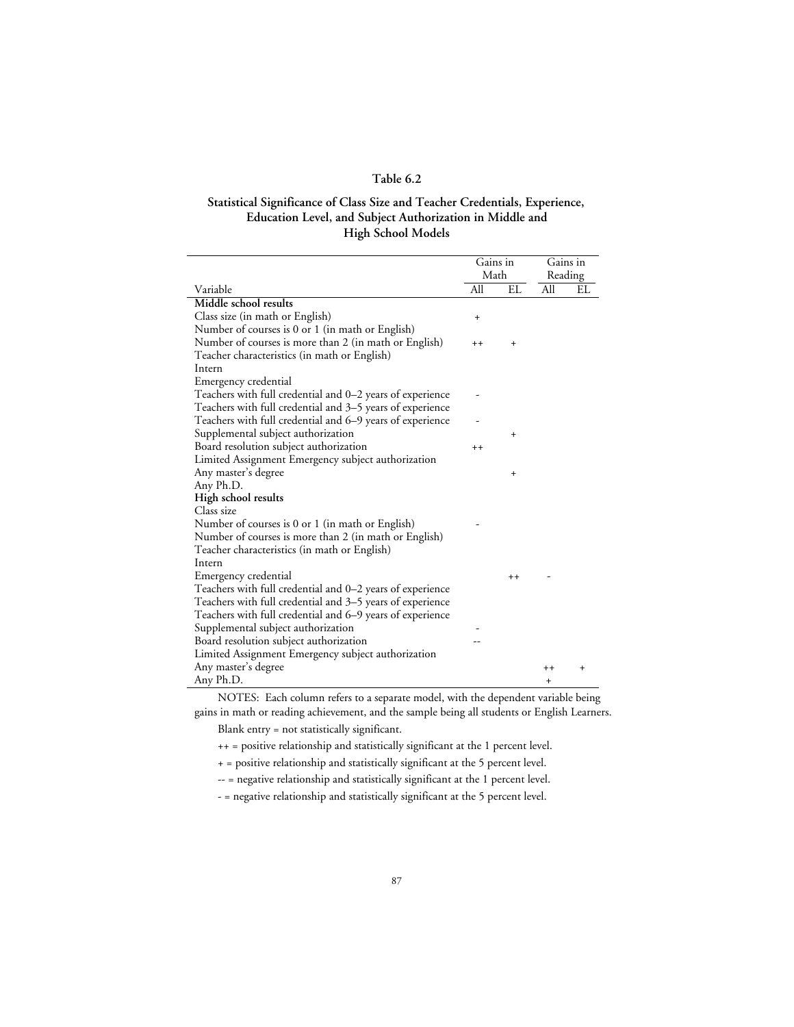**Table 6.2**

**Statistical Significance of Class Size and Teacher Credentials, Experience, Education Level, and Subject Authorization in Middle and High School Models**

| Variable | Gains in Math | | Gains in Reading | |
|---|---|---|---|---|
| | All | EL | All | EL |
| **Middle school results** | | | | |
| Class size (in math or English) | + | | | |
| Number of courses is 0 or 1 (in math or English) | | | | |
| Number of courses is more than 2 (in math or English) | ++ | + | | |
| Teacher characteristics (in math or English) | | | | |
| Intern | | | | |
| Emergency credential | | | | |
| Teachers with full credential and 0–2 years of experience | - | | | |
| Teachers with full credential and 3–5 years of experience | | | | |
| Teachers with full credential and 6–9 years of experience | - | | | |
| Supplemental subject authorization | | + | | |
| Board resolution subject authorization | ++ | | | |
| Limited Assignment Emergency subject authorization | | | | |
| Any master's degree | | + | | |
| Any Ph.D. | | | | |
| **High school results** | | | | |
| Class size | | | | |
| Number of courses is 0 or 1 (in math or English) | - | | | |
| Number of courses is more than 2 (in math or English) | | | | |
| Teacher characteristics (in math or English) | | | | |
| Intern | | | | |
| Emergency credential | | ++ | - | |
| Teachers with full credential and 0–2 years of experience | | | | |
| Teachers with full credential and 3–5 years of experience | | | | |
| Teachers with full credential and 6–9 years of experience | | | | |
| Supplemental subject authorization | - | | | |
| Board resolution subject authorization | -- | | | |
| Limited Assignment Emergency subject authorization | | | | |
| Any master's degree | | | ++ | + |
| Any Ph.D. | | | + | |

NOTES: Each column refers to a separate model, with the dependent variable being gains in math or reading achievement, and the sample being all students or English Learners.

Blank entry = not statistically significant.

++ = positive relationship and statistically significant at the 1 percent level.

+ = positive relationship and statistically significant at the 5 percent level.

-- = negative relationship and statistically significant at the 1 percent level.

- = negative relationship and statistically significant at the 5 percent level.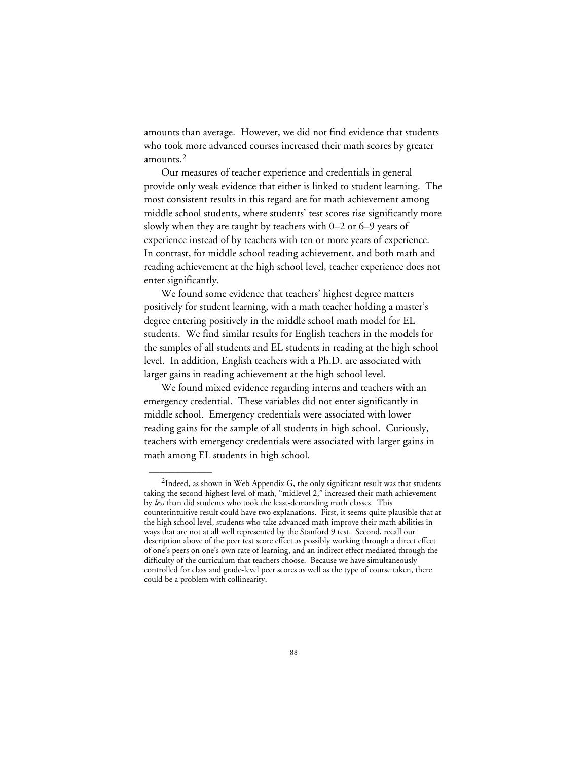amounts than average. However, we did not find evidence that students who took more advanced courses increased their math scores by greater amounts.[2]

Our measures of teacher experience and credentials in general provide only weak evidence that either is linked to student learning. The most consistent results in this regard are for math achievement among middle school students, where students' test scores rise significantly more slowly when they are taught by teachers with 0–2 or 6–9 years of experience instead of by teachers with ten or more years of experience. In contrast, for middle school reading achievement, and both math and reading achievement at the high school level, teacher experience does not enter significantly.

We found some evidence that teachers' highest degree matters positively for student learning, with a math teacher holding a master's degree entering positively in the middle school math model for EL students. We find similar results for English teachers in the models for the samples of all students and EL students in reading at the high school level. In addition, English teachers with a Ph.D. are associated with larger gains in reading achievement at the high school level.

We found mixed evidence regarding interns and teachers with an emergency credential. These variables did not enter significantly in middle school. Emergency credentials were associated with lower reading gains for the sample of all students in high school. Curiously, teachers with emergency credentials were associated with larger gains in math among EL students in high school.

---

[2]Indeed, as shown in Web Appendix G, the only significant result was that students taking the second-highest level of math, "midlevel 2," increased their math achievement by *less* than did students who took the least-demanding math classes. This counterintuitive result could have two explanations. First, it seems quite plausible that at the high school level, students who take advanced math improve their math abilities in ways that are not at all well represented by the Stanford 9 test. Second, recall our description above of the peer test score effect as possibly working through a direct effect of one's peers on one's own rate of learning, and an indirect effect mediated through the difficulty of the curriculum that teachers choose. Because we have simultaneously controlled for class and grade-level peer scores as well as the type of course taken, there could be a problem with collinearity.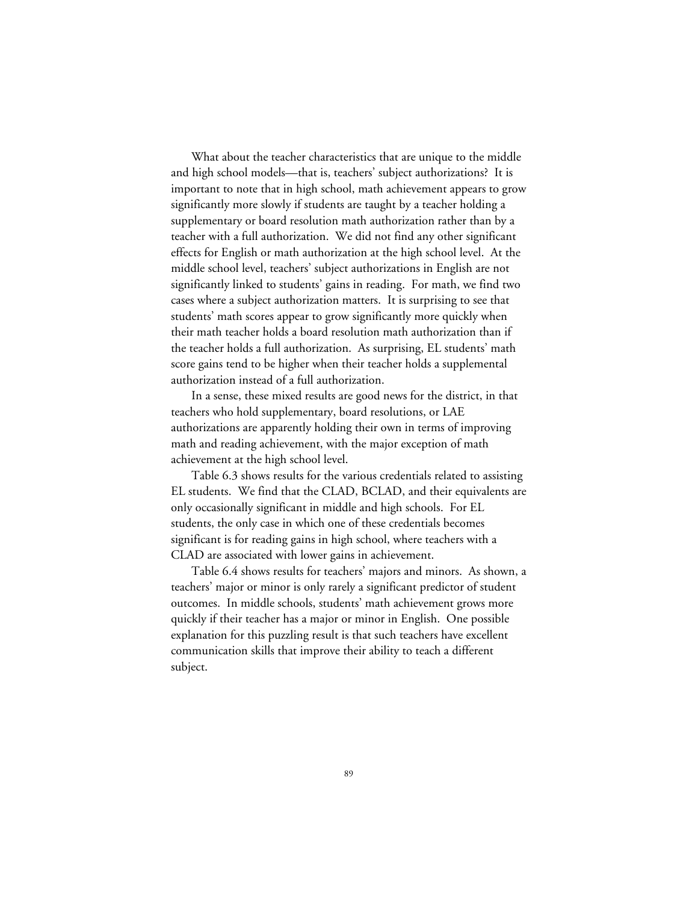What about the teacher characteristics that are unique to the middle and high school models—that is, teachers' subject authorizations? It is important to note that in high school, math achievement appears to grow significantly more slowly if students are taught by a teacher holding a supplementary or board resolution math authorization rather than by a teacher with a full authorization. We did not find any other significant effects for English or math authorization at the high school level. At the middle school level, teachers' subject authorizations in English are not significantly linked to students' gains in reading. For math, we find two cases where a subject authorization matters. It is surprising to see that students' math scores appear to grow significantly more quickly when their math teacher holds a board resolution math authorization than if the teacher holds a full authorization. As surprising, EL students' math score gains tend to be higher when their teacher holds a supplemental authorization instead of a full authorization.

In a sense, these mixed results are good news for the district, in that teachers who hold supplementary, board resolutions, or LAE authorizations are apparently holding their own in terms of improving math and reading achievement, with the major exception of math achievement at the high school level.

Table 6.3 shows results for the various credentials related to assisting EL students. We find that the CLAD, BCLAD, and their equivalents are only occasionally significant in middle and high schools. For EL students, the only case in which one of these credentials becomes significant is for reading gains in high school, where teachers with a CLAD are associated with lower gains in achievement.

Table 6.4 shows results for teachers' majors and minors. As shown, a teachers' major or minor is only rarely a significant predictor of student outcomes. In middle schools, students' math achievement grows more quickly if their teacher has a major or minor in English. One possible explanation for this puzzling result is that such teachers have excellent communication skills that improve their ability to teach a different subject.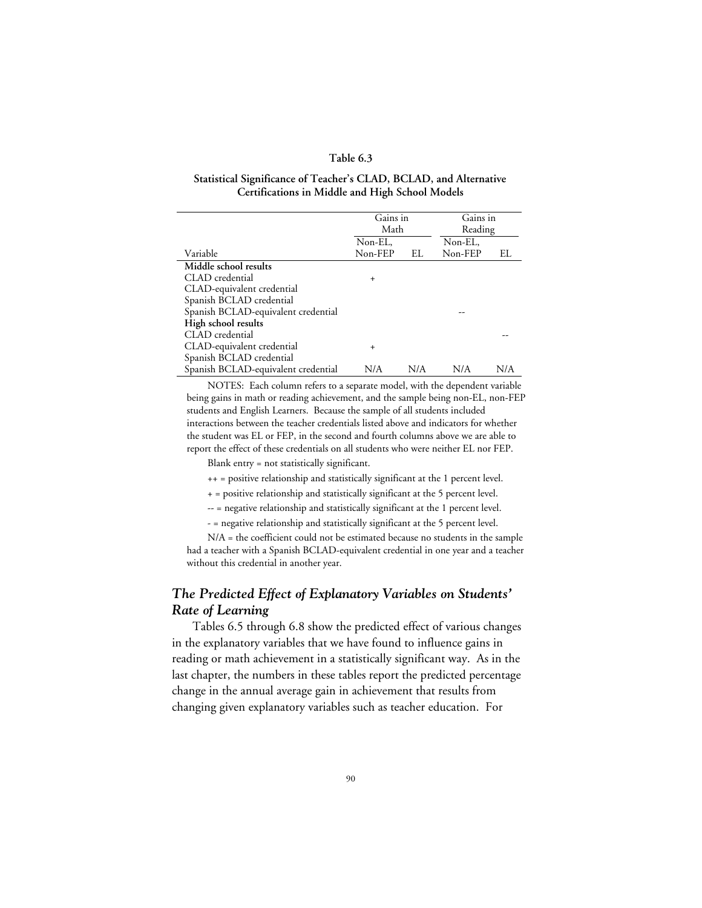**Table 6.3**

**Statistical Significance of Teacher's CLAD, BCLAD, and Alternative Certifications in Middle and High School Models**

| | Gains in Math | | Gains in Reading | |
|---|---|---|---|---|
| Variable | Non-EL, Non-FEP | EL | Non-EL, Non-FEP | EL |
| **Middle school results** | | | | |
| CLAD credential | + | | | |
| CLAD-equivalent credential | | | | |
| Spanish BCLAD credential | | | | |
| Spanish BCLAD-equivalent credential | | | -- | |
| **High school results** | | | | |
| CLAD credential | | | | -- |
| CLAD-equivalent credential | + | | | |
| Spanish BCLAD credential | | | | |
| Spanish BCLAD-equivalent credential | N/A | N/A | N/A | N/A |

NOTES: Each column refers to a separate model, with the dependent variable being gains in math or reading achievement, and the sample being non-EL, non-FEP students and English Learners. Because the sample of all students included interactions between the teacher credentials listed above and indicators for whether the student was EL or FEP, in the second and fourth columns above we are able to report the effect of these credentials on all students who were neither EL nor FEP.

Blank entry = not statistically significant.

++ = positive relationship and statistically significant at the 1 percent level.

+ = positive relationship and statistically significant at the 5 percent level.

-- = negative relationship and statistically significant at the 1 percent level.

- = negative relationship and statistically significant at the 5 percent level.

N/A = the coefficient could not be estimated because no students in the sample had a teacher with a Spanish BCLAD-equivalent credential in one year and a teacher without this credential in another year.

## *The Predicted Effect of Explanatory Variables on Students' Rate of Learning*

Tables 6.5 through 6.8 show the predicted effect of various changes in the explanatory variables that we have found to influence gains in reading or math achievement in a statistically significant way. As in the last chapter, the numbers in these tables report the predicted percentage change in the annual average gain in achievement that results from changing given explanatory variables such as teacher education. For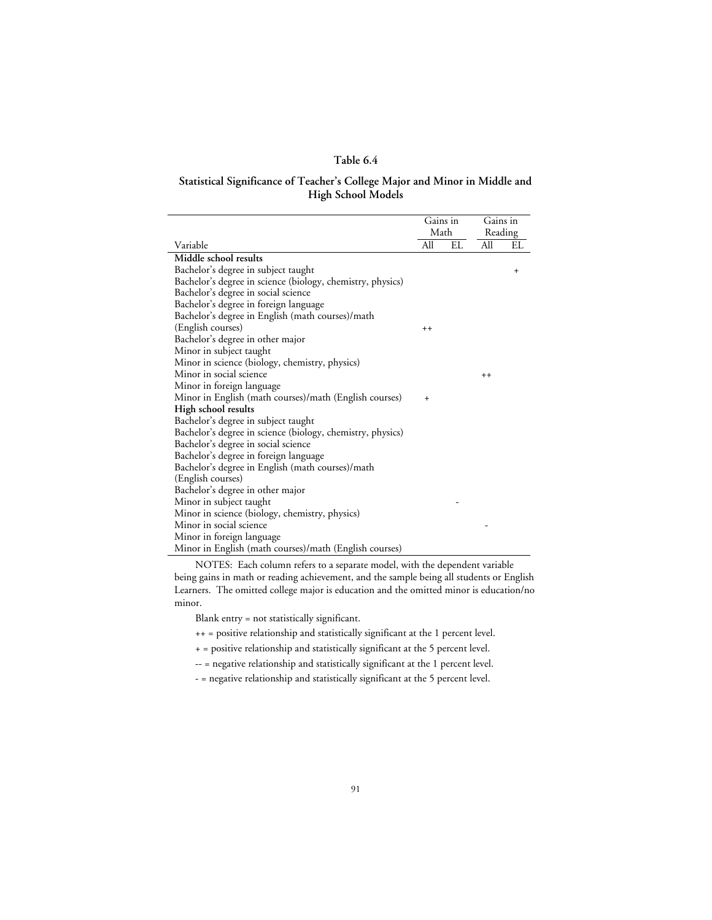**Table 6.4**

**Statistical Significance of Teacher's College Major and Minor in Middle and High School Models**

| Variable | Gains in Math | | Gains in Reading | |
|---|---|---|---|---|
| | All | EL | All | EL |
| **Middle school results** | | | | |
| Bachelor's degree in subject taught | | | | + |
| Bachelor's degree in science (biology, chemistry, physics) | | | | |
| Bachelor's degree in social science | | | | |
| Bachelor's degree in foreign language | | | | |
| Bachelor's degree in English (math courses)/math (English courses) | ++ | | | |
| Bachelor's degree in other major | | | | |
| Minor in subject taught | | | | |
| Minor in science (biology, chemistry, physics) | | | | |
| Minor in social science | | | ++ | |
| Minor in foreign language | | | | |
| Minor in English (math courses)/math (English courses) | + | | | |
| **High school results** | | | | |
| Bachelor's degree in subject taught | | | | |
| Bachelor's degree in science (biology, chemistry, physics) | | | | |
| Bachelor's degree in social science | | | | |
| Bachelor's degree in foreign language | | | | |
| Bachelor's degree in English (math courses)/math (English courses) | | | | |
| Bachelor's degree in other major | | | | |
| Minor in subject taught | | - | | |
| Minor in science (biology, chemistry, physics) | | | | |
| Minor in social science | | | - | |
| Minor in foreign language | | | | |
| Minor in English (math courses)/math (English courses) | | | | |

NOTES: Each column refers to a separate model, with the dependent variable being gains in math or reading achievement, and the sample being all students or English Learners. The omitted college major is education and the omitted minor is education/no minor.

Blank entry = not statistically significant.

++ = positive relationship and statistically significant at the 1 percent level.

+ = positive relationship and statistically significant at the 5 percent level.

-- = negative relationship and statistically significant at the 1 percent level.

- = negative relationship and statistically significant at the 5 percent level.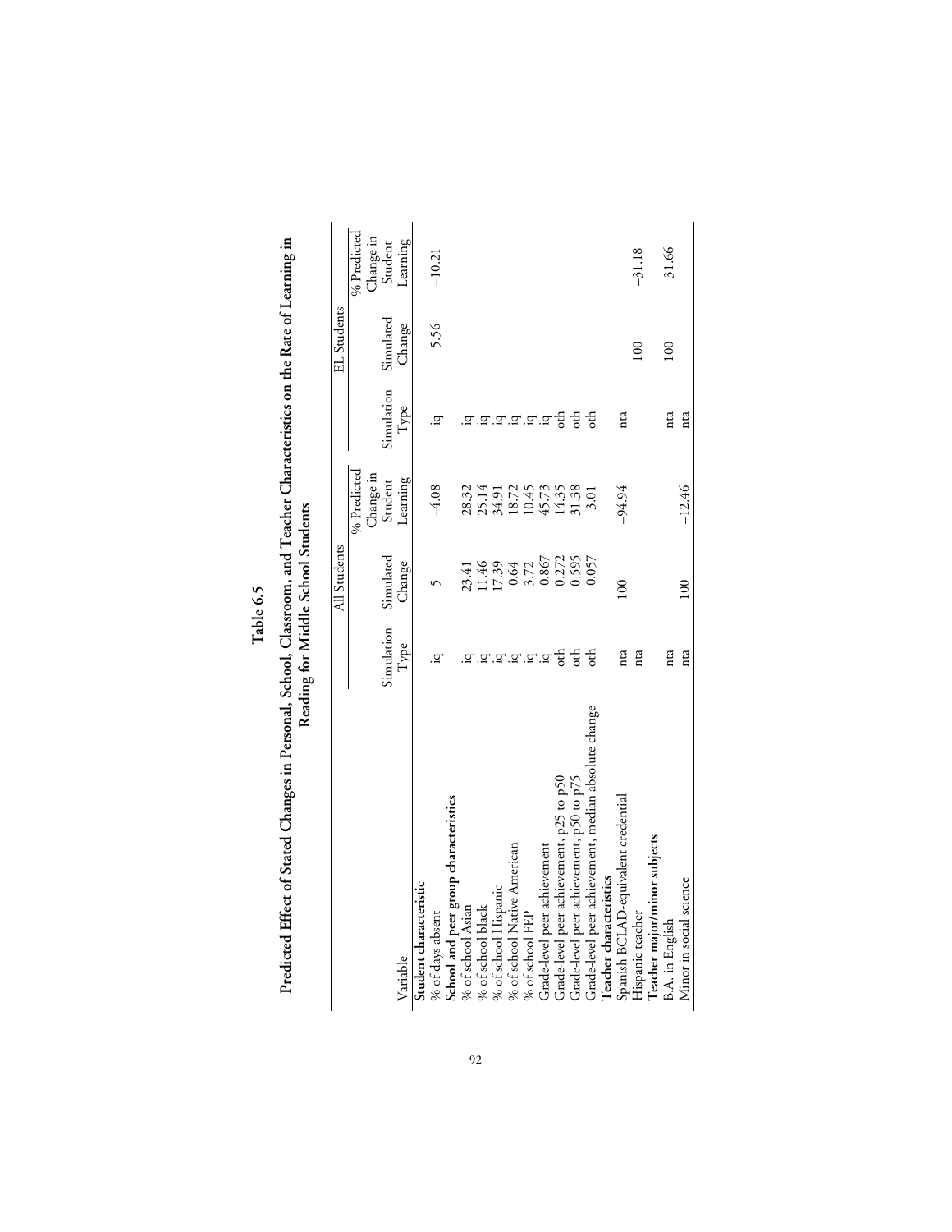**Table 6.5**

**Predicted Effect of Stated Changes in Personal, School, Classroom, and Teacher Characteristics on the Rate of Learning in Reading for Middle School Students**

| | All Students | | | EL Students | | |
|---|---|---|---|---|---|---|
| Variable | Simulation Type | Simulated Change | % Predicted Change in Student Learning | Simulation Type | Simulated Change | % Predicted Change in Student Learning |
| **Student characteristic** | | | | | | |
| % of days absent | iq | 5 | −4.08 | iq | 5.56 | −10.21 |
| **School and peer group characteristics** | | | | | | |
| % of school Asian | iq | 23.41 | 28.32 | iq | | |
| % of school black | iq | 11.46 | 25.14 | iq | | |
| % of school Hispanic | iq | 17.39 | 34.91 | iq | | |
| % of school Native American | iq | 0.64 | 18.72 | iq | | |
| % of school FEP | iq | 3.72 | 10.45 | iq | | |
| Grade-level peer achievement | iq | 0.867 | 45.73 | iq | | |
| Grade-level peer achievement, p25 to p50 | oth | 0.272 | 14.35 | oth | | |
| Grade-level peer achievement, p50 to p75 | oth | 0.595 | 31.38 | oth | | |
| Grade-level peer achievement, median absolute change | oth | 0.057 | 3.01 | oth | | |
| **Teacher characteristics** | | | | | | |
| Spanish BCLAD-equivalent credential | nta | 100 | −94.94 | nta | | |
| Hispanic teacher | nta | | | | 100 | −31.18 |
| **Teacher major/minor subjects** | | | | | | |
| B.A. in English | nta | | | nta | 100 | 31.66 |
| Minor in social science | nta | 100 | −12.46 | nta | | |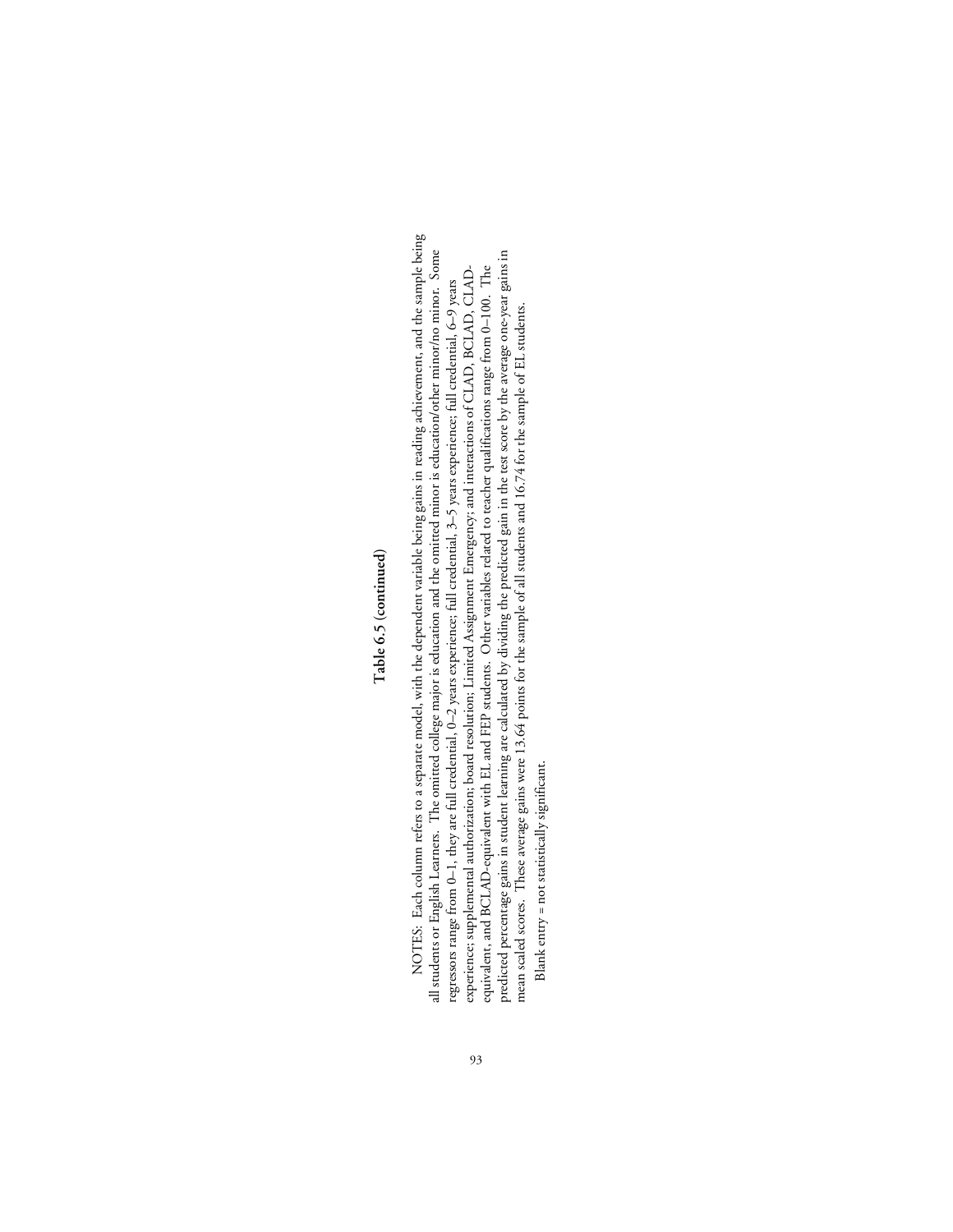## Table 6.5 (continued)

NOTES: Each column refers to a separate model, with the dependent variable being gains in reading achievement, and the sample being all students or English Learners. The omitted college major is education and the omitted minor is education/other minor/no minor. Some regressors range from 0–1, they are full credential, 0–2 years experience; full credential, 3–5 years experience; full credential, 6–9 years experience; supplemental authorization; board resolution; Limited Assignment Emergency; and interactions of CLAD, BCLAD, CLAD-equivalent, and BCLAD-equivalent with EL and FEP students. Other variables related to teacher qualifications range from 0–100. The predicted percentage gains in student learning are calculated by dividing the predicted gain in the test score by the average one-year gains in mean scaled scores. These average gains were 13.64 points for the sample of all students and 16.74 for the sample of EL students.

Blank entry = not statistically significant.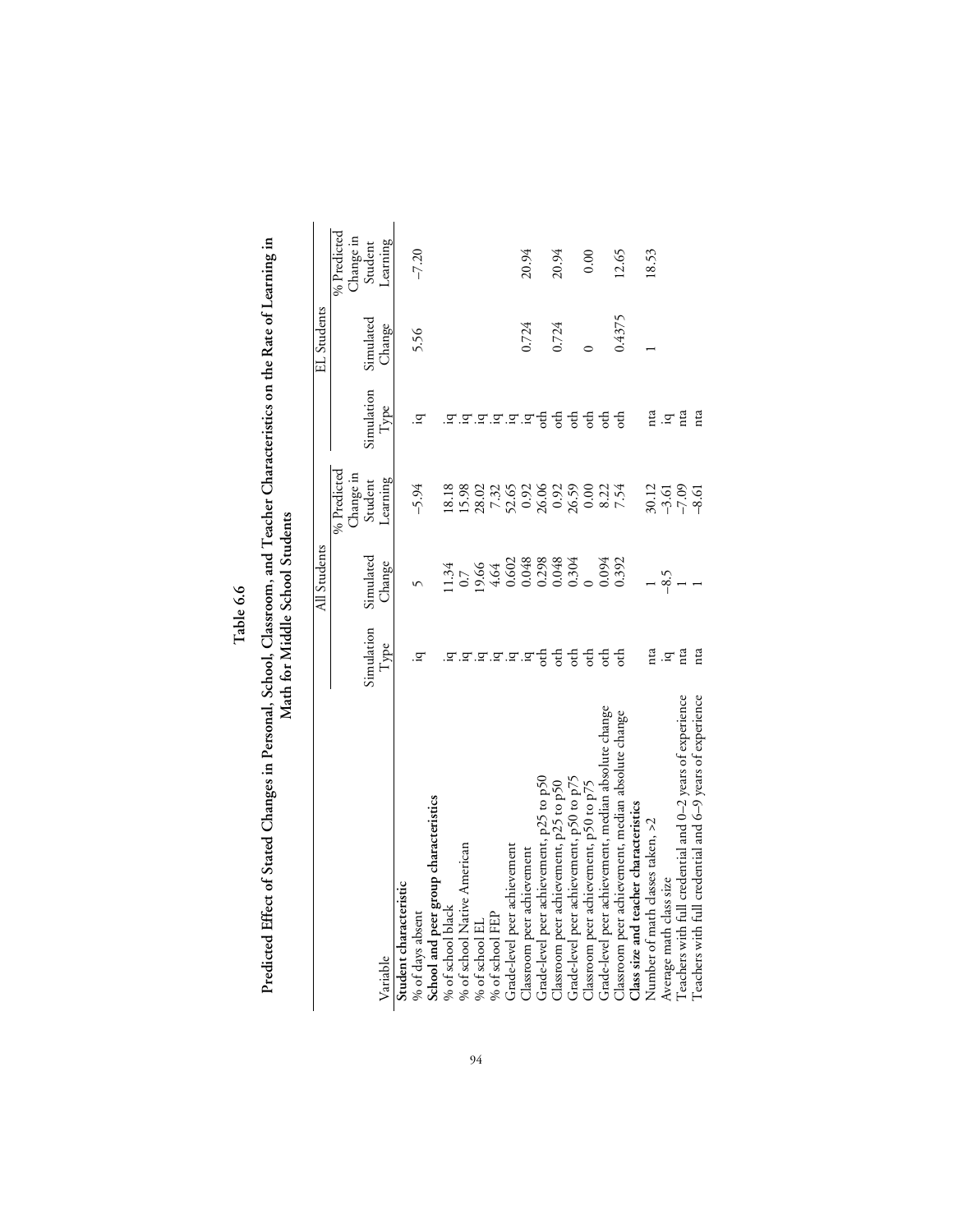**Table 6.6**

**Predicted Effect of Stated Changes in Personal, School, Classroom, and Teacher Characteristics on the Rate of Learning in Math for Middle School Students**

| Variable | All Students | | | EL Students | | |
|---|---|---|---|---|---|---|
| | Simulation Type | Simulated Change | % Predicted Change in Student Learning | Simulation Type | Simulated Change | % Predicted Change in Student Learning |
| **Student characteristic** | | | | | | |
| % of days absent | iq | 5 | –5.94 | iq | 5.56 | –7.20 |
| **School and peer group characteristics** | | | | | | |
| % of school black | iq | 11.34 | 18.18 | iq | | |
| % of school Native American | iq | 0.7 | 15.98 | iq | | |
| % of school EL | iq | 19.66 | 28.02 | iq | | |
| % of school FEP | iq | 4.64 | 7.32 | iq | | |
| Grade-level peer achievement | iq | 0.602 | 52.65 | iq | | |
| Classroom peer achievement | iq | 0.048 | 0.92 | iq | 0.724 | 20.94 |
| Grade-level peer achievement, p25 to p50 | oth | 0.298 | 26.06 | oth | | |
| Classroom peer achievement, p25 to p50 | oth | 0.048 | 0.92 | oth | 0.724 | 20.94 |
| Grade-level peer achievement, p50 to p75 | oth | 0.304 | 26.59 | oth | | |
| Classroom peer achievement, p50 to p75 | oth | 0 | 0.00 | oth | 0 | 0.00 |
| Grade-level peer achievement, median absolute change | oth | 0.094 | 8.22 | oth | | |
| Classroom peer achievement, median absolute change | oth | 0.392 | 7.54 | oth | 0.4375 | 12.65 |
| **Class size and teacher characteristics** | | | | | | |
| Number of math classes taken, >2 | nta | 1 | 30.12 | nta | 1 | 18.53 |
| Average math class size | iq | –8.5 | –3.61 | iq | | |
| Teachers with full credential and 0–2 years of experience | nta | 1 | –7.09 | nta | | |
| Teachers with full credential and 6–9 years of experience | nta | 1 | –8.61 | nta | | |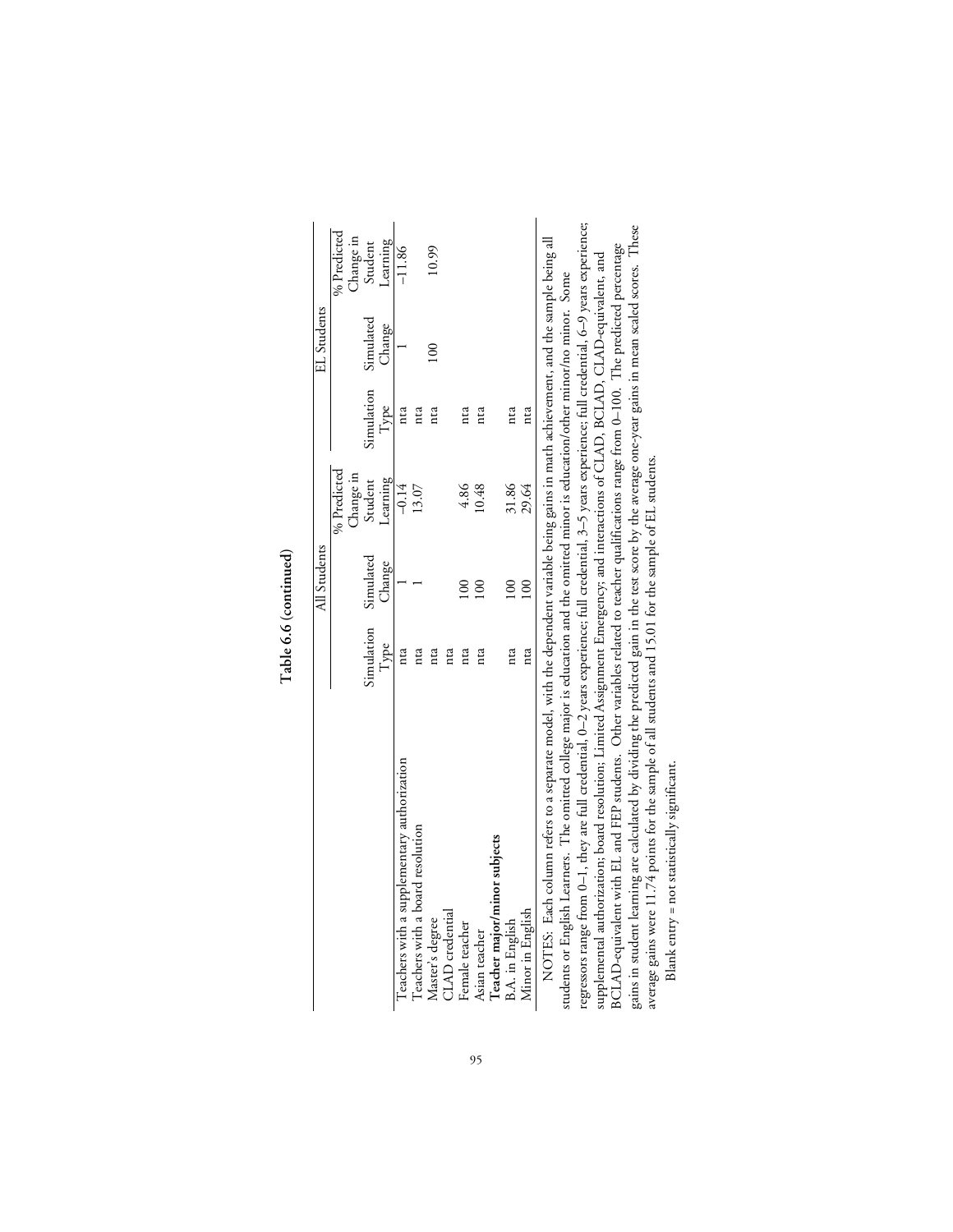**Table 6.6 (continued)**

| | All Students | | | EL Students | | |
|---|---|---|---|---|---|---|
| | Simulation Type | Simulated Change | % Predicted Change in Student Learning | Simulation Type | Simulated Change | % Predicted Change in Student Learning |
| Teachers with a supplementary authorization | nta | 1 | −0.14 | nta | 1 | −11.86 |
| Teachers with a board resolution | nta | 1 | 13.07 | nta | | |
| Master's degree | nta | | | nta | 100 | 10.99 |
| CLAD credential | nta | | | | | |
| Female teacher | nta | 100 | 4.86 | nta | | |
| Asian teacher | nta | 100 | 10.48 | nta | | |
| **Teacher major/minor subjects** | | | | | | |
| B.A. in English | nta | 100 | 31.86 | nta | | |
| Minor in English | nta | 100 | 29.64 | nta | | |

NOTES: Each column refers to a separate model, with the dependent variable being gains in math achievement, and the sample being all students or English Learners. The omitted college major is education and the omitted minor is education/other minor/no minor. Some regressors range from 0–1, they are full credential, 0–2 years experience; full credential, 3–5 years experience; full credential, 6–9 years experience; supplemental authorization; board resolution; Limited Assignment Emergency; and interactions of CLAD, BCLAD, CLAD-equivalent, and BCLAD-equivalent with EL and FEP students. Other variables related to teacher qualifications range from 0–100. The predicted percentage gains in student learning are calculated by dividing the predicted gain in the test score by the average one-year gains in mean scaled scores. These average gains were 11.74 points for the sample of all students and 15.01 for the sample of EL students.

Blank entry = not statistically significant.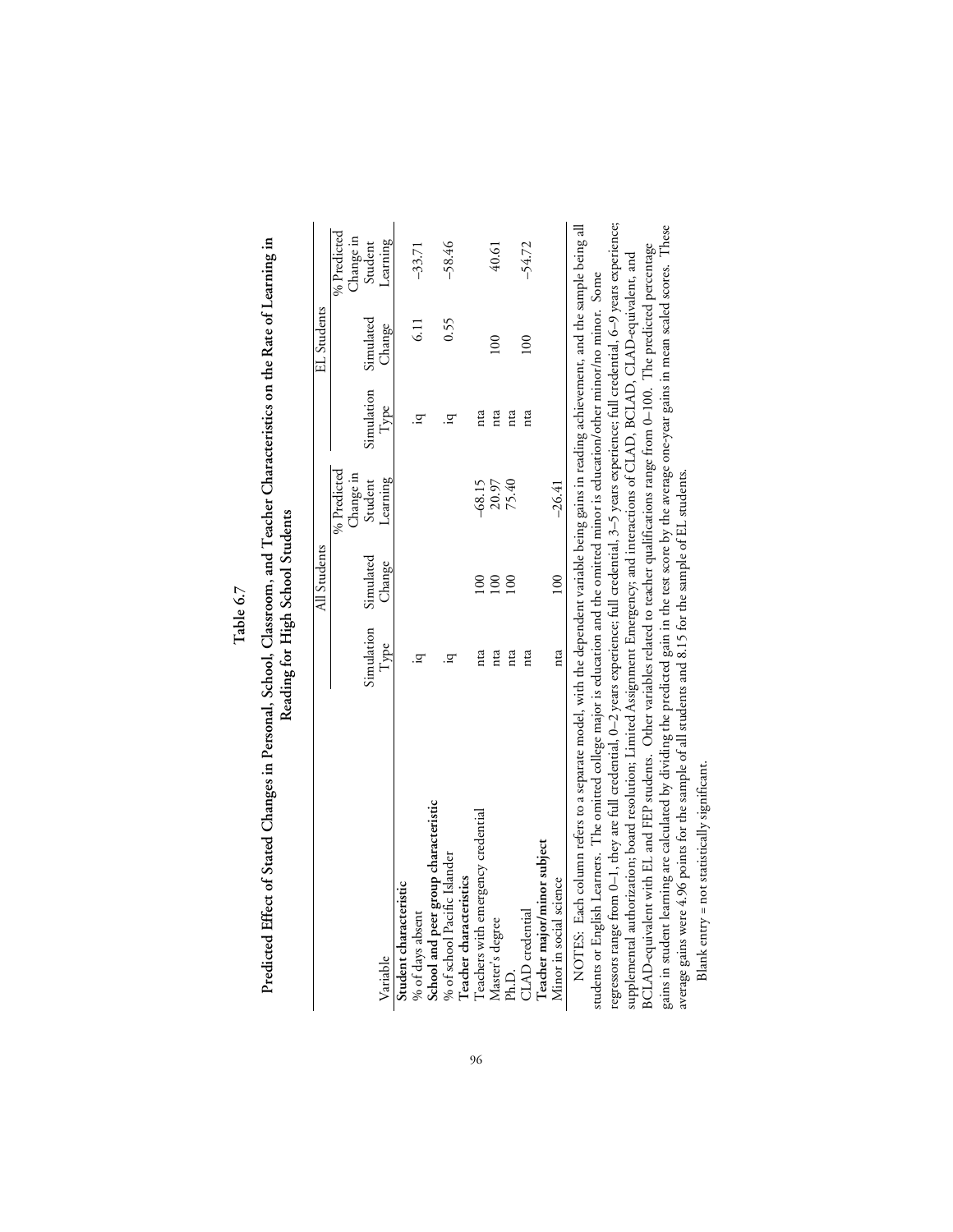# Table 6.7

## Predicted Effect of Stated Changes in Personal, School, Classroom, and Teacher Characteristics on the Rate of Learning in Reading for High School Students

| Variable | All Students | | | EL Students | | |
|---|---|---|---|---|---|---|
| | Simulation Type | Simulated Change | % Predicted Change in Student Learning | Simulation Type | Simulated Change | % Predicted Change in Student Learning |
| **Student characteristic** | | | | | | |
| % of days absent | iq | | | iq | 6.11 | –33.71 |
| **School and peer group characteristic** | | | | | | |
| % of school Pacific Islander | iq | | | iq | 0.55 | –58.46 |
| **Teacher characteristics** | | | | | | |
| Teachers with emergency credential | nta | 100 | –68.15 | nta | | |
| Master's degree | nta | 100 | 20.97 | nta | 100 | 40.61 |
| Ph.D. | nta | 100 | 75.40 | nta | | |
| CLAD credential | nta | | | nta | 100 | –54.72 |
| **Teacher major/minor subject** | | | | | | |
| Minor in social science | nta | 100 | –26.41 | | | |

NOTES: Each column refers to a separate model, with the dependent variable being gains in reading achievement, and the sample being all students or English Learners. The omitted college major is education and the omitted minor is education/other minor/no minor. Some regressors range from 0–1, they are full credential, 0–2 years experience; full credential, 3–5 years experience; full credential, 6–9 years experience; supplemental authorization; board resolution; Limited Assignment Emergency; and interactions of CLAD, BCLAD, CLAD-equivalent, and BCLAD-equivalent with EL and FEP students. Other variables related to teacher qualifications range from 0–100. The predicted percentage gains in student learning are calculated by dividing the predicted gain in the test score by the average one-year gains in mean scaled scores. These average gains were 4.96 points for the sample of all students and 8.15 for the sample of EL students.

Blank entry = not statistically significant.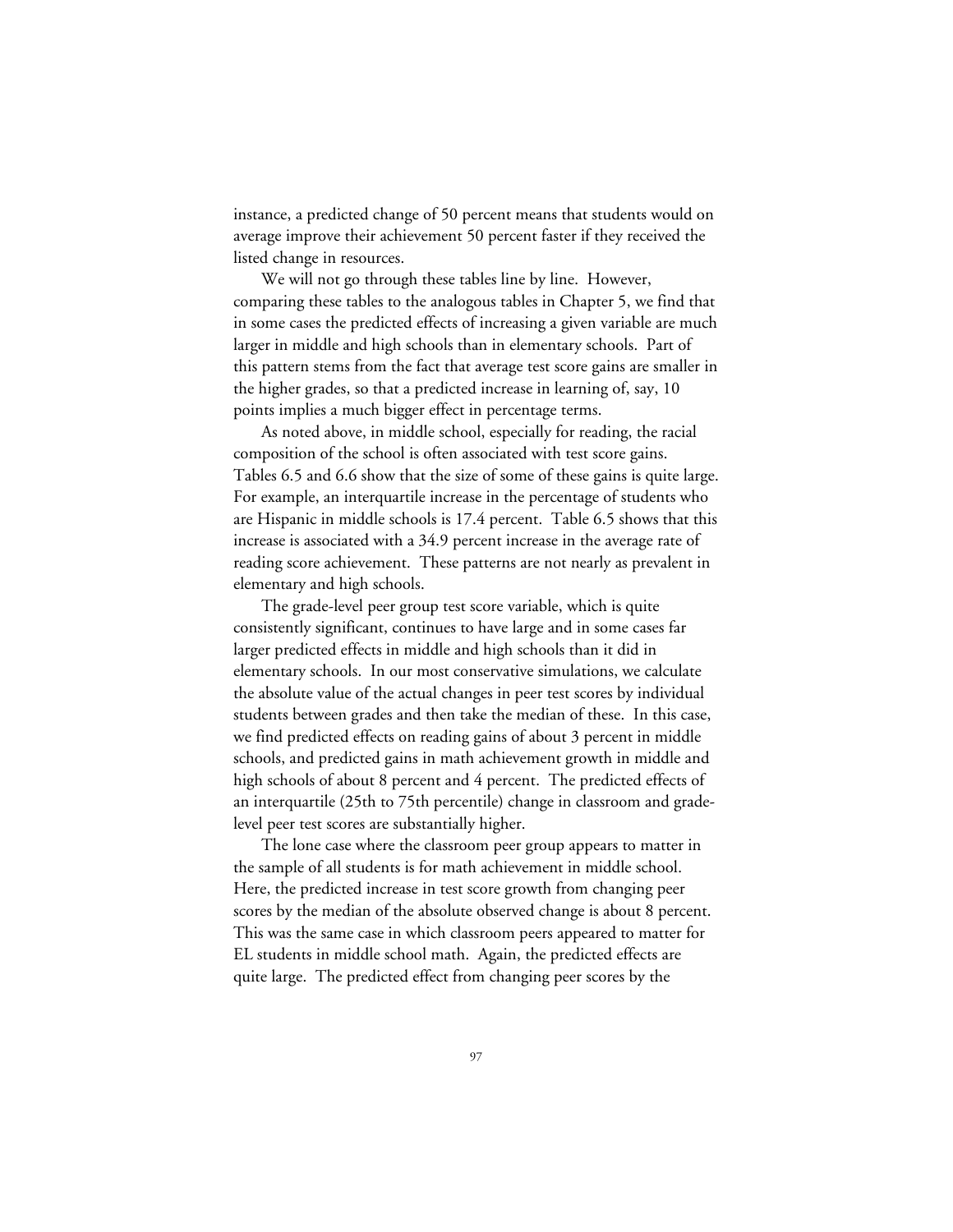instance, a predicted change of 50 percent means that students would on average improve their achievement 50 percent faster if they received the listed change in resources.

We will not go through these tables line by line. However, comparing these tables to the analogous tables in Chapter 5, we find that in some cases the predicted effects of increasing a given variable are much larger in middle and high schools than in elementary schools. Part of this pattern stems from the fact that average test score gains are smaller in the higher grades, so that a predicted increase in learning of, say, 10 points implies a much bigger effect in percentage terms.

As noted above, in middle school, especially for reading, the racial composition of the school is often associated with test score gains. Tables 6.5 and 6.6 show that the size of some of these gains is quite large. For example, an interquartile increase in the percentage of students who are Hispanic in middle schools is 17.4 percent. Table 6.5 shows that this increase is associated with a 34.9 percent increase in the average rate of reading score achievement. These patterns are not nearly as prevalent in elementary and high schools.

The grade-level peer group test score variable, which is quite consistently significant, continues to have large and in some cases far larger predicted effects in middle and high schools than it did in elementary schools. In our most conservative simulations, we calculate the absolute value of the actual changes in peer test scores by individual students between grades and then take the median of these. In this case, we find predicted effects on reading gains of about 3 percent in middle schools, and predicted gains in math achievement growth in middle and high schools of about 8 percent and 4 percent. The predicted effects of an interquartile (25th to 75th percentile) change in classroom and grade-level peer test scores are substantially higher.

The lone case where the classroom peer group appears to matter in the sample of all students is for math achievement in middle school. Here, the predicted increase in test score growth from changing peer scores by the median of the absolute observed change is about 8 percent. This was the same case in which classroom peers appeared to matter for EL students in middle school math. Again, the predicted effects are quite large. The predicted effect from changing peer scores by the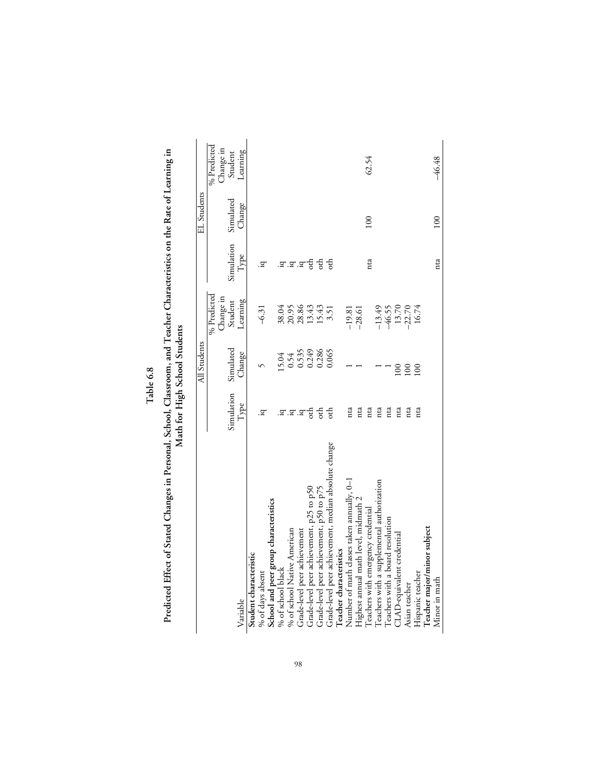**Table 6.8**

**Predicted Effect of Stated Changes in Personal, School, Classroom, and Teacher Characteristics on the Rate of Learning in Math for High School Students**

| Variable | All Students | | | EL Students | | |
|---|---|---|---|---|---|---|
| | Simulation Type | Simulated Change | % Predicted Change in Student Learning | Simulation Type | Simulated Change | % Predicted Change in Student Learning |
| **Student characteristic** | | | | | | |
| % of days absent | iq | 5 | –6.31 | iq | | |
| **School and peer group characteristics** | | | | | | |
| % of school black | iq | 15.04 | 38.04 | iq | | |
| % of school Native American | iq | 0.54 | 20.95 | iq | | |
| Grade-level peer achievement | iq | 0.535 | 28.86 | iq | | |
| Grade-level peer achievement, p25 to p50 | oth | 0.249 | 13.43 | oth | | |
| Grade-level peer achievement, p50 to p75 | oth | 0.286 | 15.43 | oth | | |
| Grade-level peer achievement, median absolute change | oth | 0.065 | 3.51 | oth | | |
| **Teacher characteristics** | | | | | | |
| Number of math classes taken annually, 0–1 | nta | 1 | –19.81 | | | |
| Highest annual math level, midmath 2 | nta | 1 | –28.61 | | | |
| Teachers with emergency credential | nta | | | nta | 100 | 62.54 |
| Teachers with a supplemental authorization | nta | 1 | –13.49 | | | |
| Teachers with a board resolution | nta | 1 | –46.55 | | | |
| CLAD-equivalent credential | nta | 100 | 13.70 | | | |
| Asian teacher | nta | 100 | –22.70 | | | |
| Hispanic teacher | nta | 100 | 16.74 | | | |
| **Teacher major/minor subject** | | | | | | |
| Minor in math | | | | nta | 100 | –46.48 |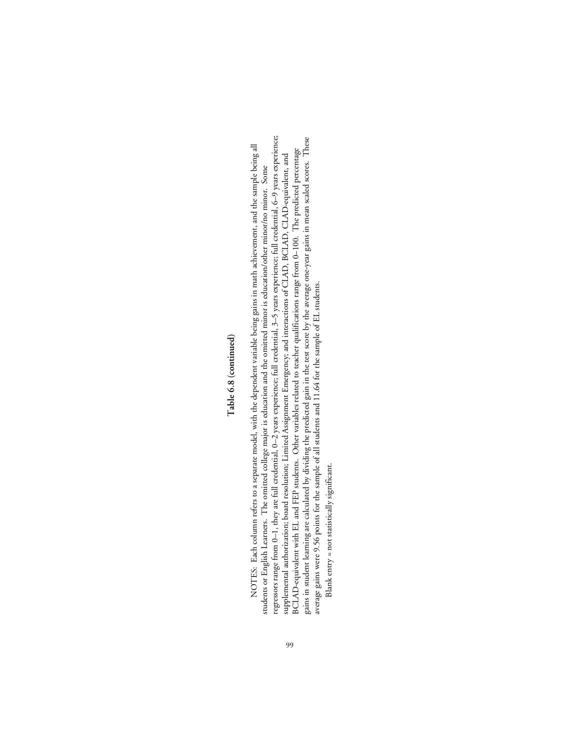## Table 6.8 (continued)

NOTES: Each column refers to a separate model, with the dependent variable being gains in math achievement, and the sample being all students or English Learners. The omitted college major is education and the omitted minor is education/other minor/no minor. Some regressors range from 0–1, they are full credential, 0–2 years experience; full credential, 3–5 years experience; full credential, 6–9 years experience; supplemental authorization; board resolution; Limited Assignment Emergency; and interactions of CLAD, BCLAD, CLAD-equivalent, and BCLAD-equivalent with EL and FEP students. Other variables related to teacher qualifications range from 0–100. The predicted percentage gains in student learning are calculated by dividing the predicted gain in the test score by the average one-year gains in mean scaled scores. These average gains were 9.56 points for the sample of all students and 11.64 for the sample of EL students.

Blank entry = not statistically significant.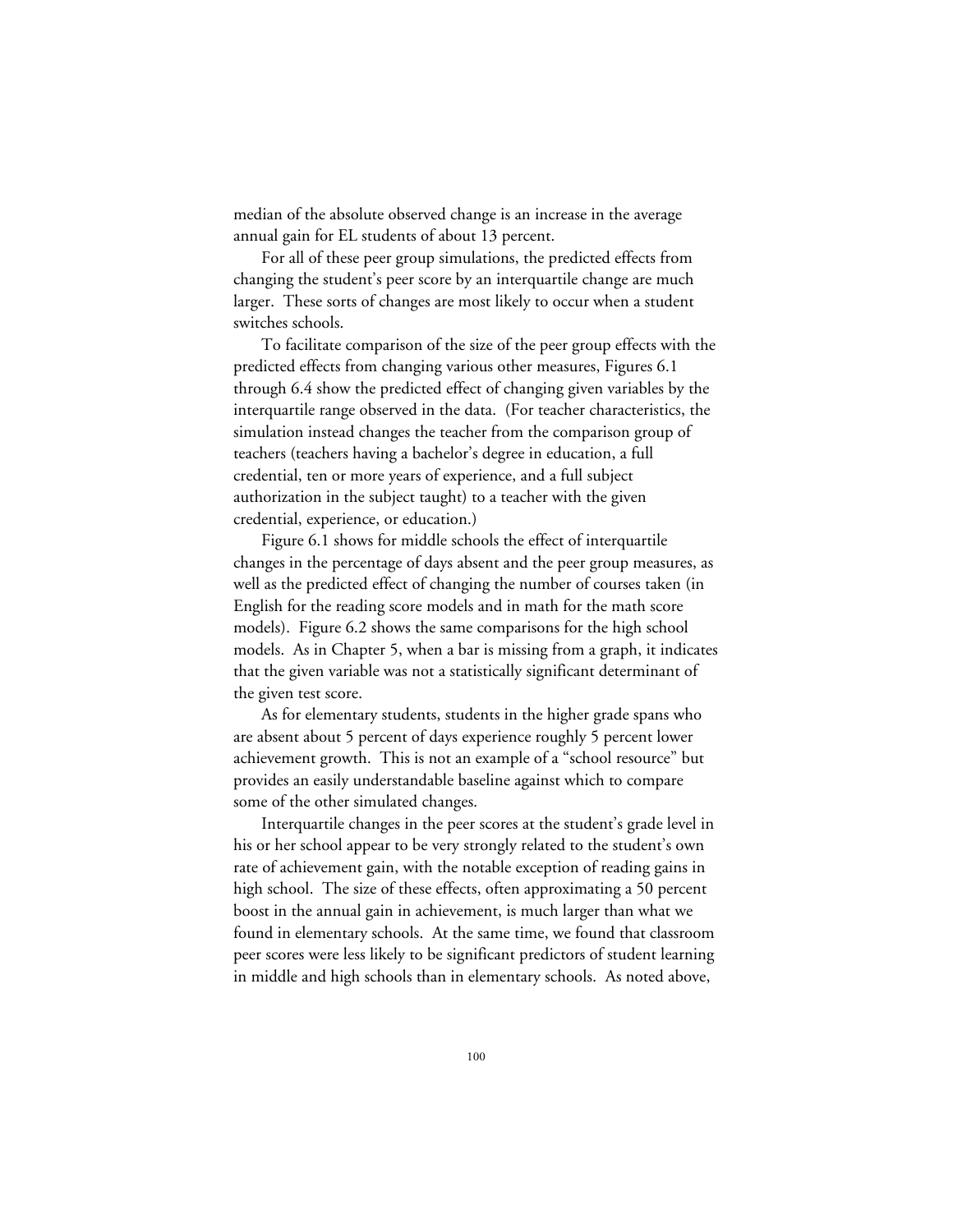median of the absolute observed change is an increase in the average annual gain for EL students of about 13 percent.

For all of these peer group simulations, the predicted effects from changing the student's peer score by an interquartile change are much larger. These sorts of changes are most likely to occur when a student switches schools.

To facilitate comparison of the size of the peer group effects with the predicted effects from changing various other measures, Figures 6.1 through 6.4 show the predicted effect of changing given variables by the interquartile range observed in the data. (For teacher characteristics, the simulation instead changes the teacher from the comparison group of teachers (teachers having a bachelor's degree in education, a full credential, ten or more years of experience, and a full subject authorization in the subject taught) to a teacher with the given credential, experience, or education.)

Figure 6.1 shows for middle schools the effect of interquartile changes in the percentage of days absent and the peer group measures, as well as the predicted effect of changing the number of courses taken (in English for the reading score models and in math for the math score models). Figure 6.2 shows the same comparisons for the high school models. As in Chapter 5, when a bar is missing from a graph, it indicates that the given variable was not a statistically significant determinant of the given test score.

As for elementary students, students in the higher grade spans who are absent about 5 percent of days experience roughly 5 percent lower achievement growth. This is not an example of a "school resource" but provides an easily understandable baseline against which to compare some of the other simulated changes.

Interquartile changes in the peer scores at the student's grade level in his or her school appear to be very strongly related to the student's own rate of achievement gain, with the notable exception of reading gains in high school. The size of these effects, often approximating a 50 percent boost in the annual gain in achievement, is much larger than what we found in elementary schools. At the same time, we found that classroom peer scores were less likely to be significant predictors of student learning in middle and high schools than in elementary schools. As noted above,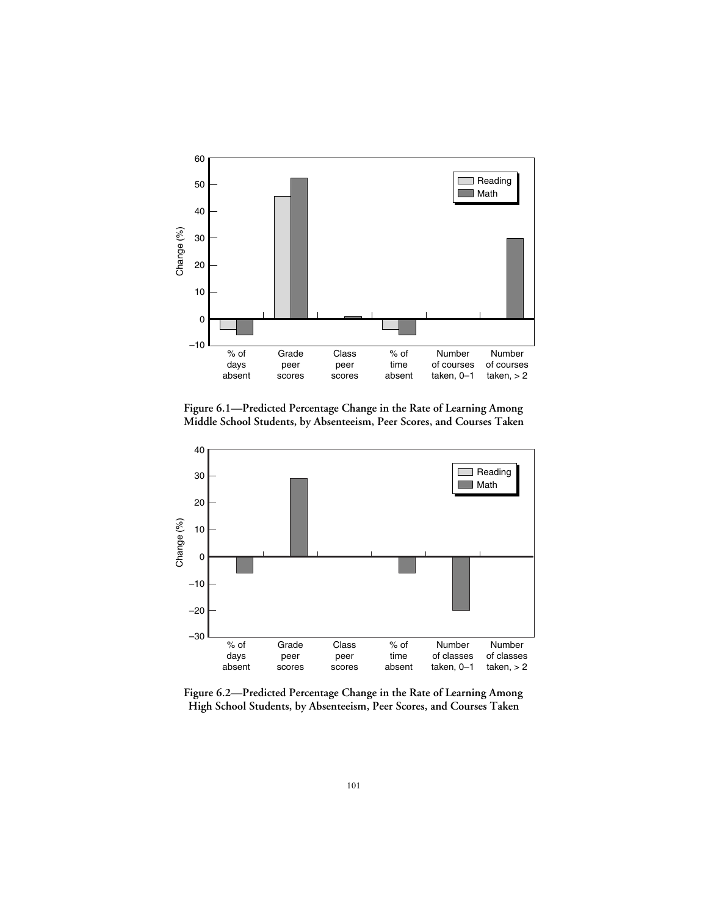Figure 6.1—Predicted Percentage Change in the Rate of Learning Among Middle School Students, by Absenteeism, Peer Scores, and Courses Taken

Figure 6.2—Predicted Percentage Change in the Rate of Learning Among High School Students, by Absenteeism, Peer Scores, and Courses Taken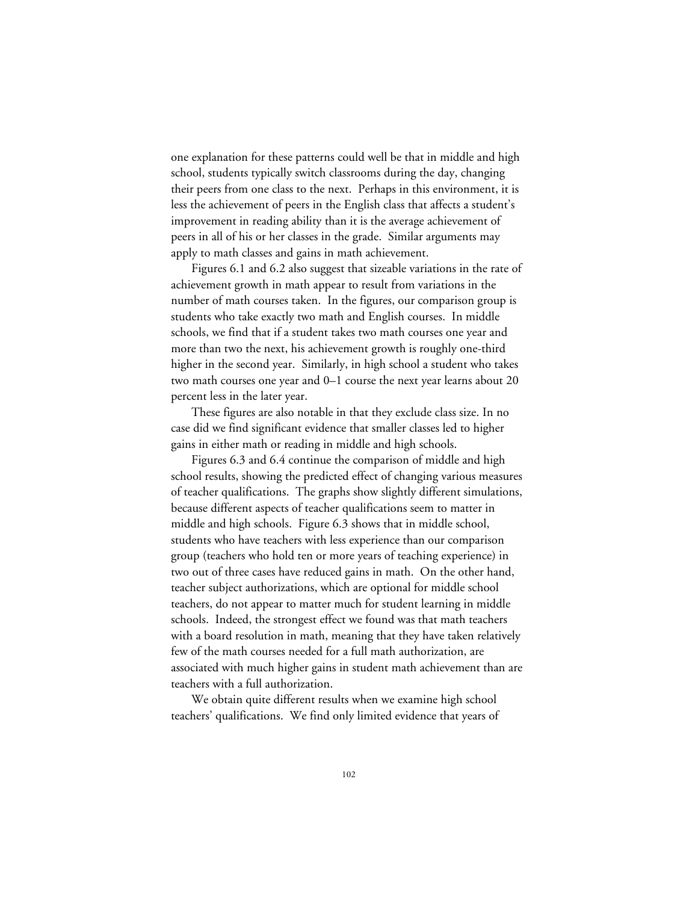one explanation for these patterns could well be that in middle and high school, students typically switch classrooms during the day, changing their peers from one class to the next. Perhaps in this environment, it is less the achievement of peers in the English class that affects a student's improvement in reading ability than it is the average achievement of peers in all of his or her classes in the grade. Similar arguments may apply to math classes and gains in math achievement.

Figures 6.1 and 6.2 also suggest that sizeable variations in the rate of achievement growth in math appear to result from variations in the number of math courses taken. In the figures, our comparison group is students who take exactly two math and English courses. In middle schools, we find that if a student takes two math courses one year and more than two the next, his achievement growth is roughly one-third higher in the second year. Similarly, in high school a student who takes two math courses one year and 0–1 course the next year learns about 20 percent less in the later year.

These figures are also notable in that they exclude class size. In no case did we find significant evidence that smaller classes led to higher gains in either math or reading in middle and high schools.

Figures 6.3 and 6.4 continue the comparison of middle and high school results, showing the predicted effect of changing various measures of teacher qualifications. The graphs show slightly different simulations, because different aspects of teacher qualifications seem to matter in middle and high schools. Figure 6.3 shows that in middle school, students who have teachers with less experience than our comparison group (teachers who hold ten or more years of teaching experience) in two out of three cases have reduced gains in math. On the other hand, teacher subject authorizations, which are optional for middle school teachers, do not appear to matter much for student learning in middle schools. Indeed, the strongest effect we found was that math teachers with a board resolution in math, meaning that they have taken relatively few of the math courses needed for a full math authorization, are associated with much higher gains in student math achievement than are teachers with a full authorization.

We obtain quite different results when we examine high school teachers' qualifications. We find only limited evidence that years of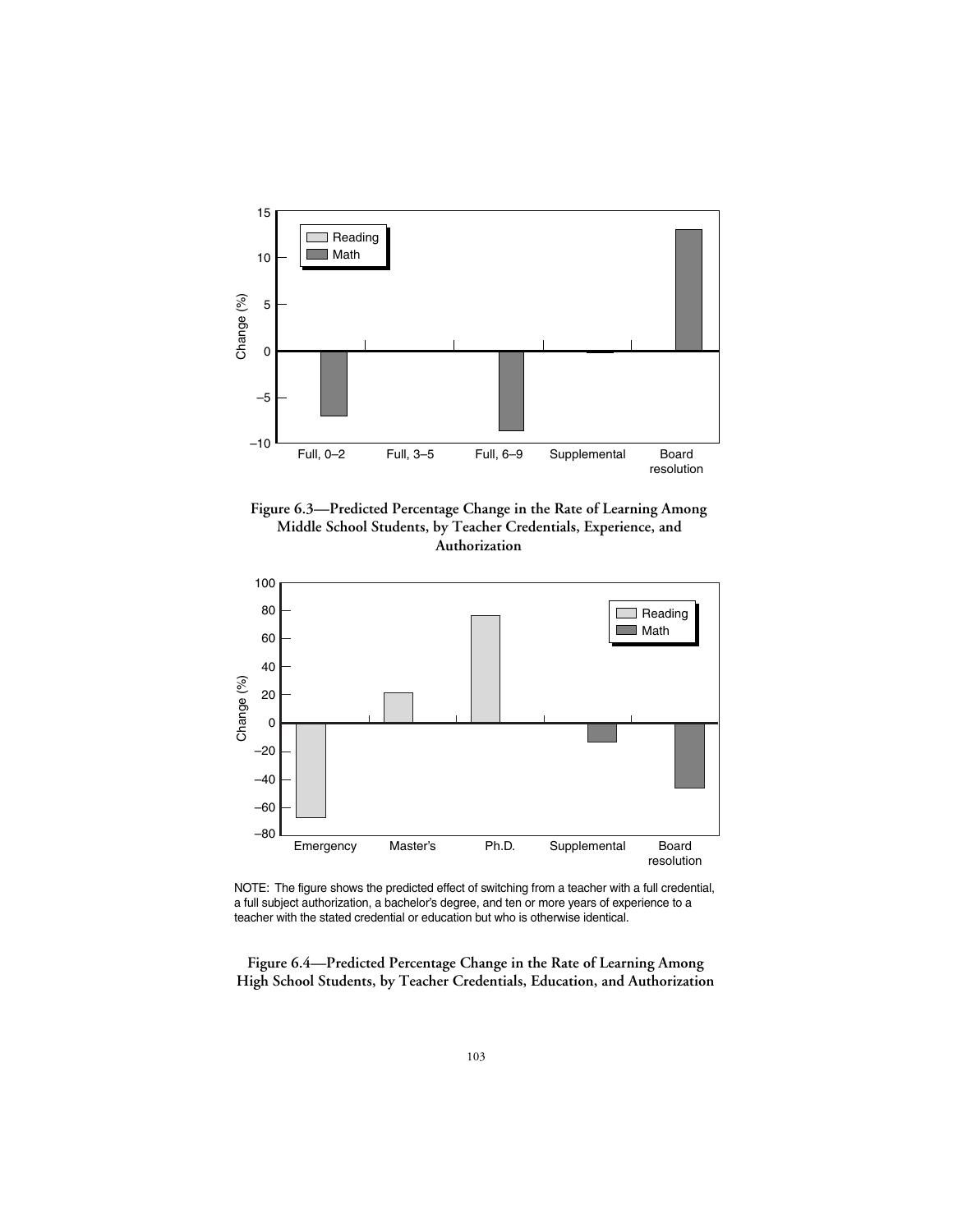Figure 6.3—Predicted Percentage Change in the Rate of Learning Among Middle School Students, by Teacher Credentials, Experience, and Authorization

NOTE: The figure shows the predicted effect of switching from a teacher with a full credential, a full subject authorization, a bachelor's degree, and ten or more years of experience to a teacher with the stated credential or education but who is otherwise identical.

Figure 6.4—Predicted Percentage Change in the Rate of Learning Among High School Students, by Teacher Credentials, Education, and Authorization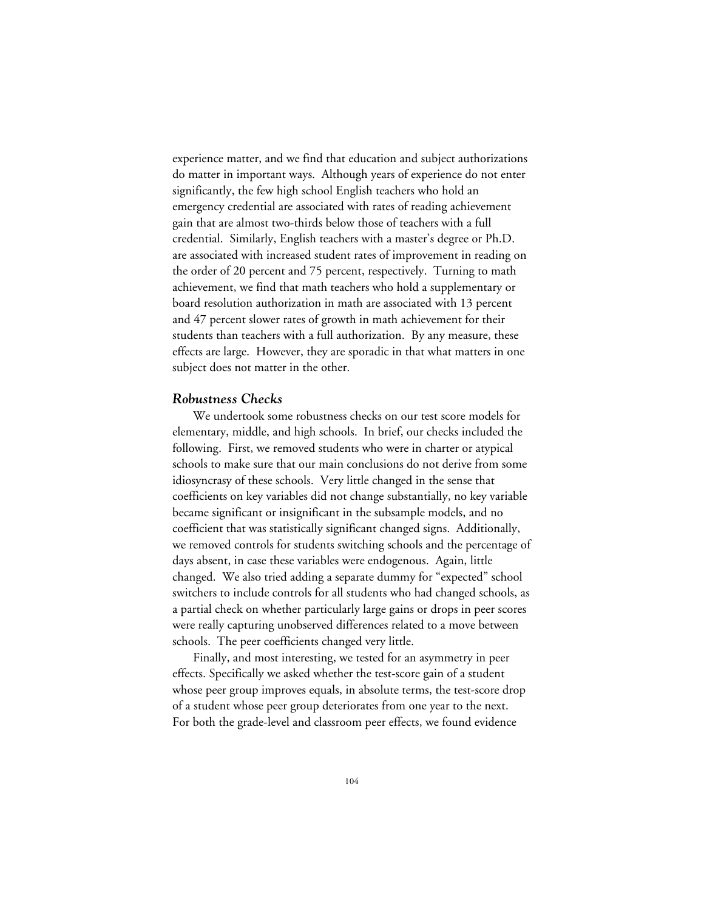experience matter, and we find that education and subject authorizations do matter in important ways. Although years of experience do not enter significantly, the few high school English teachers who hold an emergency credential are associated with rates of reading achievement gain that are almost two-thirds below those of teachers with a full credential. Similarly, English teachers with a master's degree or Ph.D. are associated with increased student rates of improvement in reading on the order of 20 percent and 75 percent, respectively. Turning to math achievement, we find that math teachers who hold a supplementary or board resolution authorization in math are associated with 13 percent and 47 percent slower rates of growth in math achievement for their students than teachers with a full authorization. By any measure, these effects are large. However, they are sporadic in that what matters in one subject does not matter in the other.

### *Robustness Checks*

We undertook some robustness checks on our test score models for elementary, middle, and high schools. In brief, our checks included the following. First, we removed students who were in charter or atypical schools to make sure that our main conclusions do not derive from some idiosyncrasy of these schools. Very little changed in the sense that coefficients on key variables did not change substantially, no key variable became significant or insignificant in the subsample models, and no coefficient that was statistically significant changed signs. Additionally, we removed controls for students switching schools and the percentage of days absent, in case these variables were endogenous. Again, little changed. We also tried adding a separate dummy for "expected" school switchers to include controls for all students who had changed schools, as a partial check on whether particularly large gains or drops in peer scores were really capturing unobserved differences related to a move between schools. The peer coefficients changed very little.

Finally, and most interesting, we tested for an asymmetry in peer effects. Specifically we asked whether the test-score gain of a student whose peer group improves equals, in absolute terms, the test-score drop of a student whose peer group deteriorates from one year to the next. For both the grade-level and classroom peer effects, we found evidence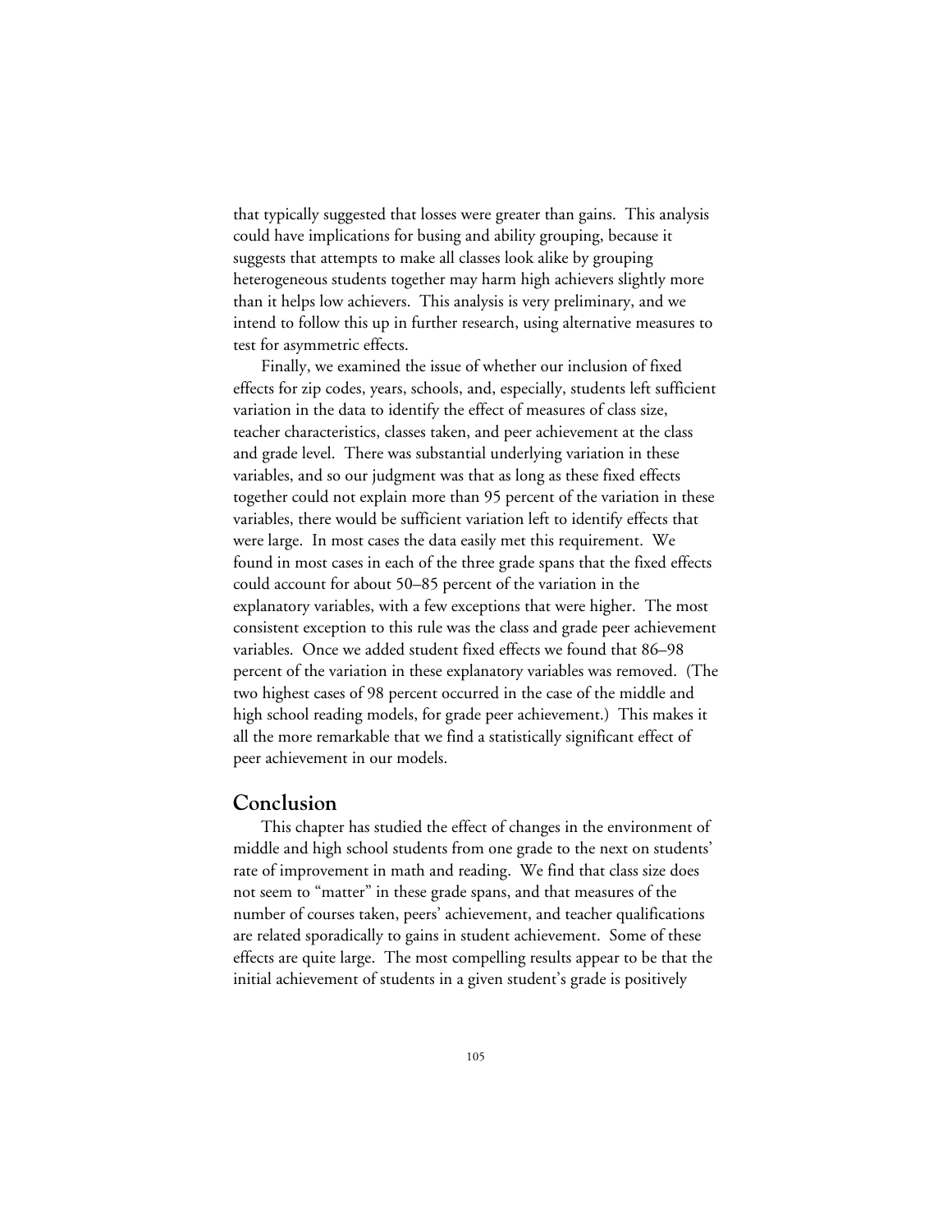that typically suggested that losses were greater than gains. This analysis could have implications for busing and ability grouping, because it suggests that attempts to make all classes look alike by grouping heterogeneous students together may harm high achievers slightly more than it helps low achievers. This analysis is very preliminary, and we intend to follow this up in further research, using alternative measures to test for asymmetric effects.

Finally, we examined the issue of whether our inclusion of fixed effects for zip codes, years, schools, and, especially, students left sufficient variation in the data to identify the effect of measures of class size, teacher characteristics, classes taken, and peer achievement at the class and grade level. There was substantial underlying variation in these variables, and so our judgment was that as long as these fixed effects together could not explain more than 95 percent of the variation in these variables, there would be sufficient variation left to identify effects that were large. In most cases the data easily met this requirement. We found in most cases in each of the three grade spans that the fixed effects could account for about 50–85 percent of the variation in the explanatory variables, with a few exceptions that were higher. The most consistent exception to this rule was the class and grade peer achievement variables. Once we added student fixed effects we found that 86–98 percent of the variation in these explanatory variables was removed. (The two highest cases of 98 percent occurred in the case of the middle and high school reading models, for grade peer achievement.) This makes it all the more remarkable that we find a statistically significant effect of peer achievement in our models.

## Conclusion

This chapter has studied the effect of changes in the environment of middle and high school students from one grade to the next on students' rate of improvement in math and reading. We find that class size does not seem to "matter" in these grade spans, and that measures of the number of courses taken, peers' achievement, and teacher qualifications are related sporadically to gains in student achievement. Some of these effects are quite large. The most compelling results appear to be that the initial achievement of students in a given student's grade is positively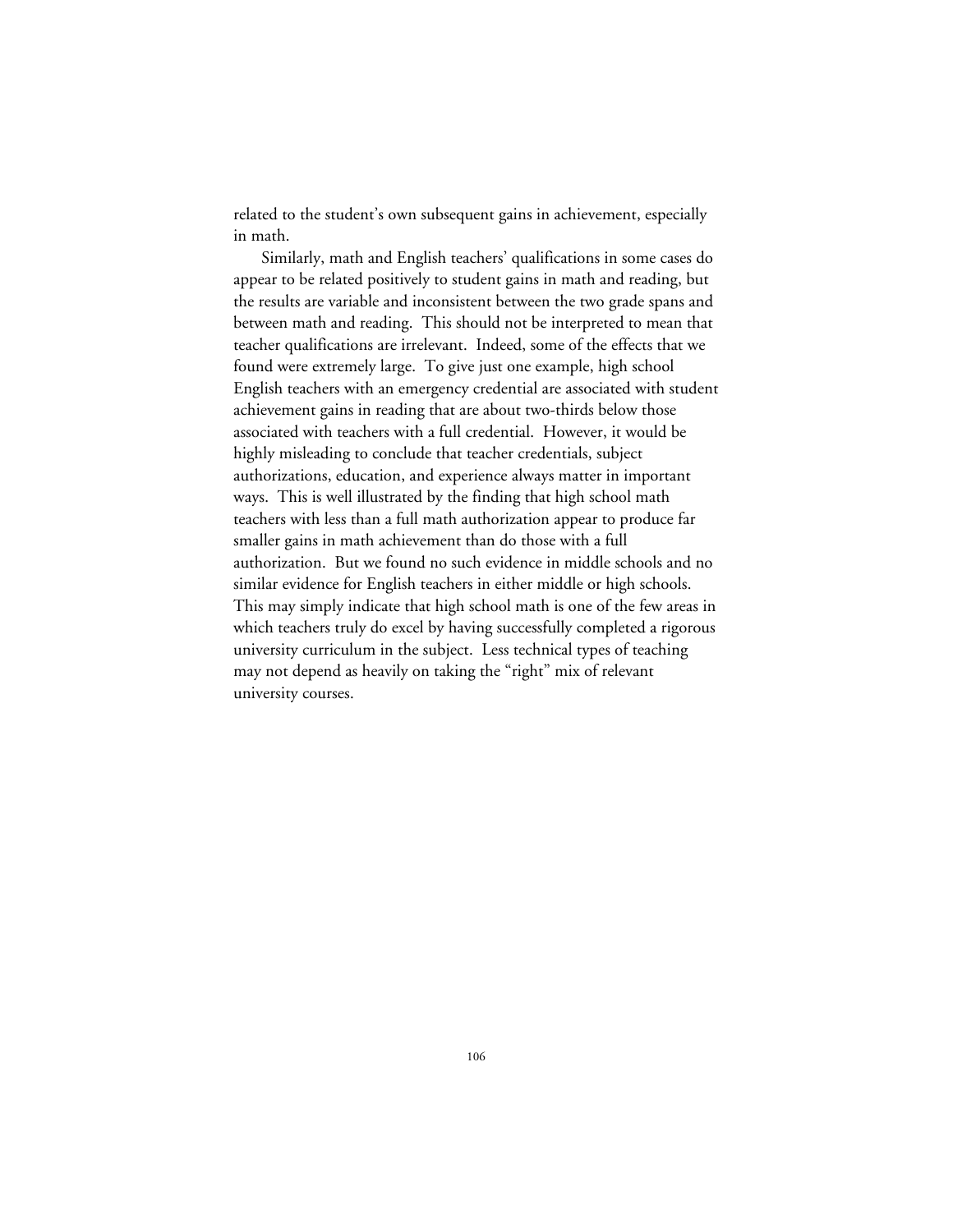related to the student's own subsequent gains in achievement, especially in math.

Similarly, math and English teachers' qualifications in some cases do appear to be related positively to student gains in math and reading, but the results are variable and inconsistent between the two grade spans and between math and reading. This should not be interpreted to mean that teacher qualifications are irrelevant. Indeed, some of the effects that we found were extremely large. To give just one example, high school English teachers with an emergency credential are associated with student achievement gains in reading that are about two-thirds below those associated with teachers with a full credential. However, it would be highly misleading to conclude that teacher credentials, subject authorizations, education, and experience always matter in important ways. This is well illustrated by the finding that high school math teachers with less than a full math authorization appear to produce far smaller gains in math achievement than do those with a full authorization. But we found no such evidence in middle schools and no similar evidence for English teachers in either middle or high schools. This may simply indicate that high school math is one of the few areas in which teachers truly do excel by having successfully completed a rigorous university curriculum in the subject. Less technical types of teaching may not depend as heavily on taking the "right" mix of relevant university courses.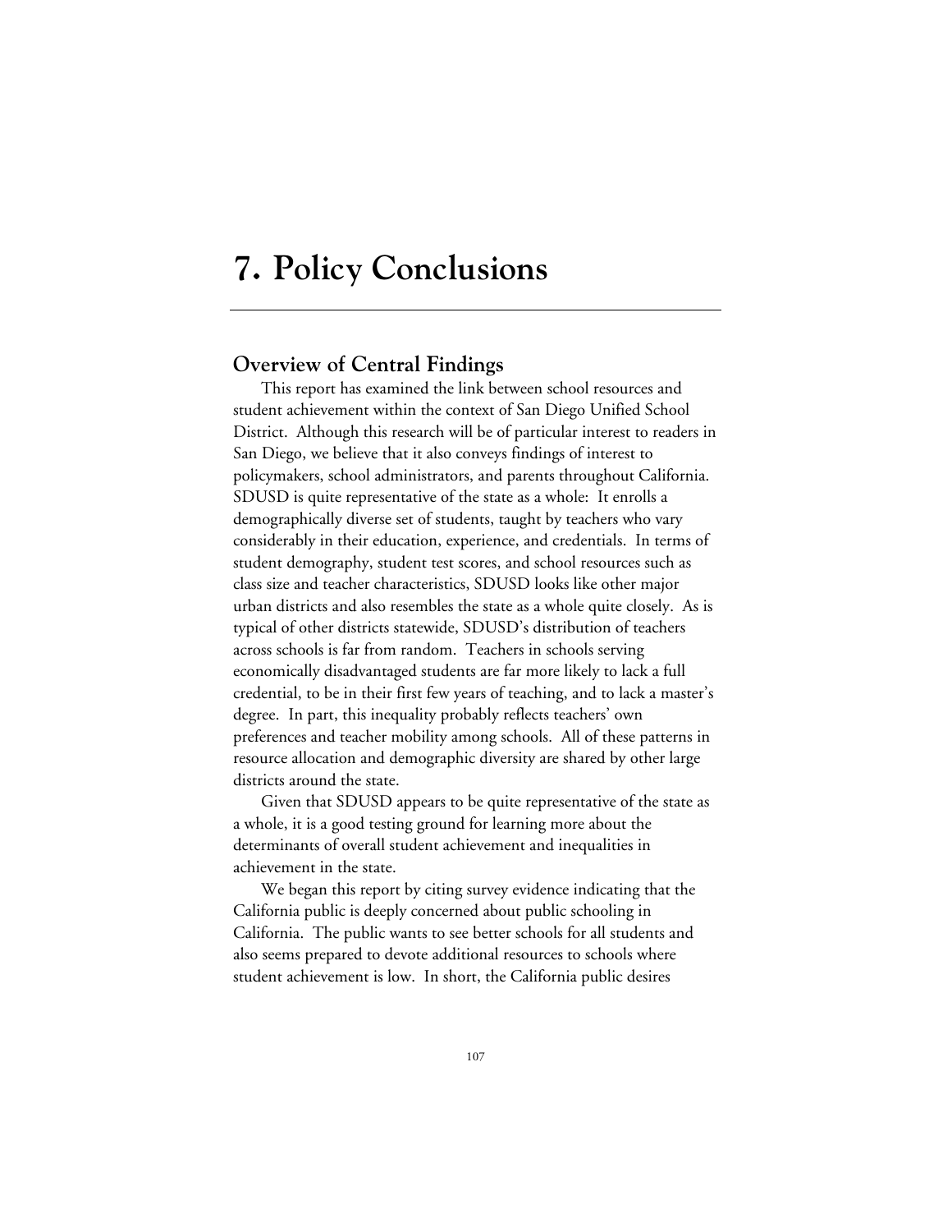# 7. Policy Conclusions

## Overview of Central Findings

This report has examined the link between school resources and student achievement within the context of San Diego Unified School District. Although this research will be of particular interest to readers in San Diego, we believe that it also conveys findings of interest to policymakers, school administrators, and parents throughout California. SDUSD is quite representative of the state as a whole: It enrolls a demographically diverse set of students, taught by teachers who vary considerably in their education, experience, and credentials. In terms of student demography, student test scores, and school resources such as class size and teacher characteristics, SDUSD looks like other major urban districts and also resembles the state as a whole quite closely. As is typical of other districts statewide, SDUSD's distribution of teachers across schools is far from random. Teachers in schools serving economically disadvantaged students are far more likely to lack a full credential, to be in their first few years of teaching, and to lack a master's degree. In part, this inequality probably reflects teachers' own preferences and teacher mobility among schools. All of these patterns in resource allocation and demographic diversity are shared by other large districts around the state.

Given that SDUSD appears to be quite representative of the state as a whole, it is a good testing ground for learning more about the determinants of overall student achievement and inequalities in achievement in the state.

We began this report by citing survey evidence indicating that the California public is deeply concerned about public schooling in California. The public wants to see better schools for all students and also seems prepared to devote additional resources to schools where student achievement is low. In short, the California public desires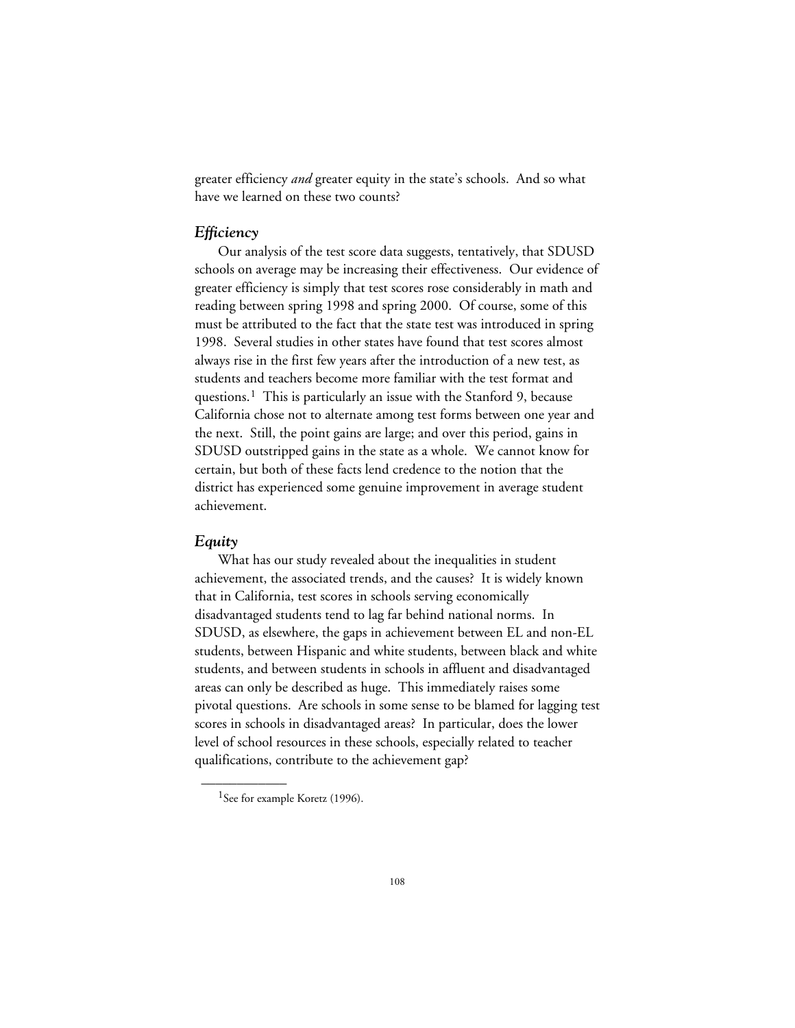greater efficiency *and* greater equity in the state's schools. And so what have we learned on these two counts?

### *Efficiency*

Our analysis of the test score data suggests, tentatively, that SDUSD schools on average may be increasing their effectiveness. Our evidence of greater efficiency is simply that test scores rose considerably in math and reading between spring 1998 and spring 2000. Of course, some of this must be attributed to the fact that the state test was introduced in spring 1998. Several studies in other states have found that test scores almost always rise in the first few years after the introduction of a new test, as students and teachers become more familiar with the test format and questions.[1] This is particularly an issue with the Stanford 9, because California chose not to alternate among test forms between one year and the next. Still, the point gains are large; and over this period, gains in SDUSD outstripped gains in the state as a whole. We cannot know for certain, but both of these facts lend credence to the notion that the district has experienced some genuine improvement in average student achievement.

### *Equity*

What has our study revealed about the inequalities in student achievement, the associated trends, and the causes? It is widely known that in California, test scores in schools serving economically disadvantaged students tend to lag far behind national norms. In SDUSD, as elsewhere, the gaps in achievement between EL and non-EL students, between Hispanic and white students, between black and white students, and between students in schools in affluent and disadvantaged areas can only be described as huge. This immediately raises some pivotal questions. Are schools in some sense to be blamed for lagging test scores in schools in disadvantaged areas? In particular, does the lower level of school resources in these schools, especially related to teacher qualifications, contribute to the achievement gap?

---

[1] See for example Koretz (1996).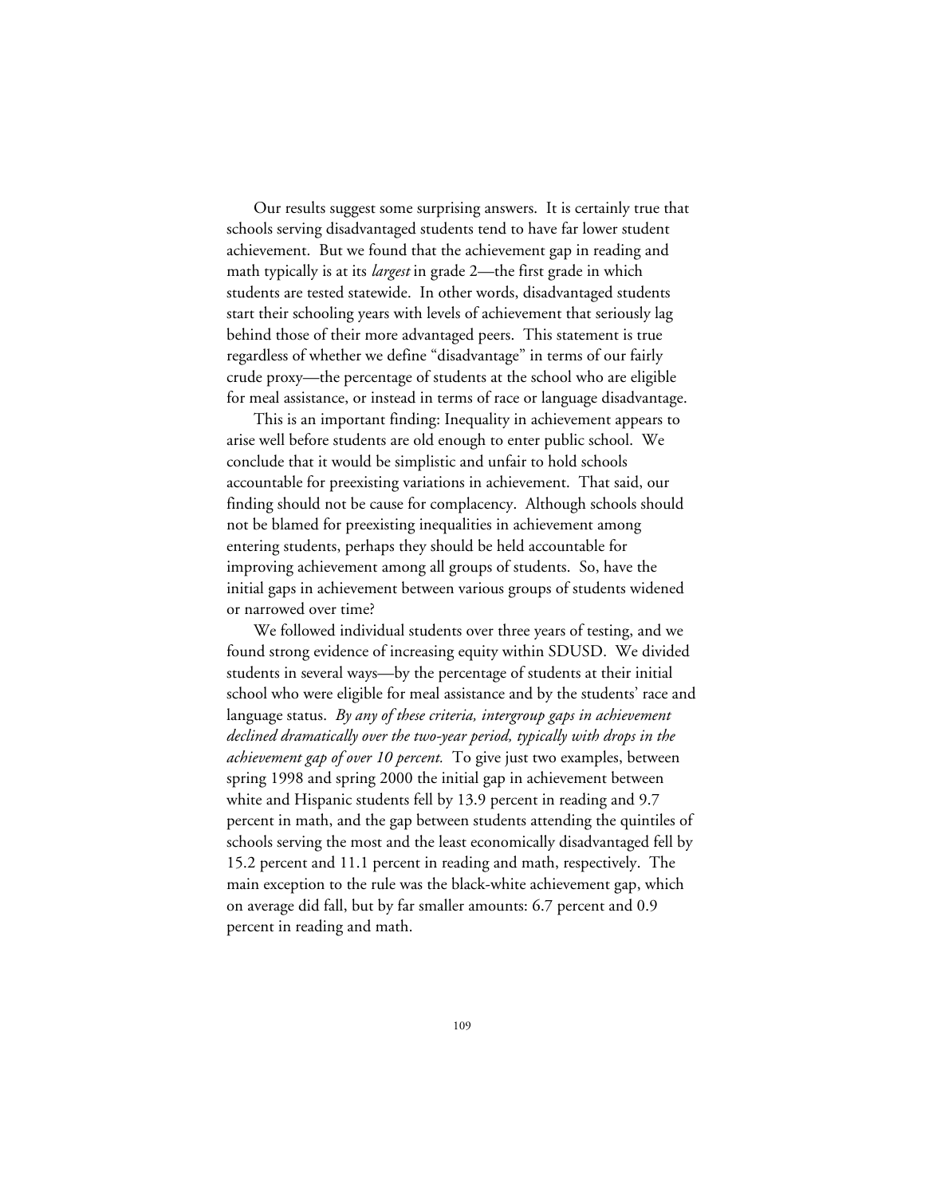Our results suggest some surprising answers. It is certainly true that schools serving disadvantaged students tend to have far lower student achievement. But we found that the achievement gap in reading and math typically is at its *largest* in grade 2—the first grade in which students are tested statewide. In other words, disadvantaged students start their schooling years with levels of achievement that seriously lag behind those of their more advantaged peers. This statement is true regardless of whether we define "disadvantage" in terms of our fairly crude proxy—the percentage of students at the school who are eligible for meal assistance, or instead in terms of race or language disadvantage.

This is an important finding: Inequality in achievement appears to arise well before students are old enough to enter public school. We conclude that it would be simplistic and unfair to hold schools accountable for preexisting variations in achievement. That said, our finding should not be cause for complacency. Although schools should not be blamed for preexisting inequalities in achievement among entering students, perhaps they should be held accountable for improving achievement among all groups of students. So, have the initial gaps in achievement between various groups of students widened or narrowed over time?

We followed individual students over three years of testing, and we found strong evidence of increasing equity within SDUSD. We divided students in several ways—by the percentage of students at their initial school who were eligible for meal assistance and by the students' race and language status. *By any of these criteria, intergroup gaps in achievement declined dramatically over the two-year period, typically with drops in the achievement gap of over 10 percent.* To give just two examples, between spring 1998 and spring 2000 the initial gap in achievement between white and Hispanic students fell by 13.9 percent in reading and 9.7 percent in math, and the gap between students attending the quintiles of schools serving the most and the least economically disadvantaged fell by 15.2 percent and 11.1 percent in reading and math, respectively. The main exception to the rule was the black-white achievement gap, which on average did fall, but by far smaller amounts: 6.7 percent and 0.9 percent in reading and math.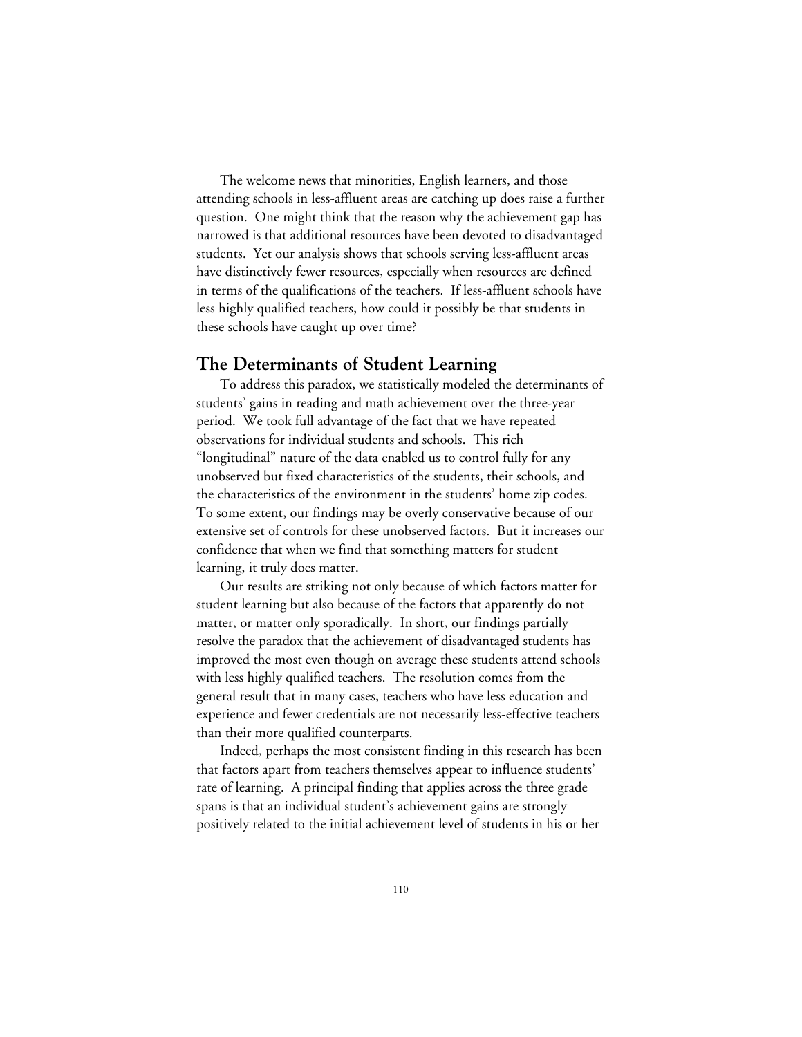The welcome news that minorities, English learners, and those attending schools in less-affluent areas are catching up does raise a further question. One might think that the reason why the achievement gap has narrowed is that additional resources have been devoted to disadvantaged students. Yet our analysis shows that schools serving less-affluent areas have distinctively fewer resources, especially when resources are defined in terms of the qualifications of the teachers. If less-affluent schools have less highly qualified teachers, how could it possibly be that students in these schools have caught up over time?

## The Determinants of Student Learning

To address this paradox, we statistically modeled the determinants of students' gains in reading and math achievement over the three-year period. We took full advantage of the fact that we have repeated observations for individual students and schools. This rich "longitudinal" nature of the data enabled us to control fully for any unobserved but fixed characteristics of the students, their schools, and the characteristics of the environment in the students' home zip codes. To some extent, our findings may be overly conservative because of our extensive set of controls for these unobserved factors. But it increases our confidence that when we find that something matters for student learning, it truly does matter.

Our results are striking not only because of which factors matter for student learning but also because of the factors that apparently do not matter, or matter only sporadically. In short, our findings partially resolve the paradox that the achievement of disadvantaged students has improved the most even though on average these students attend schools with less highly qualified teachers. The resolution comes from the general result that in many cases, teachers who have less education and experience and fewer credentials are not necessarily less-effective teachers than their more qualified counterparts.

Indeed, perhaps the most consistent finding in this research has been that factors apart from teachers themselves appear to influence students' rate of learning. A principal finding that applies across the three grade spans is that an individual student's achievement gains are strongly positively related to the initial achievement level of students in his or her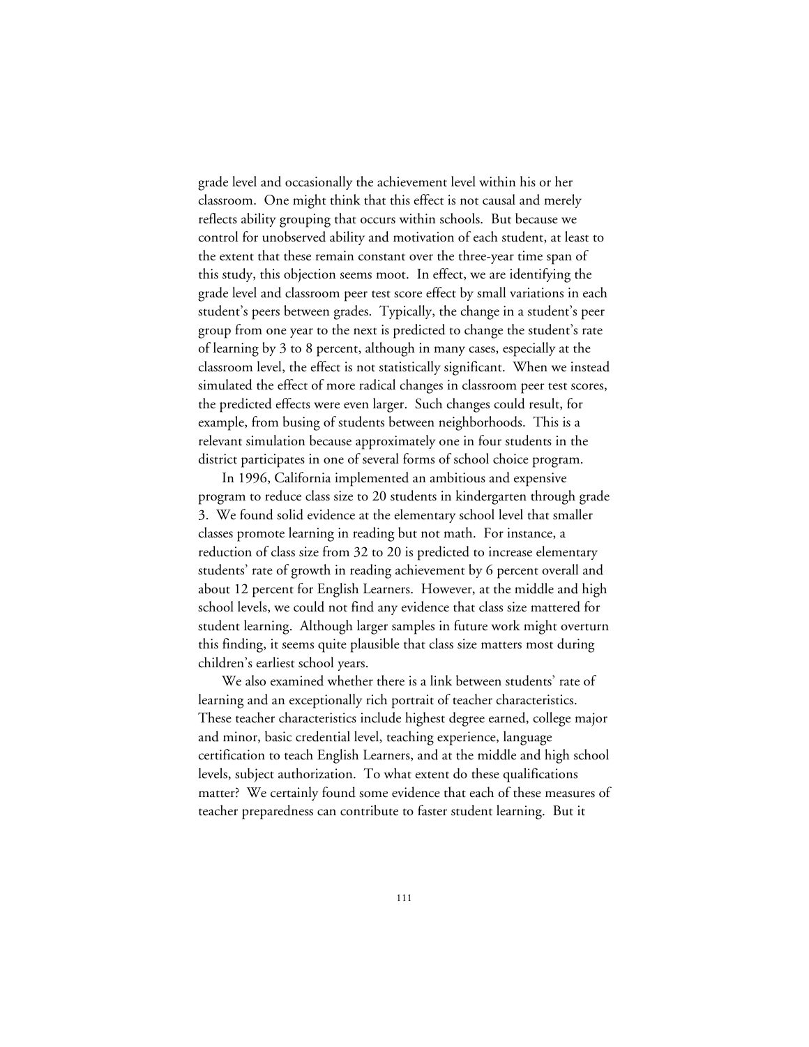grade level and occasionally the achievement level within his or her classroom. One might think that this effect is not causal and merely reflects ability grouping that occurs within schools. But because we control for unobserved ability and motivation of each student, at least to the extent that these remain constant over the three-year time span of this study, this objection seems moot. In effect, we are identifying the grade level and classroom peer test score effect by small variations in each student's peers between grades. Typically, the change in a student's peer group from one year to the next is predicted to change the student's rate of learning by 3 to 8 percent, although in many cases, especially at the classroom level, the effect is not statistically significant. When we instead simulated the effect of more radical changes in classroom peer test scores, the predicted effects were even larger. Such changes could result, for example, from busing of students between neighborhoods. This is a relevant simulation because approximately one in four students in the district participates in one of several forms of school choice program.

In 1996, California implemented an ambitious and expensive program to reduce class size to 20 students in kindergarten through grade 3. We found solid evidence at the elementary school level that smaller classes promote learning in reading but not math. For instance, a reduction of class size from 32 to 20 is predicted to increase elementary students' rate of growth in reading achievement by 6 percent overall and about 12 percent for English Learners. However, at the middle and high school levels, we could not find any evidence that class size mattered for student learning. Although larger samples in future work might overturn this finding, it seems quite plausible that class size matters most during children's earliest school years.

We also examined whether there is a link between students' rate of learning and an exceptionally rich portrait of teacher characteristics. These teacher characteristics include highest degree earned, college major and minor, basic credential level, teaching experience, language certification to teach English Learners, and at the middle and high school levels, subject authorization. To what extent do these qualifications matter? We certainly found some evidence that each of these measures of teacher preparedness can contribute to faster student learning. But it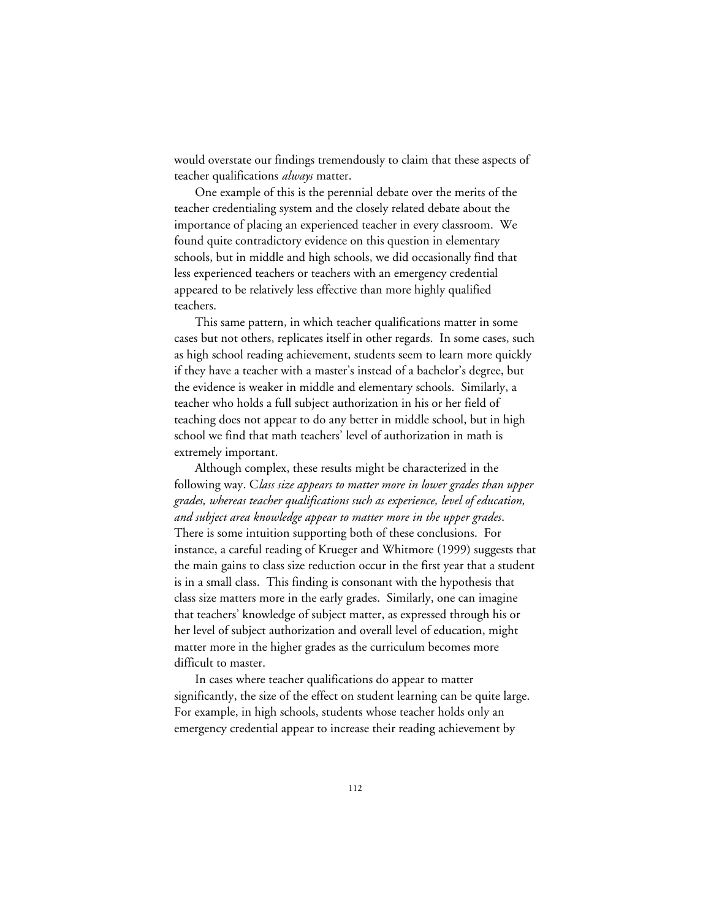would overstate our findings tremendously to claim that these aspects of teacher qualifications *always* matter.

One example of this is the perennial debate over the merits of the teacher credentialing system and the closely related debate about the importance of placing an experienced teacher in every classroom. We found quite contradictory evidence on this question in elementary schools, but in middle and high schools, we did occasionally find that less experienced teachers or teachers with an emergency credential appeared to be relatively less effective than more highly qualified teachers.

This same pattern, in which teacher qualifications matter in some cases but not others, replicates itself in other regards. In some cases, such as high school reading achievement, students seem to learn more quickly if they have a teacher with a master's instead of a bachelor's degree, but the evidence is weaker in middle and elementary schools. Similarly, a teacher who holds a full subject authorization in his or her field of teaching does not appear to do any better in middle school, but in high school we find that math teachers' level of authorization in math is extremely important.

Although complex, these results might be characterized in the following way. C*lass size appears to matter more in lower grades than upper grades, whereas teacher qualifications such as experience, level of education, and subject area knowledge appear to matter more in the upper grades*. There is some intuition supporting both of these conclusions. For instance, a careful reading of Krueger and Whitmore (1999) suggests that the main gains to class size reduction occur in the first year that a student is in a small class. This finding is consonant with the hypothesis that class size matters more in the early grades. Similarly, one can imagine that teachers' knowledge of subject matter, as expressed through his or her level of subject authorization and overall level of education, might matter more in the higher grades as the curriculum becomes more difficult to master.

In cases where teacher qualifications do appear to matter significantly, the size of the effect on student learning can be quite large. For example, in high schools, students whose teacher holds only an emergency credential appear to increase their reading achievement by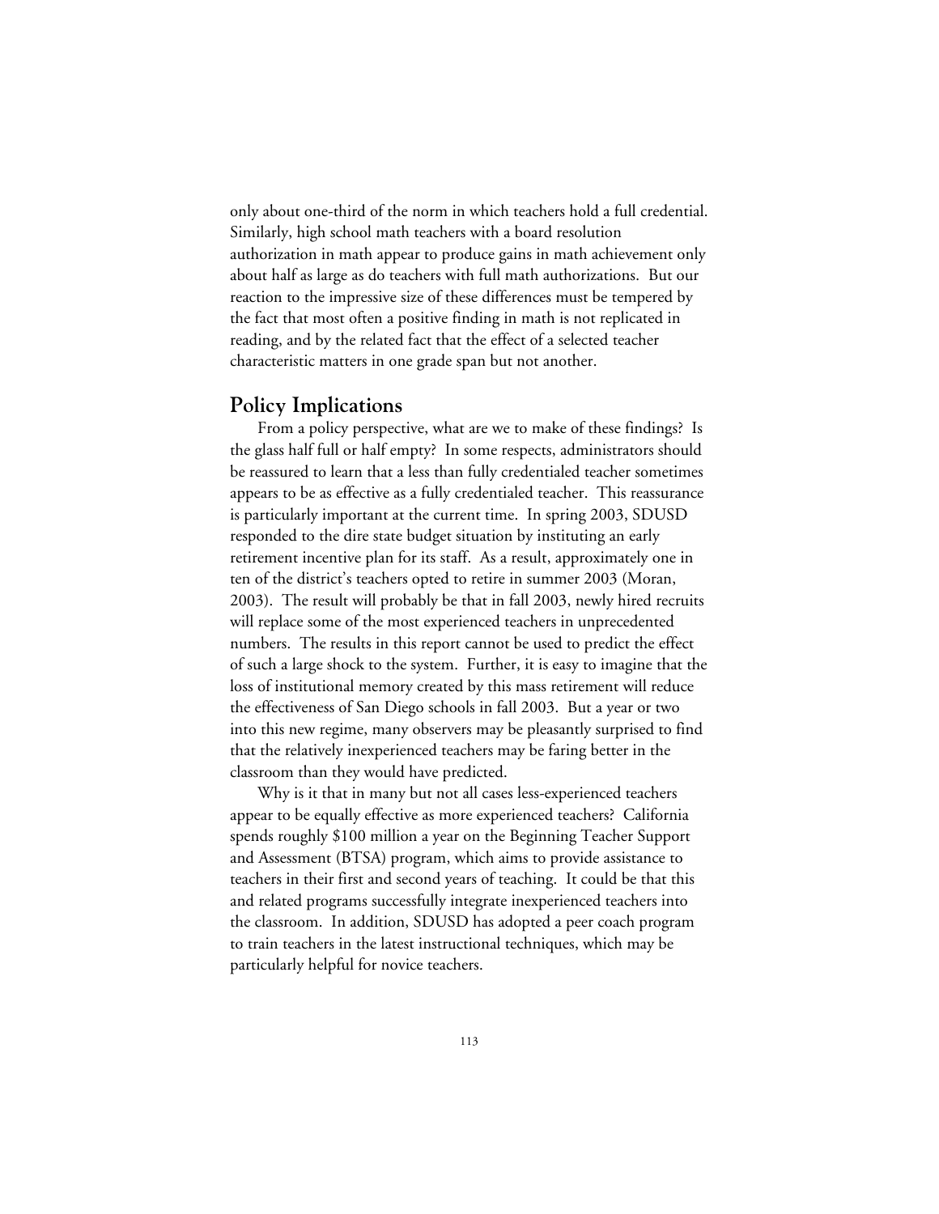only about one-third of the norm in which teachers hold a full credential. Similarly, high school math teachers with a board resolution authorization in math appear to produce gains in math achievement only about half as large as do teachers with full math authorizations. But our reaction to the impressive size of these differences must be tempered by the fact that most often a positive finding in math is not replicated in reading, and by the related fact that the effect of a selected teacher characteristic matters in one grade span but not another.

## Policy Implications

From a policy perspective, what are we to make of these findings? Is the glass half full or half empty? In some respects, administrators should be reassured to learn that a less than fully credentialed teacher sometimes appears to be as effective as a fully credentialed teacher. This reassurance is particularly important at the current time. In spring 2003, SDUSD responded to the dire state budget situation by instituting an early retirement incentive plan for its staff. As a result, approximately one in ten of the district's teachers opted to retire in summer 2003 (Moran, 2003). The result will probably be that in fall 2003, newly hired recruits will replace some of the most experienced teachers in unprecedented numbers. The results in this report cannot be used to predict the effect of such a large shock to the system. Further, it is easy to imagine that the loss of institutional memory created by this mass retirement will reduce the effectiveness of San Diego schools in fall 2003. But a year or two into this new regime, many observers may be pleasantly surprised to find that the relatively inexperienced teachers may be faring better in the classroom than they would have predicted.

Why is it that in many but not all cases less-experienced teachers appear to be equally effective as more experienced teachers? California spends roughly $100 million a year on the Beginning Teacher Support and Assessment (BTSA) program, which aims to provide assistance to teachers in their first and second years of teaching. It could be that this and related programs successfully integrate inexperienced teachers into the classroom. In addition, SDUSD has adopted a peer coach program to train teachers in the latest instructional techniques, which may be particularly helpful for novice teachers.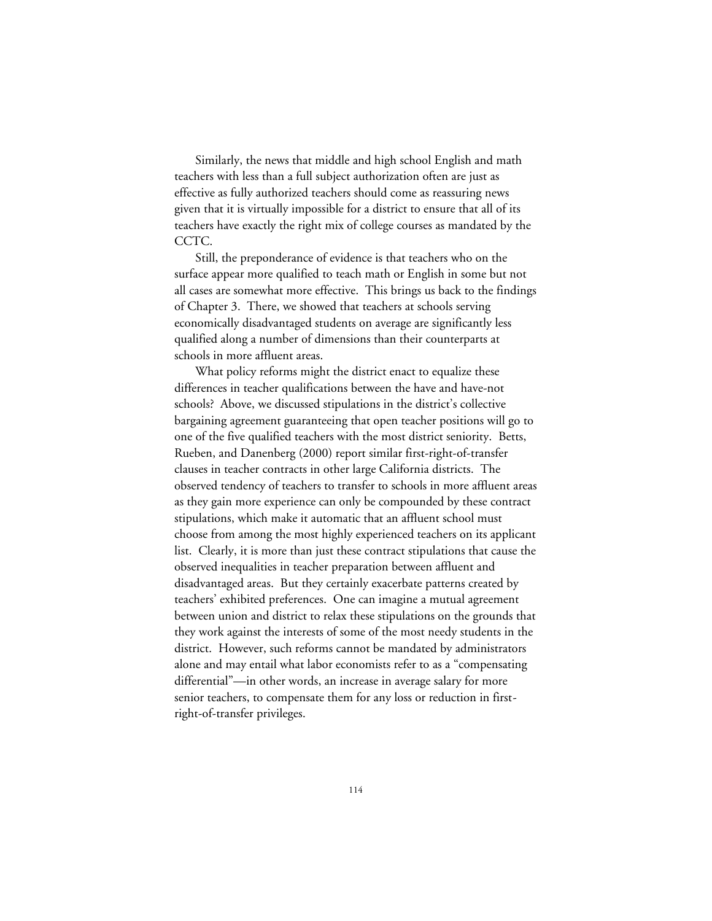Similarly, the news that middle and high school English and math teachers with less than a full subject authorization often are just as effective as fully authorized teachers should come as reassuring news given that it is virtually impossible for a district to ensure that all of its teachers have exactly the right mix of college courses as mandated by the CCTC.

Still, the preponderance of evidence is that teachers who on the surface appear more qualified to teach math or English in some but not all cases are somewhat more effective. This brings us back to the findings of Chapter 3. There, we showed that teachers at schools serving economically disadvantaged students on average are significantly less qualified along a number of dimensions than their counterparts at schools in more affluent areas.

What policy reforms might the district enact to equalize these differences in teacher qualifications between the have and have-not schools? Above, we discussed stipulations in the district's collective bargaining agreement guaranteeing that open teacher positions will go to one of the five qualified teachers with the most district seniority. Betts, Rueben, and Danenberg (2000) report similar first-right-of-transfer clauses in teacher contracts in other large California districts. The observed tendency of teachers to transfer to schools in more affluent areas as they gain more experience can only be compounded by these contract stipulations, which make it automatic that an affluent school must choose from among the most highly experienced teachers on its applicant list. Clearly, it is more than just these contract stipulations that cause the observed inequalities in teacher preparation between affluent and disadvantaged areas. But they certainly exacerbate patterns created by teachers' exhibited preferences. One can imagine a mutual agreement between union and district to relax these stipulations on the grounds that they work against the interests of some of the most needy students in the district. However, such reforms cannot be mandated by administrators alone and may entail what labor economists refer to as a "compensating differential"—in other words, an increase in average salary for more senior teachers, to compensate them for any loss or reduction in first-right-of-transfer privileges.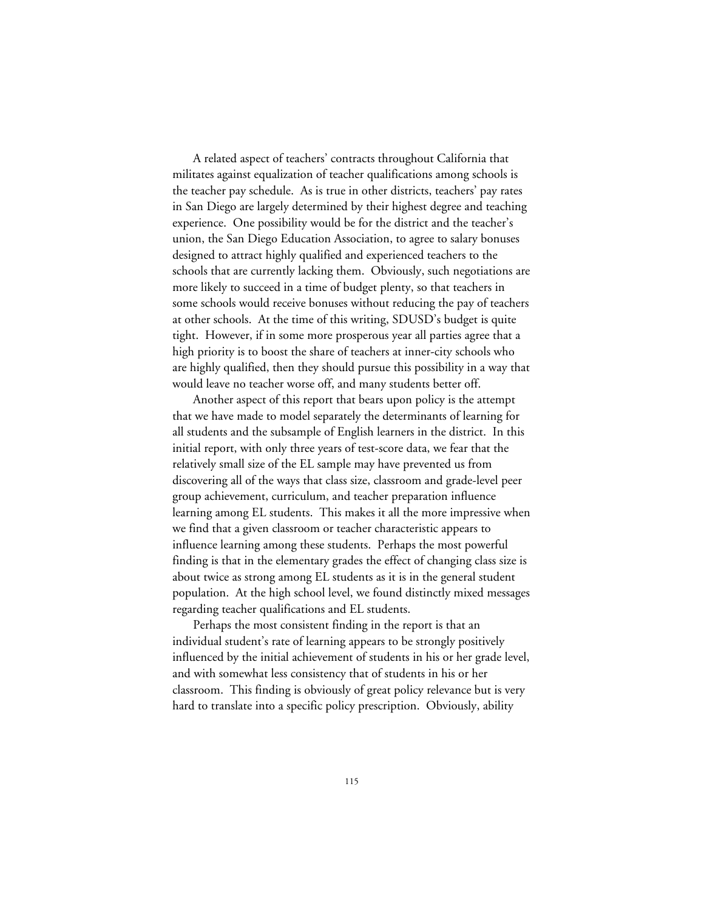A related aspect of teachers' contracts throughout California that militates against equalization of teacher qualifications among schools is the teacher pay schedule. As is true in other districts, teachers' pay rates in San Diego are largely determined by their highest degree and teaching experience. One possibility would be for the district and the teacher's union, the San Diego Education Association, to agree to salary bonuses designed to attract highly qualified and experienced teachers to the schools that are currently lacking them. Obviously, such negotiations are more likely to succeed in a time of budget plenty, so that teachers in some schools would receive bonuses without reducing the pay of teachers at other schools. At the time of this writing, SDUSD's budget is quite tight. However, if in some more prosperous year all parties agree that a high priority is to boost the share of teachers at inner-city schools who are highly qualified, then they should pursue this possibility in a way that would leave no teacher worse off, and many students better off.

Another aspect of this report that bears upon policy is the attempt that we have made to model separately the determinants of learning for all students and the subsample of English learners in the district. In this initial report, with only three years of test-score data, we fear that the relatively small size of the EL sample may have prevented us from discovering all of the ways that class size, classroom and grade-level peer group achievement, curriculum, and teacher preparation influence learning among EL students. This makes it all the more impressive when we find that a given classroom or teacher characteristic appears to influence learning among these students. Perhaps the most powerful finding is that in the elementary grades the effect of changing class size is about twice as strong among EL students as it is in the general student population. At the high school level, we found distinctly mixed messages regarding teacher qualifications and EL students.

Perhaps the most consistent finding in the report is that an individual student's rate of learning appears to be strongly positively influenced by the initial achievement of students in his or her grade level, and with somewhat less consistency that of students in his or her classroom. This finding is obviously of great policy relevance but is very hard to translate into a specific policy prescription. Obviously, ability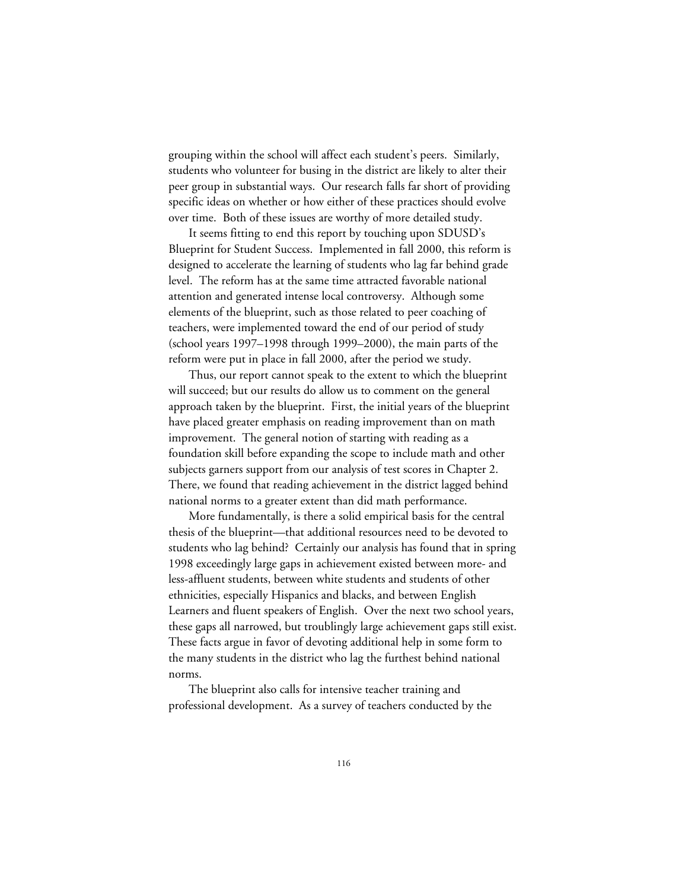grouping within the school will affect each student's peers. Similarly, students who volunteer for busing in the district are likely to alter their peer group in substantial ways. Our research falls far short of providing specific ideas on whether or how either of these practices should evolve over time. Both of these issues are worthy of more detailed study.

It seems fitting to end this report by touching upon SDUSD's Blueprint for Student Success. Implemented in fall 2000, this reform is designed to accelerate the learning of students who lag far behind grade level. The reform has at the same time attracted favorable national attention and generated intense local controversy. Although some elements of the blueprint, such as those related to peer coaching of teachers, were implemented toward the end of our period of study (school years 1997–1998 through 1999–2000), the main parts of the reform were put in place in fall 2000, after the period we study.

Thus, our report cannot speak to the extent to which the blueprint will succeed; but our results do allow us to comment on the general approach taken by the blueprint. First, the initial years of the blueprint have placed greater emphasis on reading improvement than on math improvement. The general notion of starting with reading as a foundation skill before expanding the scope to include math and other subjects garners support from our analysis of test scores in Chapter 2. There, we found that reading achievement in the district lagged behind national norms to a greater extent than did math performance.

More fundamentally, is there a solid empirical basis for the central thesis of the blueprint—that additional resources need to be devoted to students who lag behind? Certainly our analysis has found that in spring 1998 exceedingly large gaps in achievement existed between more- and less-affluent students, between white students and students of other ethnicities, especially Hispanics and blacks, and between English Learners and fluent speakers of English. Over the next two school years, these gaps all narrowed, but troublingly large achievement gaps still exist. These facts argue in favor of devoting additional help in some form to the many students in the district who lag the furthest behind national norms.

The blueprint also calls for intensive teacher training and professional development. As a survey of teachers conducted by the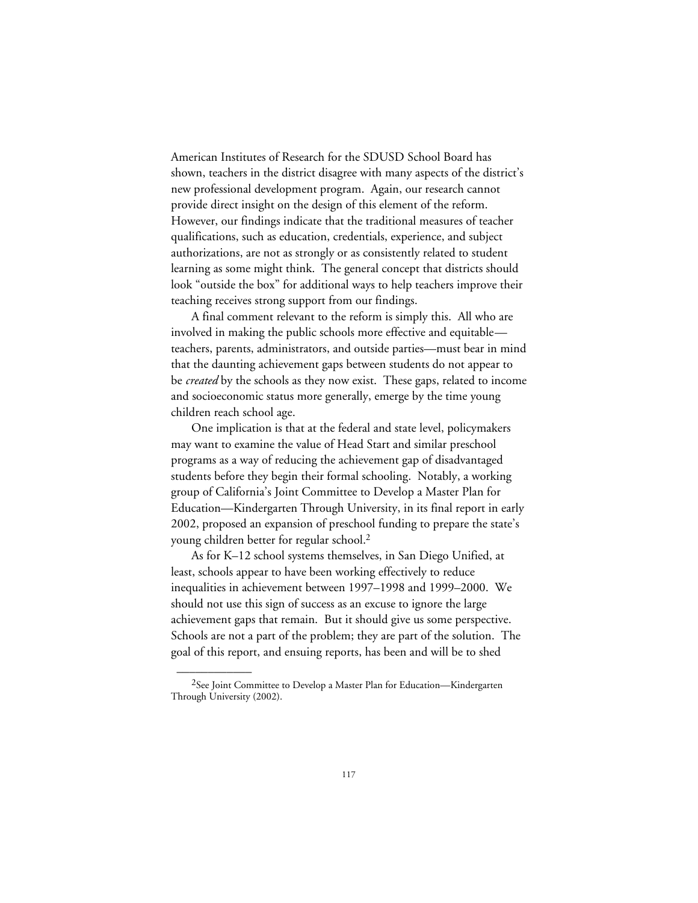American Institutes of Research for the SDUSD School Board has shown, teachers in the district disagree with many aspects of the district's new professional development program. Again, our research cannot provide direct insight on the design of this element of the reform. However, our findings indicate that the traditional measures of teacher qualifications, such as education, credentials, experience, and subject authorizations, are not as strongly or as consistently related to student learning as some might think. The general concept that districts should look "outside the box" for additional ways to help teachers improve their teaching receives strong support from our findings.

A final comment relevant to the reform is simply this. All who are involved in making the public schools more effective and equitable—teachers, parents, administrators, and outside parties—must bear in mind that the daunting achievement gaps between students do not appear to be *created* by the schools as they now exist. These gaps, related to income and socioeconomic status more generally, emerge by the time young children reach school age.

One implication is that at the federal and state level, policymakers may want to examine the value of Head Start and similar preschool programs as a way of reducing the achievement gap of disadvantaged students before they begin their formal schooling. Notably, a working group of California's Joint Committee to Develop a Master Plan for Education—Kindergarten Through University, in its final report in early 2002, proposed an expansion of preschool funding to prepare the state's young children better for regular school.[2]

As for K–12 school systems themselves, in San Diego Unified, at least, schools appear to have been working effectively to reduce inequalities in achievement between 1997–1998 and 1999–2000. We should not use this sign of success as an excuse to ignore the large achievement gaps that remain. But it should give us some perspective. Schools are not a part of the problem; they are part of the solution. The goal of this report, and ensuing reports, has been and will be to shed

---

[2]See Joint Committee to Develop a Master Plan for Education—Kindergarten Through University (2002).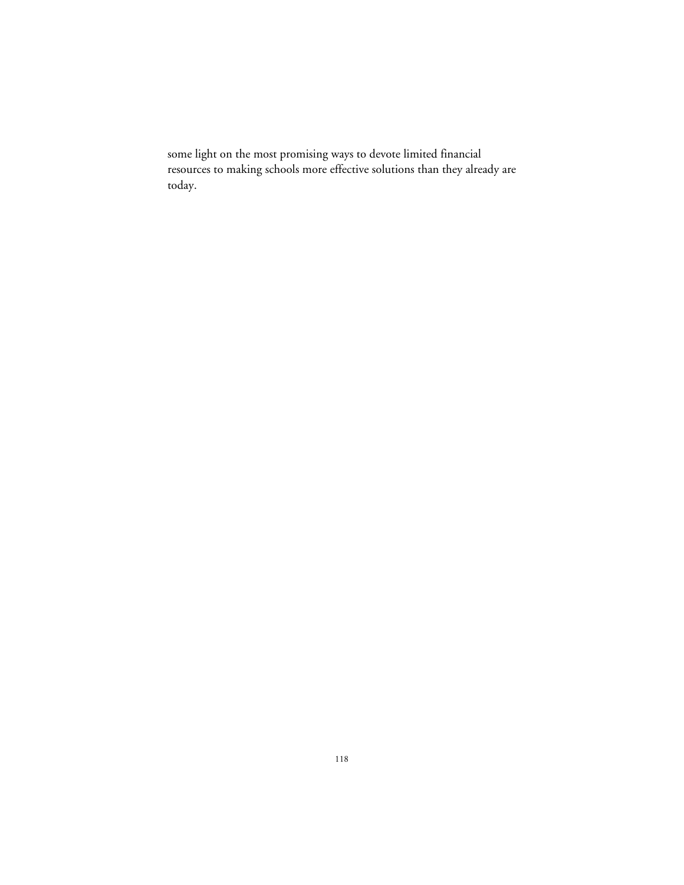some light on the most promising ways to devote limited financial resources to making schools more effective solutions than they already are today.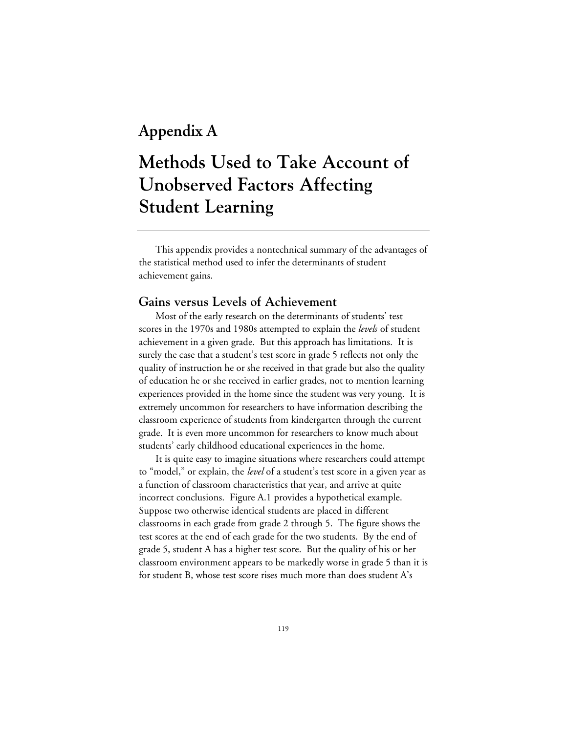# Appendix A

# Methods Used to Take Account of Unobserved Factors Affecting Student Learning

This appendix provides a nontechnical summary of the advantages of the statistical method used to infer the determinants of student achievement gains.

## Gains versus Levels of Achievement

Most of the early research on the determinants of students' test scores in the 1970s and 1980s attempted to explain the *levels* of student achievement in a given grade. But this approach has limitations. It is surely the case that a student's test score in grade 5 reflects not only the quality of instruction he or she received in that grade but also the quality of education he or she received in earlier grades, not to mention learning experiences provided in the home since the student was very young. It is extremely uncommon for researchers to have information describing the classroom experience of students from kindergarten through the current grade. It is even more uncommon for researchers to know much about students' early childhood educational experiences in the home.

It is quite easy to imagine situations where researchers could attempt to "model," or explain, the *level* of a student's test score in a given year as a function of classroom characteristics that year, and arrive at quite incorrect conclusions. Figure A.1 provides a hypothetical example. Suppose two otherwise identical students are placed in different classrooms in each grade from grade 2 through 5. The figure shows the test scores at the end of each grade for the two students. By the end of grade 5, student A has a higher test score. But the quality of his or her classroom environment appears to be markedly worse in grade 5 than it is for student B, whose test score rises much more than does student A's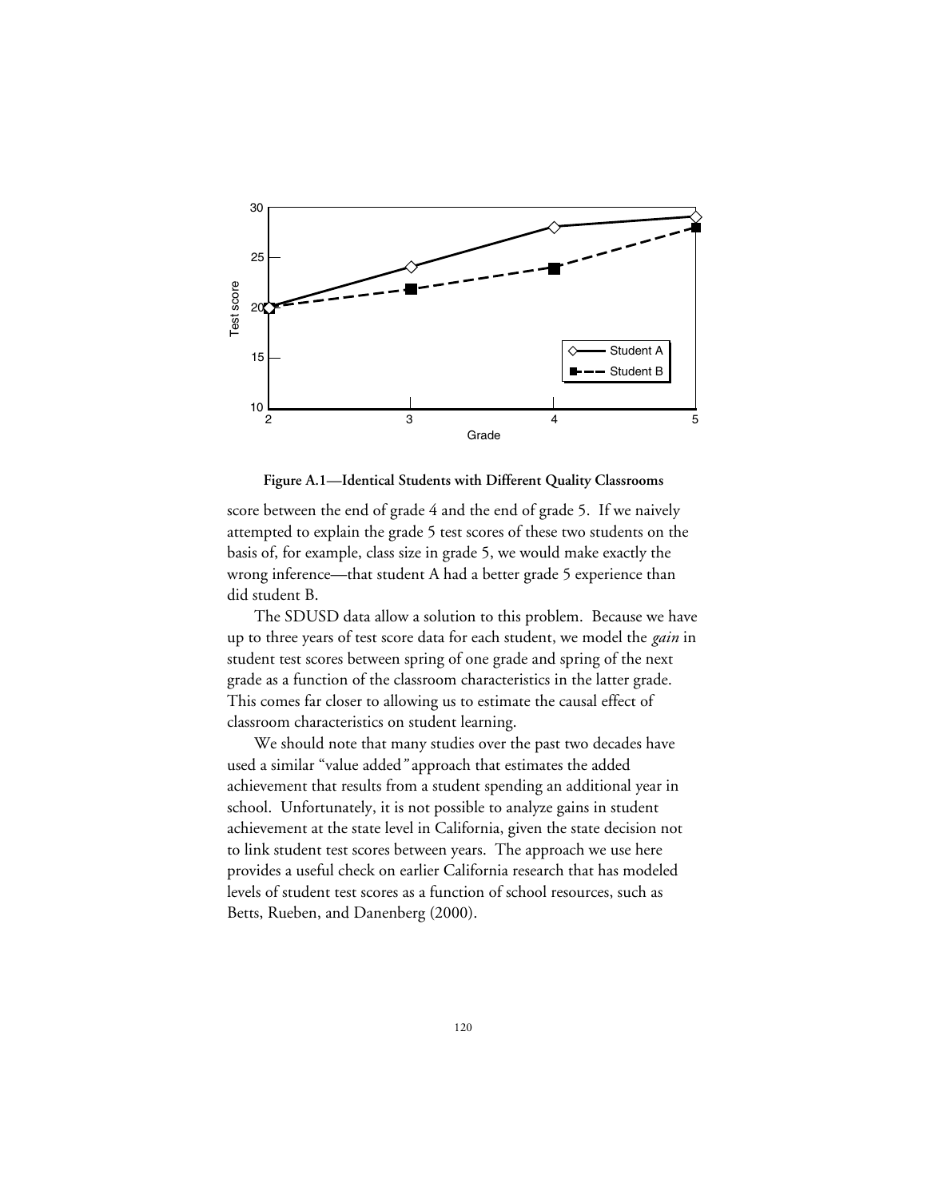**Figure A.1—Identical Students with Different Quality Classrooms**

score between the end of grade 4 and the end of grade 5. If we naively attempted to explain the grade 5 test scores of these two students on the basis of, for example, class size in grade 5, we would make exactly the wrong inference—that student A had a better grade 5 experience than did student B.

The SDUSD data allow a solution to this problem. Because we have up to three years of test score data for each student, we model the *gain* in student test scores between spring of one grade and spring of the next grade as a function of the classroom characteristics in the latter grade. This comes far closer to allowing us to estimate the causal effect of classroom characteristics on student learning.

We should note that many studies over the past two decades have used a similar "value added" approach that estimates the added achievement that results from a student spending an additional year in school. Unfortunately, it is not possible to analyze gains in student achievement at the state level in California, given the state decision not to link student test scores between years. The approach we use here provides a useful check on earlier California research that has modeled levels of student test scores as a function of school resources, such as Betts, Rueben, and Danenberg (2000).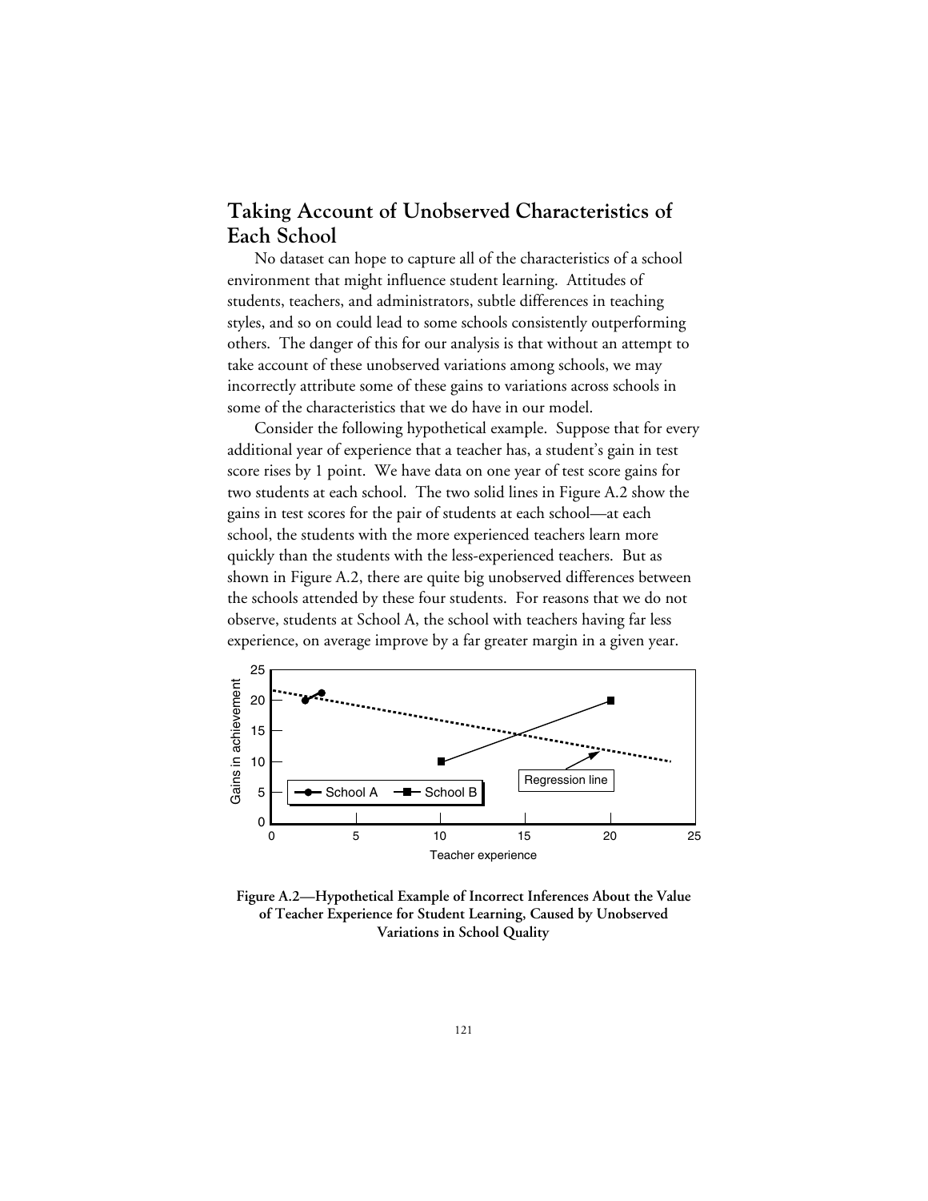## Taking Account of Unobserved Characteristics of Each School

No dataset can hope to capture all of the characteristics of a school environment that might influence student learning. Attitudes of students, teachers, and administrators, subtle differences in teaching styles, and so on could lead to some schools consistently outperforming others. The danger of this for our analysis is that without an attempt to take account of these unobserved variations among schools, we may incorrectly attribute some of these gains to variations across schools in some of the characteristics that we do have in our model.

Consider the following hypothetical example. Suppose that for every additional year of experience that a teacher has, a student's gain in test score rises by 1 point. We have data on one year of test score gains for two students at each school. The two solid lines in Figure A.2 show the gains in test scores for the pair of students at each school—at each school, the students with the more experienced teachers learn more quickly than the students with the less-experienced teachers. But as shown in Figure A.2, there are quite big unobserved differences between the schools attended by these four students. For reasons that we do not observe, students at School A, the school with teachers having far less experience, on average improve by a far greater margin in a given year.

**Figure A.2—Hypothetical Example of Incorrect Inferences About the Value of Teacher Experience for Student Learning, Caused by Unobserved Variations in School Quality**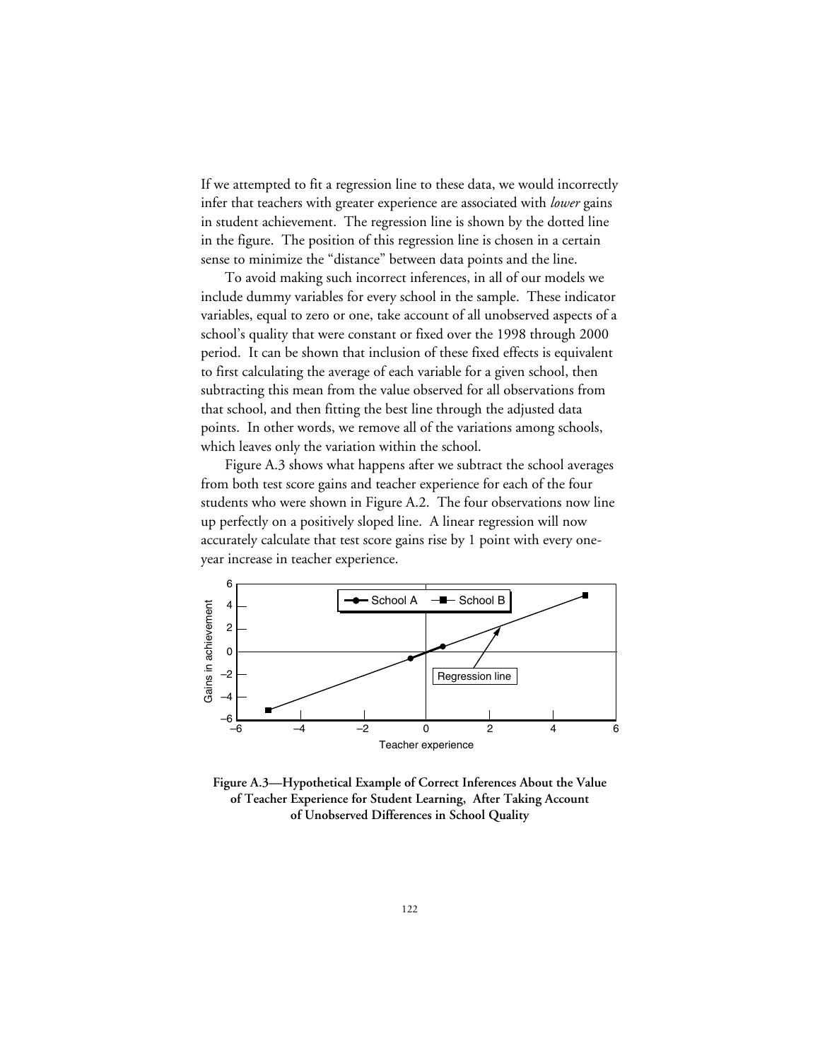If we attempted to fit a regression line to these data, we would incorrectly infer that teachers with greater experience are associated with *lower* gains in student achievement. The regression line is shown by the dotted line in the figure. The position of this regression line is chosen in a certain sense to minimize the "distance" between data points and the line.

To avoid making such incorrect inferences, in all of our models we include dummy variables for every school in the sample. These indicator variables, equal to zero or one, take account of all unobserved aspects of a school's quality that were constant or fixed over the 1998 through 2000 period. It can be shown that inclusion of these fixed effects is equivalent to first calculating the average of each variable for a given school, then subtracting this mean from the value observed for all observations from that school, and then fitting the best line through the adjusted data points. In other words, we remove all of the variations among schools, which leaves only the variation within the school.

Figure A.3 shows what happens after we subtract the school averages from both test score gains and teacher experience for each of the four students who were shown in Figure A.2. The four observations now line up perfectly on a positively sloped line. A linear regression will now accurately calculate that test score gains rise by 1 point with every one-year increase in teacher experience.

**Figure A.3—Hypothetical Example of Correct Inferences About the Value of Teacher Experience for Student Learning, After Taking Account of Unobserved Differences in School Quality**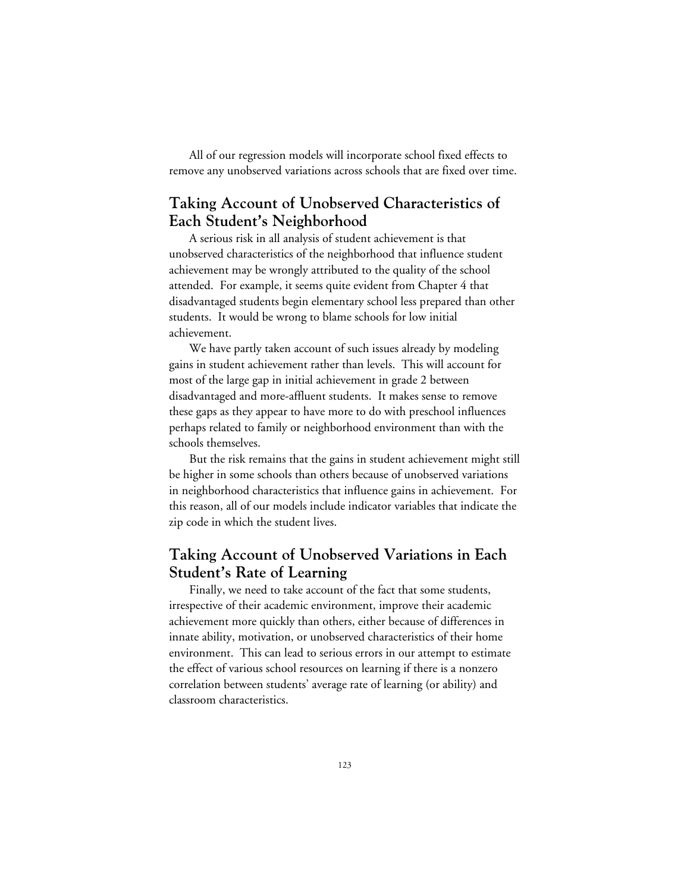All of our regression models will incorporate school fixed effects to remove any unobserved variations across schools that are fixed over time.

## Taking Account of Unobserved Characteristics of Each Student's Neighborhood

A serious risk in all analysis of student achievement is that unobserved characteristics of the neighborhood that influence student achievement may be wrongly attributed to the quality of the school attended. For example, it seems quite evident from Chapter 4 that disadvantaged students begin elementary school less prepared than other students. It would be wrong to blame schools for low initial achievement.

We have partly taken account of such issues already by modeling gains in student achievement rather than levels. This will account for most of the large gap in initial achievement in grade 2 between disadvantaged and more-affluent students. It makes sense to remove these gaps as they appear to have more to do with preschool influences perhaps related to family or neighborhood environment than with the schools themselves.

But the risk remains that the gains in student achievement might still be higher in some schools than others because of unobserved variations in neighborhood characteristics that influence gains in achievement. For this reason, all of our models include indicator variables that indicate the zip code in which the student lives.

## Taking Account of Unobserved Variations in Each Student's Rate of Learning

Finally, we need to take account of the fact that some students, irrespective of their academic environment, improve their academic achievement more quickly than others, either because of differences in innate ability, motivation, or unobserved characteristics of their home environment. This can lead to serious errors in our attempt to estimate the effect of various school resources on learning if there is a nonzero correlation between students' average rate of learning (or ability) and classroom characteristics.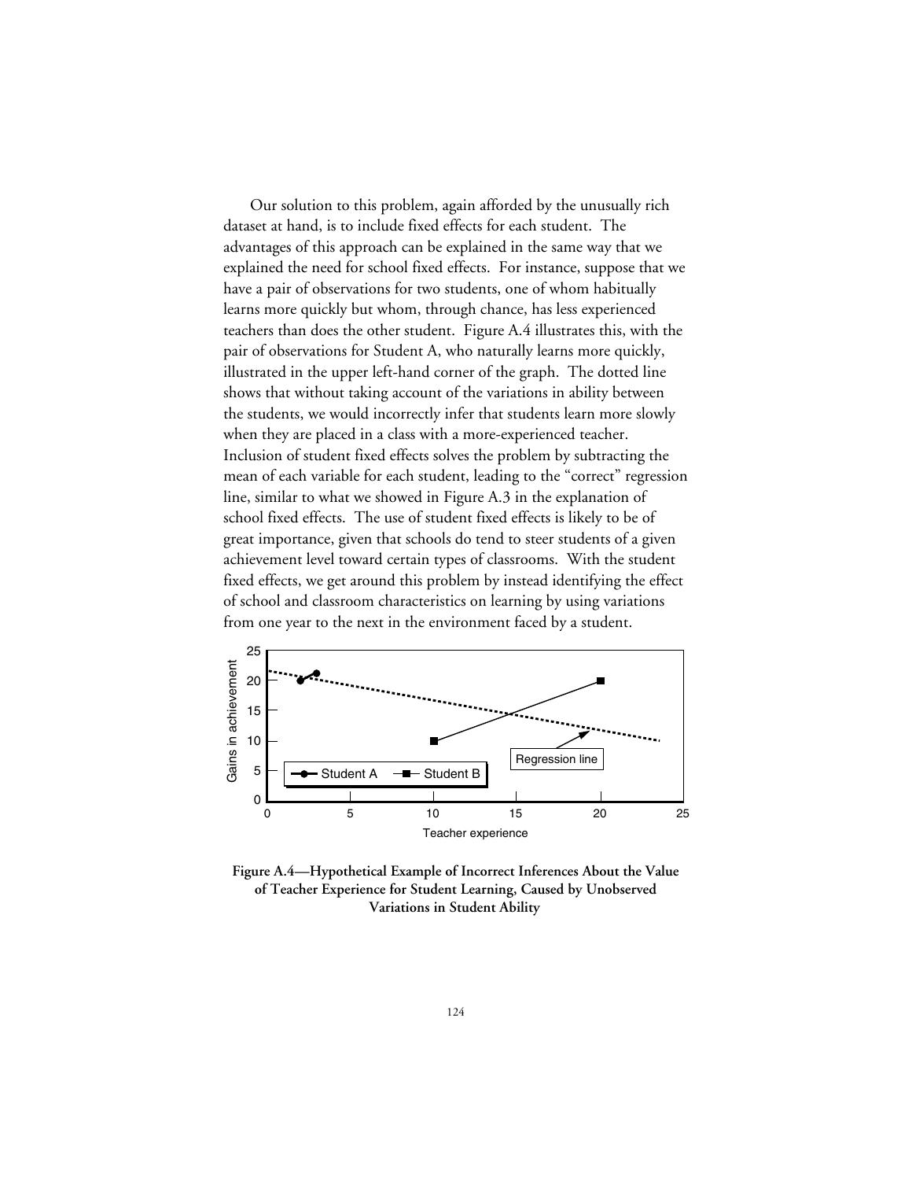Our solution to this problem, again afforded by the unusually rich dataset at hand, is to include fixed effects for each student. The advantages of this approach can be explained in the same way that we explained the need for school fixed effects. For instance, suppose that we have a pair of observations for two students, one of whom habitually learns more quickly but whom, through chance, has less experienced teachers than does the other student. Figure A.4 illustrates this, with the pair of observations for Student A, who naturally learns more quickly, illustrated in the upper left-hand corner of the graph. The dotted line shows that without taking account of the variations in ability between the students, we would incorrectly infer that students learn more slowly when they are placed in a class with a more-experienced teacher. Inclusion of student fixed effects solves the problem by subtracting the mean of each variable for each student, leading to the "correct" regression line, similar to what we showed in Figure A.3 in the explanation of school fixed effects. The use of student fixed effects is likely to be of great importance, given that schools do tend to steer students of a given achievement level toward certain types of classrooms. With the student fixed effects, we get around this problem by instead identifying the effect of school and classroom characteristics on learning by using variations from one year to the next in the environment faced by a student.

**Figure A.4—Hypothetical Example of Incorrect Inferences About the Value of Teacher Experience for Student Learning, Caused by Unobserved Variations in Student Ability**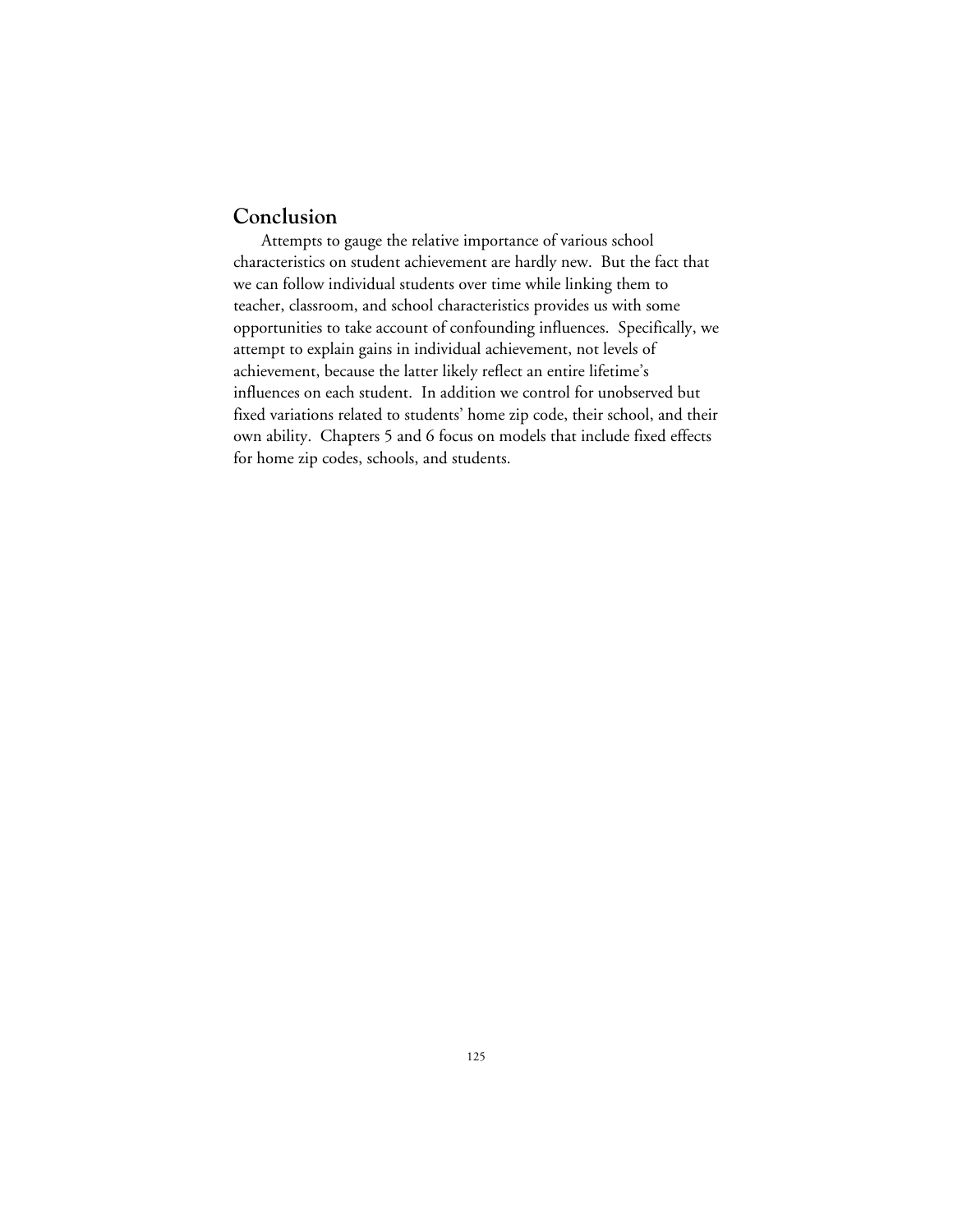## Conclusion

Attempts to gauge the relative importance of various school characteristics on student achievement are hardly new. But the fact that we can follow individual students over time while linking them to teacher, classroom, and school characteristics provides us with some opportunities to take account of confounding influences. Specifically, we attempt to explain gains in individual achievement, not levels of achievement, because the latter likely reflect an entire lifetime's influences on each student. In addition we control for unobserved but fixed variations related to students' home zip code, their school, and their own ability. Chapters 5 and 6 focus on models that include fixed effects for home zip codes, schools, and students.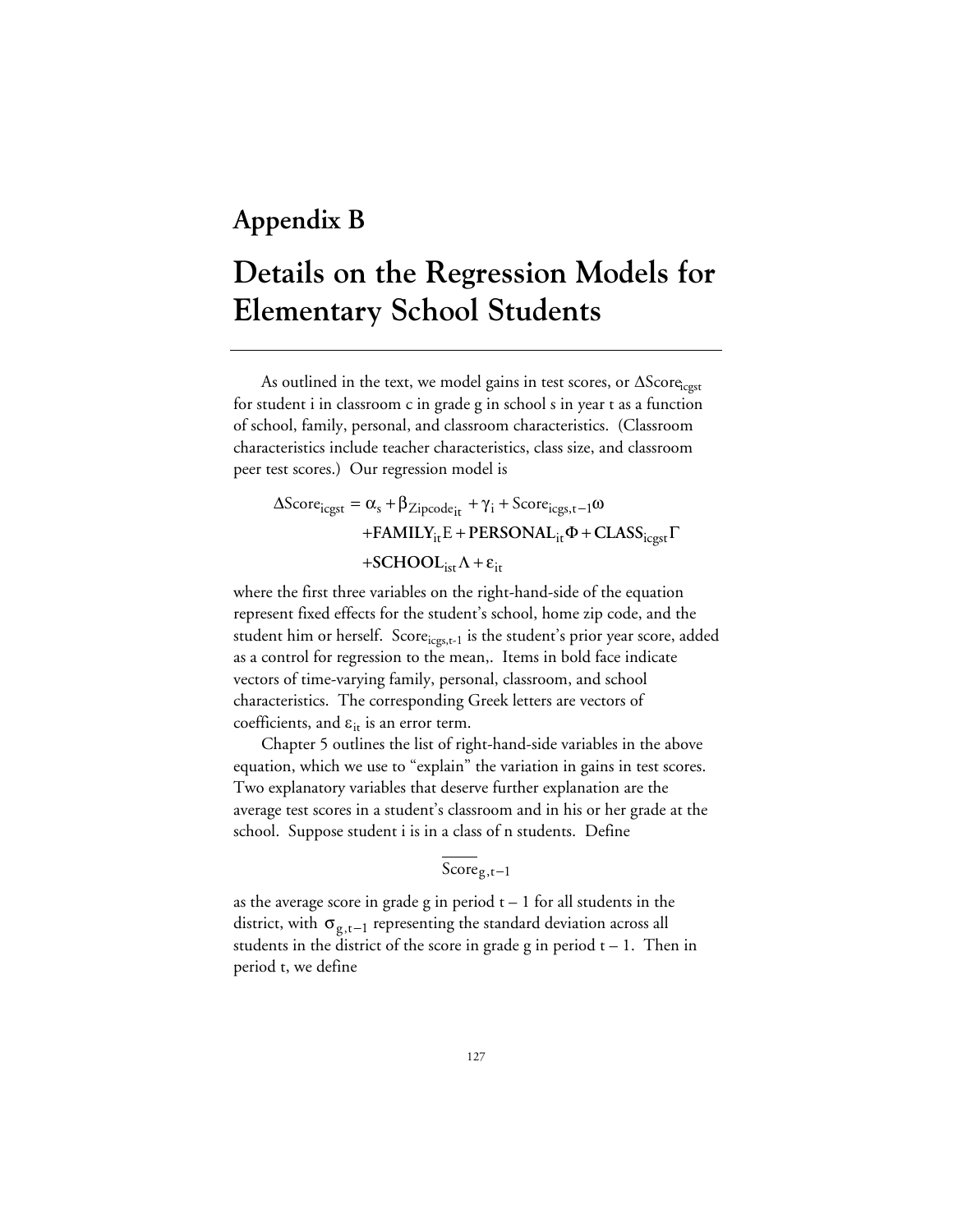# Appendix B

# Details on the Regression Models for Elementary School Students

As outlined in the text, we model gains in test scores, or $\Delta \text{Score}_{icgst}$ for student i in classroom c in grade g in school s in year t as a function of school, family, personal, and classroom characteristics. (Classroom characteristics include teacher characteristics, class size, and classroom peer test scores.) Our regression model is

$$
\begin{aligned}
\Delta \text{Score}_{icgst} = {} & \alpha_s + \beta_{\text{Zipcode}_{it}} + \gamma_i + \text{Score}_{icgs,t-1}\omega \\
& + \mathbf{FAMILY}_{it}\mathrm{E} + \mathbf{PERSONAL}_{it}\Phi + \mathbf{CLASS}_{icgst}\Gamma \\
& + \mathbf{SCHOOL}_{ist}\Lambda + \varepsilon_{it}
\end{aligned}
$$

where the first three variables on the right-hand-side of the equation represent fixed effects for the student's school, home zip code, and the student him or herself. $\text{Score}_{icgs,t-1}$ is the student's prior year score, added as a control for regression to the mean,. Items in bold face indicate vectors of time-varying family, personal, classroom, and school characteristics. The corresponding Greek letters are vectors of coefficients, and $\varepsilon_{it}$ is an error term.

Chapter 5 outlines the list of right-hand-side variables in the above equation, which we use to "explain" the variation in gains in test scores. Two explanatory variables that deserve further explanation are the average test scores in a student's classroom and in his or her grade at the school. Suppose student i is in a class of n students. Define

$$
\overline{\text{Score}}_{g,t-1}
$$

as the average score in grade g in period t – 1 for all students in the district, with $\sigma_{g,t-1}$ representing the standard deviation across all students in the district of the score in grade g in period t – 1. Then in period t, we define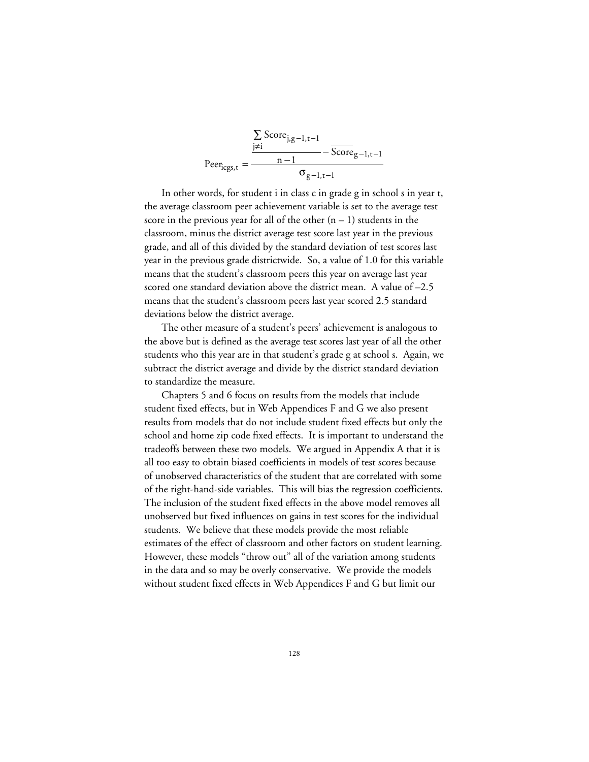$$\text{Peer}_{icgs,t} = \frac{\dfrac{\sum_{j \neq i} \text{Score}_{j,g-1,t-1}}{n-1} - \overline{\text{Score}}_{g-1,t-1}}{\sigma_{g-1,t-1}}$$

In other words, for student i in class c in grade g in school s in year t, the average classroom peer achievement variable is set to the average test score in the previous year for all of the other $(n - 1)$ students in the classroom, minus the district average test score last year in the previous grade, and all of this divided by the standard deviation of test scores last year in the previous grade districtwide. So, a value of 1.0 for this variable means that the student's classroom peers this year on average last year scored one standard deviation above the district mean. A value of –2.5 means that the student's classroom peers last year scored 2.5 standard deviations below the district average.

The other measure of a student's peers' achievement is analogous to the above but is defined as the average test scores last year of all the other students who this year are in that student's grade g at school s. Again, we subtract the district average and divide by the district standard deviation to standardize the measure.

Chapters 5 and 6 focus on results from the models that include student fixed effects, but in Web Appendices F and G we also present results from models that do not include student fixed effects but only the school and home zip code fixed effects. It is important to understand the tradeoffs between these two models. We argued in Appendix A that it is all too easy to obtain biased coefficients in models of test scores because of unobserved characteristics of the student that are correlated with some of the right-hand-side variables. This will bias the regression coefficients. The inclusion of the student fixed effects in the above model removes all unobserved but fixed influences on gains in test scores for the individual students. We believe that these models provide the most reliable estimates of the effect of classroom and other factors on student learning. However, these models "throw out" all of the variation among students in the data and so may be overly conservative. We provide the models without student fixed effects in Web Appendices F and G but limit our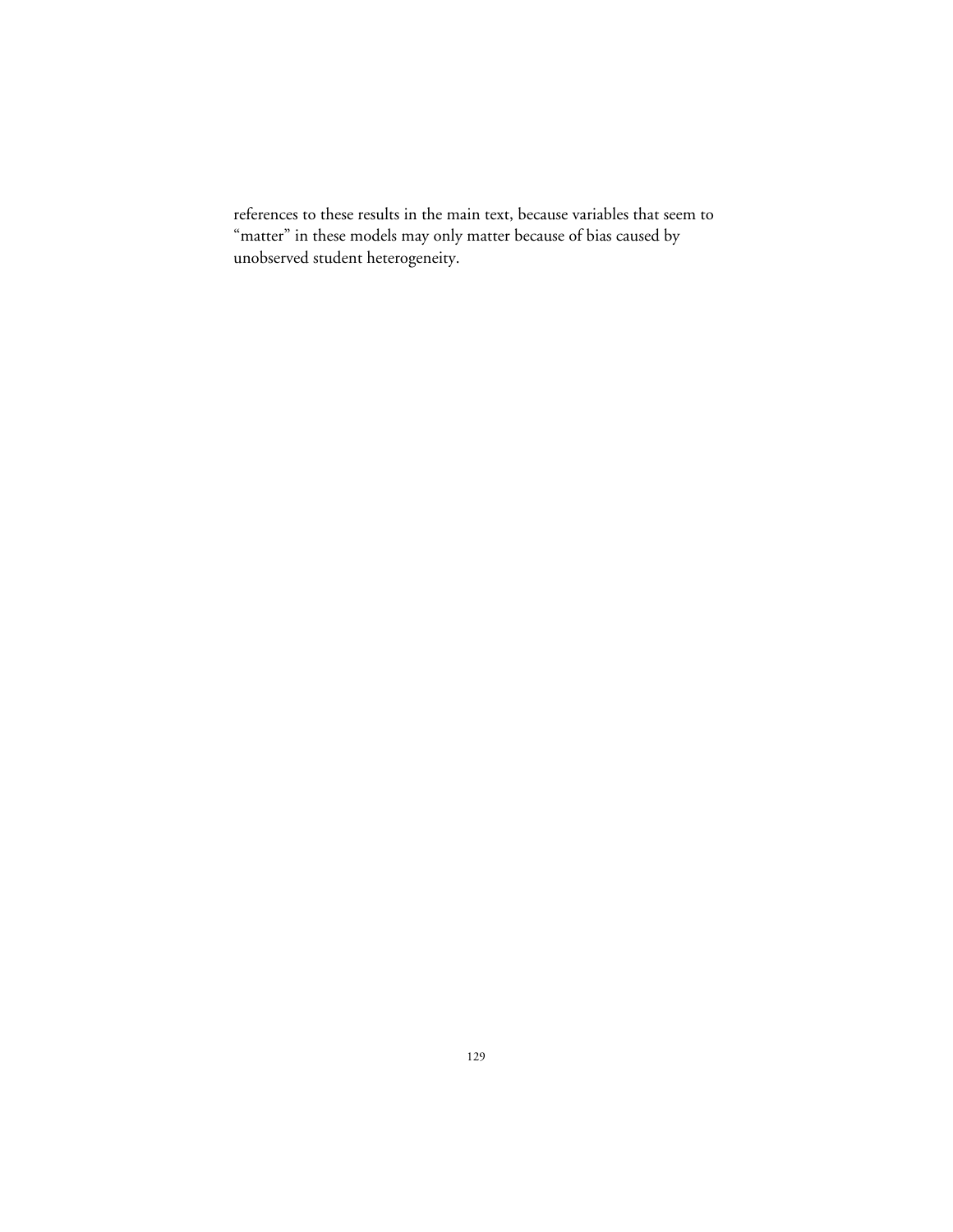references to these results in the main text, because variables that seem to "matter" in these models may only matter because of bias caused by unobserved student heterogeneity.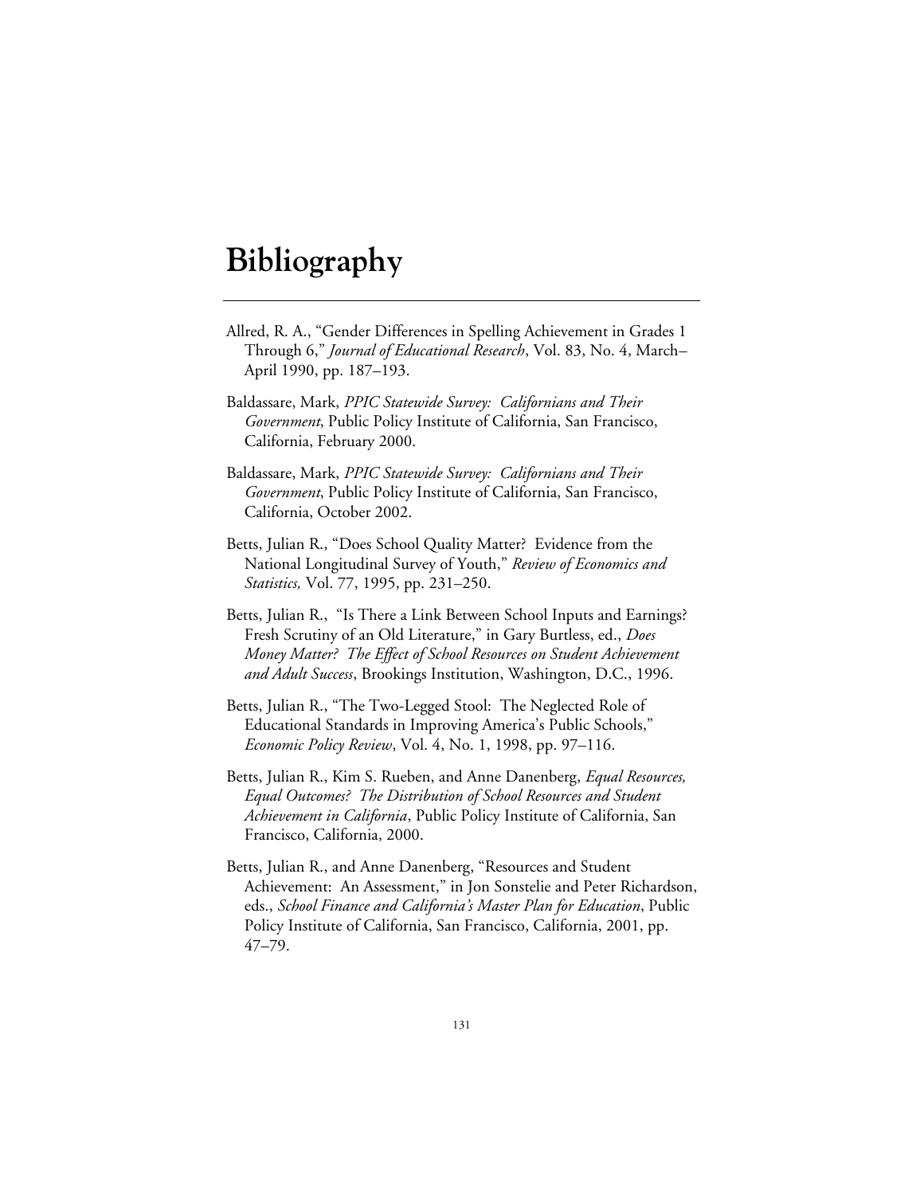# Bibliography

Allred, R. A., "Gender Differences in Spelling Achievement in Grades 1 Through 6," *Journal of Educational Research*, Vol. 83, No. 4, March–April 1990, pp. 187–193.

Baldassare, Mark, *PPIC Statewide Survey: Californians and Their Government*, Public Policy Institute of California, San Francisco, California, February 2000.

Baldassare, Mark, *PPIC Statewide Survey: Californians and Their Government*, Public Policy Institute of California, San Francisco, California, October 2002.

Betts, Julian R., "Does School Quality Matter? Evidence from the National Longitudinal Survey of Youth," *Review of Economics and Statistics,* Vol. 77, 1995, pp. 231–250.

Betts, Julian R., "Is There a Link Between School Inputs and Earnings? Fresh Scrutiny of an Old Literature," in Gary Burtless, ed., *Does Money Matter? The Effect of School Resources on Student Achievement and Adult Success*, Brookings Institution, Washington, D.C., 1996.

Betts, Julian R., "The Two-Legged Stool: The Neglected Role of Educational Standards in Improving America's Public Schools," *Economic Policy Review*, Vol. 4, No. 1, 1998, pp. 97–116.

Betts, Julian R., Kim S. Rueben, and Anne Danenberg, *Equal Resources, Equal Outcomes? The Distribution of School Resources and Student Achievement in California*, Public Policy Institute of California, San Francisco, California, 2000.

Betts, Julian R., and Anne Danenberg, "Resources and Student Achievement: An Assessment," in Jon Sonstelie and Peter Richardson, eds., *School Finance and California's Master Plan for Education*, Public Policy Institute of California, San Francisco, California, 2001, pp. 47–79.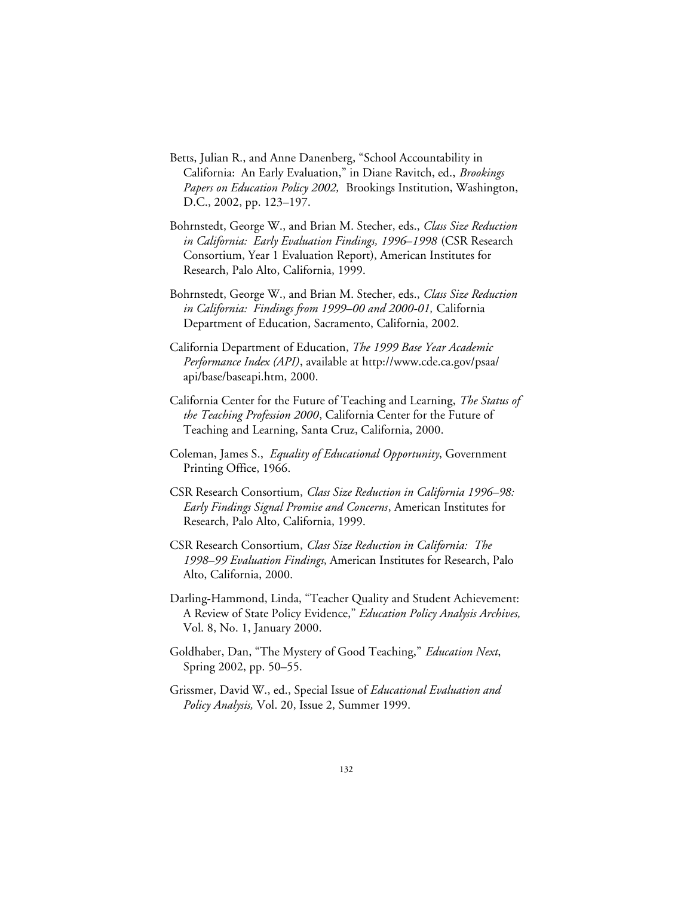Betts, Julian R., and Anne Danenberg, "School Accountability in California: An Early Evaluation," in Diane Ravitch, ed., *Brookings Papers on Education Policy 2002,* Brookings Institution, Washington, D.C., 2002, pp. 123–197.

Bohrnstedt, George W., and Brian M. Stecher, eds., *Class Size Reduction in California: Early Evaluation Findings, 1996–1998* (CSR Research Consortium, Year 1 Evaluation Report), American Institutes for Research, Palo Alto, California, 1999.

Bohrnstedt, George W., and Brian M. Stecher, eds., *Class Size Reduction in California: Findings from 1999–00 and 2000-01,* California Department of Education, Sacramento, California, 2002.

California Department of Education, *The 1999 Base Year Academic Performance Index (API)*, available at http://www.cde.ca.gov/psaa/api/base/baseapi.htm, 2000.

California Center for the Future of Teaching and Learning, *The Status of the Teaching Profession 2000*, California Center for the Future of Teaching and Learning, Santa Cruz, California, 2000.

Coleman, James S., *Equality of Educational Opportunity*, Government Printing Office, 1966.

CSR Research Consortium, *Class Size Reduction in California 1996–98: Early Findings Signal Promise and Concerns*, American Institutes for Research, Palo Alto, California, 1999.

CSR Research Consortium, *Class Size Reduction in California: The 1998–99 Evaluation Findings*, American Institutes for Research, Palo Alto, California, 2000.

Darling-Hammond, Linda, "Teacher Quality and Student Achievement: A Review of State Policy Evidence," *Education Policy Analysis Archives,* Vol. 8, No. 1, January 2000.

Goldhaber, Dan, "The Mystery of Good Teaching," *Education Next*, Spring 2002, pp. 50–55.

Grissmer, David W., ed., Special Issue of *Educational Evaluation and Policy Analysis,* Vol. 20, Issue 2, Summer 1999.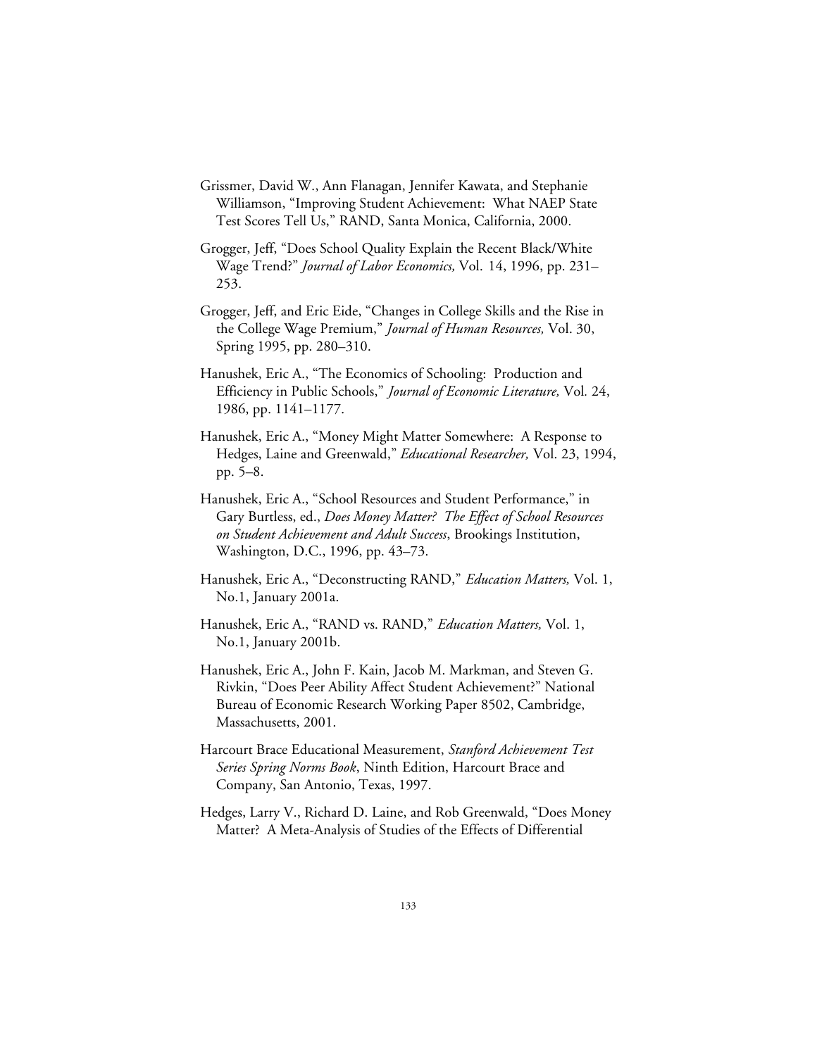Grissmer, David W., Ann Flanagan, Jennifer Kawata, and Stephanie Williamson, "Improving Student Achievement: What NAEP State Test Scores Tell Us," RAND, Santa Monica, California, 2000.

Grogger, Jeff, "Does School Quality Explain the Recent Black/White Wage Trend?" *Journal of Labor Economics,* Vol. 14, 1996, pp. 231–253.

Grogger, Jeff, and Eric Eide, "Changes in College Skills and the Rise in the College Wage Premium," *Journal of Human Resources,* Vol. 30, Spring 1995, pp. 280–310.

Hanushek, Eric A., "The Economics of Schooling: Production and Efficiency in Public Schools," *Journal of Economic Literature,* Vol. 24, 1986, pp. 1141–1177.

Hanushek, Eric A., "Money Might Matter Somewhere: A Response to Hedges, Laine and Greenwald," *Educational Researcher,* Vol. 23, 1994, pp. 5–8.

Hanushek, Eric A., "School Resources and Student Performance," in Gary Burtless, ed., *Does Money Matter? The Effect of School Resources on Student Achievement and Adult Success*, Brookings Institution, Washington, D.C., 1996, pp. 43–73.

Hanushek, Eric A., "Deconstructing RAND," *Education Matters,* Vol. 1, No.1, January 2001a.

Hanushek, Eric A., "RAND vs. RAND," *Education Matters,* Vol. 1, No.1, January 2001b.

Hanushek, Eric A., John F. Kain, Jacob M. Markman, and Steven G. Rivkin, "Does Peer Ability Affect Student Achievement?" National Bureau of Economic Research Working Paper 8502, Cambridge, Massachusetts, 2001.

Harcourt Brace Educational Measurement, *Stanford Achievement Test Series Spring Norms Book*, Ninth Edition, Harcourt Brace and Company, San Antonio, Texas, 1997.

Hedges, Larry V., Richard D. Laine, and Rob Greenwald, "Does Money Matter? A Meta-Analysis of Studies of the Effects of Differential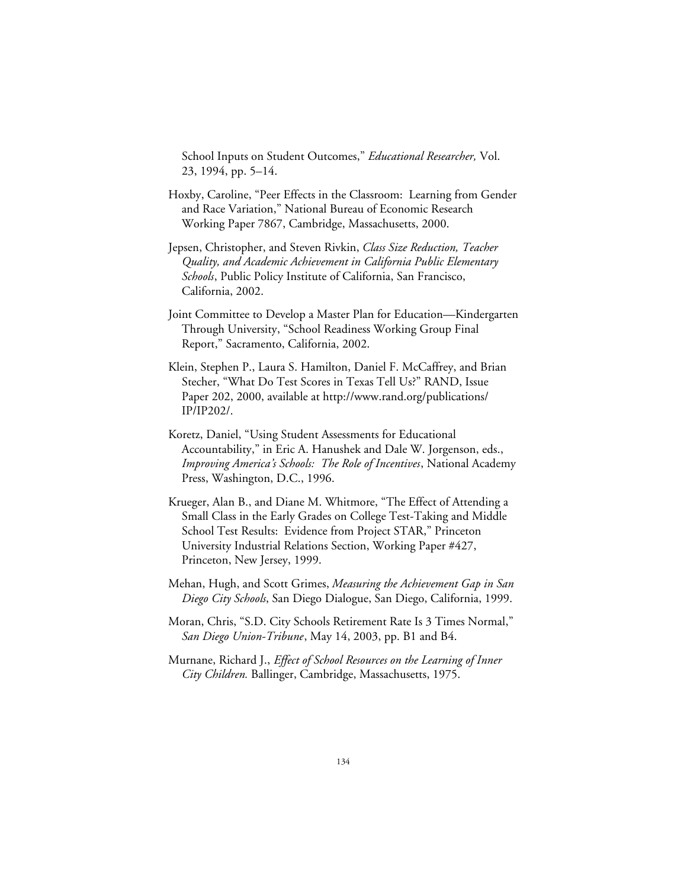School Inputs on Student Outcomes," *Educational Researcher,* Vol. 23, 1994, pp. 5–14.

Hoxby, Caroline, "Peer Effects in the Classroom: Learning from Gender and Race Variation," National Bureau of Economic Research Working Paper 7867, Cambridge, Massachusetts, 2000.

Jepsen, Christopher, and Steven Rivkin, *Class Size Reduction, Teacher Quality, and Academic Achievement in California Public Elementary Schools*, Public Policy Institute of California, San Francisco, California, 2002.

Joint Committee to Develop a Master Plan for Education—Kindergarten Through University, "School Readiness Working Group Final Report," Sacramento, California, 2002.

Klein, Stephen P., Laura S. Hamilton, Daniel F. McCaffrey, and Brian Stecher, "What Do Test Scores in Texas Tell Us?" RAND, Issue Paper 202, 2000, available at http://www.rand.org/publications/IP/IP202/.

Koretz, Daniel, "Using Student Assessments for Educational Accountability," in Eric A. Hanushek and Dale W. Jorgenson, eds., *Improving America's Schools: The Role of Incentives*, National Academy Press, Washington, D.C., 1996.

Krueger, Alan B., and Diane M. Whitmore, "The Effect of Attending a Small Class in the Early Grades on College Test-Taking and Middle School Test Results: Evidence from Project STAR," Princeton University Industrial Relations Section, Working Paper #427, Princeton, New Jersey, 1999.

Mehan, Hugh, and Scott Grimes, *Measuring the Achievement Gap in San Diego City Schools*, San Diego Dialogue, San Diego, California, 1999.

Moran, Chris, "S.D. City Schools Retirement Rate Is 3 Times Normal," *San Diego Union-Tribune*, May 14, 2003, pp. B1 and B4.

Murnane, Richard J., *Effect of School Resources on the Learning of Inner City Children.* Ballinger, Cambridge, Massachusetts, 1975.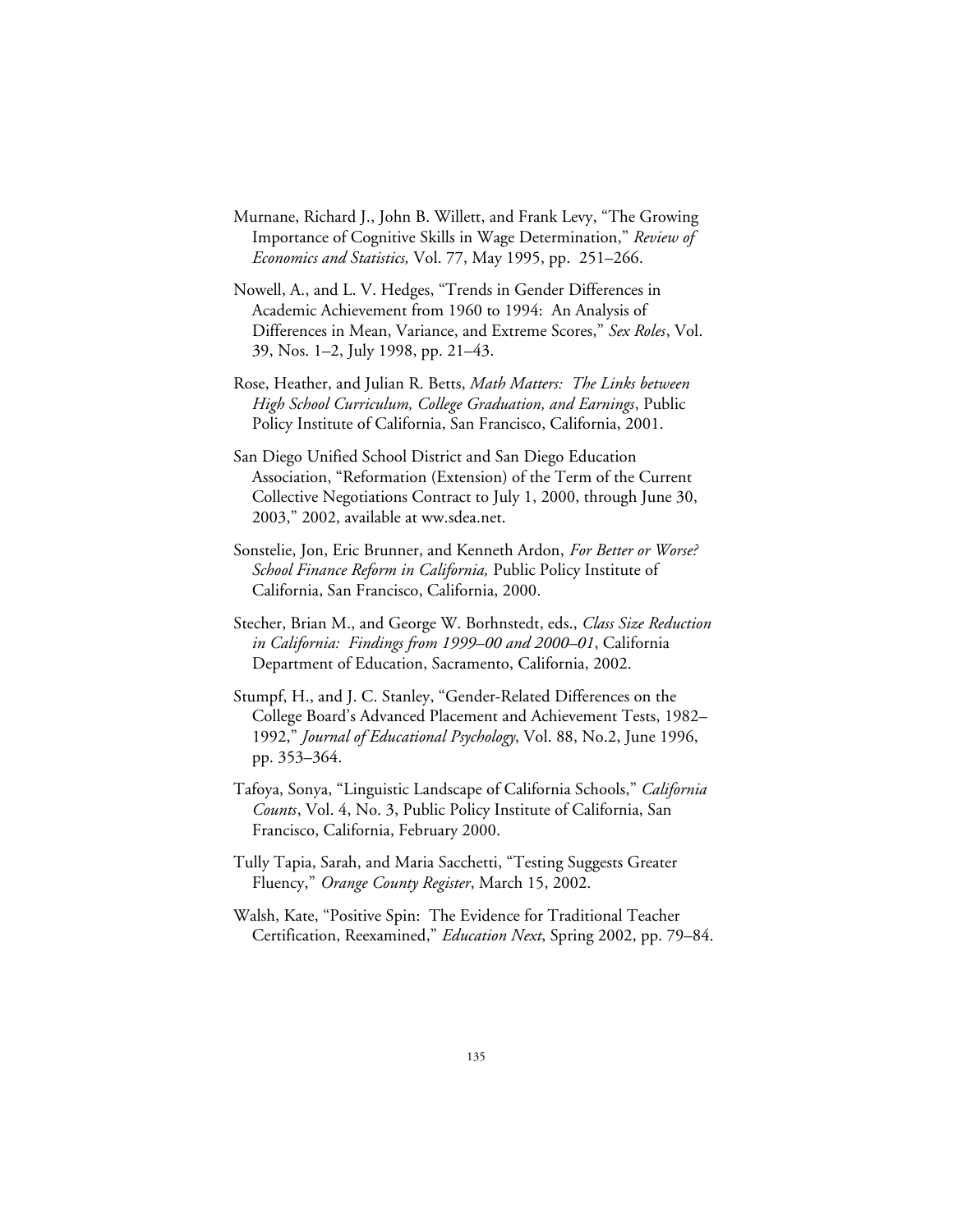Murnane, Richard J., John B. Willett, and Frank Levy, "The Growing Importance of Cognitive Skills in Wage Determination," *Review of Economics and Statistics,* Vol. 77, May 1995, pp. 251–266.

Nowell, A., and L. V. Hedges, "Trends in Gender Differences in Academic Achievement from 1960 to 1994: An Analysis of Differences in Mean, Variance, and Extreme Scores," *Sex Roles*, Vol. 39, Nos. 1–2, July 1998, pp. 21–43.

Rose, Heather, and Julian R. Betts, *Math Matters: The Links between High School Curriculum, College Graduation, and Earnings*, Public Policy Institute of California, San Francisco, California, 2001.

San Diego Unified School District and San Diego Education Association, "Reformation (Extension) of the Term of the Current Collective Negotiations Contract to July 1, 2000, through June 30, 2003," 2002, available at ww.sdea.net.

Sonstelie, Jon, Eric Brunner, and Kenneth Ardon, *For Better or Worse? School Finance Reform in California,* Public Policy Institute of California, San Francisco, California, 2000.

Stecher, Brian M., and George W. Borhnstedt, eds., *Class Size Reduction in California: Findings from 1999–00 and 2000–01*, California Department of Education, Sacramento, California, 2002.

Stumpf, H., and J. C. Stanley, "Gender-Related Differences on the College Board's Advanced Placement and Achievement Tests, 1982–1992," *Journal of Educational Psychology*, Vol. 88, No.2, June 1996, pp. 353–364.

Tafoya, Sonya, "Linguistic Landscape of California Schools," *California Counts*, Vol. 4, No. 3, Public Policy Institute of California, San Francisco, California, February 2000.

Tully Tapia, Sarah, and Maria Sacchetti, "Testing Suggests Greater Fluency," *Orange County Register*, March 15, 2002.

Walsh, Kate, "Positive Spin: The Evidence for Traditional Teacher Certification, Reexamined," *Education Next*, Spring 2002, pp. 79–84.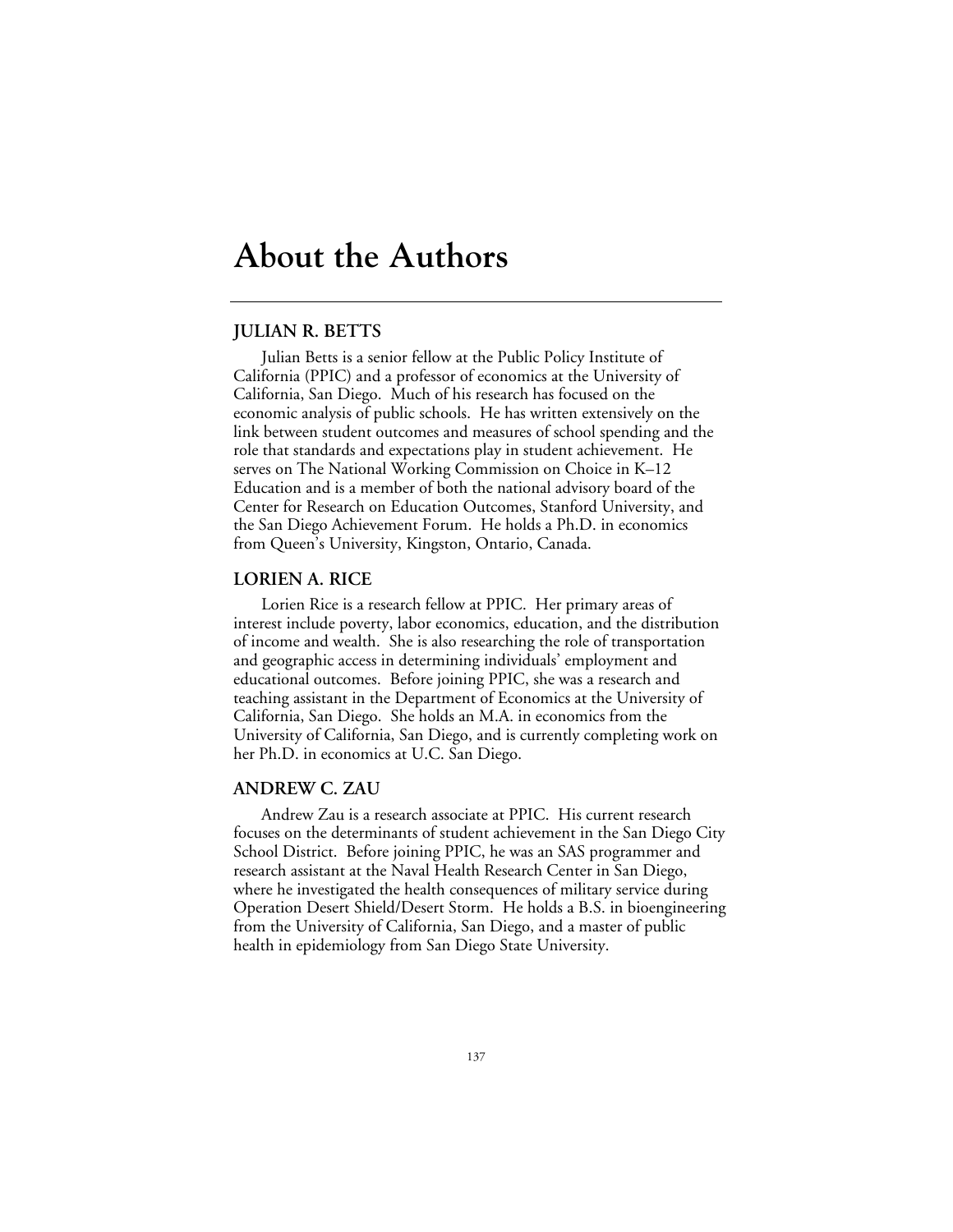# About the Authors

## JULIAN R. BETTS

Julian Betts is a senior fellow at the Public Policy Institute of California (PPIC) and a professor of economics at the University of California, San Diego. Much of his research has focused on the economic analysis of public schools. He has written extensively on the link between student outcomes and measures of school spending and the role that standards and expectations play in student achievement. He serves on The National Working Commission on Choice in K–12 Education and is a member of both the national advisory board of the Center for Research on Education Outcomes, Stanford University, and the San Diego Achievement Forum. He holds a Ph.D. in economics from Queen's University, Kingston, Ontario, Canada.

## LORIEN A. RICE

Lorien Rice is a research fellow at PPIC. Her primary areas of interest include poverty, labor economics, education, and the distribution of income and wealth. She is also researching the role of transportation and geographic access in determining individuals' employment and educational outcomes. Before joining PPIC, she was a research and teaching assistant in the Department of Economics at the University of California, San Diego. She holds an M.A. in economics from the University of California, San Diego, and is currently completing work on her Ph.D. in economics at U.C. San Diego.

## ANDREW C. ZAU

Andrew Zau is a research associate at PPIC. His current research focuses on the determinants of student achievement in the San Diego City School District. Before joining PPIC, he was an SAS programmer and research assistant at the Naval Health Research Center in San Diego, where he investigated the health consequences of military service during Operation Desert Shield/Desert Storm. He holds a B.S. in bioengineering from the University of California, San Diego, and a master of public health in epidemiology from San Diego State University.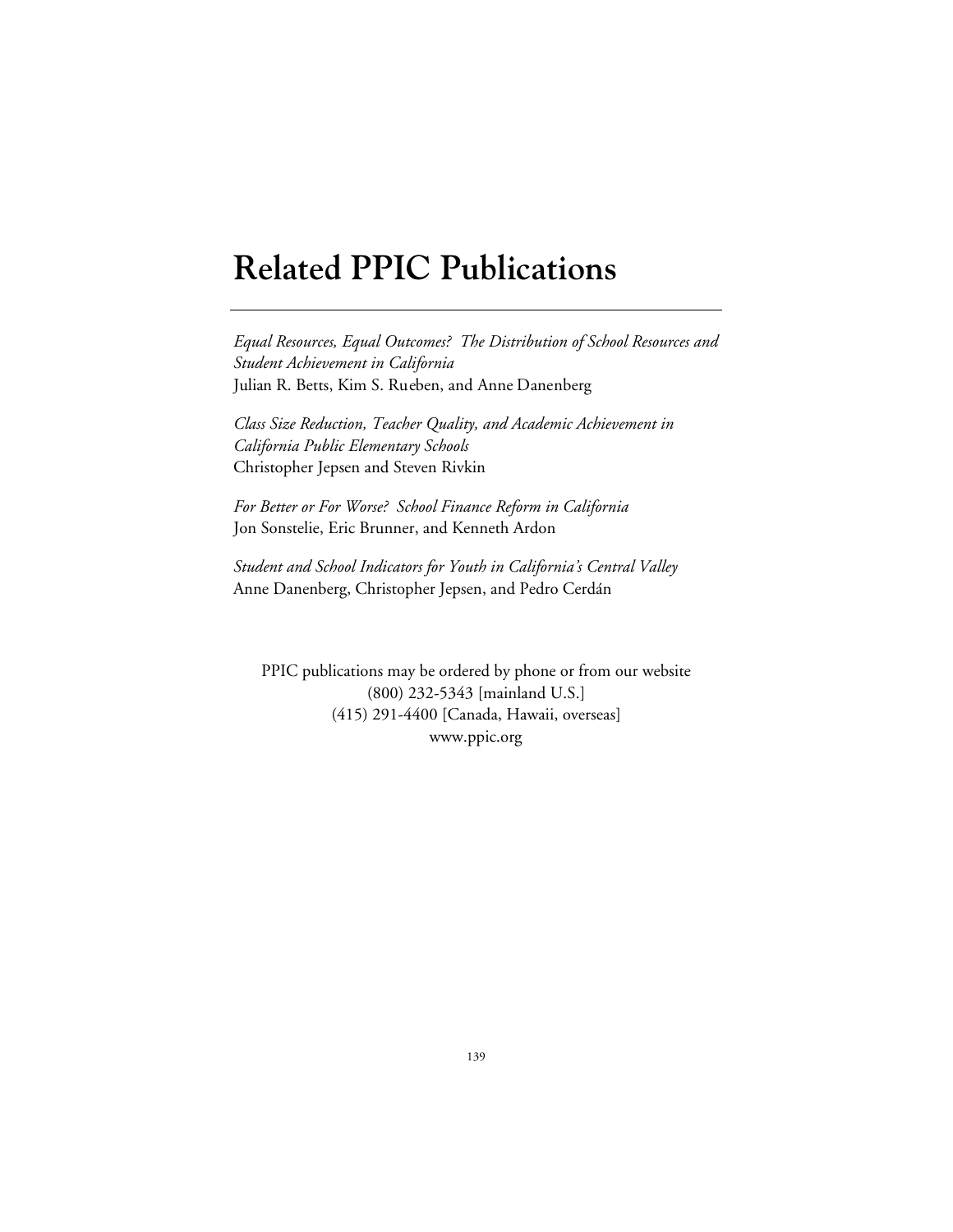# Related PPIC Publications

*Equal Resources, Equal Outcomes? The Distribution of School Resources and Student Achievement in California*
Julian R. Betts, Kim S. Rueben, and Anne Danenberg

*Class Size Reduction, Teacher Quality, and Academic Achievement in California Public Elementary Schools*
Christopher Jepsen and Steven Rivkin

*For Better or For Worse? School Finance Reform in California*
Jon Sonstelie, Eric Brunner, and Kenneth Ardon

*Student and School Indicators for Youth in California's Central Valley*
Anne Danenberg, Christopher Jepsen, and Pedro Cerdán

PPIC publications may be ordered by phone or from our website
(800) 232-5343 [mainland U.S.]
(415) 291-4400 [Canada, Hawaii, overseas]
www.ppic.org